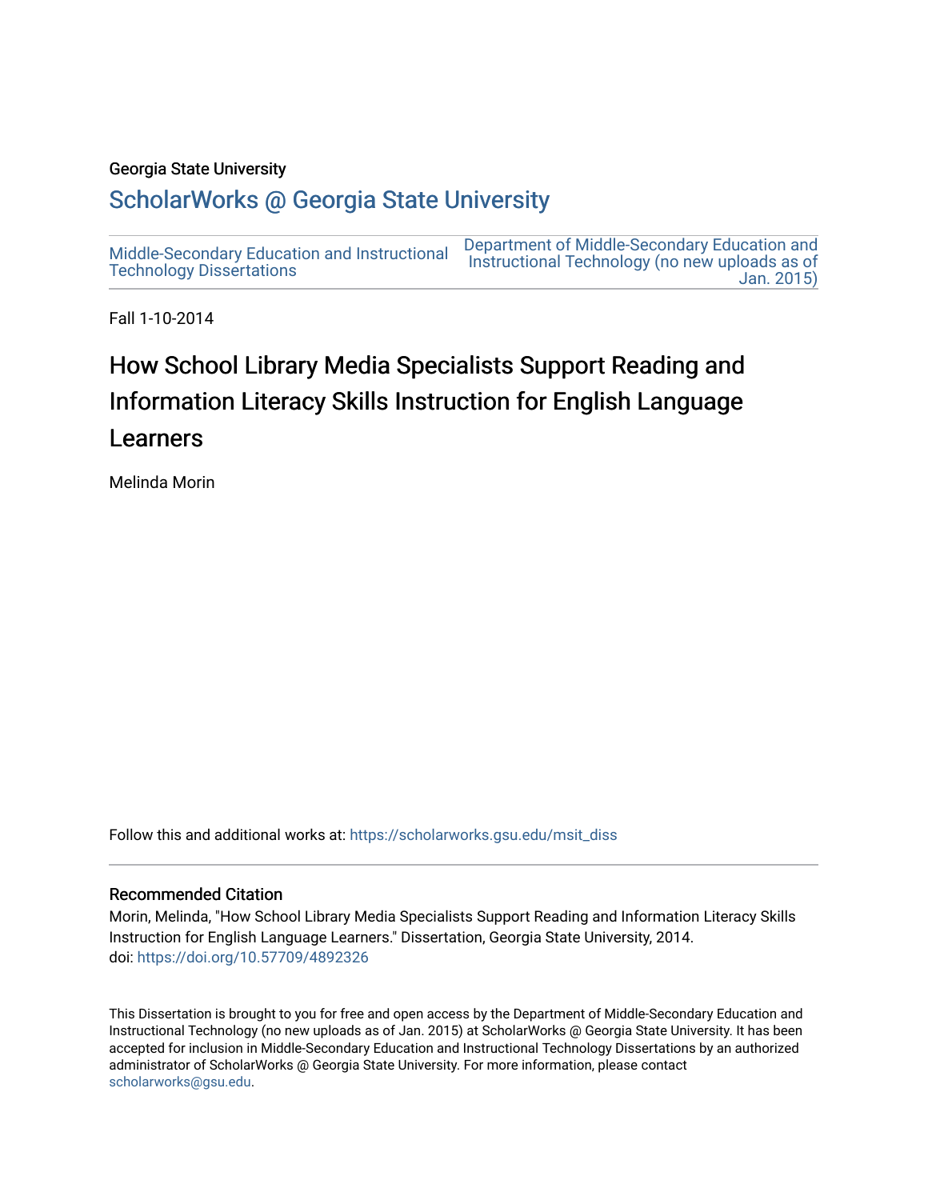Georgia State University

# ScholarWorks @ Georgia State University

Middle-Secondary Education and Instructional Technology Dissertations

Department of Middle-Secondary Education and Instructional Technology (no new uploads as of Jan. 2015)

Fall 1-10-2014

# How School Library Media Specialists Support Reading and Information Literacy Skills Instruction for English Language Learners

Melinda Morin

Follow this and additional works at: https://scholarworks.gsu.edu/msit_diss

## Recommended Citation

Morin, Melinda, "How School Library Media Specialists Support Reading and Information Literacy Skills Instruction for English Language Learners." Dissertation, Georgia State University, 2014.
doi: https://doi.org/10.57709/4892326

This Dissertation is brought to you for free and open access by the Department of Middle-Secondary Education and Instructional Technology (no new uploads as of Jan. 2015) at ScholarWorks @ Georgia State University. It has been accepted for inclusion in Middle-Secondary Education and Instructional Technology Dissertations by an authorized administrator of ScholarWorks @ Georgia State University. For more information, please contact scholarworks@gsu.edu.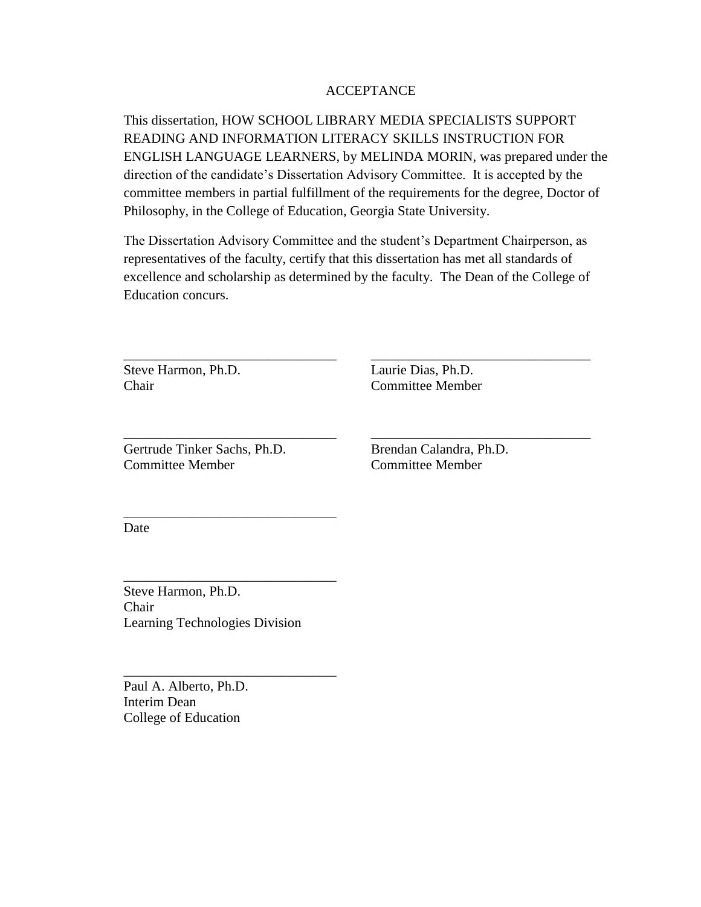# ACCEPTANCE

This dissertation, HOW SCHOOL LIBRARY MEDIA SPECIALISTS SUPPORT READING AND INFORMATION LITERACY SKILLS INSTRUCTION FOR ENGLISH LANGUAGE LEARNERS, by MELINDA MORIN, was prepared under the direction of the candidate's Dissertation Advisory Committee. It is accepted by the committee members in partial fulfillment of the requirements for the degree, Doctor of Philosophy, in the College of Education, Georgia State University.

The Dissertation Advisory Committee and the student's Department Chairperson, as representatives of the faculty, certify that this dissertation has met all standards of excellence and scholarship as determined by the faculty. The Dean of the College of Education concurs.

_______________________________
Steve Harmon, Ph.D.
Chair

_______________________________
Laurie Dias, Ph.D.
Committee Member

_______________________________
Gertrude Tinker Sachs, Ph.D.
Committee Member

_______________________________
Brendan Calandra, Ph.D.
Committee Member

_______________________________
Date

_______________________________
Steve Harmon, Ph.D.
Chair
Learning Technologies Division

_______________________________
Paul A. Alberto, Ph.D.
Interim Dean
College of Education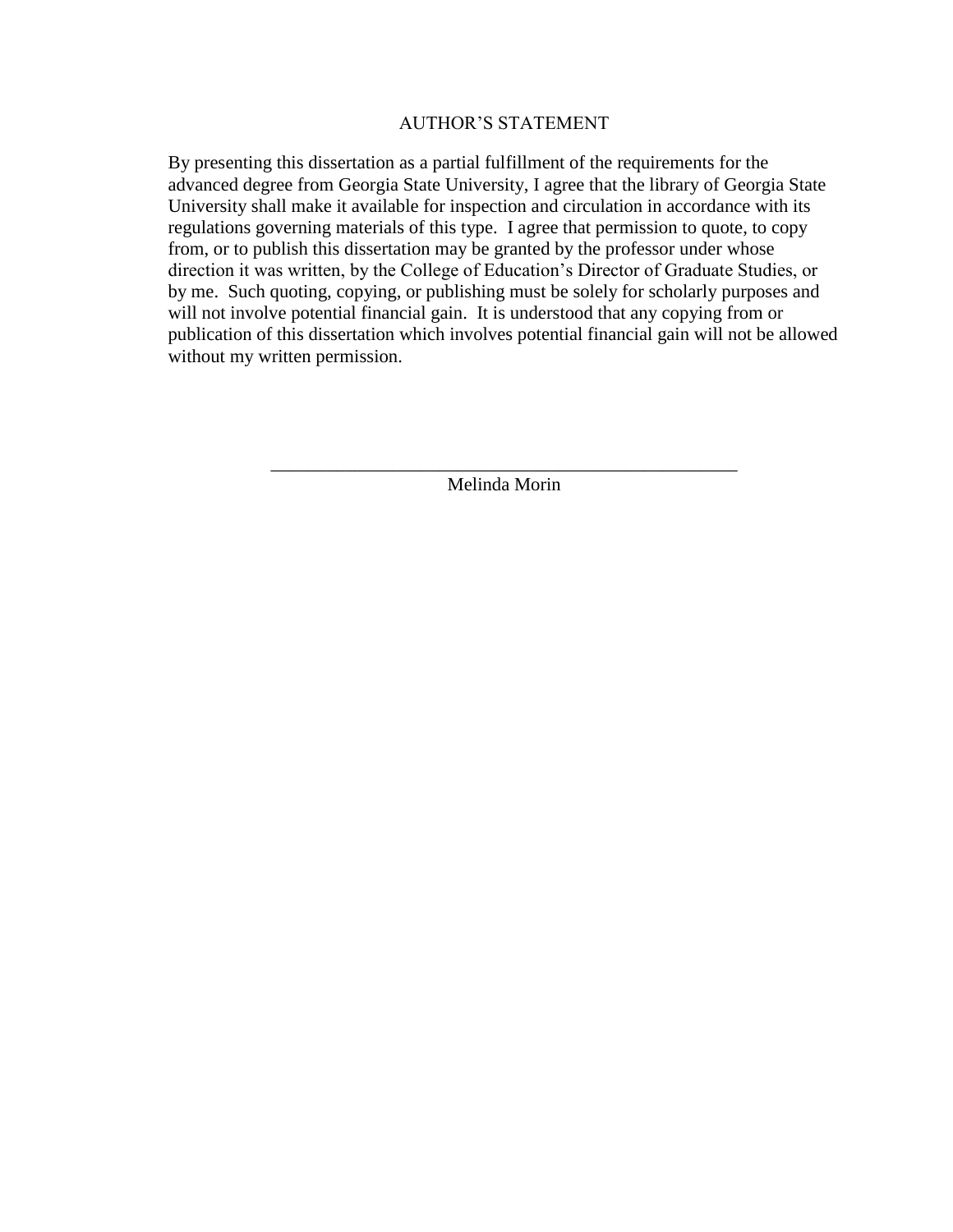# AUTHOR'S STATEMENT

By presenting this dissertation as a partial fulfillment of the requirements for the advanced degree from Georgia State University, I agree that the library of Georgia State University shall make it available for inspection and circulation in accordance with its regulations governing materials of this type. I agree that permission to quote, to copy from, or to publish this dissertation may be granted by the professor under whose direction it was written, by the College of Education's Director of Graduate Studies, or by me. Such quoting, copying, or publishing must be solely for scholarly purposes and will not involve potential financial gain. It is understood that any copying from or publication of this dissertation which involves potential financial gain will not be allowed without my written permission.

_______________________________________________

Melinda Morin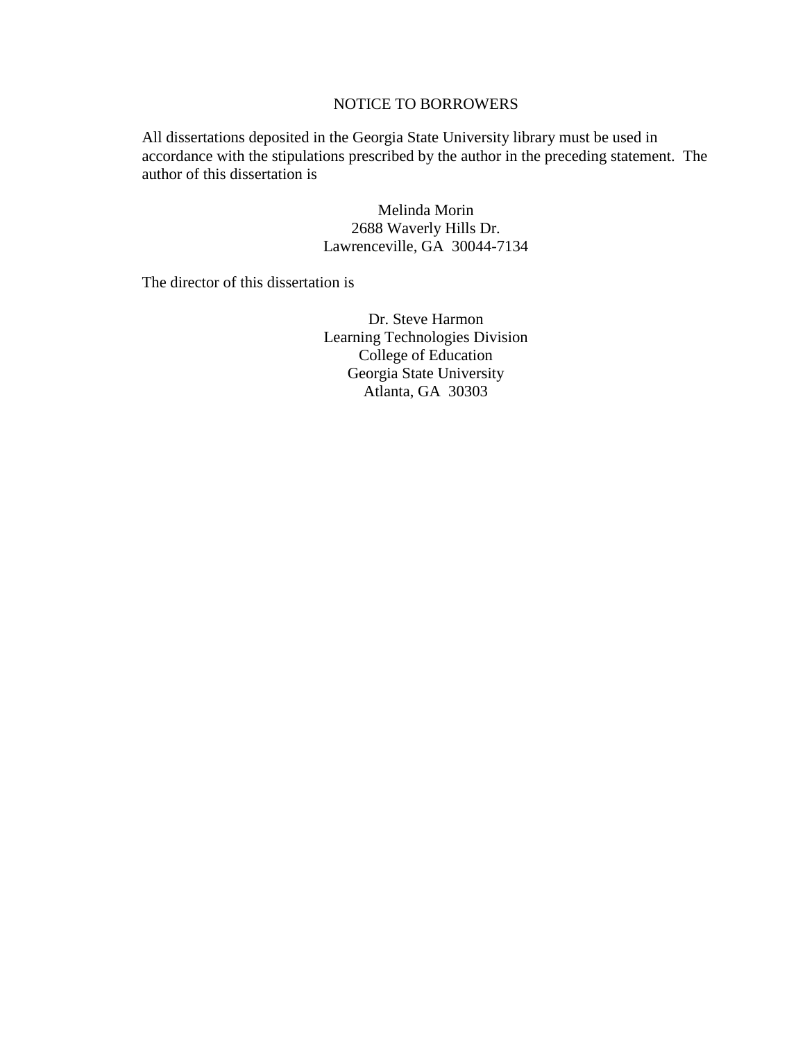NOTICE TO BORROWERS

All dissertations deposited in the Georgia State University library must be used in accordance with the stipulations prescribed by the author in the preceding statement. The author of this dissertation is

Melinda Morin  
2688 Waverly Hills Dr.  
Lawrenceville, GA 30044-7134

The director of this dissertation is

Dr. Steve Harmon  
Learning Technologies Division  
College of Education  
Georgia State University  
Atlanta, GA 30303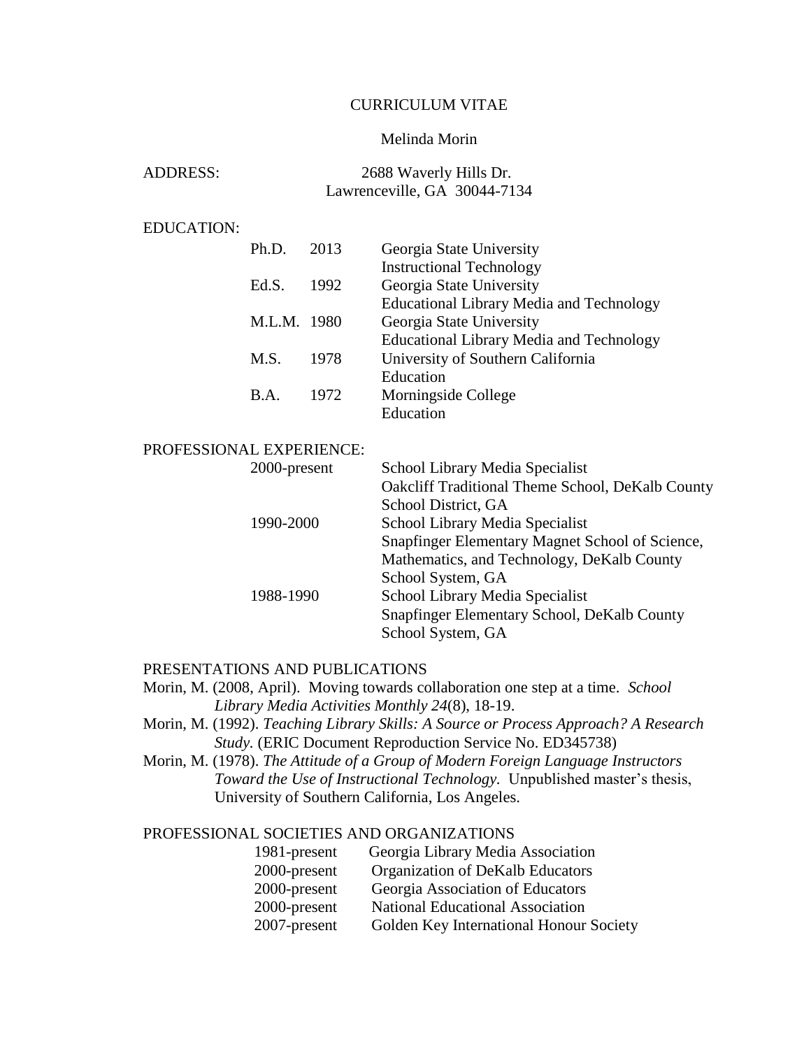# CURRICULUM VITAE

Melinda Morin

ADDRESS: 2688 Waverly Hills Dr.
Lawrenceville, GA 30044-7134

## EDUCATION:

| | | |
|---|---|---|
| Ph.D. | 2013 | Georgia State University<br>Instructional Technology |
| Ed.S. | 1992 | Georgia State University<br>Educational Library Media and Technology |
| M.L.M. | 1980 | Georgia State University<br>Educational Library Media and Technology |
| M.S. | 1978 | University of Southern California<br>Education |
| B.A. | 1972 | Morningside College<br>Education |

## PROFESSIONAL EXPERIENCE:

| | |
|---|---|
| 2000-present | School Library Media Specialist<br>Oakcliff Traditional Theme School, DeKalb County School District, GA |
| 1990-2000 | School Library Media Specialist<br>Snapfinger Elementary Magnet School of Science, Mathematics, and Technology, DeKalb County School System, GA |
| 1988-1990 | School Library Media Specialist<br>Snapfinger Elementary School, DeKalb County School System, GA |

## PRESENTATIONS AND PUBLICATIONS

Morin, M. (2008, April). Moving towards collaboration one step at a time. *School Library Media Activities Monthly 24*(8), 18-19.

Morin, M. (1992). *Teaching Library Skills: A Source or Process Approach? A Research Study.* (ERIC Document Reproduction Service No. ED345738)

Morin, M. (1978). *The Attitude of a Group of Modern Foreign Language Instructors Toward the Use of Instructional Technology.* Unpublished master's thesis, University of Southern California, Los Angeles.

## PROFESSIONAL SOCIETIES AND ORGANIZATIONS

| | |
|---|---|
| 1981-present | Georgia Library Media Association |
| 2000-present | Organization of DeKalb Educators |
| 2000-present | Georgia Association of Educators |
| 2000-present | National Educational Association |
| 2007-present | Golden Key International Honour Society |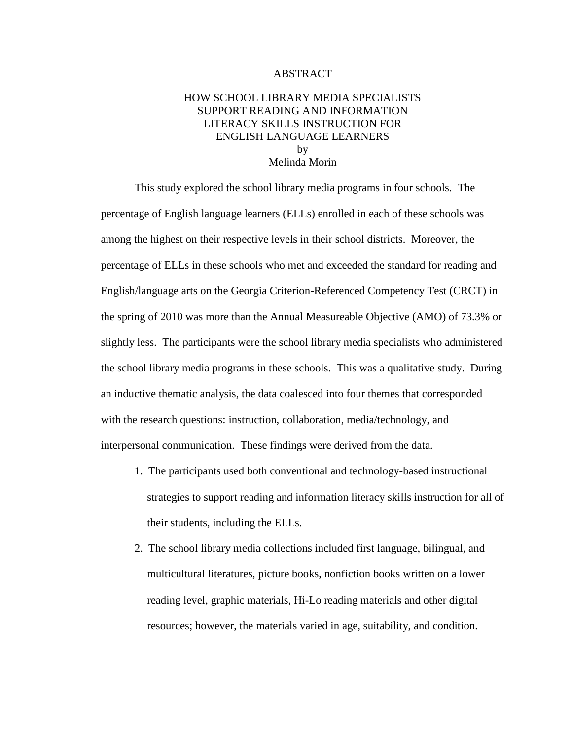# ABSTRACT

## HOW SCHOOL LIBRARY MEDIA SPECIALISTS SUPPORT READING AND INFORMATION LITERACY SKILLS INSTRUCTION FOR ENGLISH LANGUAGE LEARNERS

by

Melinda Morin

This study explored the school library media programs in four schools. The percentage of English language learners (ELLs) enrolled in each of these schools was among the highest on their respective levels in their school districts. Moreover, the percentage of ELLs in these schools who met and exceeded the standard for reading and English/language arts on the Georgia Criterion-Referenced Competency Test (CRCT) in the spring of 2010 was more than the Annual Measureable Objective (AMO) of 73.3% or slightly less. The participants were the school library media specialists who administered the school library media programs in these schools. This was a qualitative study. During an inductive thematic analysis, the data coalesced into four themes that corresponded with the research questions: instruction, collaboration, media/technology, and interpersonal communication. These findings were derived from the data.

1. The participants used both conventional and technology-based instructional strategies to support reading and information literacy skills instruction for all of their students, including the ELLs.
2. The school library media collections included first language, bilingual, and multicultural literatures, picture books, nonfiction books written on a lower reading level, graphic materials, Hi-Lo reading materials and other digital resources; however, the materials varied in age, suitability, and condition.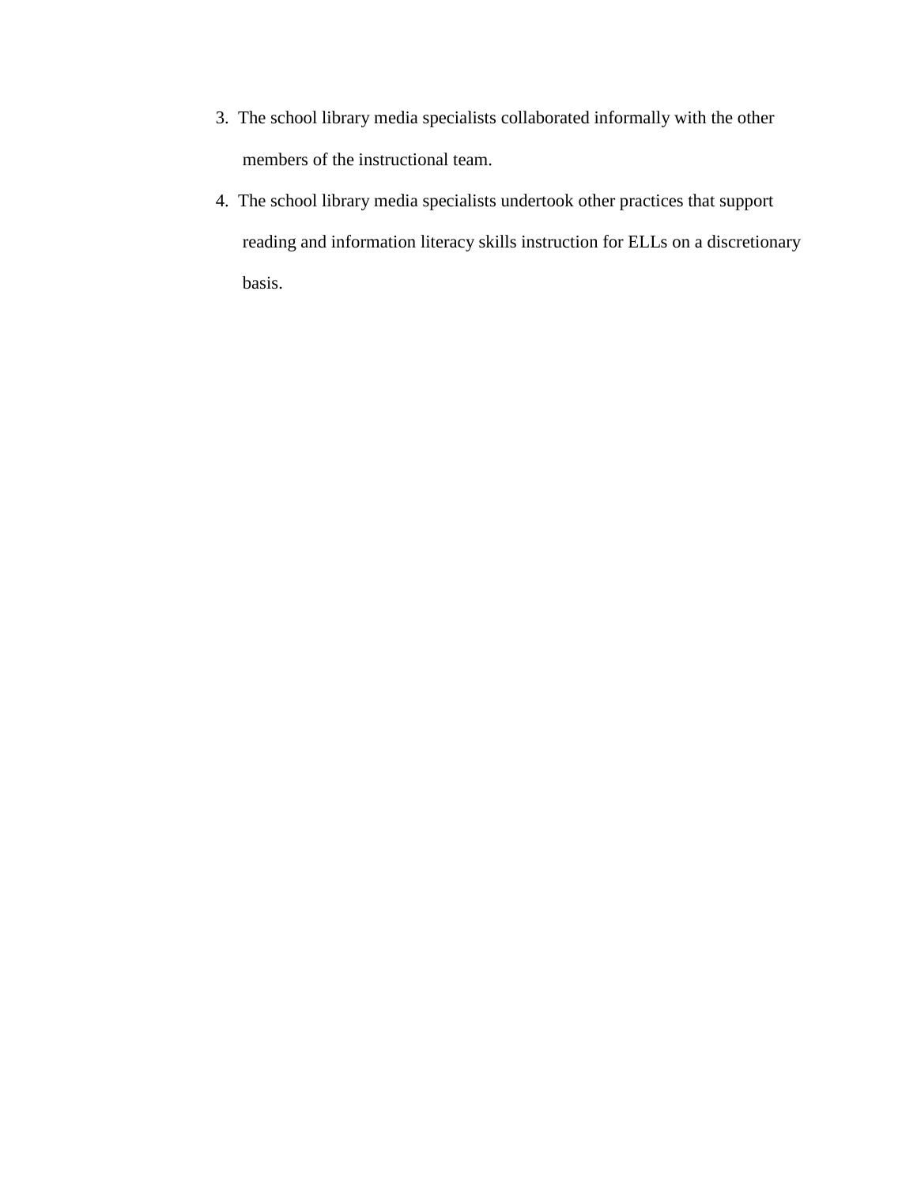3. The school library media specialists collaborated informally with the other members of the instructional team.
4. The school library media specialists undertook other practices that support reading and information literacy skills instruction for ELLs on a discretionary basis.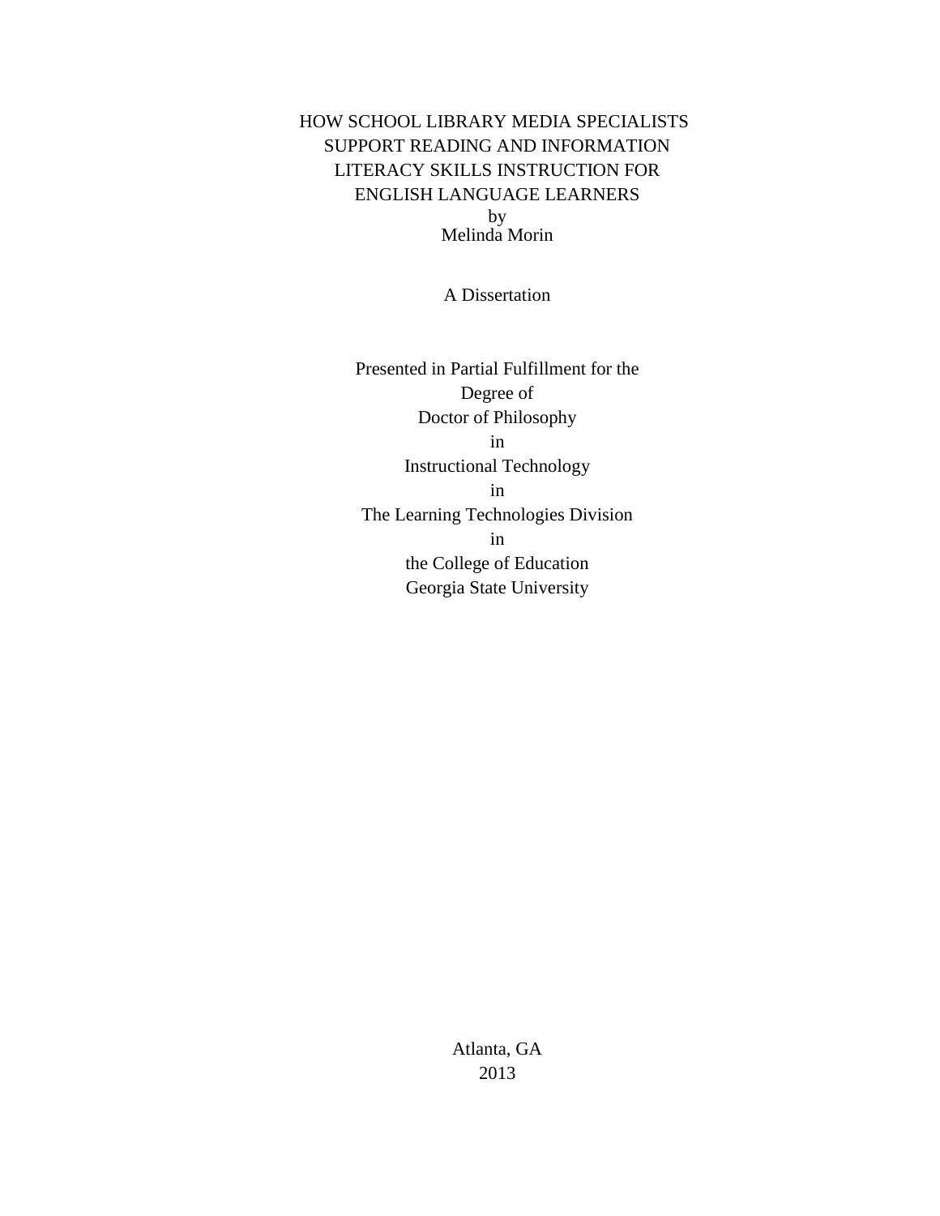# HOW SCHOOL LIBRARY MEDIA SPECIALISTS SUPPORT READING AND INFORMATION LITERACY SKILLS INSTRUCTION FOR ENGLISH LANGUAGE LEARNERS

by

Melinda Morin

A Dissertation

Presented in Partial Fulfillment for the
Degree of
Doctor of Philosophy
in
Instructional Technology
in
The Learning Technologies Division
in
the College of Education
Georgia State University

Atlanta, GA
2013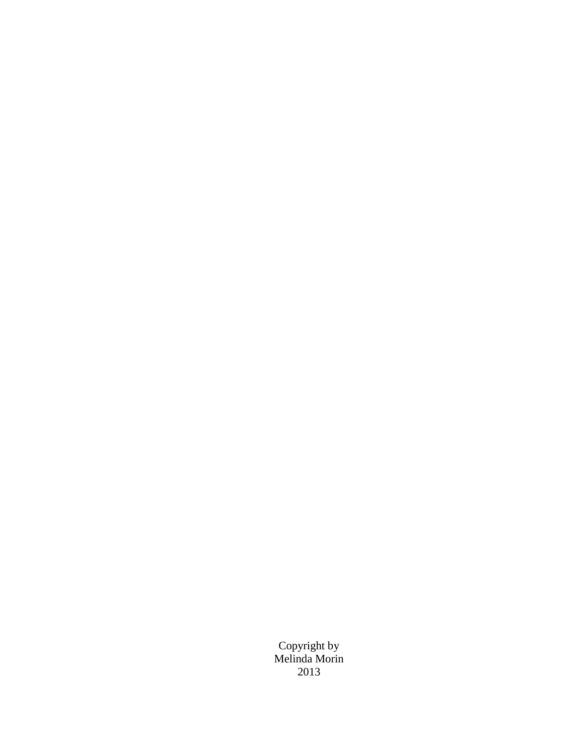Copyright by
Melinda Morin
2013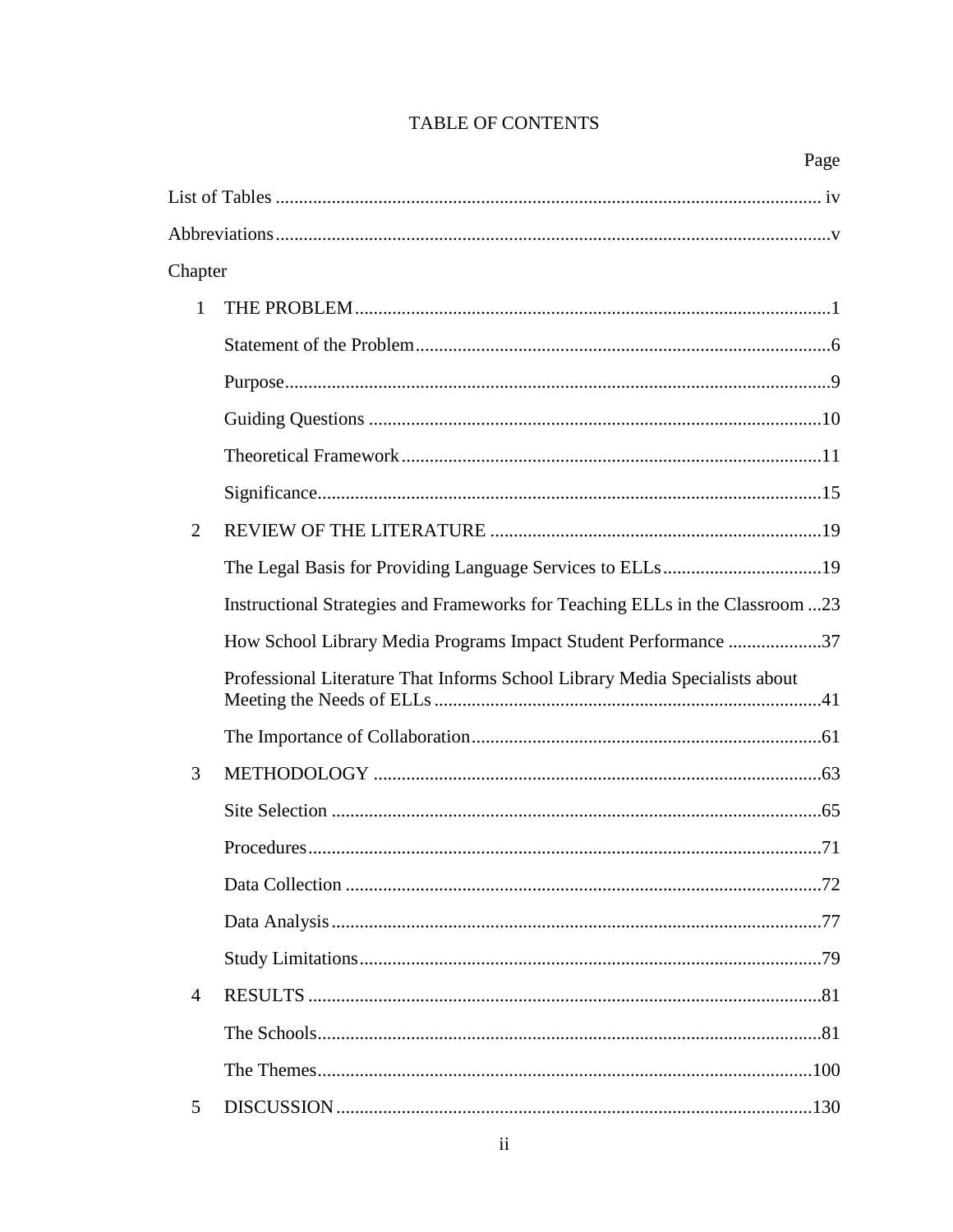# TABLE OF CONTENTS

| | | Page |
|---|---|---|
| List of Tables | | iv |
| Abbreviations | | v |
| Chapter | | |
| 1 | THE PROBLEM | 1 |
| | Statement of the Problem | 6 |
| | Purpose | 9 |
| | Guiding Questions | 10 |
| | Theoretical Framework | 11 |
| | Significance | 15 |
| 2 | REVIEW OF THE LITERATURE | 19 |
| | The Legal Basis for Providing Language Services to ELLs | 19 |
| | Instructional Strategies and Frameworks for Teaching ELLs in the Classroom | 23 |
| | How School Library Media Programs Impact Student Performance | 37 |
| | Professional Literature That Informs School Library Media Specialists about Meeting the Needs of ELLs | 41 |
| | The Importance of Collaboration | 61 |
| 3 | METHODOLOGY | 63 |
| | Site Selection | 65 |
| | Procedures | 71 |
| | Data Collection | 72 |
| | Data Analysis | 77 |
| | Study Limitations | 79 |
| 4 | RESULTS | 81 |
| | The Schools | 81 |
| | The Themes | 100 |
| 5 | DISCUSSION | 130 |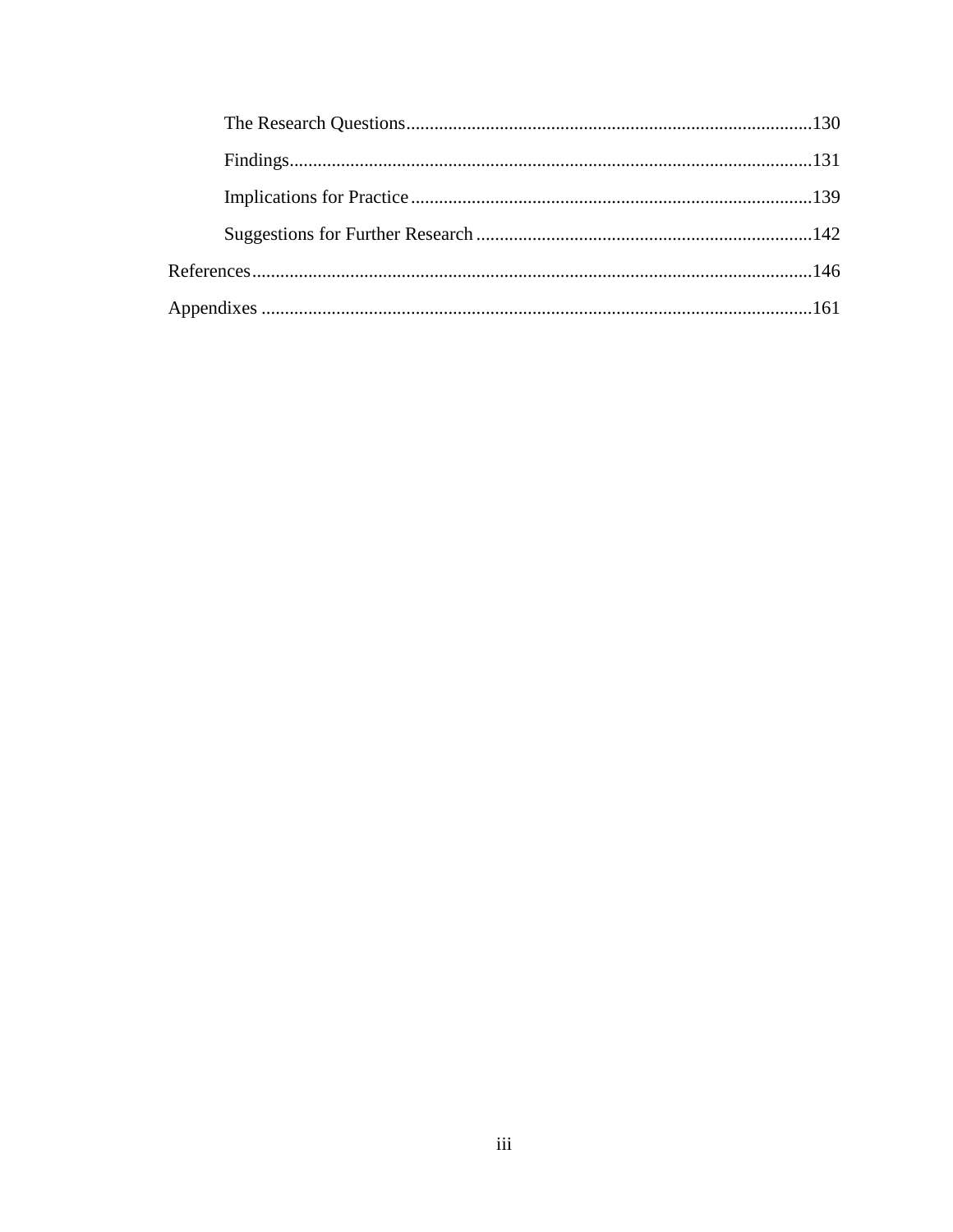The Research Questions....................................................................................130

Findings..............................................................................................................131

Implications for Practice....................................................................................139

Suggestions for Further Research.......................................................................142

References..................................................................................................................146

Appendixes ................................................................................................................161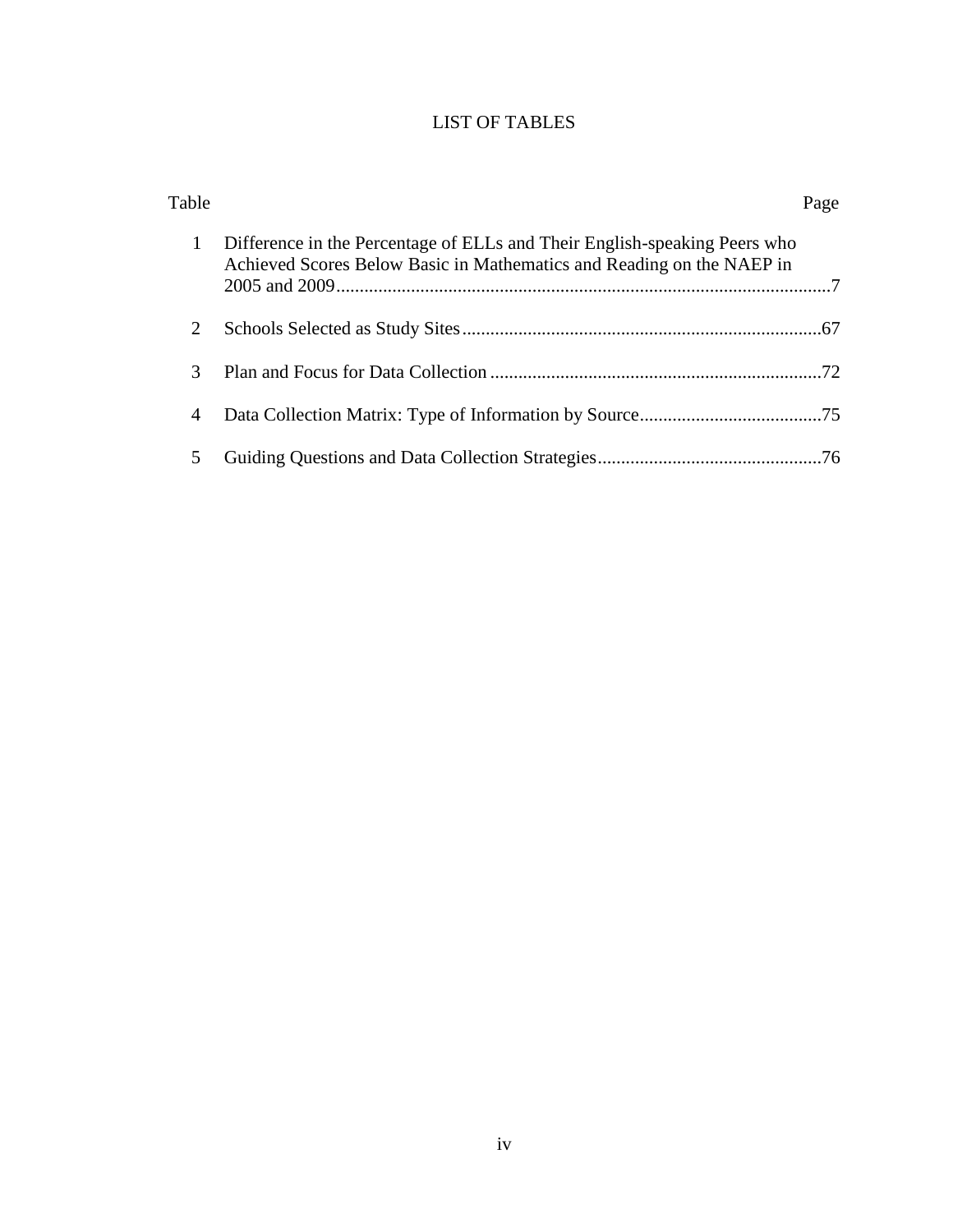# LIST OF TABLES

| Table | | Page |
|---|---|---|
| 1 | Difference in the Percentage of ELLs and Their English-speaking Peers who Achieved Scores Below Basic in Mathematics and Reading on the NAEP in 2005 and 2009 | 7 |
| 2 | Schools Selected as Study Sites | 67 |
| 3 | Plan and Focus for Data Collection | 72 |
| 4 | Data Collection Matrix: Type of Information by Source | 75 |
| 5 | Guiding Questions and Data Collection Strategies | 76 |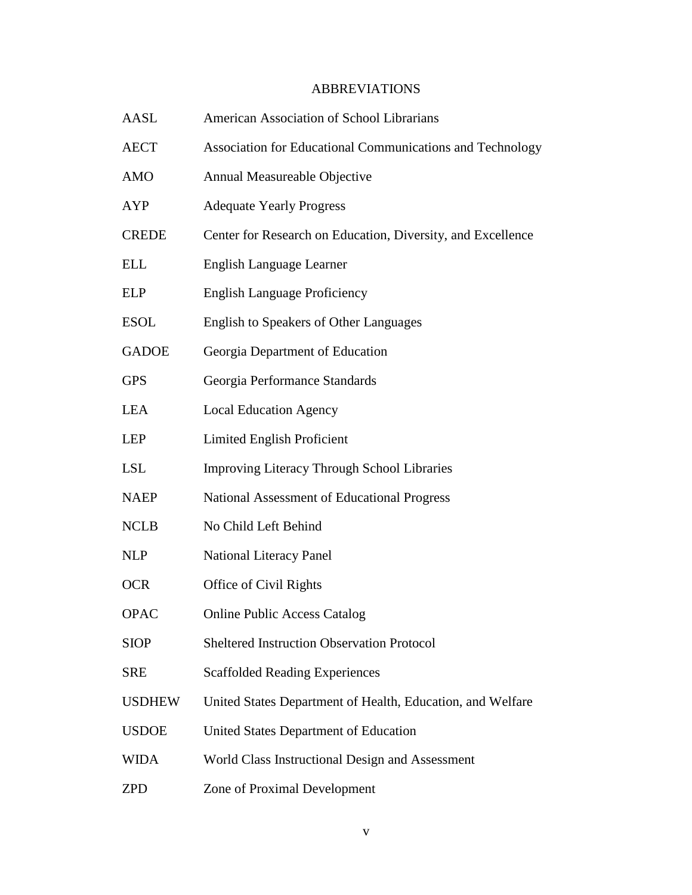# ABBREVIATIONS

| | |
|---|---|
| AASL | American Association of School Librarians |
| AECT | Association for Educational Communications and Technology |
| AMO | Annual Measureable Objective |
| AYP | Adequate Yearly Progress |
| CREDE | Center for Research on Education, Diversity, and Excellence |
| ELL | English Language Learner |
| ELP | English Language Proficiency |
| ESOL | English to Speakers of Other Languages |
| GADOE | Georgia Department of Education |
| GPS | Georgia Performance Standards |
| LEA | Local Education Agency |
| LEP | Limited English Proficient |
| LSL | Improving Literacy Through School Libraries |
| NAEP | National Assessment of Educational Progress |
| NCLB | No Child Left Behind |
| NLP | National Literacy Panel |
| OCR | Office of Civil Rights |
| OPAC | Online Public Access Catalog |
| SIOP | Sheltered Instruction Observation Protocol |
| SRE | Scaffolded Reading Experiences |
| USDHEW | United States Department of Health, Education, and Welfare |
| USDOE | United States Department of Education |
| WIDA | World Class Instructional Design and Assessment |
| ZPD | Zone of Proximal Development |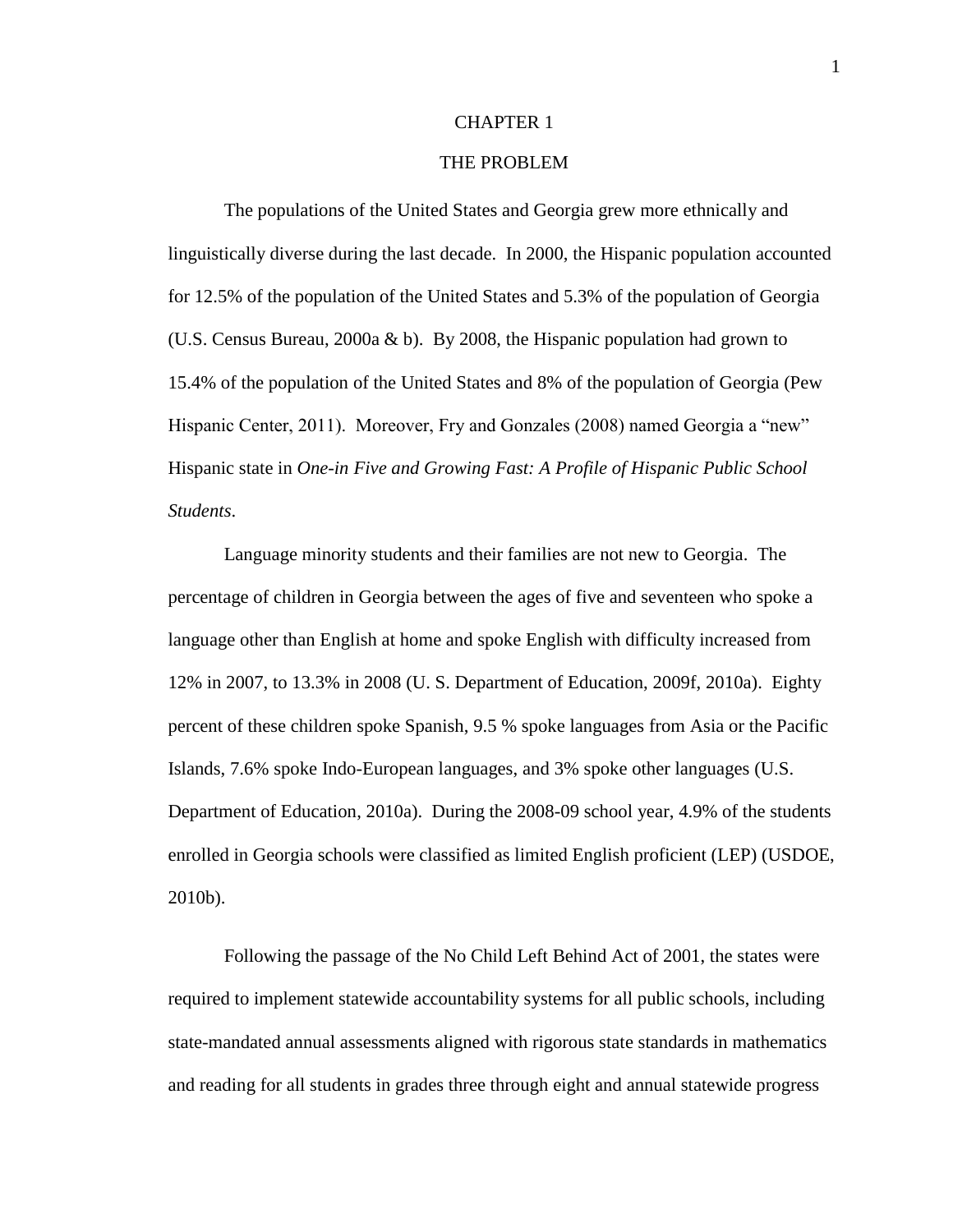# CHAPTER 1

## THE PROBLEM

The populations of the United States and Georgia grew more ethnically and linguistically diverse during the last decade. In 2000, the Hispanic population accounted for 12.5% of the population of the United States and 5.3% of the population of Georgia (U.S. Census Bureau, 2000a & b). By 2008, the Hispanic population had grown to 15.4% of the population of the United States and 8% of the population of Georgia (Pew Hispanic Center, 2011). Moreover, Fry and Gonzales (2008) named Georgia a "new" Hispanic state in *One-in Five and Growing Fast: A Profile of Hispanic Public School Students*.

Language minority students and their families are not new to Georgia. The percentage of children in Georgia between the ages of five and seventeen who spoke a language other than English at home and spoke English with difficulty increased from 12% in 2007, to 13.3% in 2008 (U. S. Department of Education, 2009f, 2010a). Eighty percent of these children spoke Spanish, 9.5 % spoke languages from Asia or the Pacific Islands, 7.6% spoke Indo-European languages, and 3% spoke other languages (U.S. Department of Education, 2010a). During the 2008-09 school year, 4.9% of the students enrolled in Georgia schools were classified as limited English proficient (LEP) (USDOE, 2010b).

Following the passage of the No Child Left Behind Act of 2001, the states were required to implement statewide accountability systems for all public schools, including state-mandated annual assessments aligned with rigorous state standards in mathematics and reading for all students in grades three through eight and annual statewide progress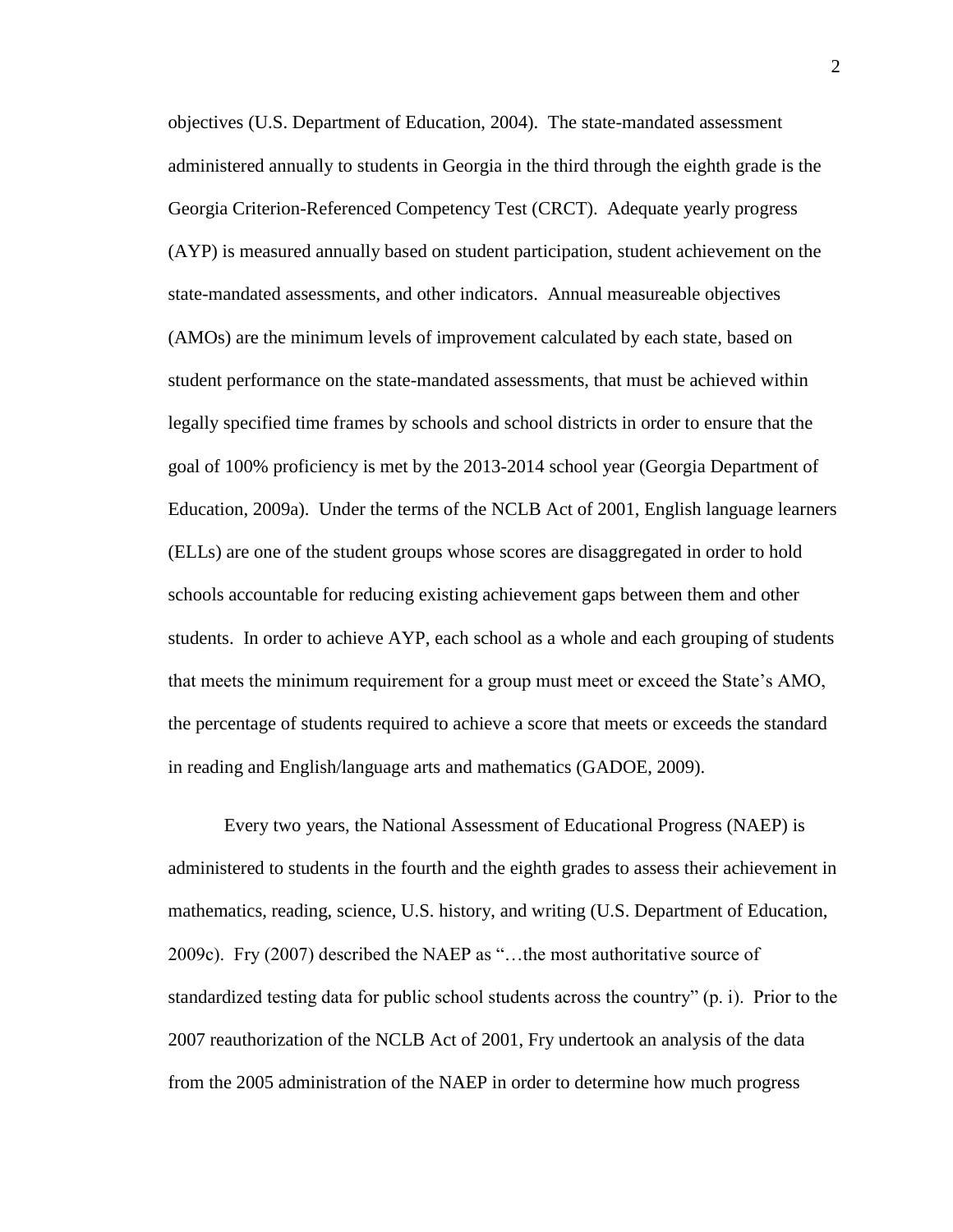objectives (U.S. Department of Education, 2004). The state-mandated assessment administered annually to students in Georgia in the third through the eighth grade is the Georgia Criterion-Referenced Competency Test (CRCT). Adequate yearly progress (AYP) is measured annually based on student participation, student achievement on the state-mandated assessments, and other indicators. Annual measureable objectives (AMOs) are the minimum levels of improvement calculated by each state, based on student performance on the state-mandated assessments, that must be achieved within legally specified time frames by schools and school districts in order to ensure that the goal of 100% proficiency is met by the 2013-2014 school year (Georgia Department of Education, 2009a). Under the terms of the NCLB Act of 2001, English language learners (ELLs) are one of the student groups whose scores are disaggregated in order to hold schools accountable for reducing existing achievement gaps between them and other students. In order to achieve AYP, each school as a whole and each grouping of students that meets the minimum requirement for a group must meet or exceed the State's AMO, the percentage of students required to achieve a score that meets or exceeds the standard in reading and English/language arts and mathematics (GADOE, 2009).

Every two years, the National Assessment of Educational Progress (NAEP) is administered to students in the fourth and the eighth grades to assess their achievement in mathematics, reading, science, U.S. history, and writing (U.S. Department of Education, 2009c). Fry (2007) described the NAEP as "…the most authoritative source of standardized testing data for public school students across the country" (p. i). Prior to the 2007 reauthorization of the NCLB Act of 2001, Fry undertook an analysis of the data from the 2005 administration of the NAEP in order to determine how much progress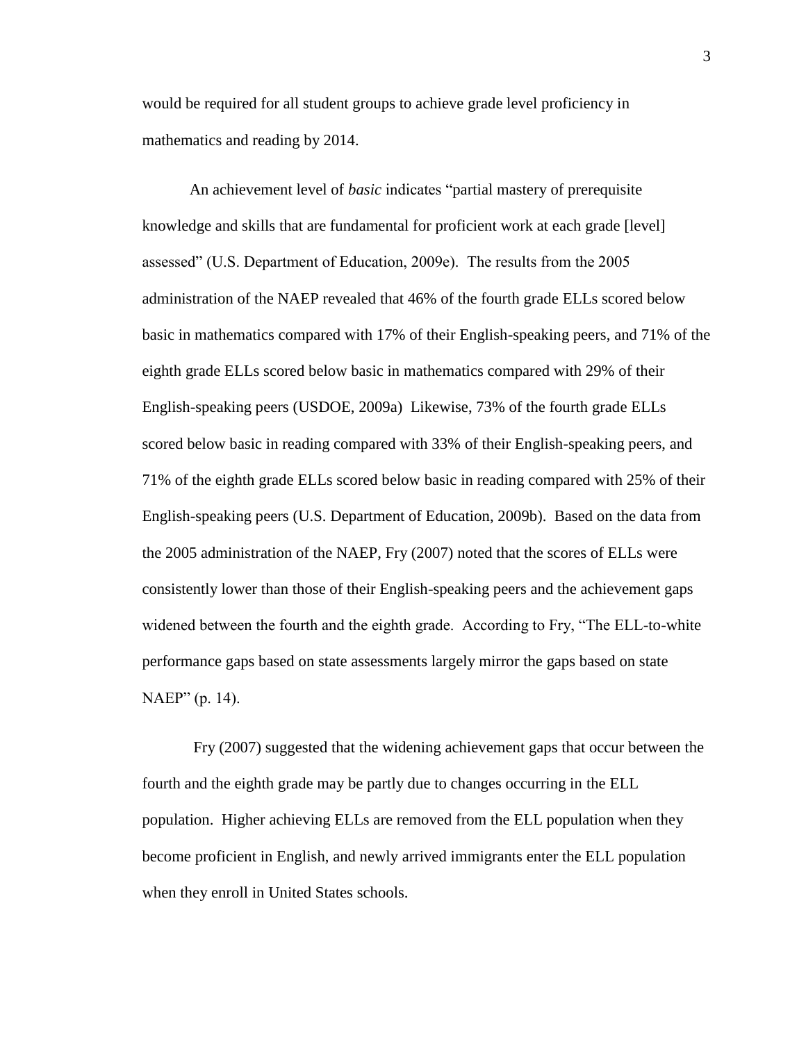would be required for all student groups to achieve grade level proficiency in mathematics and reading by 2014.

An achievement level of *basic* indicates "partial mastery of prerequisite knowledge and skills that are fundamental for proficient work at each grade [level] assessed" (U.S. Department of Education, 2009e). The results from the 2005 administration of the NAEP revealed that 46% of the fourth grade ELLs scored below basic in mathematics compared with 17% of their English-speaking peers, and 71% of the eighth grade ELLs scored below basic in mathematics compared with 29% of their English-speaking peers (USDOE, 2009a) Likewise, 73% of the fourth grade ELLs scored below basic in reading compared with 33% of their English-speaking peers, and 71% of the eighth grade ELLs scored below basic in reading compared with 25% of their English-speaking peers (U.S. Department of Education, 2009b). Based on the data from the 2005 administration of the NAEP, Fry (2007) noted that the scores of ELLs were consistently lower than those of their English-speaking peers and the achievement gaps widened between the fourth and the eighth grade. According to Fry, "The ELL-to-white performance gaps based on state assessments largely mirror the gaps based on state NAEP" (p. 14).

Fry (2007) suggested that the widening achievement gaps that occur between the fourth and the eighth grade may be partly due to changes occurring in the ELL population. Higher achieving ELLs are removed from the ELL population when they become proficient in English, and newly arrived immigrants enter the ELL population when they enroll in United States schools.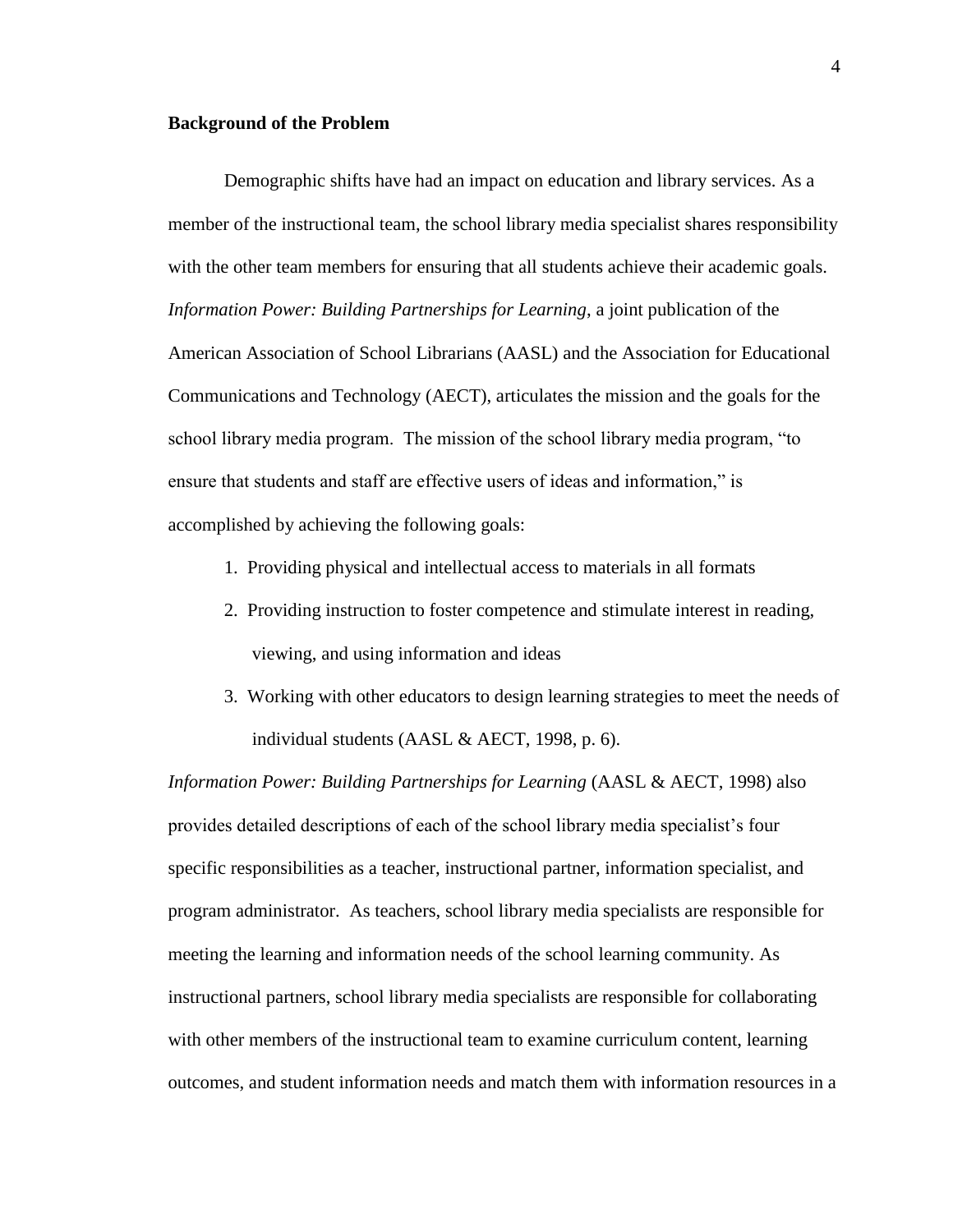**Background of the Problem**

Demographic shifts have had an impact on education and library services. As a member of the instructional team, the school library media specialist shares responsibility with the other team members for ensuring that all students achieve their academic goals. *Information Power: Building Partnerships for Learning*, a joint publication of the American Association of School Librarians (AASL) and the Association for Educational Communications and Technology (AECT), articulates the mission and the goals for the school library media program. The mission of the school library media program, "to ensure that students and staff are effective users of ideas and information," is accomplished by achieving the following goals:

1. Providing physical and intellectual access to materials in all formats
2. Providing instruction to foster competence and stimulate interest in reading, viewing, and using information and ideas
3. Working with other educators to design learning strategies to meet the needs of individual students (AASL & AECT, 1998, p. 6).

*Information Power: Building Partnerships for Learning* (AASL & AECT, 1998) also provides detailed descriptions of each of the school library media specialist's four specific responsibilities as a teacher, instructional partner, information specialist, and program administrator. As teachers, school library media specialists are responsible for meeting the learning and information needs of the school learning community. As instructional partners, school library media specialists are responsible for collaborating with other members of the instructional team to examine curriculum content, learning outcomes, and student information needs and match them with information resources in a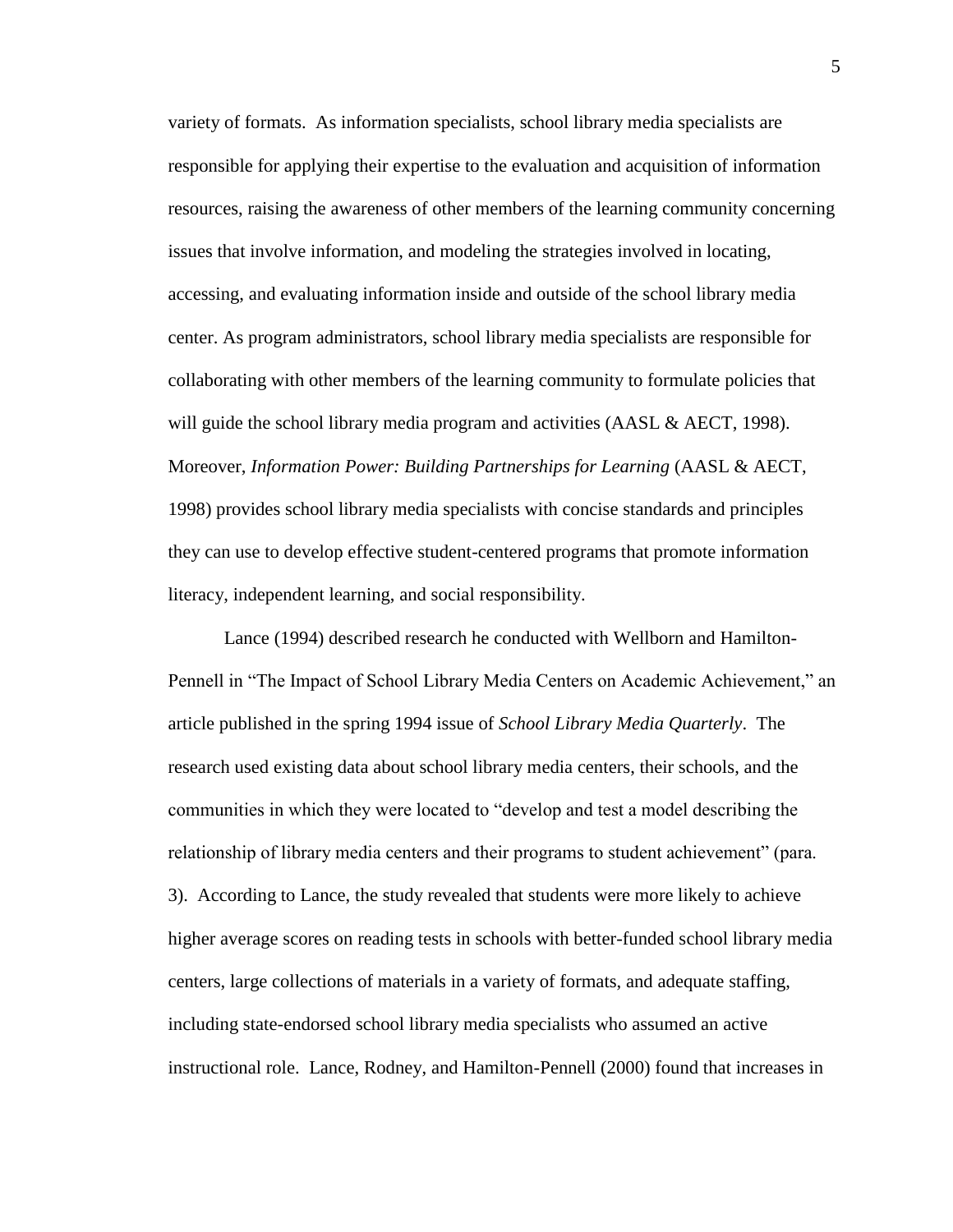variety of formats. As information specialists, school library media specialists are responsible for applying their expertise to the evaluation and acquisition of information resources, raising the awareness of other members of the learning community concerning issues that involve information, and modeling the strategies involved in locating, accessing, and evaluating information inside and outside of the school library media center. As program administrators, school library media specialists are responsible for collaborating with other members of the learning community to formulate policies that will guide the school library media program and activities (AASL & AECT, 1998). Moreover, *Information Power: Building Partnerships for Learning* (AASL & AECT, 1998) provides school library media specialists with concise standards and principles they can use to develop effective student-centered programs that promote information literacy, independent learning, and social responsibility.

Lance (1994) described research he conducted with Wellborn and Hamilton-Pennell in "The Impact of School Library Media Centers on Academic Achievement," an article published in the spring 1994 issue of *School Library Media Quarterly*. The research used existing data about school library media centers, their schools, and the communities in which they were located to "develop and test a model describing the relationship of library media centers and their programs to student achievement" (para. 3). According to Lance, the study revealed that students were more likely to achieve higher average scores on reading tests in schools with better-funded school library media centers, large collections of materials in a variety of formats, and adequate staffing, including state-endorsed school library media specialists who assumed an active instructional role. Lance, Rodney, and Hamilton-Pennell (2000) found that increases in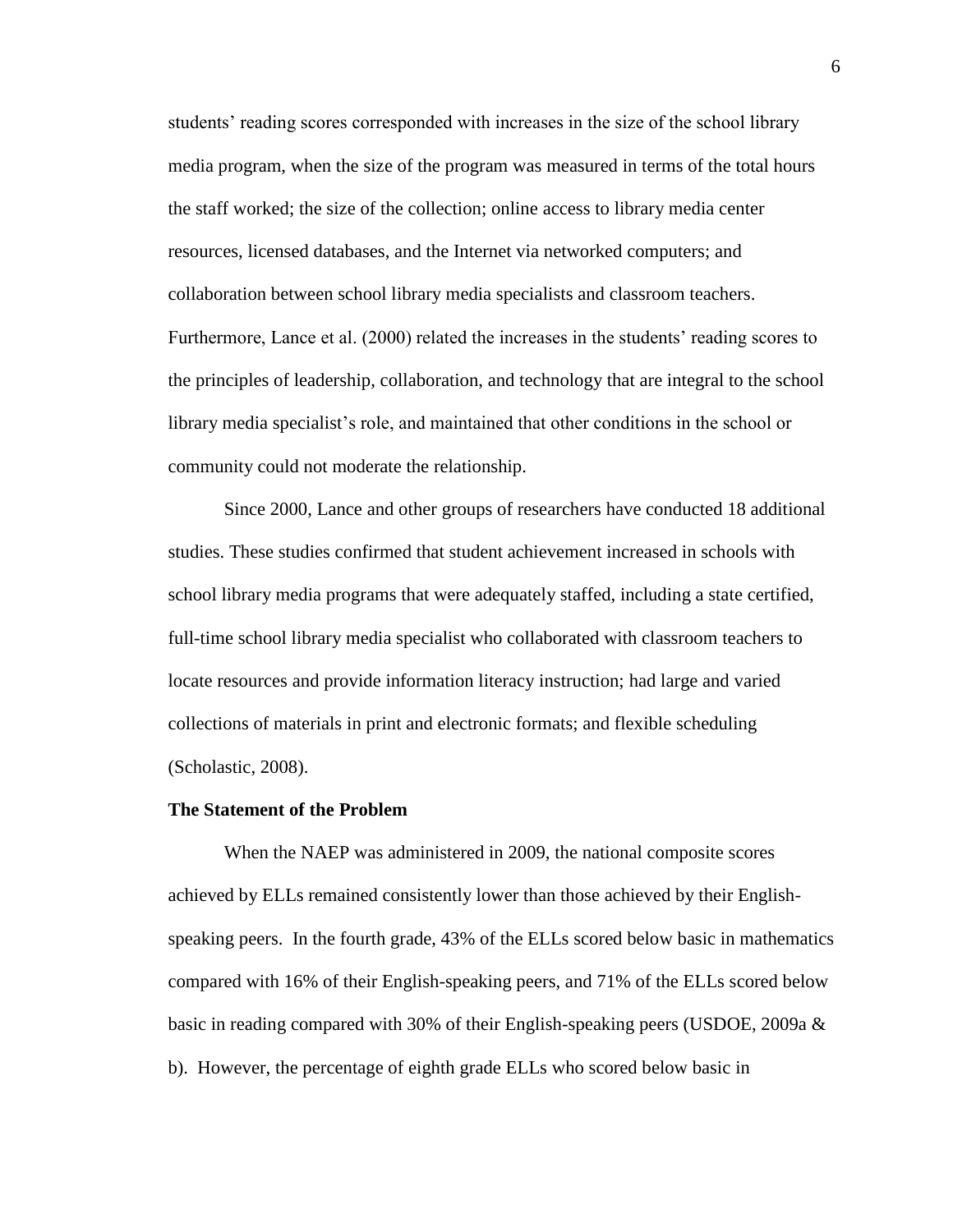students' reading scores corresponded with increases in the size of the school library media program, when the size of the program was measured in terms of the total hours the staff worked; the size of the collection; online access to library media center resources, licensed databases, and the Internet via networked computers; and collaboration between school library media specialists and classroom teachers. Furthermore, Lance et al. (2000) related the increases in the students' reading scores to the principles of leadership, collaboration, and technology that are integral to the school library media specialist's role, and maintained that other conditions in the school or community could not moderate the relationship.

Since 2000, Lance and other groups of researchers have conducted 18 additional studies. These studies confirmed that student achievement increased in schools with school library media programs that were adequately staffed, including a state certified, full-time school library media specialist who collaborated with classroom teachers to locate resources and provide information literacy instruction; had large and varied collections of materials in print and electronic formats; and flexible scheduling (Scholastic, 2008).

**The Statement of the Problem**

When the NAEP was administered in 2009, the national composite scores achieved by ELLs remained consistently lower than those achieved by their English-speaking peers. In the fourth grade, 43% of the ELLs scored below basic in mathematics compared with 16% of their English-speaking peers, and 71% of the ELLs scored below basic in reading compared with 30% of their English-speaking peers (USDOE, 2009a & b). However, the percentage of eighth grade ELLs who scored below basic in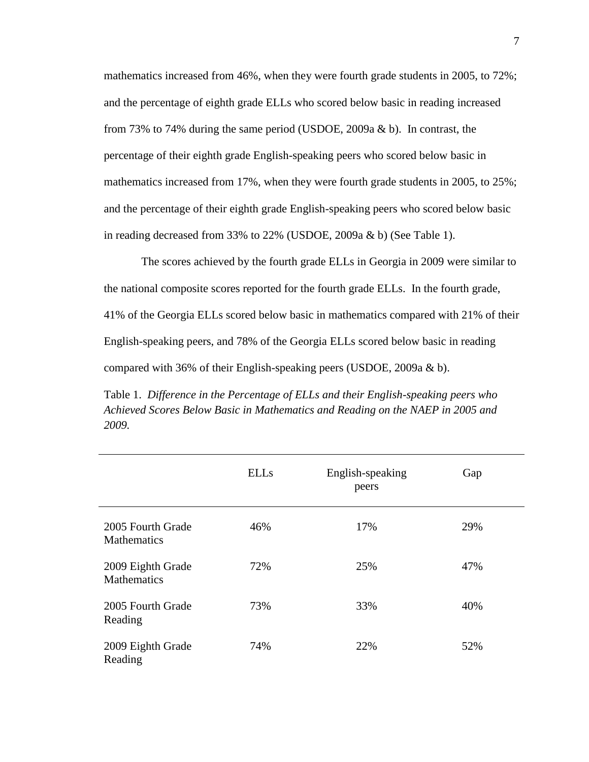mathematics increased from 46%, when they were fourth grade students in 2005, to 72%; and the percentage of eighth grade ELLs who scored below basic in reading increased from 73% to 74% during the same period (USDOE, 2009a & b). In contrast, the percentage of their eighth grade English-speaking peers who scored below basic in mathematics increased from 17%, when they were fourth grade students in 2005, to 25%; and the percentage of their eighth grade English-speaking peers who scored below basic in reading decreased from 33% to 22% (USDOE, 2009a & b) (See Table 1).

The scores achieved by the fourth grade ELLs in Georgia in 2009 were similar to the national composite scores reported for the fourth grade ELLs. In the fourth grade, 41% of the Georgia ELLs scored below basic in mathematics compared with 21% of their English-speaking peers, and 78% of the Georgia ELLs scored below basic in reading compared with 36% of their English-speaking peers (USDOE, 2009a & b).

Table 1. *Difference in the Percentage of ELLs and their English-speaking peers who Achieved Scores Below Basic in Mathematics and Reading on the NAEP in 2005 and 2009.*

| | ELLs | English-speaking peers | Gap |
|---|---|---|---|
| 2005 Fourth Grade Mathematics | 46% | 17% | 29% |
| 2009 Eighth Grade Mathematics | 72% | 25% | 47% |
| 2005 Fourth Grade Reading | 73% | 33% | 40% |
| 2009 Eighth Grade Reading | 74% | 22% | 52% |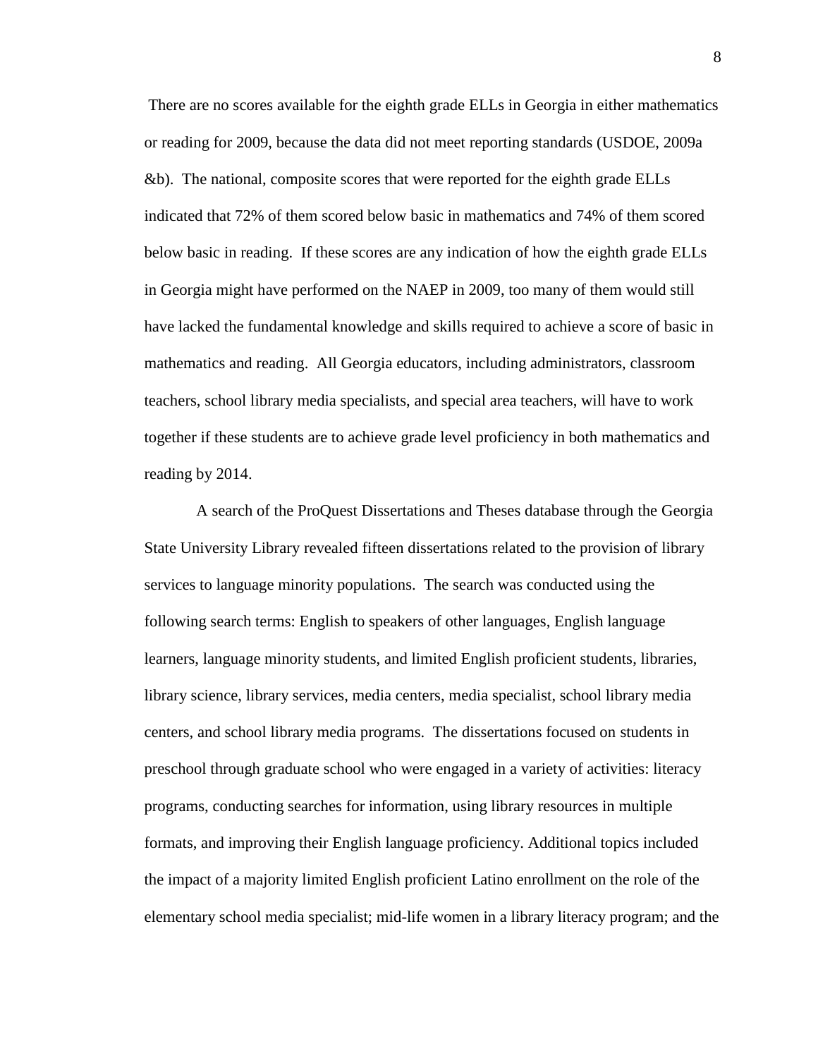There are no scores available for the eighth grade ELLs in Georgia in either mathematics or reading for 2009, because the data did not meet reporting standards (USDOE, 2009a &b). The national, composite scores that were reported for the eighth grade ELLs indicated that 72% of them scored below basic in mathematics and 74% of them scored below basic in reading. If these scores are any indication of how the eighth grade ELLs in Georgia might have performed on the NAEP in 2009, too many of them would still have lacked the fundamental knowledge and skills required to achieve a score of basic in mathematics and reading. All Georgia educators, including administrators, classroom teachers, school library media specialists, and special area teachers, will have to work together if these students are to achieve grade level proficiency in both mathematics and reading by 2014.

A search of the ProQuest Dissertations and Theses database through the Georgia State University Library revealed fifteen dissertations related to the provision of library services to language minority populations. The search was conducted using the following search terms: English to speakers of other languages, English language learners, language minority students, and limited English proficient students, libraries, library science, library services, media centers, media specialist, school library media centers, and school library media programs. The dissertations focused on students in preschool through graduate school who were engaged in a variety of activities: literacy programs, conducting searches for information, using library resources in multiple formats, and improving their English language proficiency. Additional topics included the impact of a majority limited English proficient Latino enrollment on the role of the elementary school media specialist; mid-life women in a library literacy program; and the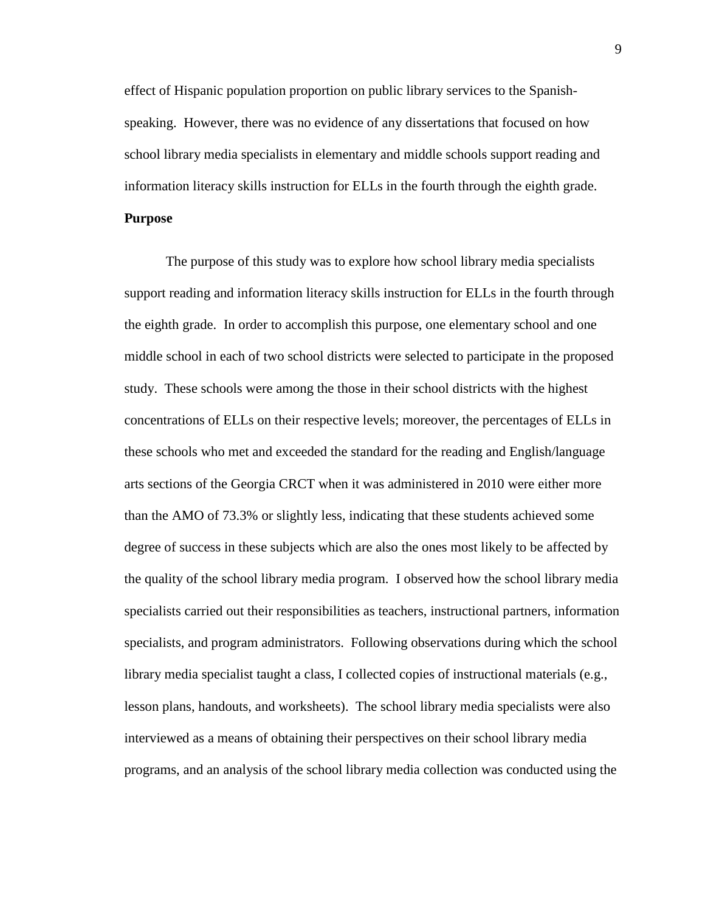effect of Hispanic population proportion on public library services to the Spanish-speaking. However, there was no evidence of any dissertations that focused on how school library media specialists in elementary and middle schools support reading and information literacy skills instruction for ELLs in the fourth through the eighth grade.

**Purpose**

The purpose of this study was to explore how school library media specialists support reading and information literacy skills instruction for ELLs in the fourth through the eighth grade. In order to accomplish this purpose, one elementary school and one middle school in each of two school districts were selected to participate in the proposed study. These schools were among the those in their school districts with the highest concentrations of ELLs on their respective levels; moreover, the percentages of ELLs in these schools who met and exceeded the standard for the reading and English/language arts sections of the Georgia CRCT when it was administered in 2010 were either more than the AMO of 73.3% or slightly less, indicating that these students achieved some degree of success in these subjects which are also the ones most likely to be affected by the quality of the school library media program. I observed how the school library media specialists carried out their responsibilities as teachers, instructional partners, information specialists, and program administrators. Following observations during which the school library media specialist taught a class, I collected copies of instructional materials (e.g., lesson plans, handouts, and worksheets). The school library media specialists were also interviewed as a means of obtaining their perspectives on their school library media programs, and an analysis of the school library media collection was conducted using the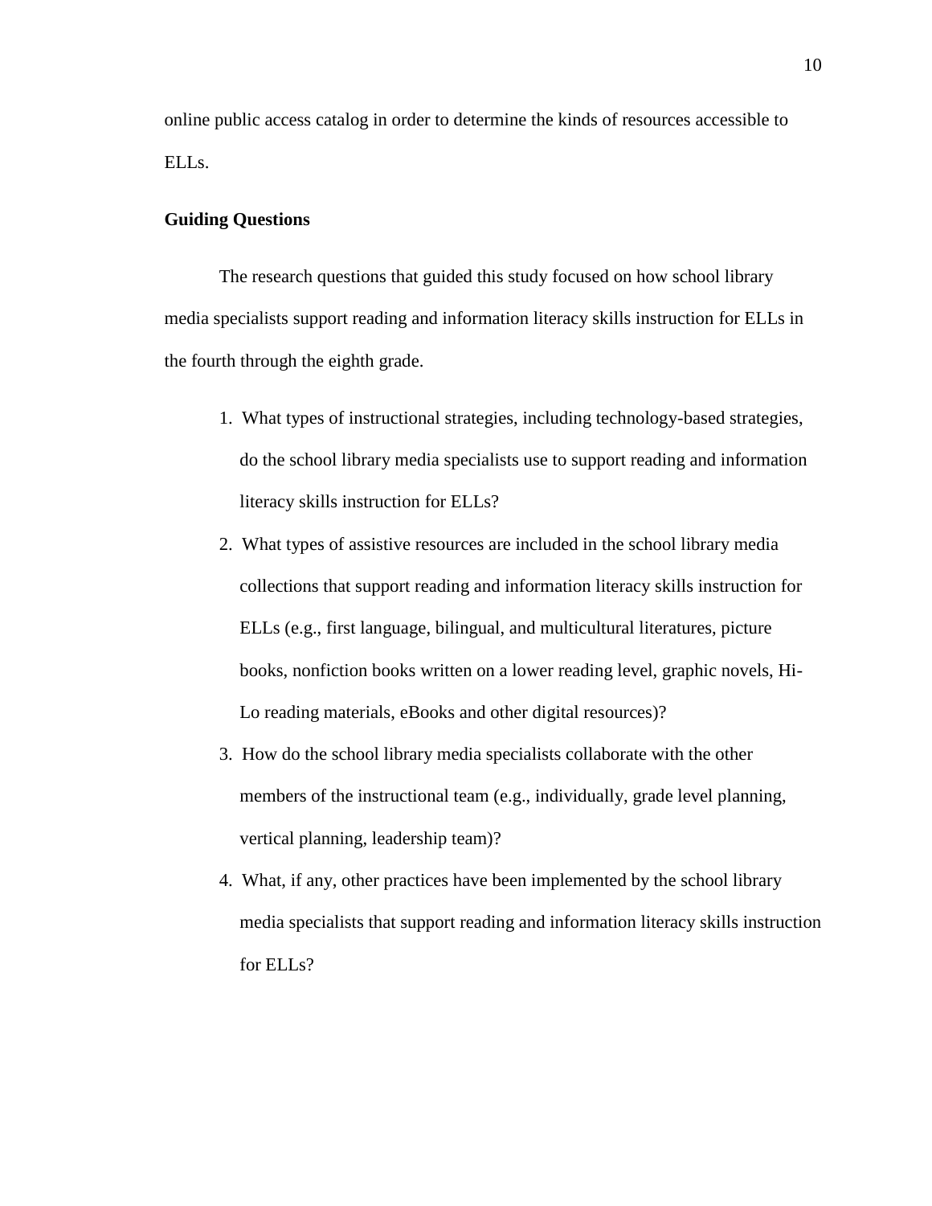online public access catalog in order to determine the kinds of resources accessible to ELLs.

**Guiding Questions**

The research questions that guided this study focused on how school library media specialists support reading and information literacy skills instruction for ELLs in the fourth through the eighth grade.

1. What types of instructional strategies, including technology-based strategies, do the school library media specialists use to support reading and information literacy skills instruction for ELLs?
2. What types of assistive resources are included in the school library media collections that support reading and information literacy skills instruction for ELLs (e.g., first language, bilingual, and multicultural literatures, picture books, nonfiction books written on a lower reading level, graphic novels, Hi-Lo reading materials, eBooks and other digital resources)?
3. How do the school library media specialists collaborate with the other members of the instructional team (e.g., individually, grade level planning, vertical planning, leadership team)?
4. What, if any, other practices have been implemented by the school library media specialists that support reading and information literacy skills instruction for ELLs?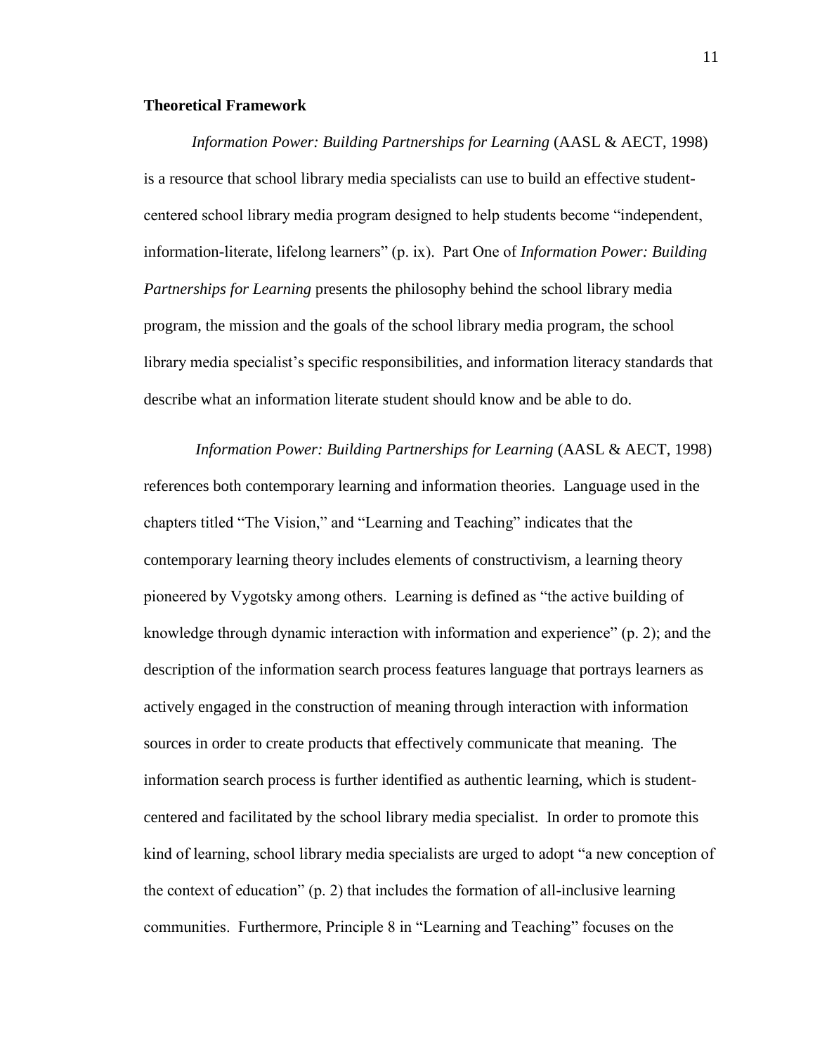**Theoretical Framework**

*Information Power: Building Partnerships for Learning* (AASL & AECT, 1998) is a resource that school library media specialists can use to build an effective student-centered school library media program designed to help students become "independent, information-literate, lifelong learners" (p. ix). Part One of *Information Power: Building Partnerships for Learning* presents the philosophy behind the school library media program, the mission and the goals of the school library media program, the school library media specialist's specific responsibilities, and information literacy standards that describe what an information literate student should know and be able to do.

*Information Power: Building Partnerships for Learning* (AASL & AECT, 1998) references both contemporary learning and information theories. Language used in the chapters titled "The Vision," and "Learning and Teaching" indicates that the contemporary learning theory includes elements of constructivism, a learning theory pioneered by Vygotsky among others. Learning is defined as "the active building of knowledge through dynamic interaction with information and experience" (p. 2); and the description of the information search process features language that portrays learners as actively engaged in the construction of meaning through interaction with information sources in order to create products that effectively communicate that meaning. The information search process is further identified as authentic learning, which is student-centered and facilitated by the school library media specialist. In order to promote this kind of learning, school library media specialists are urged to adopt "a new conception of the context of education" (p. 2) that includes the formation of all-inclusive learning communities. Furthermore, Principle 8 in "Learning and Teaching" focuses on the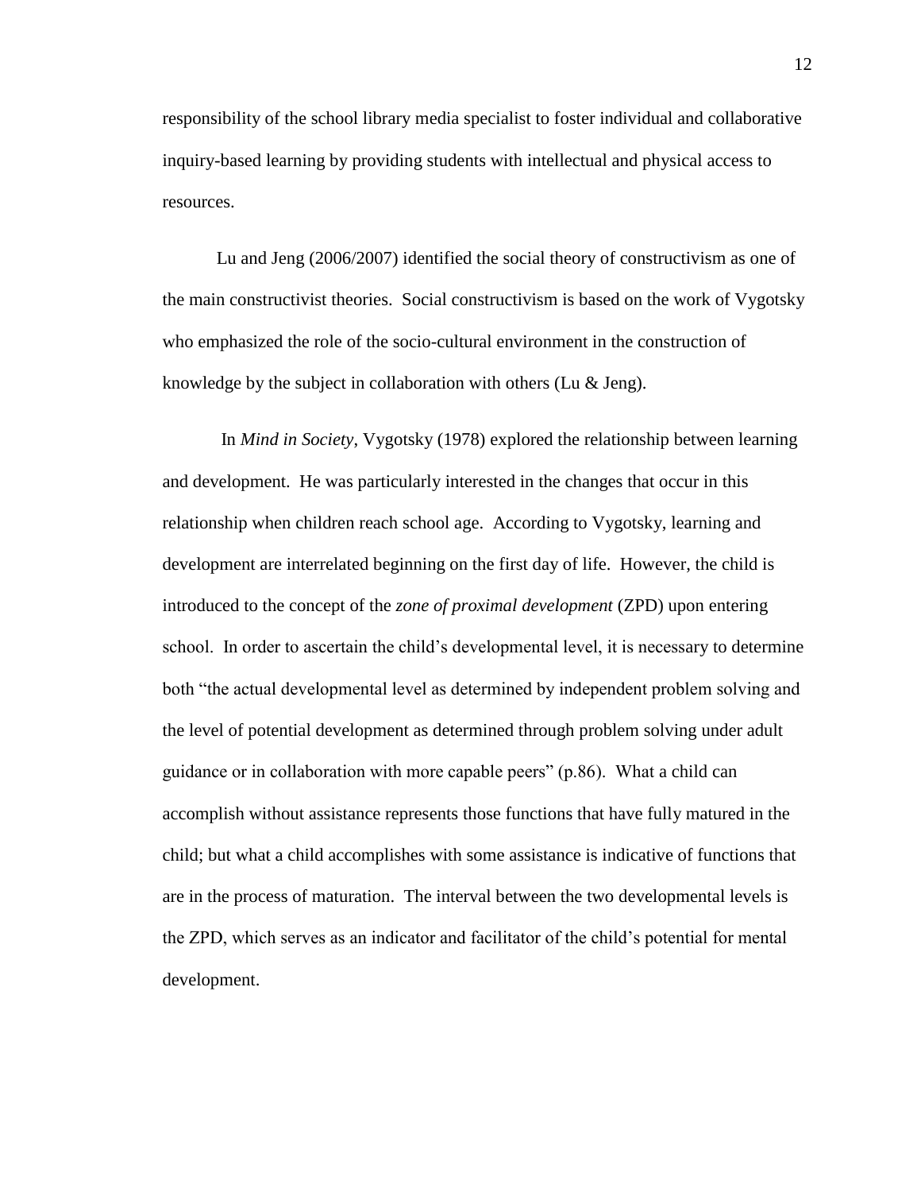responsibility of the school library media specialist to foster individual and collaborative inquiry-based learning by providing students with intellectual and physical access to resources.

Lu and Jeng (2006/2007) identified the social theory of constructivism as one of the main constructivist theories. Social constructivism is based on the work of Vygotsky who emphasized the role of the socio-cultural environment in the construction of knowledge by the subject in collaboration with others (Lu & Jeng).

In *Mind in Society*, Vygotsky (1978) explored the relationship between learning and development. He was particularly interested in the changes that occur in this relationship when children reach school age. According to Vygotsky, learning and development are interrelated beginning on the first day of life. However, the child is introduced to the concept of the *zone of proximal development* (ZPD) upon entering school. In order to ascertain the child's developmental level, it is necessary to determine both "the actual developmental level as determined by independent problem solving and the level of potential development as determined through problem solving under adult guidance or in collaboration with more capable peers" (p.86). What a child can accomplish without assistance represents those functions that have fully matured in the child; but what a child accomplishes with some assistance is indicative of functions that are in the process of maturation. The interval between the two developmental levels is the ZPD, which serves as an indicator and facilitator of the child's potential for mental development.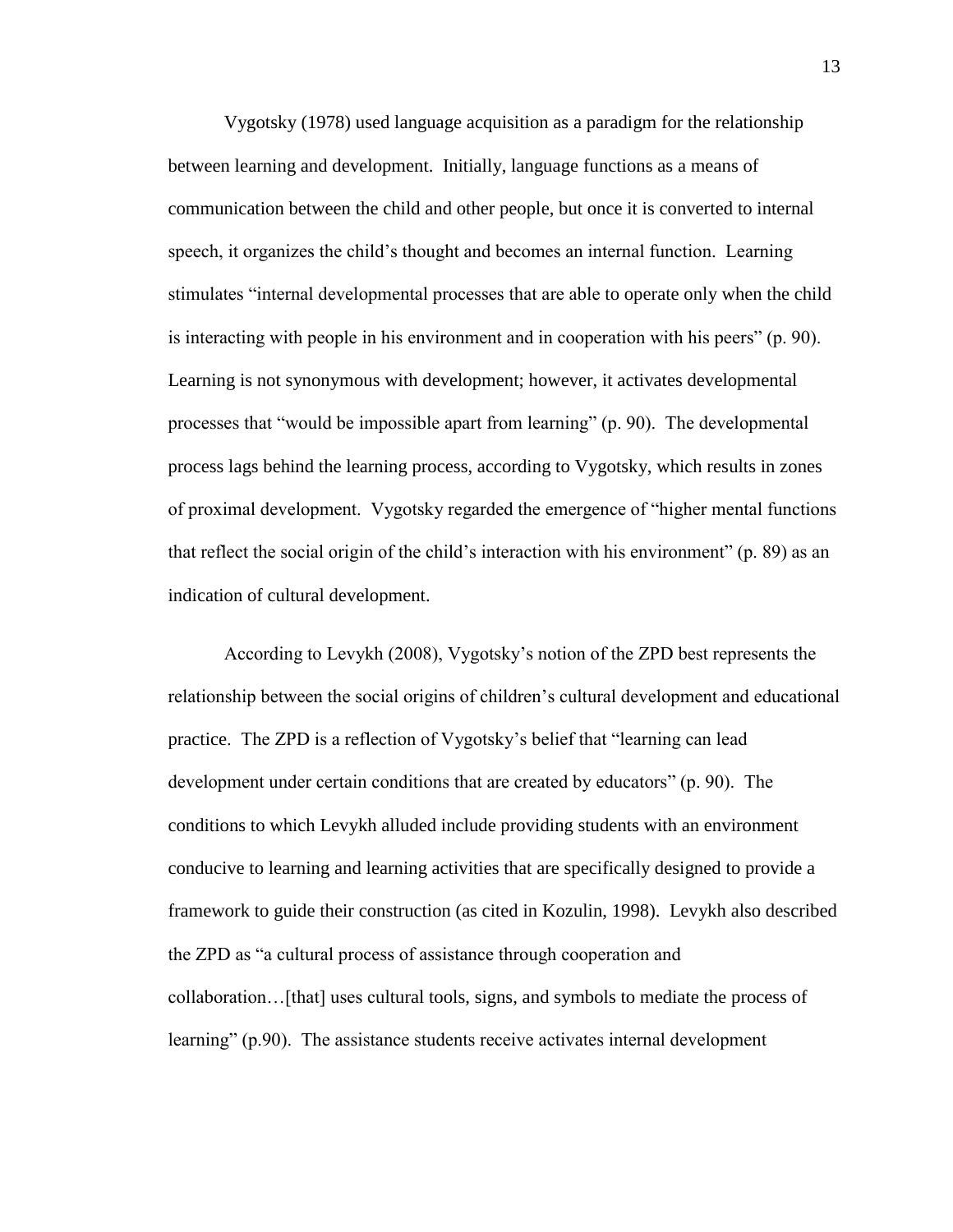Vygotsky (1978) used language acquisition as a paradigm for the relationship between learning and development. Initially, language functions as a means of communication between the child and other people, but once it is converted to internal speech, it organizes the child's thought and becomes an internal function. Learning stimulates "internal developmental processes that are able to operate only when the child is interacting with people in his environment and in cooperation with his peers" (p. 90). Learning is not synonymous with development; however, it activates developmental processes that "would be impossible apart from learning" (p. 90). The developmental process lags behind the learning process, according to Vygotsky, which results in zones of proximal development. Vygotsky regarded the emergence of "higher mental functions that reflect the social origin of the child's interaction with his environment" (p. 89) as an indication of cultural development.

According to Levykh (2008), Vygotsky's notion of the ZPD best represents the relationship between the social origins of children's cultural development and educational practice. The ZPD is a reflection of Vygotsky's belief that "learning can lead development under certain conditions that are created by educators" (p. 90). The conditions to which Levykh alluded include providing students with an environment conducive to learning and learning activities that are specifically designed to provide a framework to guide their construction (as cited in Kozulin, 1998). Levykh also described the ZPD as "a cultural process of assistance through cooperation and collaboration…[that] uses cultural tools, signs, and symbols to mediate the process of learning" (p.90). The assistance students receive activates internal development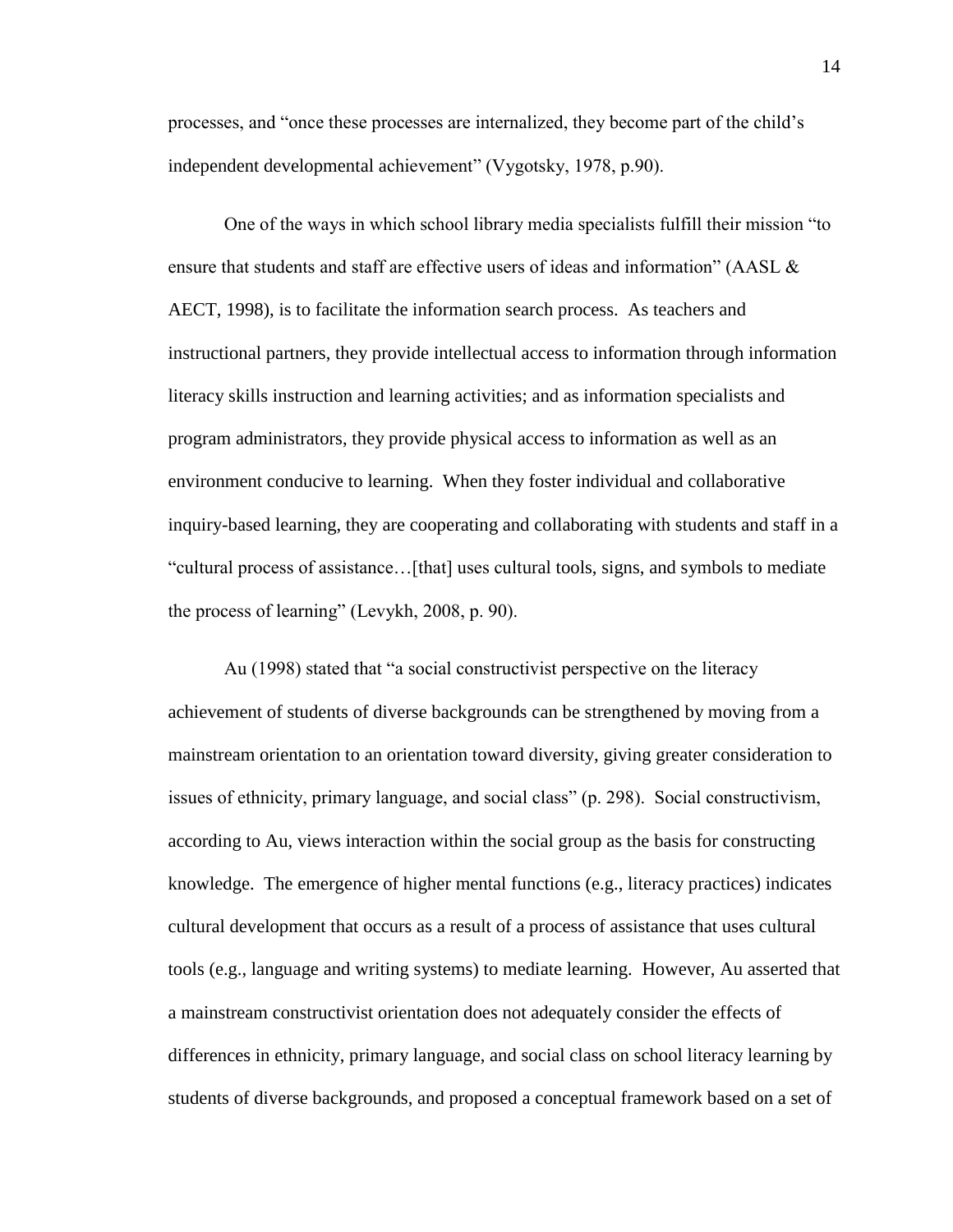processes, and "once these processes are internalized, they become part of the child's independent developmental achievement" (Vygotsky, 1978, p.90).

One of the ways in which school library media specialists fulfill their mission "to ensure that students and staff are effective users of ideas and information" (AASL & AECT, 1998), is to facilitate the information search process. As teachers and instructional partners, they provide intellectual access to information through information literacy skills instruction and learning activities; and as information specialists and program administrators, they provide physical access to information as well as an environment conducive to learning. When they foster individual and collaborative inquiry-based learning, they are cooperating and collaborating with students and staff in a "cultural process of assistance…[that] uses cultural tools, signs, and symbols to mediate the process of learning" (Levykh, 2008, p. 90).

Au (1998) stated that "a social constructivist perspective on the literacy achievement of students of diverse backgrounds can be strengthened by moving from a mainstream orientation to an orientation toward diversity, giving greater consideration to issues of ethnicity, primary language, and social class" (p. 298). Social constructivism, according to Au, views interaction within the social group as the basis for constructing knowledge. The emergence of higher mental functions (e.g., literacy practices) indicates cultural development that occurs as a result of a process of assistance that uses cultural tools (e.g., language and writing systems) to mediate learning. However, Au asserted that a mainstream constructivist orientation does not adequately consider the effects of differences in ethnicity, primary language, and social class on school literacy learning by students of diverse backgrounds, and proposed a conceptual framework based on a set of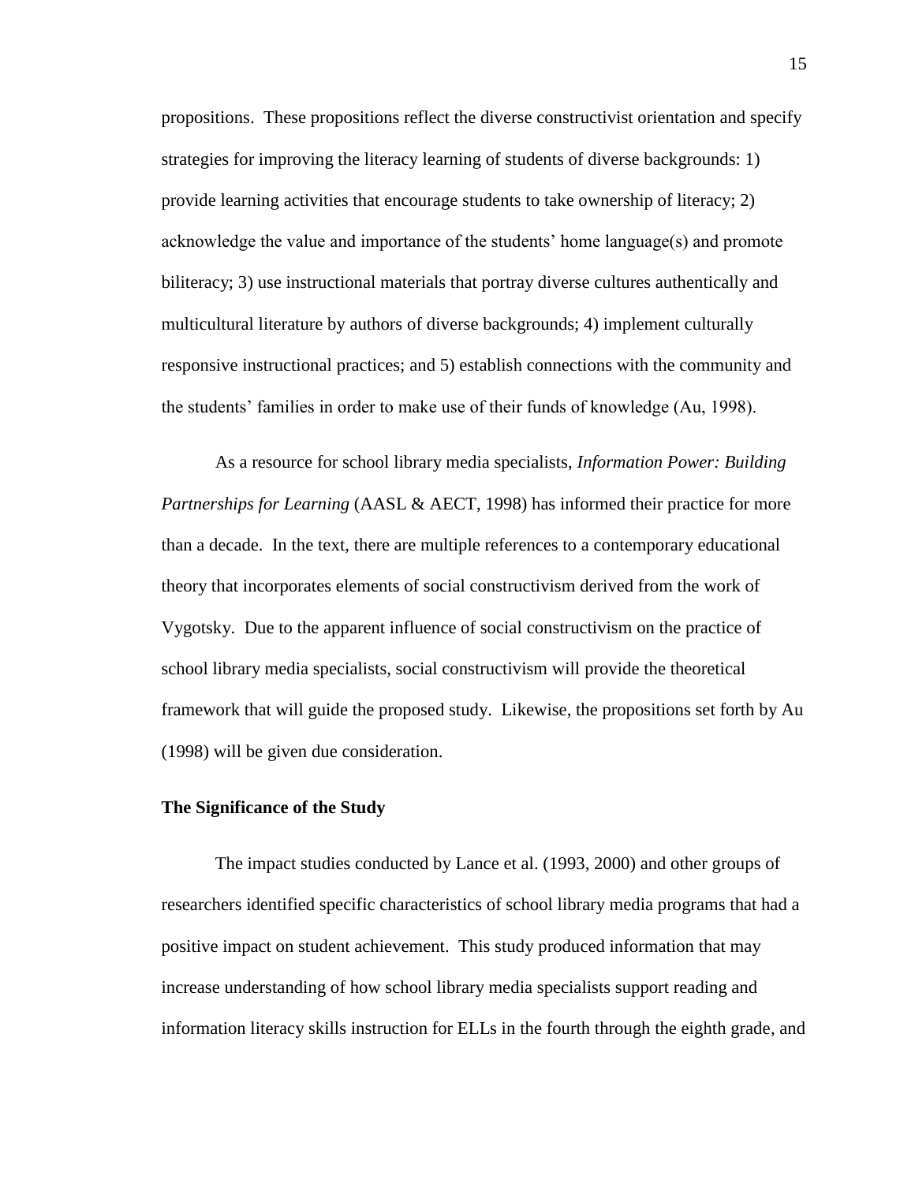propositions. These propositions reflect the diverse constructivist orientation and specify strategies for improving the literacy learning of students of diverse backgrounds: 1) provide learning activities that encourage students to take ownership of literacy; 2) acknowledge the value and importance of the students' home language(s) and promote biliteracy; 3) use instructional materials that portray diverse cultures authentically and multicultural literature by authors of diverse backgrounds; 4) implement culturally responsive instructional practices; and 5) establish connections with the community and the students' families in order to make use of their funds of knowledge (Au, 1998).

As a resource for school library media specialists, *Information Power: Building Partnerships for Learning* (AASL & AECT, 1998) has informed their practice for more than a decade. In the text, there are multiple references to a contemporary educational theory that incorporates elements of social constructivism derived from the work of Vygotsky. Due to the apparent influence of social constructivism on the practice of school library media specialists, social constructivism will provide the theoretical framework that will guide the proposed study. Likewise, the propositions set forth by Au (1998) will be given due consideration.

**The Significance of the Study**

The impact studies conducted by Lance et al. (1993, 2000) and other groups of researchers identified specific characteristics of school library media programs that had a positive impact on student achievement. This study produced information that may increase understanding of how school library media specialists support reading and information literacy skills instruction for ELLs in the fourth through the eighth grade, and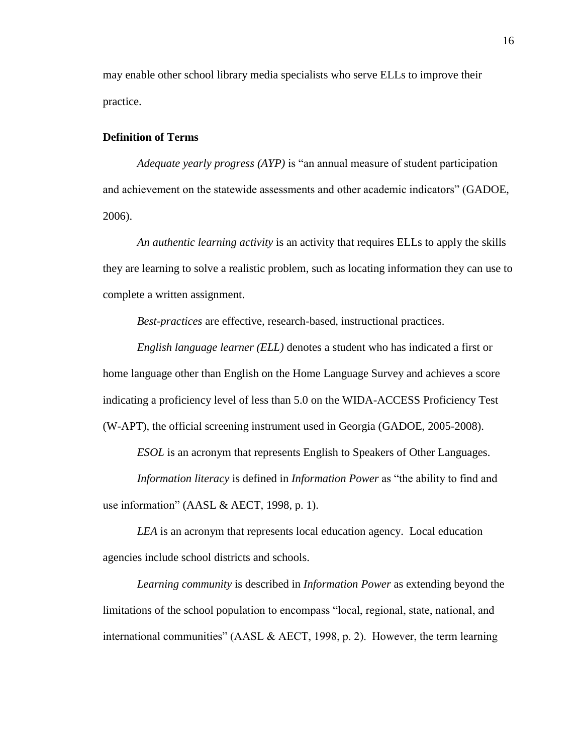may enable other school library media specialists who serve ELLs to improve their practice.

**Definition of Terms**

*Adequate yearly progress (AYP)* is "an annual measure of student participation and achievement on the statewide assessments and other academic indicators" (GADOE, 2006).

*An authentic learning activity* is an activity that requires ELLs to apply the skills they are learning to solve a realistic problem, such as locating information they can use to complete a written assignment.

*Best-practices* are effective, research-based, instructional practices.

*English language learner (ELL)* denotes a student who has indicated a first or home language other than English on the Home Language Survey and achieves a score indicating a proficiency level of less than 5.0 on the WIDA-ACCESS Proficiency Test (W-APT), the official screening instrument used in Georgia (GADOE, 2005-2008).

*ESOL* is an acronym that represents English to Speakers of Other Languages.

*Information literacy* is defined in *Information Power* as "the ability to find and use information" (AASL & AECT, 1998, p. 1).

*LEA* is an acronym that represents local education agency. Local education agencies include school districts and schools.

*Learning community* is described in *Information Power* as extending beyond the limitations of the school population to encompass "local, regional, state, national, and international communities" (AASL & AECT, 1998, p. 2). However, the term learning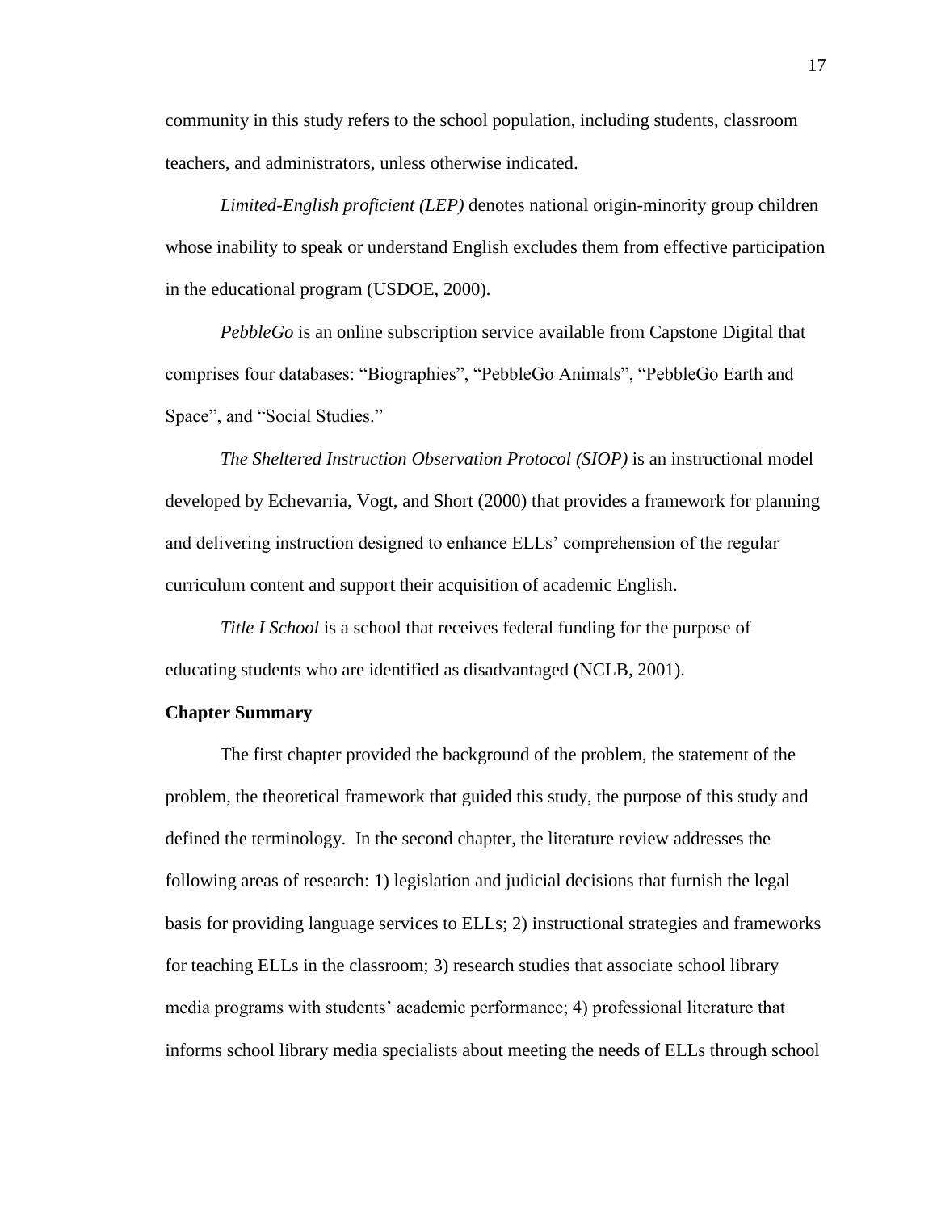community in this study refers to the school population, including students, classroom teachers, and administrators, unless otherwise indicated.

*Limited-English proficient (LEP)* denotes national origin-minority group children whose inability to speak or understand English excludes them from effective participation in the educational program (USDOE, 2000).

*PebbleGo* is an online subscription service available from Capstone Digital that comprises four databases: "Biographies", "PebbleGo Animals", "PebbleGo Earth and Space", and "Social Studies."

*The Sheltered Instruction Observation Protocol (SIOP)* is an instructional model developed by Echevarria, Vogt, and Short (2000) that provides a framework for planning and delivering instruction designed to enhance ELLs' comprehension of the regular curriculum content and support their acquisition of academic English.

*Title I School* is a school that receives federal funding for the purpose of educating students who are identified as disadvantaged (NCLB, 2001).

**Chapter Summary**

The first chapter provided the background of the problem, the statement of the problem, the theoretical framework that guided this study, the purpose of this study and defined the terminology. In the second chapter, the literature review addresses the following areas of research: 1) legislation and judicial decisions that furnish the legal basis for providing language services to ELLs; 2) instructional strategies and frameworks for teaching ELLs in the classroom; 3) research studies that associate school library media programs with students' academic performance; 4) professional literature that informs school library media specialists about meeting the needs of ELLs through school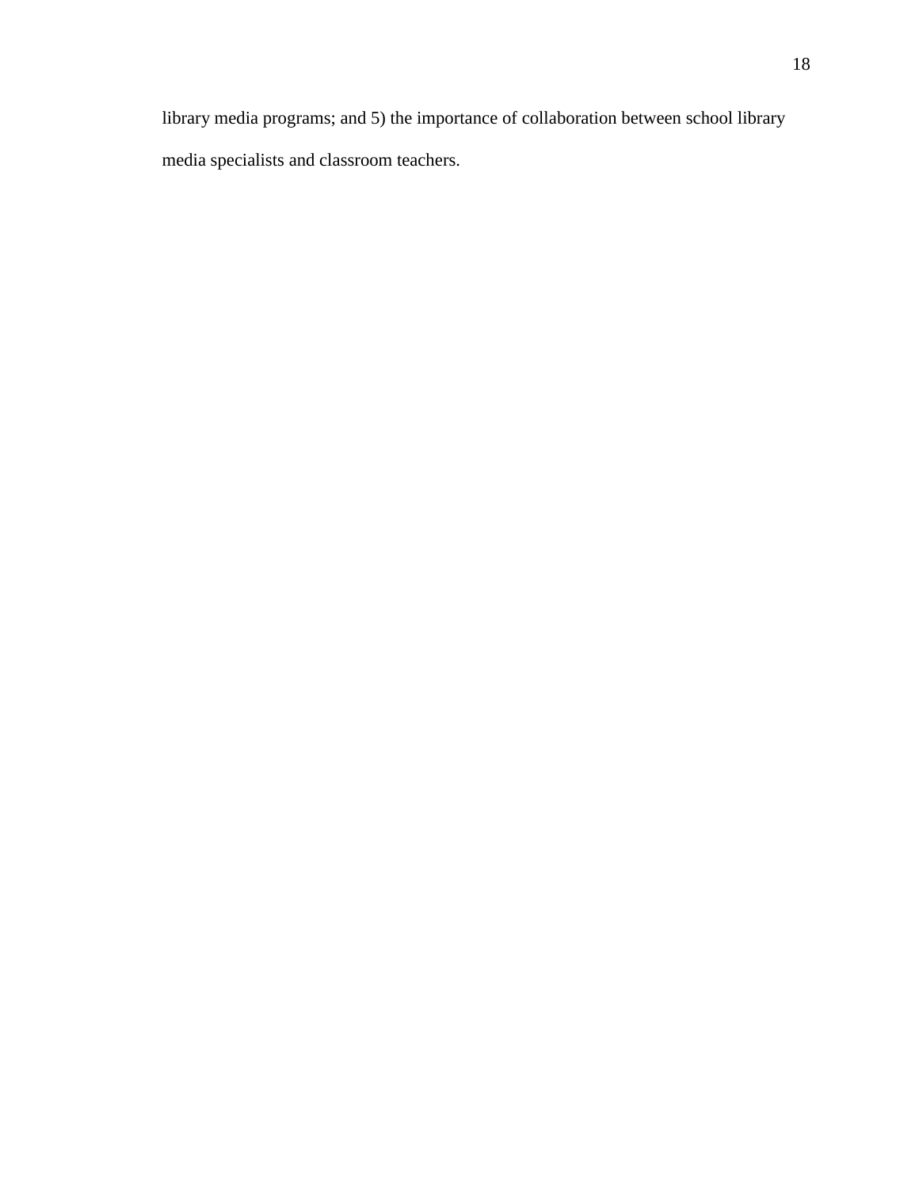library media programs; and 5) the importance of collaboration between school library media specialists and classroom teachers.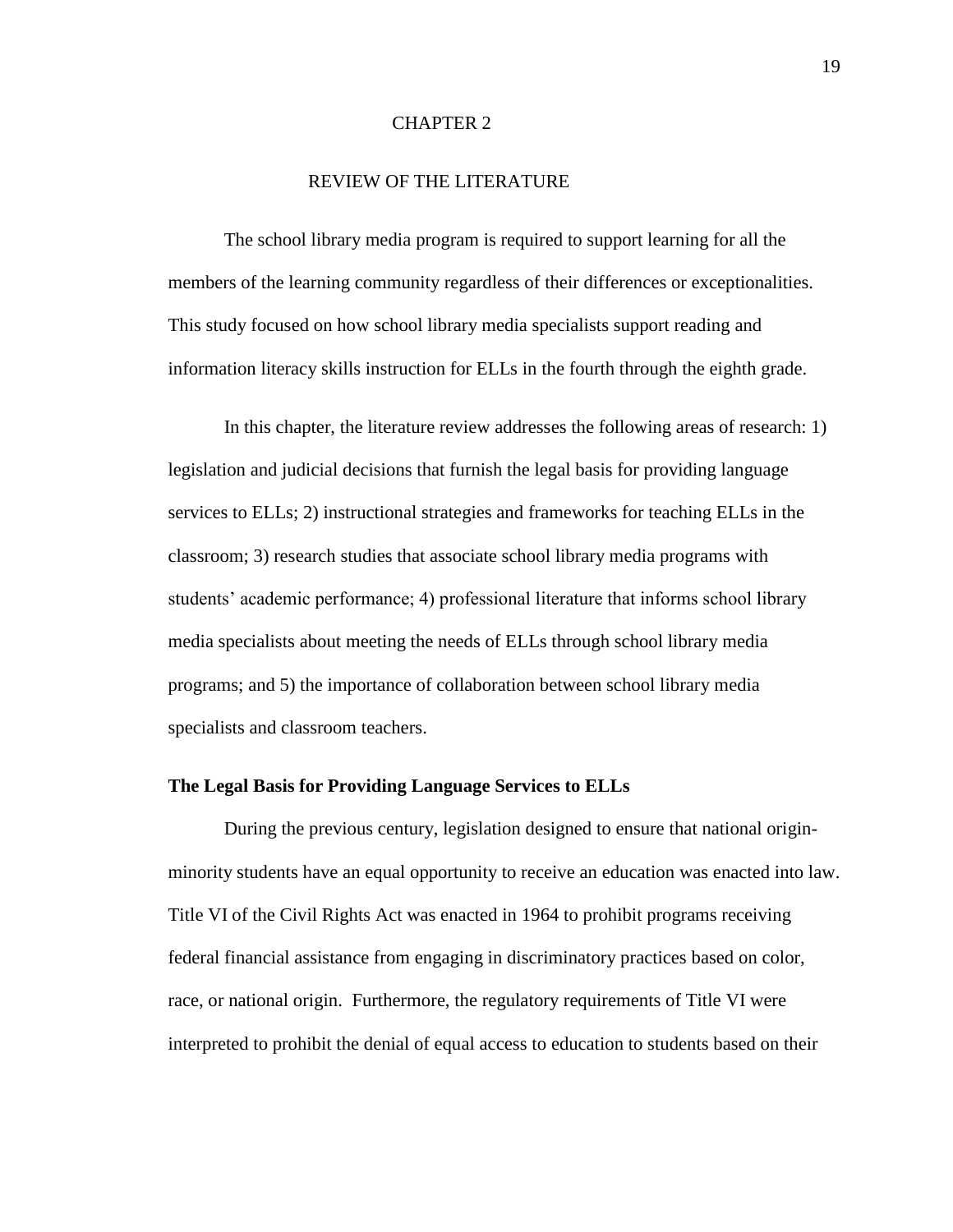# CHAPTER 2

# REVIEW OF THE LITERATURE

The school library media program is required to support learning for all the members of the learning community regardless of their differences or exceptionalities. This study focused on how school library media specialists support reading and information literacy skills instruction for ELLs in the fourth through the eighth grade.

In this chapter, the literature review addresses the following areas of research: 1) legislation and judicial decisions that furnish the legal basis for providing language services to ELLs; 2) instructional strategies and frameworks for teaching ELLs in the classroom; 3) research studies that associate school library media programs with students' academic performance; 4) professional literature that informs school library media specialists about meeting the needs of ELLs through school library media programs; and 5) the importance of collaboration between school library media specialists and classroom teachers.

## The Legal Basis for Providing Language Services to ELLs

During the previous century, legislation designed to ensure that national origin-minority students have an equal opportunity to receive an education was enacted into law. Title VI of the Civil Rights Act was enacted in 1964 to prohibit programs receiving federal financial assistance from engaging in discriminatory practices based on color, race, or national origin. Furthermore, the regulatory requirements of Title VI were interpreted to prohibit the denial of equal access to education to students based on their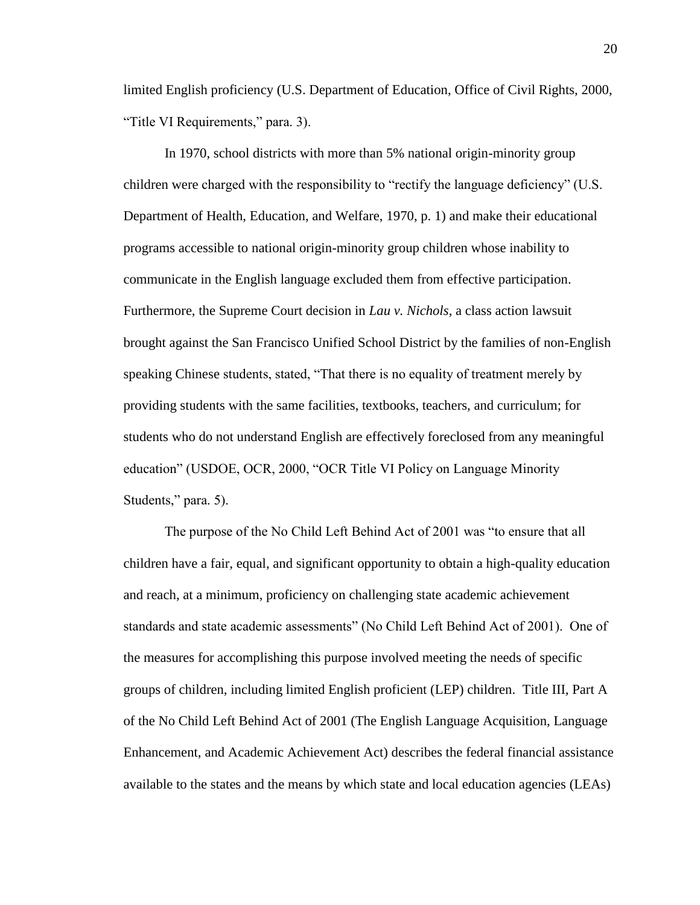limited English proficiency (U.S. Department of Education, Office of Civil Rights, 2000, "Title VI Requirements," para. 3).

In 1970, school districts with more than 5% national origin-minority group children were charged with the responsibility to "rectify the language deficiency" (U.S. Department of Health, Education, and Welfare, 1970, p. 1) and make their educational programs accessible to national origin-minority group children whose inability to communicate in the English language excluded them from effective participation. Furthermore, the Supreme Court decision in *Lau v. Nichols*, a class action lawsuit brought against the San Francisco Unified School District by the families of non-English speaking Chinese students, stated, "That there is no equality of treatment merely by providing students with the same facilities, textbooks, teachers, and curriculum; for students who do not understand English are effectively foreclosed from any meaningful education" (USDOE, OCR, 2000, "OCR Title VI Policy on Language Minority Students," para. 5).

The purpose of the No Child Left Behind Act of 2001 was "to ensure that all children have a fair, equal, and significant opportunity to obtain a high-quality education and reach, at a minimum, proficiency on challenging state academic achievement standards and state academic assessments" (No Child Left Behind Act of 2001). One of the measures for accomplishing this purpose involved meeting the needs of specific groups of children, including limited English proficient (LEP) children. Title III, Part A of the No Child Left Behind Act of 2001 (The English Language Acquisition, Language Enhancement, and Academic Achievement Act) describes the federal financial assistance available to the states and the means by which state and local education agencies (LEAs)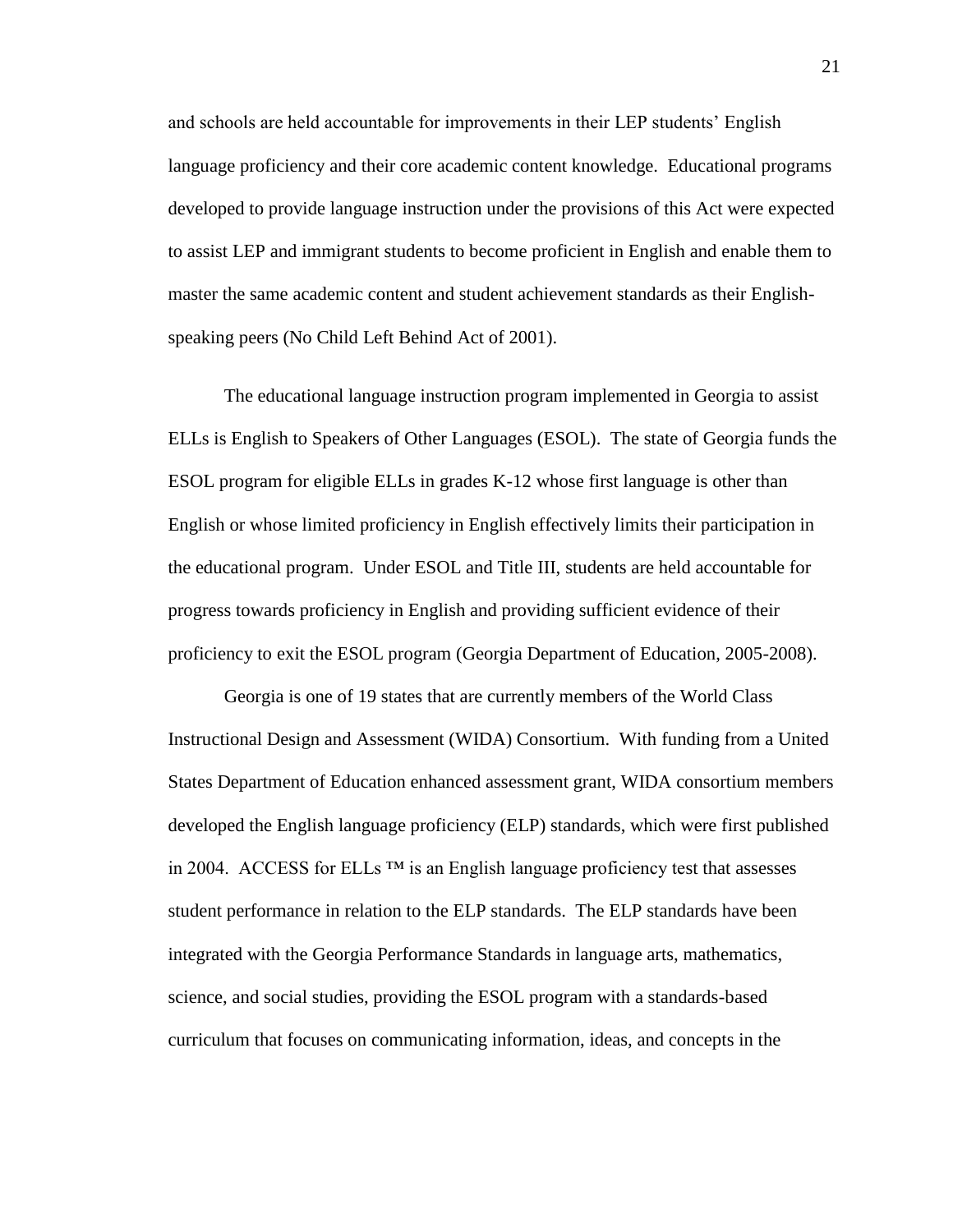and schools are held accountable for improvements in their LEP students' English language proficiency and their core academic content knowledge. Educational programs developed to provide language instruction under the provisions of this Act were expected to assist LEP and immigrant students to become proficient in English and enable them to master the same academic content and student achievement standards as their English-speaking peers (No Child Left Behind Act of 2001).

The educational language instruction program implemented in Georgia to assist ELLs is English to Speakers of Other Languages (ESOL). The state of Georgia funds the ESOL program for eligible ELLs in grades K-12 whose first language is other than English or whose limited proficiency in English effectively limits their participation in the educational program. Under ESOL and Title III, students are held accountable for progress towards proficiency in English and providing sufficient evidence of their proficiency to exit the ESOL program (Georgia Department of Education, 2005-2008).

Georgia is one of 19 states that are currently members of the World Class Instructional Design and Assessment (WIDA) Consortium. With funding from a United States Department of Education enhanced assessment grant, WIDA consortium members developed the English language proficiency (ELP) standards, which were first published in 2004. ACCESS for ELLs ™ is an English language proficiency test that assesses student performance in relation to the ELP standards. The ELP standards have been integrated with the Georgia Performance Standards in language arts, mathematics, science, and social studies, providing the ESOL program with a standards-based curriculum that focuses on communicating information, ideas, and concepts in the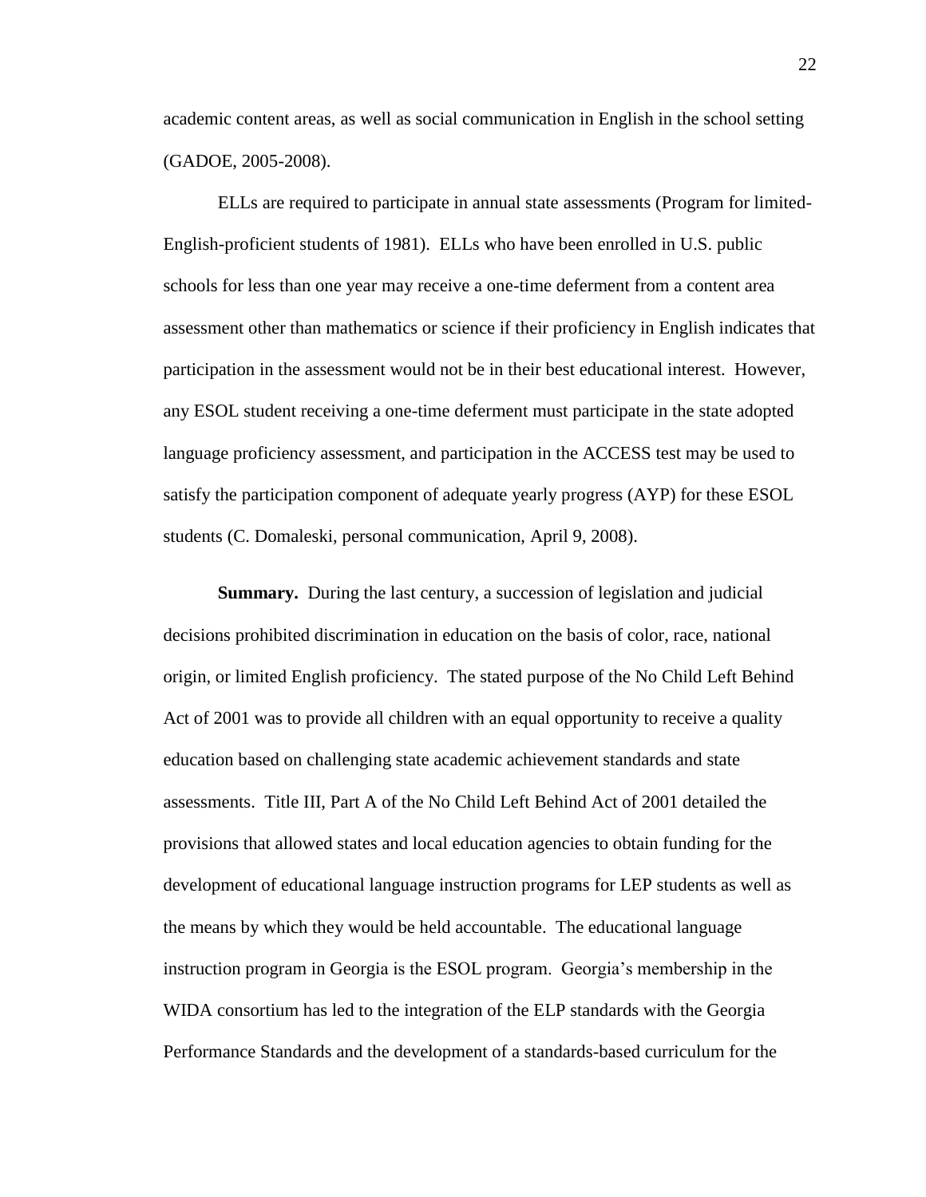academic content areas, as well as social communication in English in the school setting (GADOE, 2005-2008).

ELLs are required to participate in annual state assessments (Program for limited-English-proficient students of 1981). ELLs who have been enrolled in U.S. public schools for less than one year may receive a one-time deferment from a content area assessment other than mathematics or science if their proficiency in English indicates that participation in the assessment would not be in their best educational interest. However, any ESOL student receiving a one-time deferment must participate in the state adopted language proficiency assessment, and participation in the ACCESS test may be used to satisfy the participation component of adequate yearly progress (AYP) for these ESOL students (C. Domaleski, personal communication, April 9, 2008).

**Summary.** During the last century, a succession of legislation and judicial decisions prohibited discrimination in education on the basis of color, race, national origin, or limited English proficiency. The stated purpose of the No Child Left Behind Act of 2001 was to provide all children with an equal opportunity to receive a quality education based on challenging state academic achievement standards and state assessments. Title III, Part A of the No Child Left Behind Act of 2001 detailed the provisions that allowed states and local education agencies to obtain funding for the development of educational language instruction programs for LEP students as well as the means by which they would be held accountable. The educational language instruction program in Georgia is the ESOL program. Georgia's membership in the WIDA consortium has led to the integration of the ELP standards with the Georgia Performance Standards and the development of a standards-based curriculum for the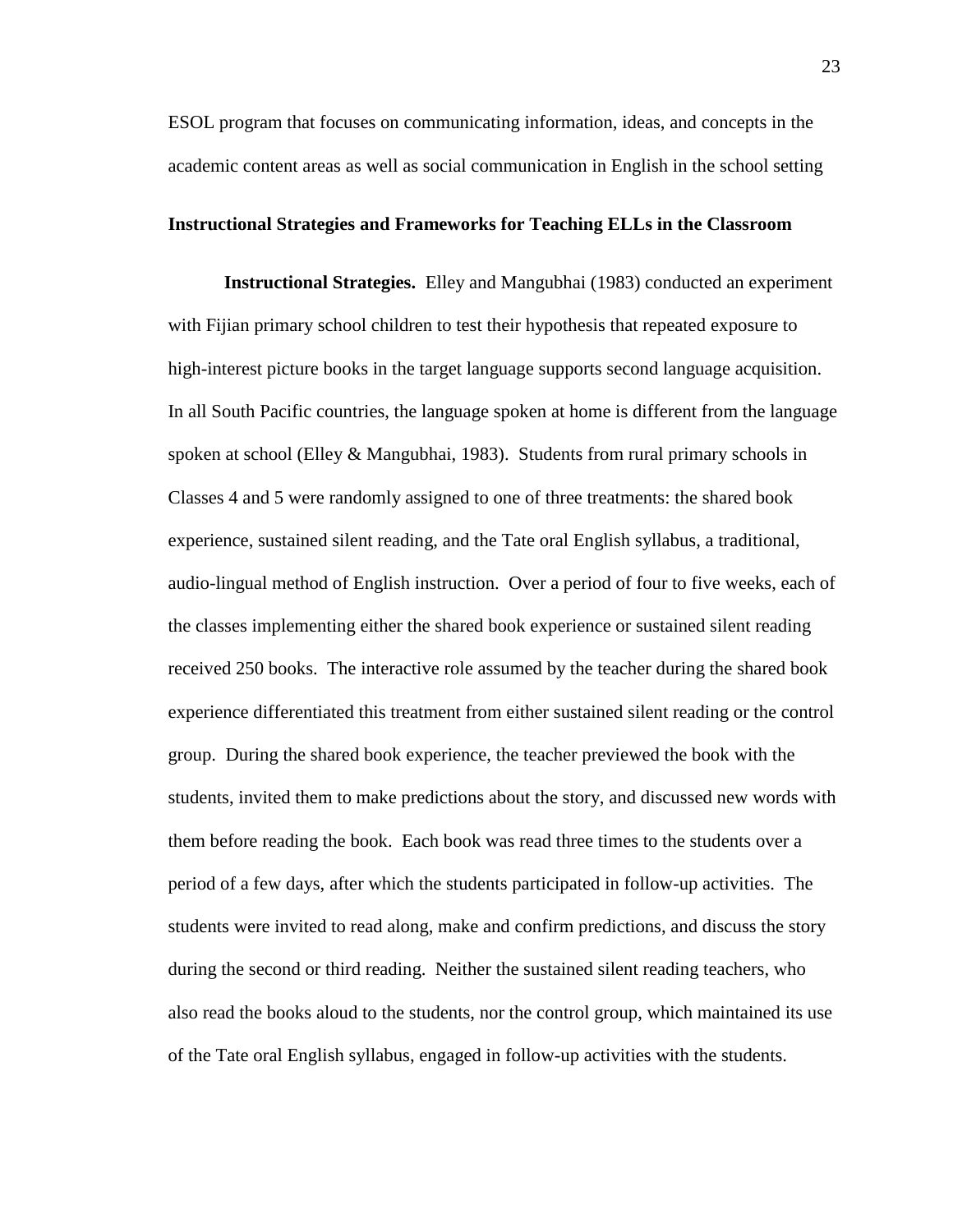ESOL program that focuses on communicating information, ideas, and concepts in the academic content areas as well as social communication in English in the school setting

## Instructional Strategies and Frameworks for Teaching ELLs in the Classroom

**Instructional Strategies.** Elley and Mangubhai (1983) conducted an experiment with Fijian primary school children to test their hypothesis that repeated exposure to high-interest picture books in the target language supports second language acquisition. In all South Pacific countries, the language spoken at home is different from the language spoken at school (Elley & Mangubhai, 1983). Students from rural primary schools in Classes 4 and 5 were randomly assigned to one of three treatments: the shared book experience, sustained silent reading, and the Tate oral English syllabus, a traditional, audio-lingual method of English instruction. Over a period of four to five weeks, each of the classes implementing either the shared book experience or sustained silent reading received 250 books. The interactive role assumed by the teacher during the shared book experience differentiated this treatment from either sustained silent reading or the control group. During the shared book experience, the teacher previewed the book with the students, invited them to make predictions about the story, and discussed new words with them before reading the book. Each book was read three times to the students over a period of a few days, after which the students participated in follow-up activities. The students were invited to read along, make and confirm predictions, and discuss the story during the second or third reading. Neither the sustained silent reading teachers, who also read the books aloud to the students, nor the control group, which maintained its use of the Tate oral English syllabus, engaged in follow-up activities with the students.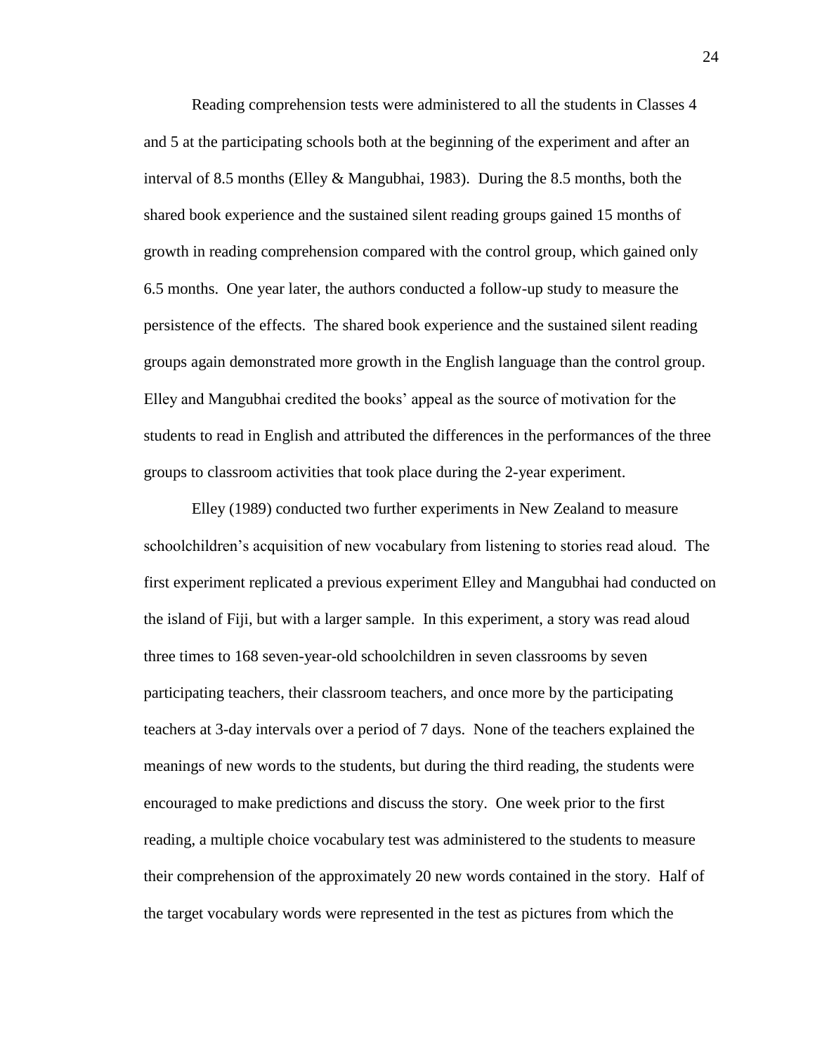Reading comprehension tests were administered to all the students in Classes 4 and 5 at the participating schools both at the beginning of the experiment and after an interval of 8.5 months (Elley & Mangubhai, 1983). During the 8.5 months, both the shared book experience and the sustained silent reading groups gained 15 months of growth in reading comprehension compared with the control group, which gained only 6.5 months. One year later, the authors conducted a follow-up study to measure the persistence of the effects. The shared book experience and the sustained silent reading groups again demonstrated more growth in the English language than the control group. Elley and Mangubhai credited the books' appeal as the source of motivation for the students to read in English and attributed the differences in the performances of the three groups to classroom activities that took place during the 2-year experiment.

Elley (1989) conducted two further experiments in New Zealand to measure schoolchildren's acquisition of new vocabulary from listening to stories read aloud. The first experiment replicated a previous experiment Elley and Mangubhai had conducted on the island of Fiji, but with a larger sample. In this experiment, a story was read aloud three times to 168 seven-year-old schoolchildren in seven classrooms by seven participating teachers, their classroom teachers, and once more by the participating teachers at 3-day intervals over a period of 7 days. None of the teachers explained the meanings of new words to the students, but during the third reading, the students were encouraged to make predictions and discuss the story. One week prior to the first reading, a multiple choice vocabulary test was administered to the students to measure their comprehension of the approximately 20 new words contained in the story. Half of the target vocabulary words were represented in the test as pictures from which the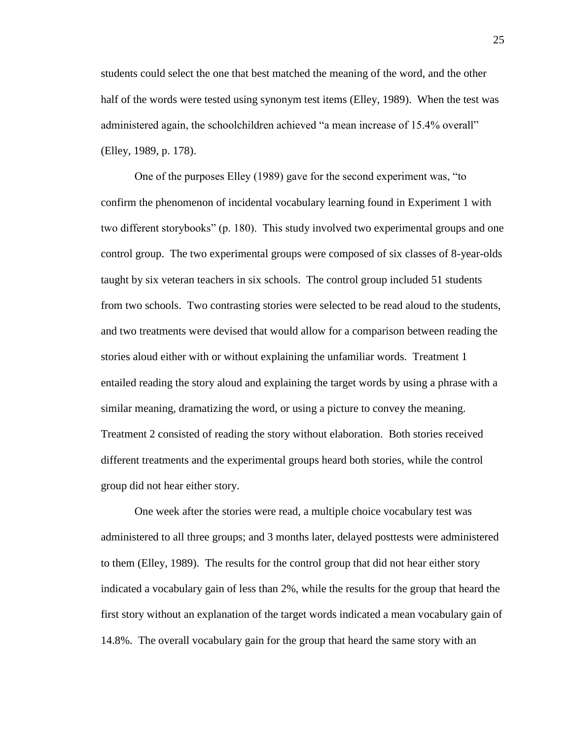students could select the one that best matched the meaning of the word, and the other half of the words were tested using synonym test items (Elley, 1989). When the test was administered again, the schoolchildren achieved “a mean increase of 15.4% overall” (Elley, 1989, p. 178).

One of the purposes Elley (1989) gave for the second experiment was, “to confirm the phenomenon of incidental vocabulary learning found in Experiment 1 with two different storybooks” (p. 180). This study involved two experimental groups and one control group. The two experimental groups were composed of six classes of 8-year-olds taught by six veteran teachers in six schools. The control group included 51 students from two schools. Two contrasting stories were selected to be read aloud to the students, and two treatments were devised that would allow for a comparison between reading the stories aloud either with or without explaining the unfamiliar words. Treatment 1 entailed reading the story aloud and explaining the target words by using a phrase with a similar meaning, dramatizing the word, or using a picture to convey the meaning. Treatment 2 consisted of reading the story without elaboration. Both stories received different treatments and the experimental groups heard both stories, while the control group did not hear either story.

One week after the stories were read, a multiple choice vocabulary test was administered to all three groups; and 3 months later, delayed posttests were administered to them (Elley, 1989). The results for the control group that did not hear either story indicated a vocabulary gain of less than 2%, while the results for the group that heard the first story without an explanation of the target words indicated a mean vocabulary gain of 14.8%. The overall vocabulary gain for the group that heard the same story with an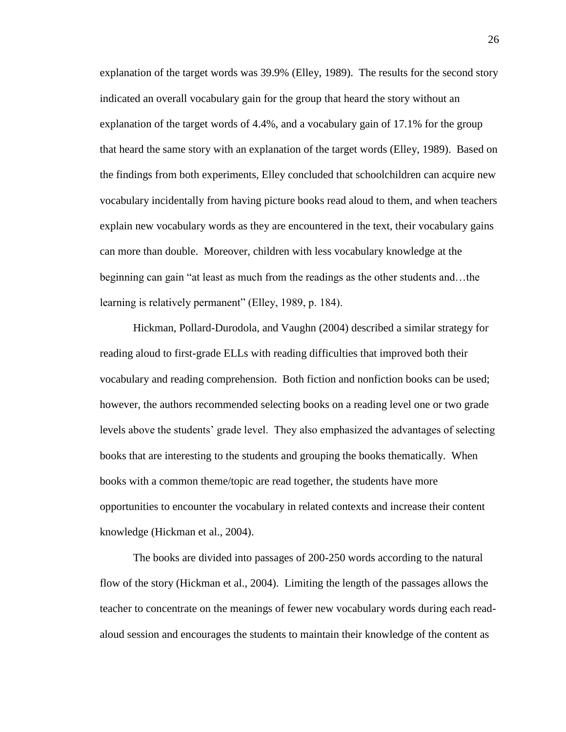explanation of the target words was 39.9% (Elley, 1989). The results for the second story indicated an overall vocabulary gain for the group that heard the story without an explanation of the target words of 4.4%, and a vocabulary gain of 17.1% for the group that heard the same story with an explanation of the target words (Elley, 1989). Based on the findings from both experiments, Elley concluded that schoolchildren can acquire new vocabulary incidentally from having picture books read aloud to them, and when teachers explain new vocabulary words as they are encountered in the text, their vocabulary gains can more than double. Moreover, children with less vocabulary knowledge at the beginning can gain "at least as much from the readings as the other students and…the learning is relatively permanent" (Elley, 1989, p. 184).

Hickman, Pollard-Durodola, and Vaughn (2004) described a similar strategy for reading aloud to first-grade ELLs with reading difficulties that improved both their vocabulary and reading comprehension. Both fiction and nonfiction books can be used; however, the authors recommended selecting books on a reading level one or two grade levels above the students' grade level. They also emphasized the advantages of selecting books that are interesting to the students and grouping the books thematically. When books with a common theme/topic are read together, the students have more opportunities to encounter the vocabulary in related contexts and increase their content knowledge (Hickman et al., 2004).

The books are divided into passages of 200-250 words according to the natural flow of the story (Hickman et al., 2004). Limiting the length of the passages allows the teacher to concentrate on the meanings of fewer new vocabulary words during each read-aloud session and encourages the students to maintain their knowledge of the content as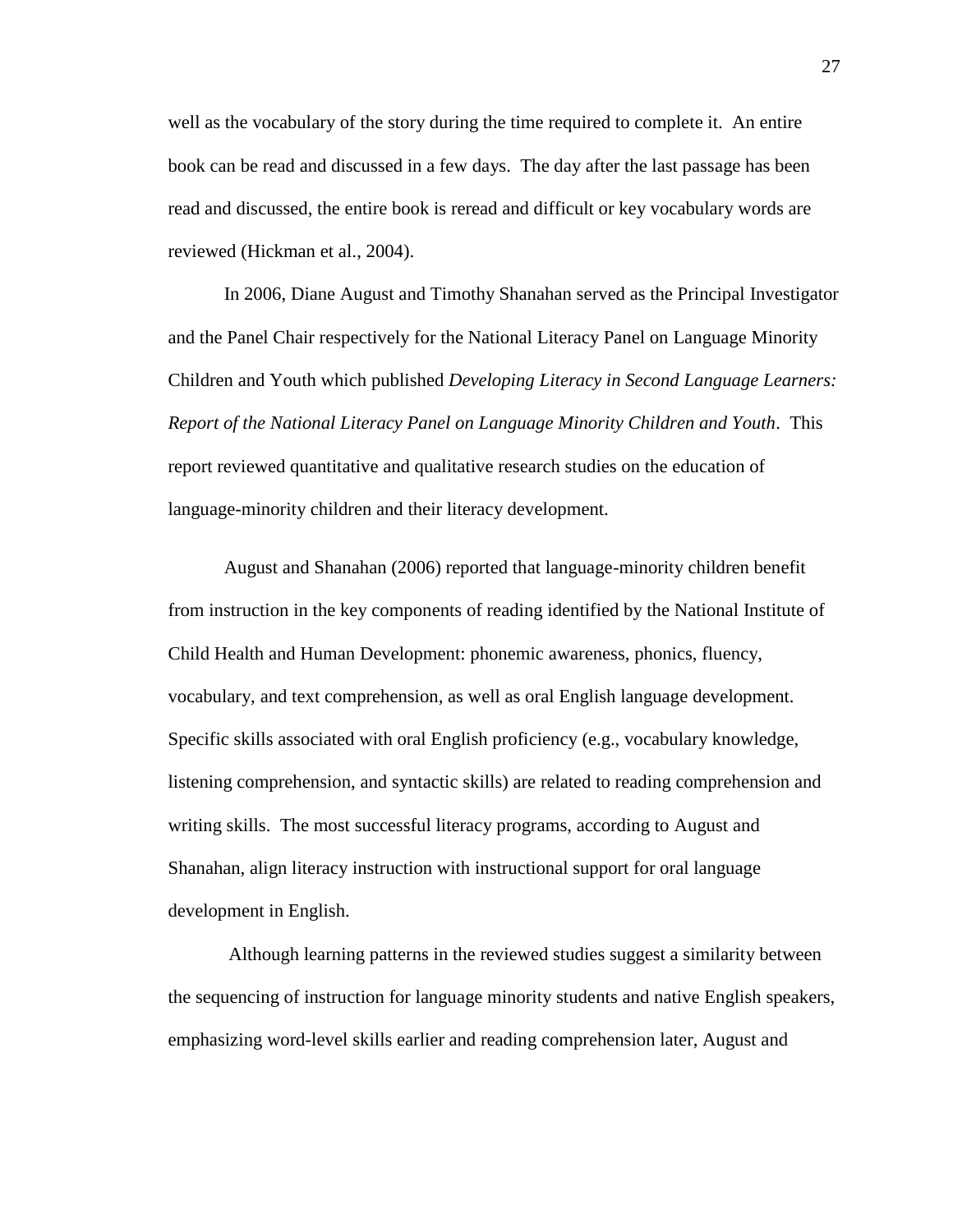well as the vocabulary of the story during the time required to complete it. An entire book can be read and discussed in a few days. The day after the last passage has been read and discussed, the entire book is reread and difficult or key vocabulary words are reviewed (Hickman et al., 2004).

In 2006, Diane August and Timothy Shanahan served as the Principal Investigator and the Panel Chair respectively for the National Literacy Panel on Language Minority Children and Youth which published *Developing Literacy in Second Language Learners: Report of the National Literacy Panel on Language Minority Children and Youth*. This report reviewed quantitative and qualitative research studies on the education of language-minority children and their literacy development.

August and Shanahan (2006) reported that language-minority children benefit from instruction in the key components of reading identified by the National Institute of Child Health and Human Development: phonemic awareness, phonics, fluency, vocabulary, and text comprehension, as well as oral English language development. Specific skills associated with oral English proficiency (e.g., vocabulary knowledge, listening comprehension, and syntactic skills) are related to reading comprehension and writing skills. The most successful literacy programs, according to August and Shanahan, align literacy instruction with instructional support for oral language development in English.

Although learning patterns in the reviewed studies suggest a similarity between the sequencing of instruction for language minority students and native English speakers, emphasizing word-level skills earlier and reading comprehension later, August and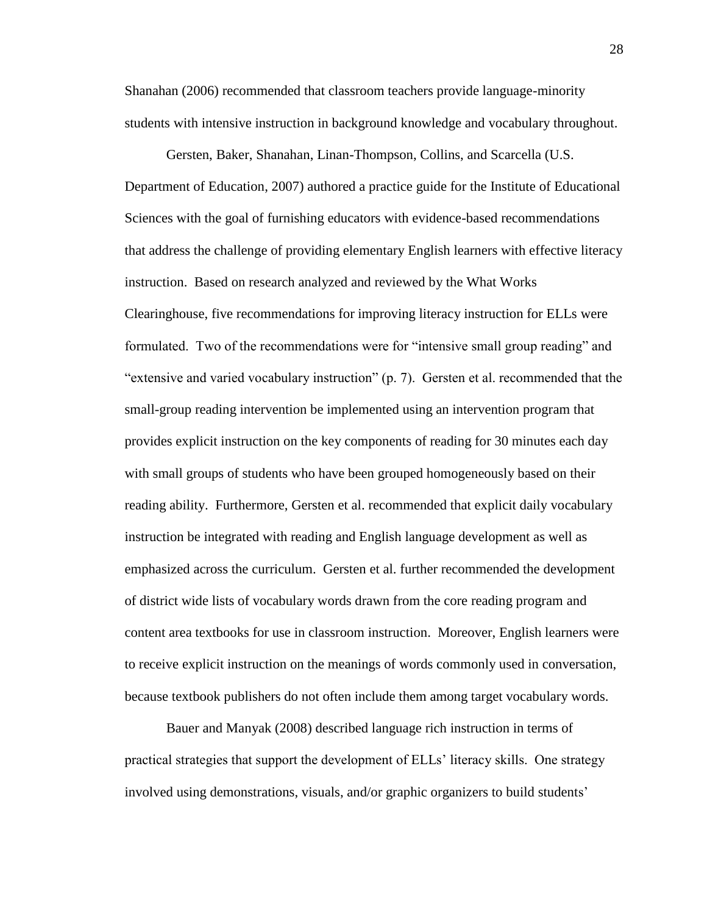Shanahan (2006) recommended that classroom teachers provide language-minority students with intensive instruction in background knowledge and vocabulary throughout.

Gersten, Baker, Shanahan, Linan-Thompson, Collins, and Scarcella (U.S. Department of Education, 2007) authored a practice guide for the Institute of Educational Sciences with the goal of furnishing educators with evidence-based recommendations that address the challenge of providing elementary English learners with effective literacy instruction. Based on research analyzed and reviewed by the What Works Clearinghouse, five recommendations for improving literacy instruction for ELLs were formulated. Two of the recommendations were for "intensive small group reading" and "extensive and varied vocabulary instruction" (p. 7). Gersten et al. recommended that the small-group reading intervention be implemented using an intervention program that provides explicit instruction on the key components of reading for 30 minutes each day with small groups of students who have been grouped homogeneously based on their reading ability. Furthermore, Gersten et al. recommended that explicit daily vocabulary instruction be integrated with reading and English language development as well as emphasized across the curriculum. Gersten et al. further recommended the development of district wide lists of vocabulary words drawn from the core reading program and content area textbooks for use in classroom instruction. Moreover, English learners were to receive explicit instruction on the meanings of words commonly used in conversation, because textbook publishers do not often include them among target vocabulary words.

Bauer and Manyak (2008) described language rich instruction in terms of practical strategies that support the development of ELLs' literacy skills. One strategy involved using demonstrations, visuals, and/or graphic organizers to build students'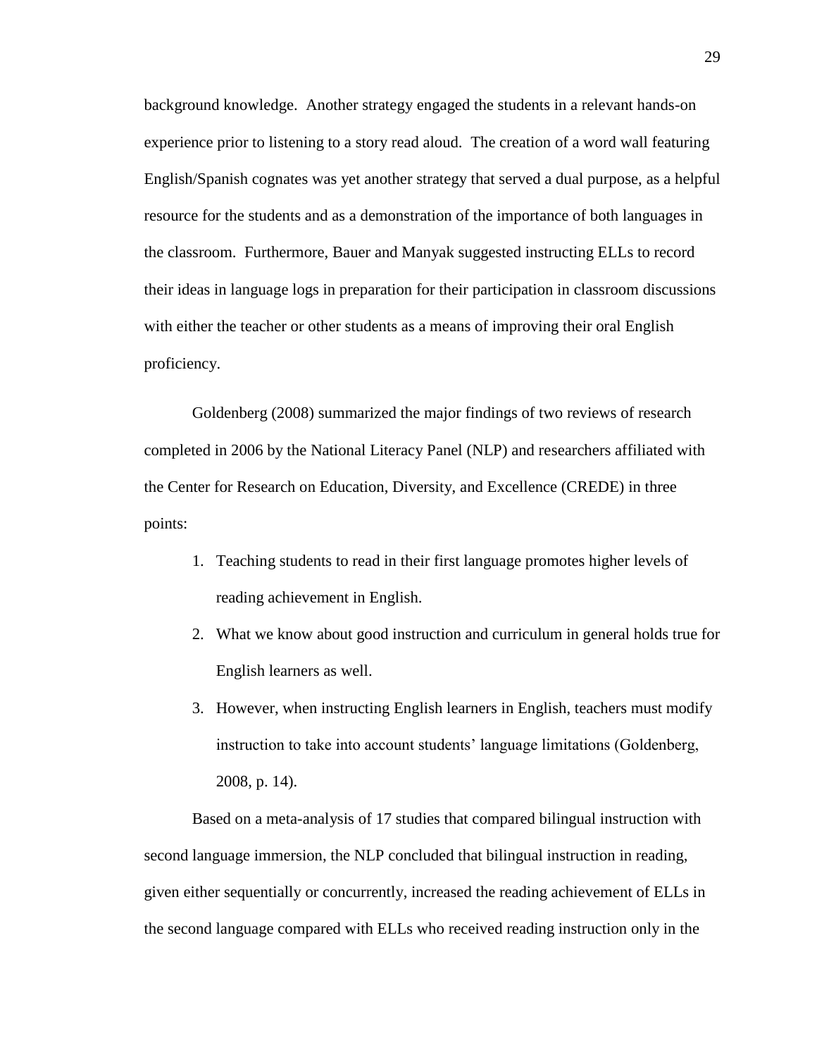background knowledge. Another strategy engaged the students in a relevant hands-on experience prior to listening to a story read aloud. The creation of a word wall featuring English/Spanish cognates was yet another strategy that served a dual purpose, as a helpful resource for the students and as a demonstration of the importance of both languages in the classroom. Furthermore, Bauer and Manyak suggested instructing ELLs to record their ideas in language logs in preparation for their participation in classroom discussions with either the teacher or other students as a means of improving their oral English proficiency.

Goldenberg (2008) summarized the major findings of two reviews of research completed in 2006 by the National Literacy Panel (NLP) and researchers affiliated with the Center for Research on Education, Diversity, and Excellence (CREDE) in three points:

1. Teaching students to read in their first language promotes higher levels of reading achievement in English.
2. What we know about good instruction and curriculum in general holds true for English learners as well.
3. However, when instructing English learners in English, teachers must modify instruction to take into account students' language limitations (Goldenberg, 2008, p. 14).

Based on a meta-analysis of 17 studies that compared bilingual instruction with second language immersion, the NLP concluded that bilingual instruction in reading, given either sequentially or concurrently, increased the reading achievement of ELLs in the second language compared with ELLs who received reading instruction only in the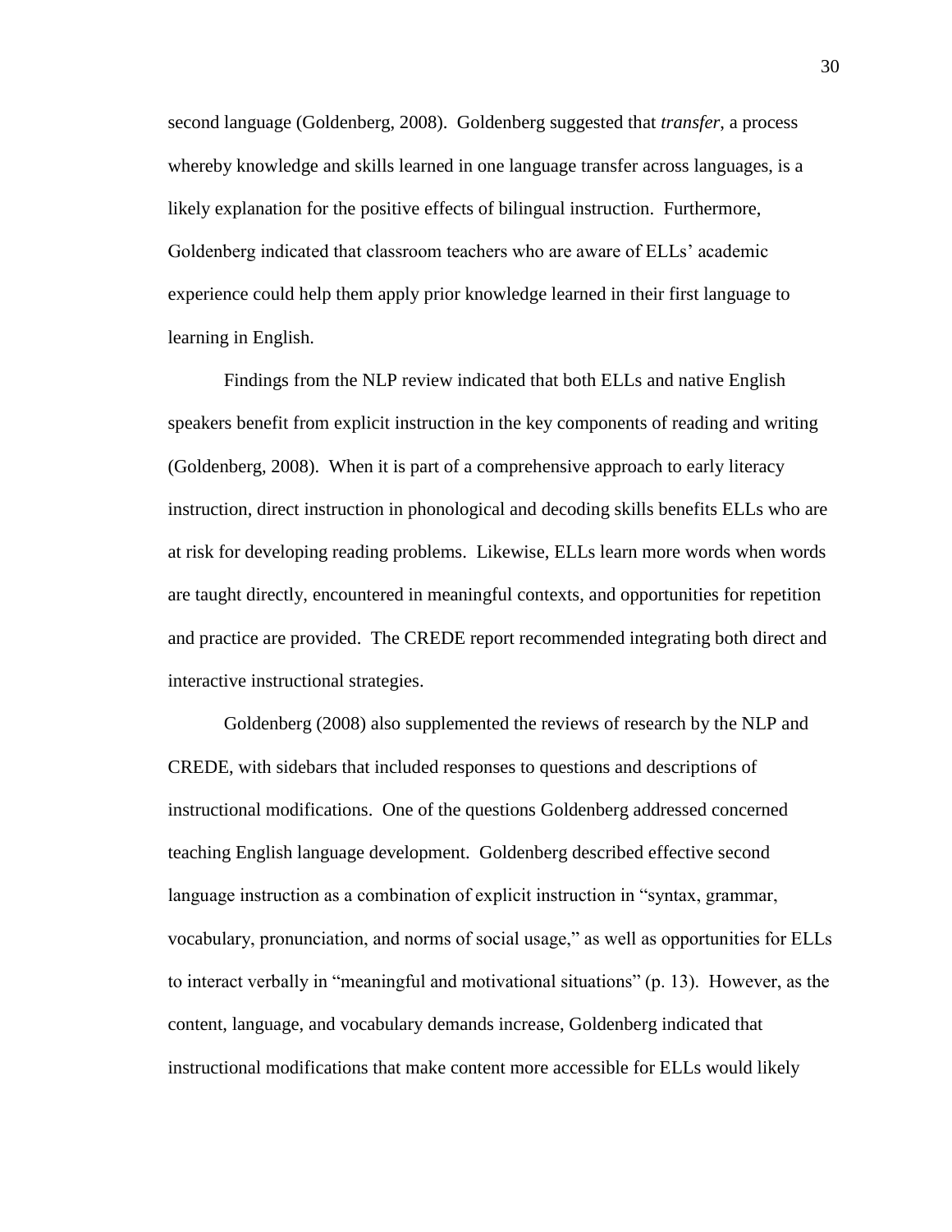second language (Goldenberg, 2008). Goldenberg suggested that *transfer*, a process whereby knowledge and skills learned in one language transfer across languages, is a likely explanation for the positive effects of bilingual instruction. Furthermore, Goldenberg indicated that classroom teachers who are aware of ELLs' academic experience could help them apply prior knowledge learned in their first language to learning in English.

Findings from the NLP review indicated that both ELLs and native English speakers benefit from explicit instruction in the key components of reading and writing (Goldenberg, 2008). When it is part of a comprehensive approach to early literacy instruction, direct instruction in phonological and decoding skills benefits ELLs who are at risk for developing reading problems. Likewise, ELLs learn more words when words are taught directly, encountered in meaningful contexts, and opportunities for repetition and practice are provided. The CREDE report recommended integrating both direct and interactive instructional strategies.

Goldenberg (2008) also supplemented the reviews of research by the NLP and CREDE, with sidebars that included responses to questions and descriptions of instructional modifications. One of the questions Goldenberg addressed concerned teaching English language development. Goldenberg described effective second language instruction as a combination of explicit instruction in "syntax, grammar, vocabulary, pronunciation, and norms of social usage," as well as opportunities for ELLs to interact verbally in "meaningful and motivational situations" (p. 13). However, as the content, language, and vocabulary demands increase, Goldenberg indicated that instructional modifications that make content more accessible for ELLs would likely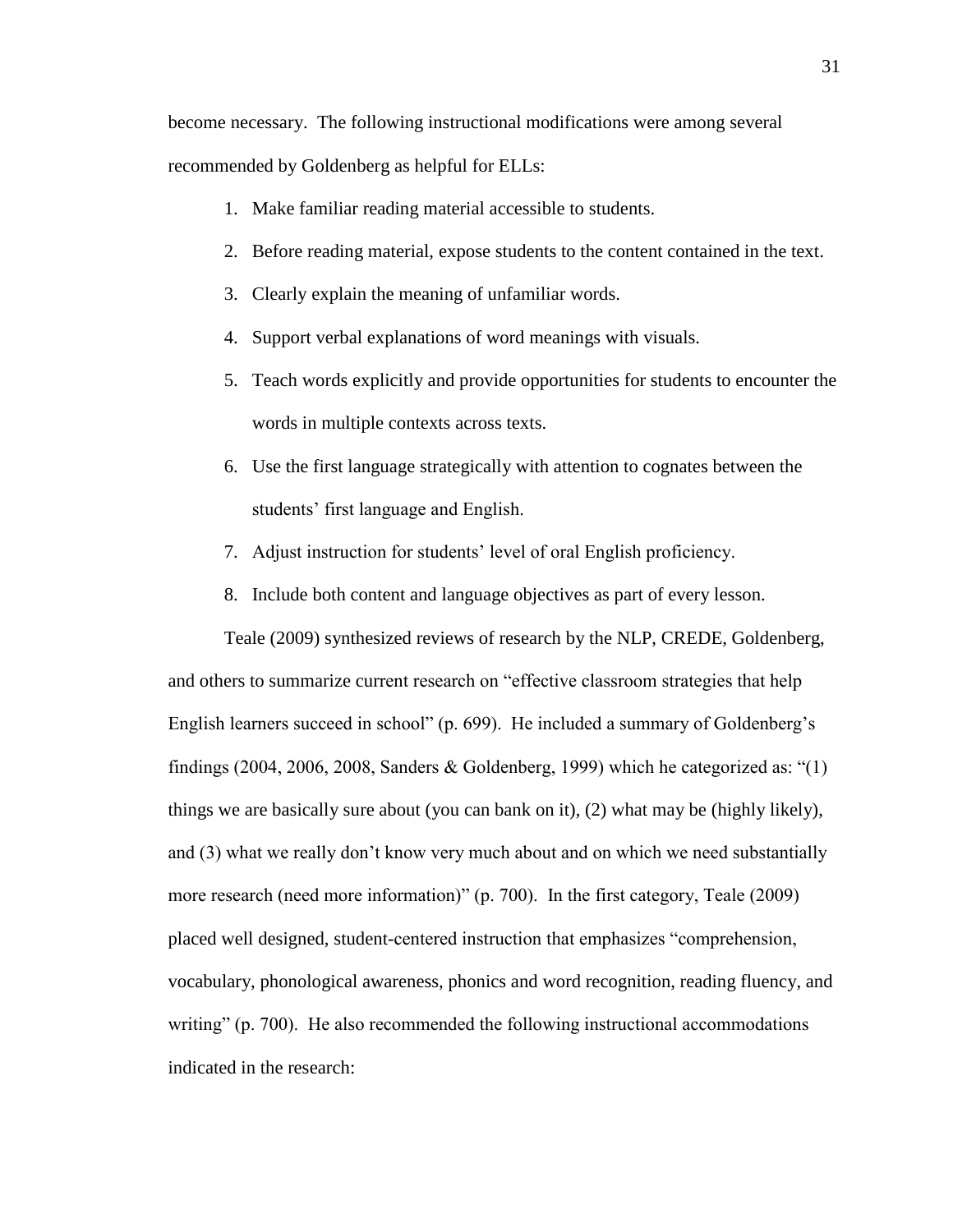become necessary. The following instructional modifications were among several recommended by Goldenberg as helpful for ELLs:

1. Make familiar reading material accessible to students.
2. Before reading material, expose students to the content contained in the text.
3. Clearly explain the meaning of unfamiliar words.
4. Support verbal explanations of word meanings with visuals.
5. Teach words explicitly and provide opportunities for students to encounter the words in multiple contexts across texts.
6. Use the first language strategically with attention to cognates between the students' first language and English.
7. Adjust instruction for students' level of oral English proficiency.
8. Include both content and language objectives as part of every lesson.

Teale (2009) synthesized reviews of research by the NLP, CREDE, Goldenberg, and others to summarize current research on "effective classroom strategies that help English learners succeed in school" (p. 699). He included a summary of Goldenberg's findings (2004, 2006, 2008, Sanders & Goldenberg, 1999) which he categorized as: "(1) things we are basically sure about (you can bank on it), (2) what may be (highly likely), and (3) what we really don't know very much about and on which we need substantially more research (need more information)" (p. 700). In the first category, Teale (2009) placed well designed, student-centered instruction that emphasizes "comprehension, vocabulary, phonological awareness, phonics and word recognition, reading fluency, and writing" (p. 700). He also recommended the following instructional accommodations indicated in the research: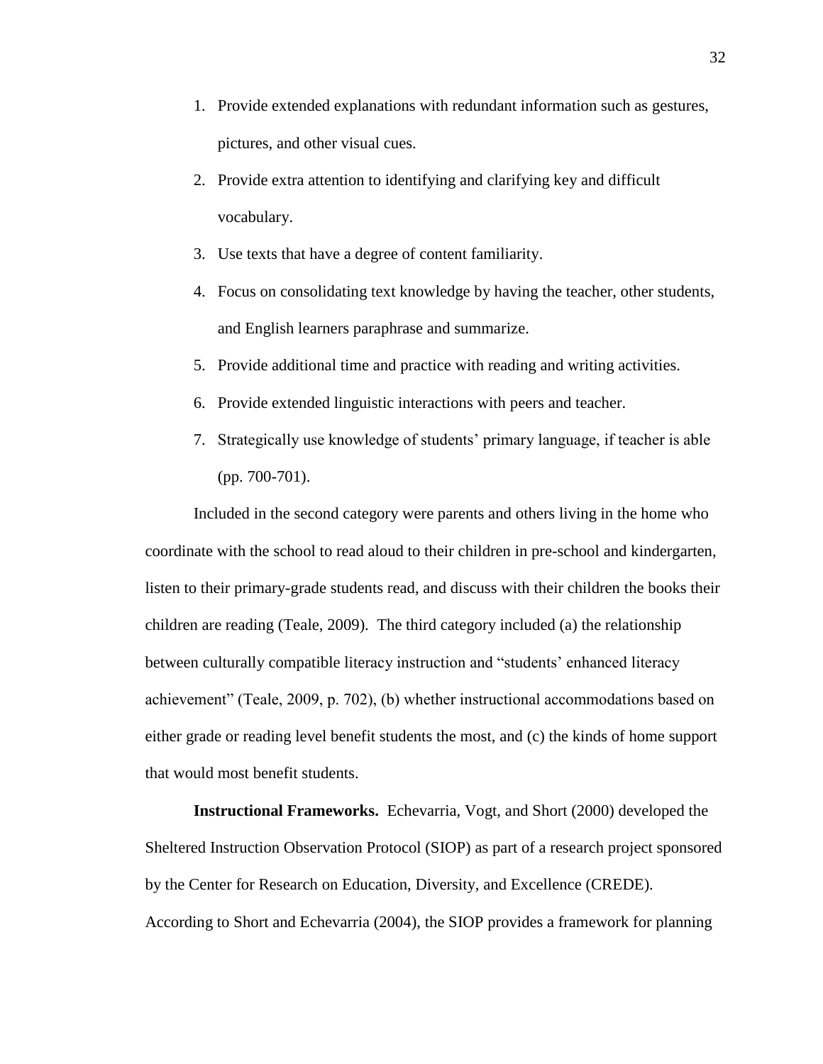1. Provide extended explanations with redundant information such as gestures, pictures, and other visual cues.
2. Provide extra attention to identifying and clarifying key and difficult vocabulary.
3. Use texts that have a degree of content familiarity.
4. Focus on consolidating text knowledge by having the teacher, other students, and English learners paraphrase and summarize.
5. Provide additional time and practice with reading and writing activities.
6. Provide extended linguistic interactions with peers and teacher.
7. Strategically use knowledge of students' primary language, if teacher is able (pp. 700-701).

Included in the second category were parents and others living in the home who coordinate with the school to read aloud to their children in pre-school and kindergarten, listen to their primary-grade students read, and discuss with their children the books their children are reading (Teale, 2009). The third category included (a) the relationship between culturally compatible literacy instruction and "students' enhanced literacy achievement" (Teale, 2009, p. 702), (b) whether instructional accommodations based on either grade or reading level benefit students the most, and (c) the kinds of home support that would most benefit students.

**Instructional Frameworks.** Echevarria, Vogt, and Short (2000) developed the Sheltered Instruction Observation Protocol (SIOP) as part of a research project sponsored by the Center for Research on Education, Diversity, and Excellence (CREDE). According to Short and Echevarria (2004), the SIOP provides a framework for planning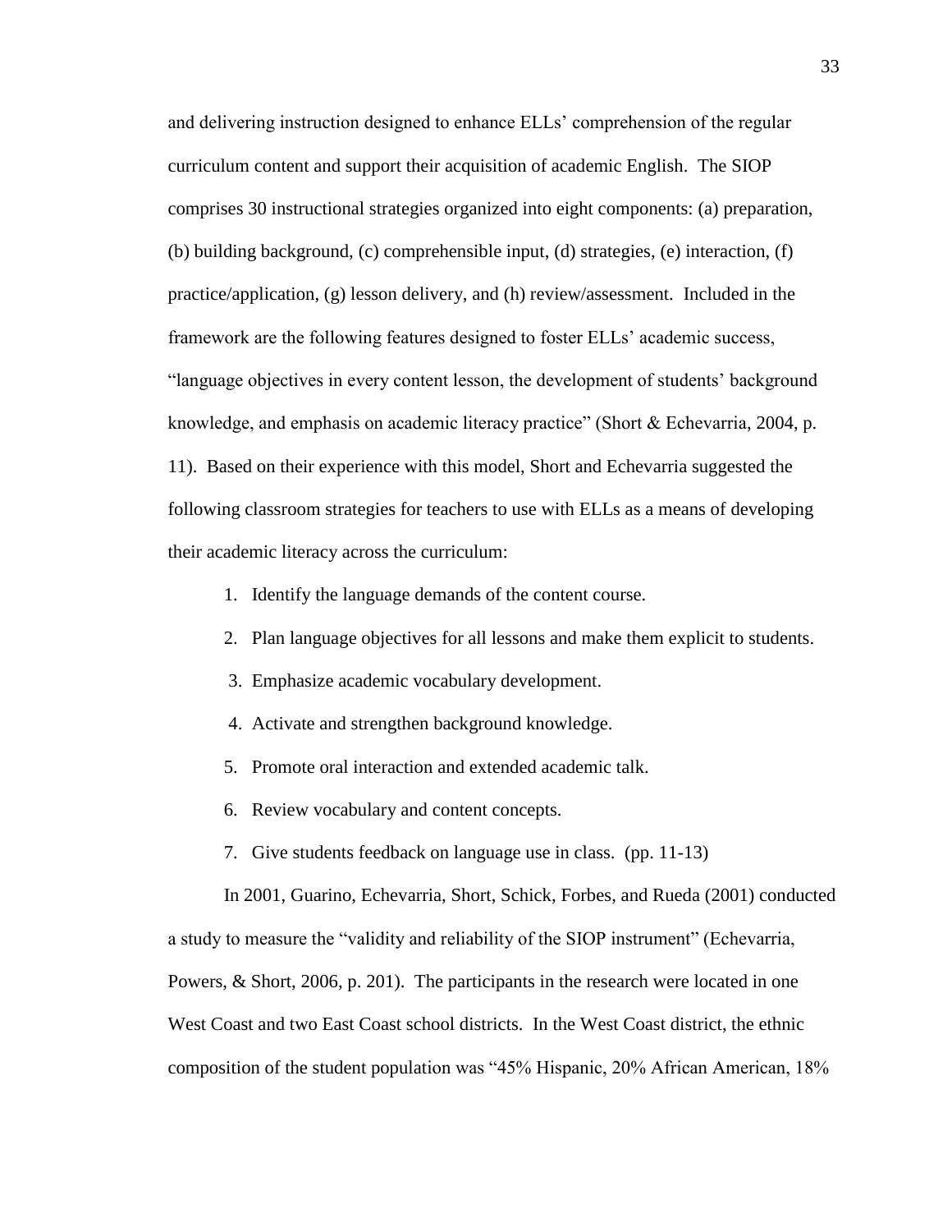and delivering instruction designed to enhance ELLs' comprehension of the regular curriculum content and support their acquisition of academic English. The SIOP comprises 30 instructional strategies organized into eight components: (a) preparation, (b) building background, (c) comprehensible input, (d) strategies, (e) interaction, (f) practice/application, (g) lesson delivery, and (h) review/assessment. Included in the framework are the following features designed to foster ELLs' academic success, "language objectives in every content lesson, the development of students' background knowledge, and emphasis on academic literacy practice" (Short & Echevarria, 2004, p. 11). Based on their experience with this model, Short and Echevarria suggested the following classroom strategies for teachers to use with ELLs as a means of developing their academic literacy across the curriculum:

1. Identify the language demands of the content course.
2. Plan language objectives for all lessons and make them explicit to students.
3. Emphasize academic vocabulary development.
4. Activate and strengthen background knowledge.
5. Promote oral interaction and extended academic talk.
6. Review vocabulary and content concepts.
7. Give students feedback on language use in class. (pp. 11-13)

In 2001, Guarino, Echevarria, Short, Schick, Forbes, and Rueda (2001) conducted a study to measure the "validity and reliability of the SIOP instrument" (Echevarria, Powers, & Short, 2006, p. 201). The participants in the research were located in one West Coast and two East Coast school districts. In the West Coast district, the ethnic composition of the student population was "45% Hispanic, 20% African American, 18%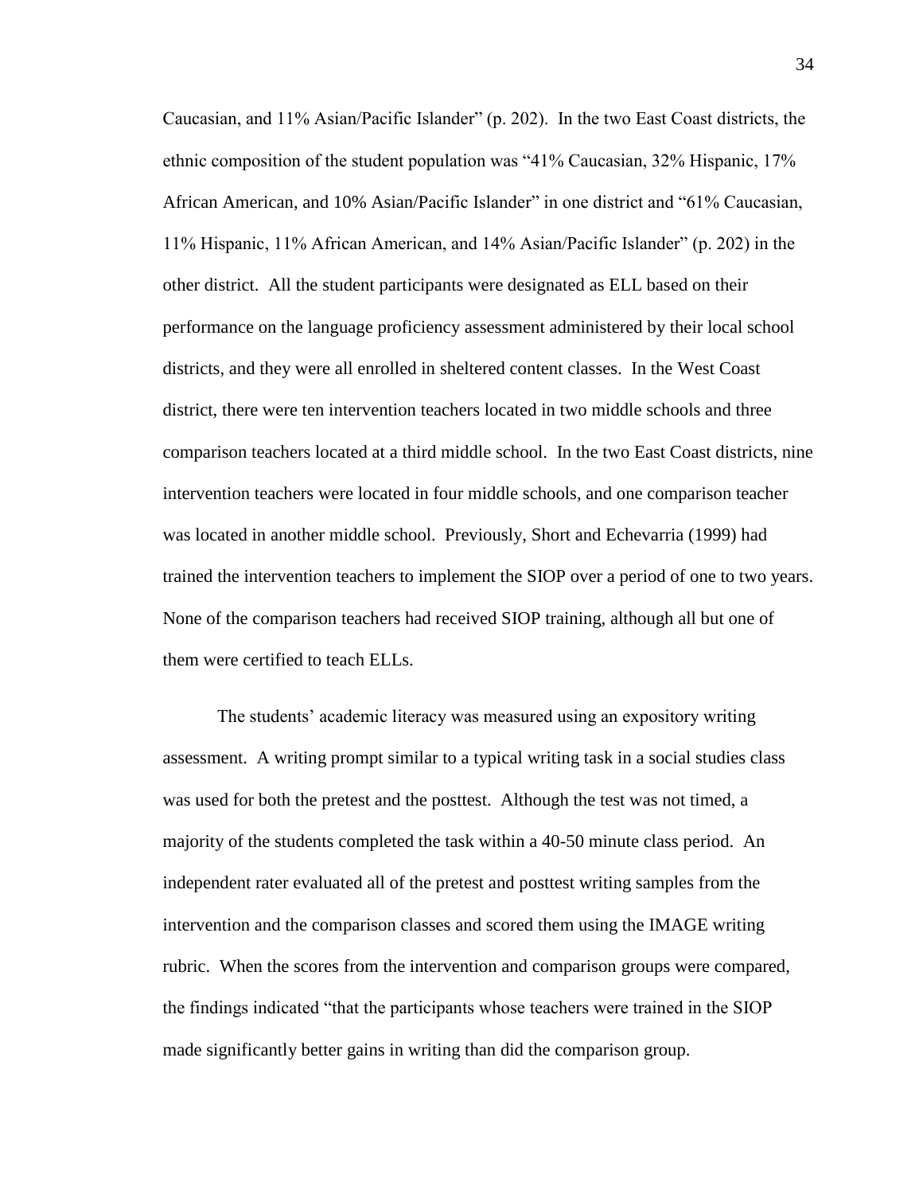Caucasian, and 11% Asian/Pacific Islander" (p. 202). In the two East Coast districts, the ethnic composition of the student population was "41% Caucasian, 32% Hispanic, 17% African American, and 10% Asian/Pacific Islander" in one district and "61% Caucasian, 11% Hispanic, 11% African American, and 14% Asian/Pacific Islander" (p. 202) in the other district. All the student participants were designated as ELL based on their performance on the language proficiency assessment administered by their local school districts, and they were all enrolled in sheltered content classes. In the West Coast district, there were ten intervention teachers located in two middle schools and three comparison teachers located at a third middle school. In the two East Coast districts, nine intervention teachers were located in four middle schools, and one comparison teacher was located in another middle school. Previously, Short and Echevarria (1999) had trained the intervention teachers to implement the SIOP over a period of one to two years. None of the comparison teachers had received SIOP training, although all but one of them were certified to teach ELLs.

The students' academic literacy was measured using an expository writing assessment. A writing prompt similar to a typical writing task in a social studies class was used for both the pretest and the posttest. Although the test was not timed, a majority of the students completed the task within a 40-50 minute class period. An independent rater evaluated all of the pretest and posttest writing samples from the intervention and the comparison classes and scored them using the IMAGE writing rubric. When the scores from the intervention and comparison groups were compared, the findings indicated "that the participants whose teachers were trained in the SIOP made significantly better gains in writing than did the comparison group.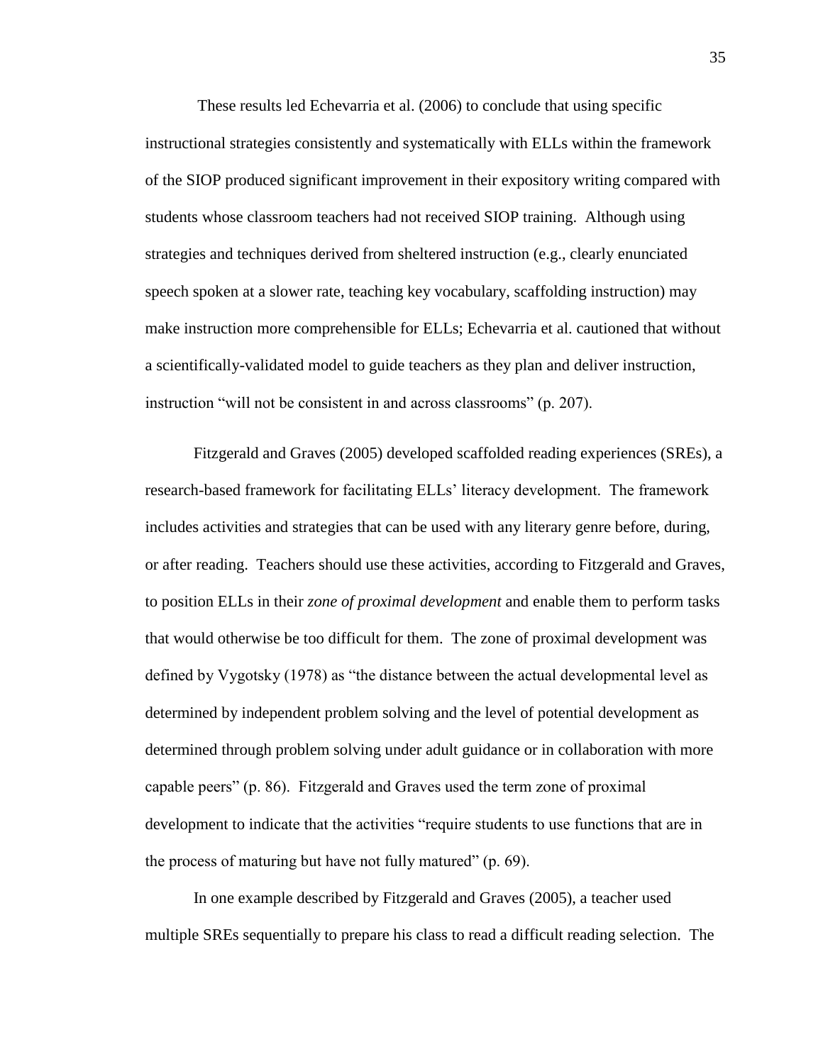These results led Echevarria et al. (2006) to conclude that using specific instructional strategies consistently and systematically with ELLs within the framework of the SIOP produced significant improvement in their expository writing compared with students whose classroom teachers had not received SIOP training. Although using strategies and techniques derived from sheltered instruction (e.g., clearly enunciated speech spoken at a slower rate, teaching key vocabulary, scaffolding instruction) may make instruction more comprehensible for ELLs; Echevarria et al. cautioned that without a scientifically-validated model to guide teachers as they plan and deliver instruction, instruction "will not be consistent in and across classrooms" (p. 207).

Fitzgerald and Graves (2005) developed scaffolded reading experiences (SREs), a research-based framework for facilitating ELLs' literacy development. The framework includes activities and strategies that can be used with any literary genre before, during, or after reading. Teachers should use these activities, according to Fitzgerald and Graves, to position ELLs in their *zone of proximal development* and enable them to perform tasks that would otherwise be too difficult for them. The zone of proximal development was defined by Vygotsky (1978) as "the distance between the actual developmental level as determined by independent problem solving and the level of potential development as determined through problem solving under adult guidance or in collaboration with more capable peers" (p. 86). Fitzgerald and Graves used the term zone of proximal development to indicate that the activities "require students to use functions that are in the process of maturing but have not fully matured" (p. 69).

In one example described by Fitzgerald and Graves (2005), a teacher used multiple SREs sequentially to prepare his class to read a difficult reading selection. The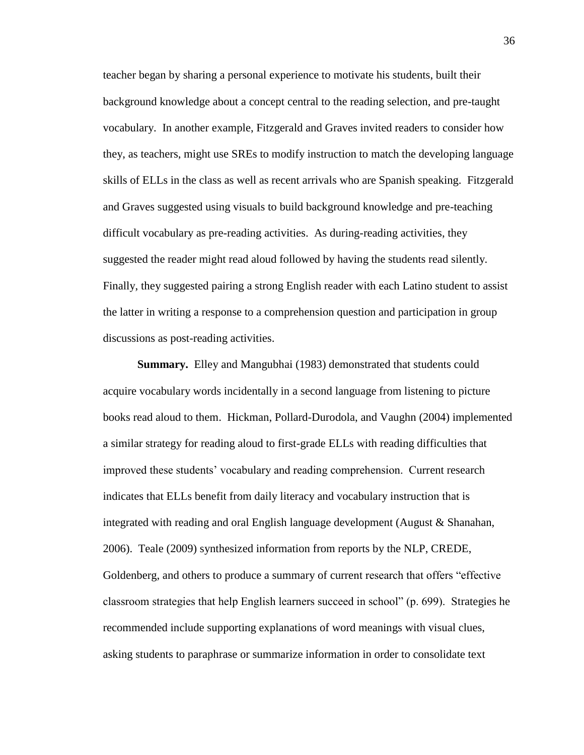teacher began by sharing a personal experience to motivate his students, built their background knowledge about a concept central to the reading selection, and pre-taught vocabulary. In another example, Fitzgerald and Graves invited readers to consider how they, as teachers, might use SREs to modify instruction to match the developing language skills of ELLs in the class as well as recent arrivals who are Spanish speaking. Fitzgerald and Graves suggested using visuals to build background knowledge and pre-teaching difficult vocabulary as pre-reading activities. As during-reading activities, they suggested the reader might read aloud followed by having the students read silently. Finally, they suggested pairing a strong English reader with each Latino student to assist the latter in writing a response to a comprehension question and participation in group discussions as post-reading activities.

**Summary.** Elley and Mangubhai (1983) demonstrated that students could acquire vocabulary words incidentally in a second language from listening to picture books read aloud to them. Hickman, Pollard-Durodola, and Vaughn (2004) implemented a similar strategy for reading aloud to first-grade ELLs with reading difficulties that improved these students' vocabulary and reading comprehension. Current research indicates that ELLs benefit from daily literacy and vocabulary instruction that is integrated with reading and oral English language development (August & Shanahan, 2006). Teale (2009) synthesized information from reports by the NLP, CREDE, Goldenberg, and others to produce a summary of current research that offers "effective classroom strategies that help English learners succeed in school" (p. 699). Strategies he recommended include supporting explanations of word meanings with visual clues, asking students to paraphrase or summarize information in order to consolidate text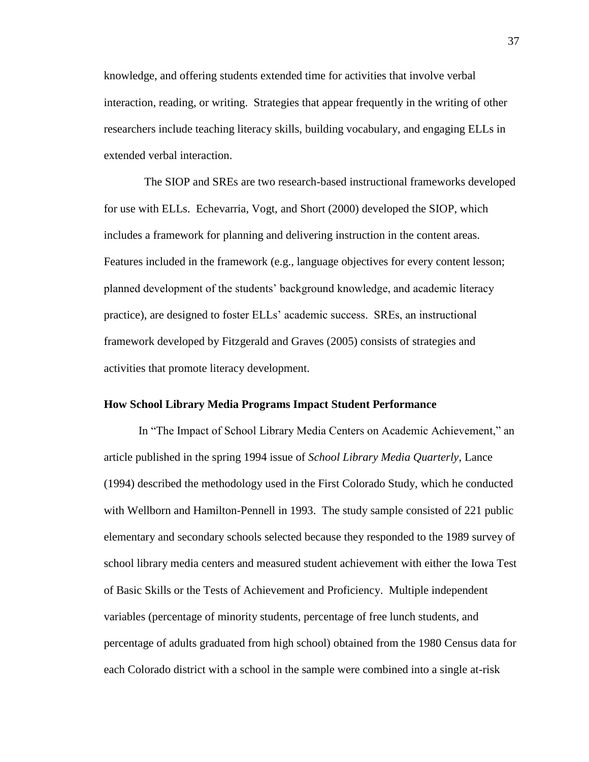knowledge, and offering students extended time for activities that involve verbal interaction, reading, or writing. Strategies that appear frequently in the writing of other researchers include teaching literacy skills, building vocabulary, and engaging ELLs in extended verbal interaction.

The SIOP and SREs are two research-based instructional frameworks developed for use with ELLs. Echevarria, Vogt, and Short (2000) developed the SIOP, which includes a framework for planning and delivering instruction in the content areas. Features included in the framework (e.g., language objectives for every content lesson; planned development of the students' background knowledge, and academic literacy practice), are designed to foster ELLs' academic success. SREs, an instructional framework developed by Fitzgerald and Graves (2005) consists of strategies and activities that promote literacy development.

**How School Library Media Programs Impact Student Performance**

In "The Impact of School Library Media Centers on Academic Achievement," an article published in the spring 1994 issue of *School Library Media Quarterly*, Lance (1994) described the methodology used in the First Colorado Study, which he conducted with Wellborn and Hamilton-Pennell in 1993. The study sample consisted of 221 public elementary and secondary schools selected because they responded to the 1989 survey of school library media centers and measured student achievement with either the Iowa Test of Basic Skills or the Tests of Achievement and Proficiency. Multiple independent variables (percentage of minority students, percentage of free lunch students, and percentage of adults graduated from high school) obtained from the 1980 Census data for each Colorado district with a school in the sample were combined into a single at-risk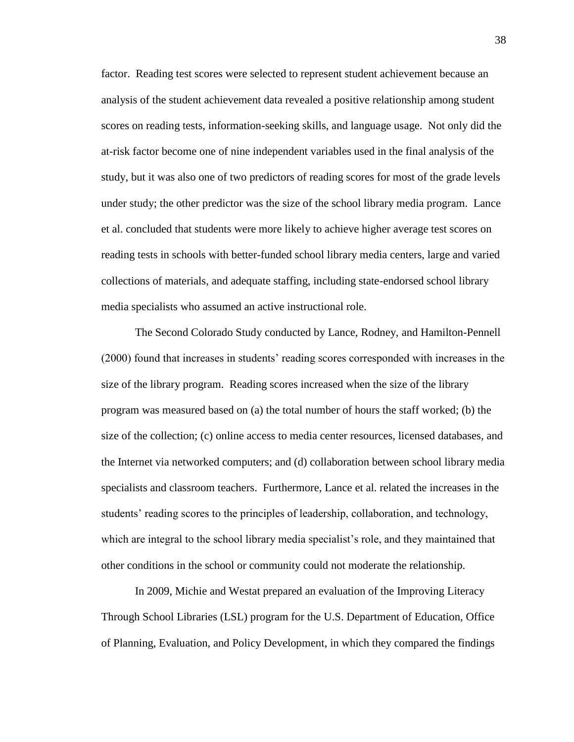factor. Reading test scores were selected to represent student achievement because an analysis of the student achievement data revealed a positive relationship among student scores on reading tests, information-seeking skills, and language usage. Not only did the at-risk factor become one of nine independent variables used in the final analysis of the study, but it was also one of two predictors of reading scores for most of the grade levels under study; the other predictor was the size of the school library media program. Lance et al. concluded that students were more likely to achieve higher average test scores on reading tests in schools with better-funded school library media centers, large and varied collections of materials, and adequate staffing, including state-endorsed school library media specialists who assumed an active instructional role.

The Second Colorado Study conducted by Lance, Rodney, and Hamilton-Pennell (2000) found that increases in students' reading scores corresponded with increases in the size of the library program. Reading scores increased when the size of the library program was measured based on (a) the total number of hours the staff worked; (b) the size of the collection; (c) online access to media center resources, licensed databases, and the Internet via networked computers; and (d) collaboration between school library media specialists and classroom teachers. Furthermore, Lance et al. related the increases in the students' reading scores to the principles of leadership, collaboration, and technology, which are integral to the school library media specialist's role, and they maintained that other conditions in the school or community could not moderate the relationship.

In 2009, Michie and Westat prepared an evaluation of the Improving Literacy Through School Libraries (LSL) program for the U.S. Department of Education, Office of Planning, Evaluation, and Policy Development, in which they compared the findings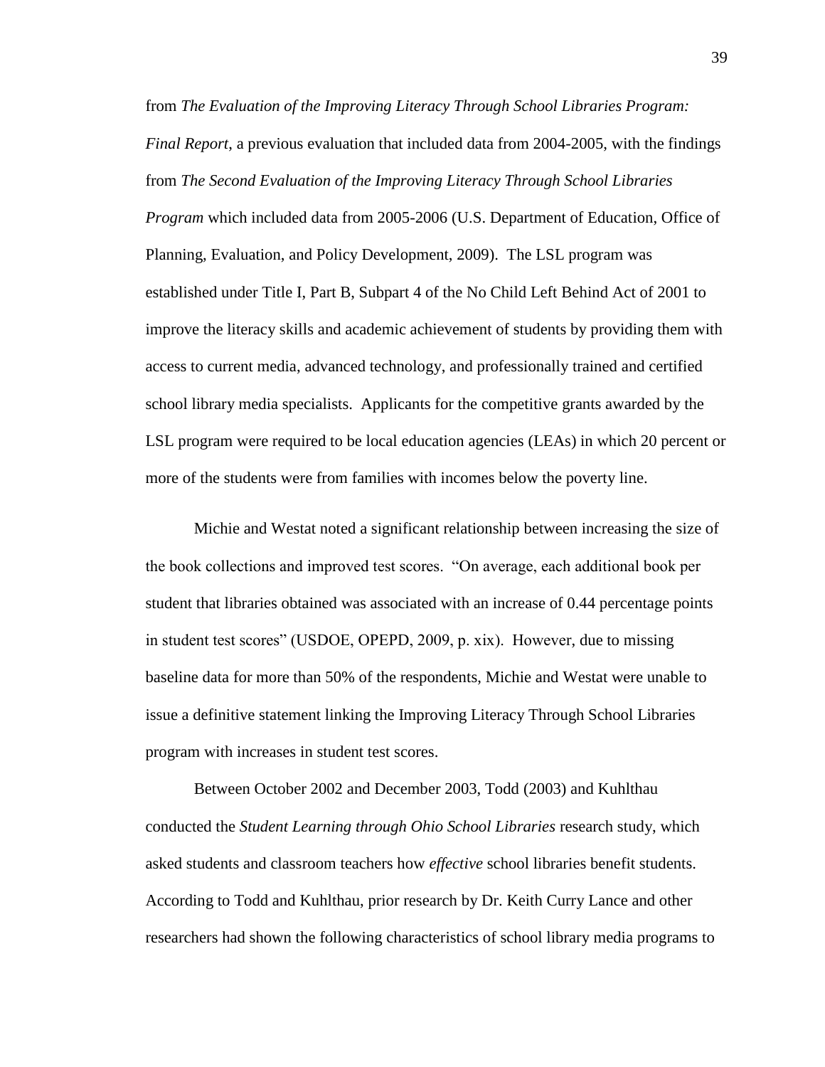from *The Evaluation of the Improving Literacy Through School Libraries Program: Final Report*, a previous evaluation that included data from 2004-2005, with the findings from *The Second Evaluation of the Improving Literacy Through School Libraries Program* which included data from 2005-2006 (U.S. Department of Education, Office of Planning, Evaluation, and Policy Development, 2009). The LSL program was established under Title I, Part B, Subpart 4 of the No Child Left Behind Act of 2001 to improve the literacy skills and academic achievement of students by providing them with access to current media, advanced technology, and professionally trained and certified school library media specialists. Applicants for the competitive grants awarded by the LSL program were required to be local education agencies (LEAs) in which 20 percent or more of the students were from families with incomes below the poverty line.

Michie and Westat noted a significant relationship between increasing the size of the book collections and improved test scores. "On average, each additional book per student that libraries obtained was associated with an increase of 0.44 percentage points in student test scores" (USDOE, OPEPD, 2009, p. xix). However, due to missing baseline data for more than 50% of the respondents, Michie and Westat were unable to issue a definitive statement linking the Improving Literacy Through School Libraries program with increases in student test scores.

Between October 2002 and December 2003, Todd (2003) and Kuhlthau conducted the *Student Learning through Ohio School Libraries* research study, which asked students and classroom teachers how *effective* school libraries benefit students. According to Todd and Kuhlthau, prior research by Dr. Keith Curry Lance and other researchers had shown the following characteristics of school library media programs to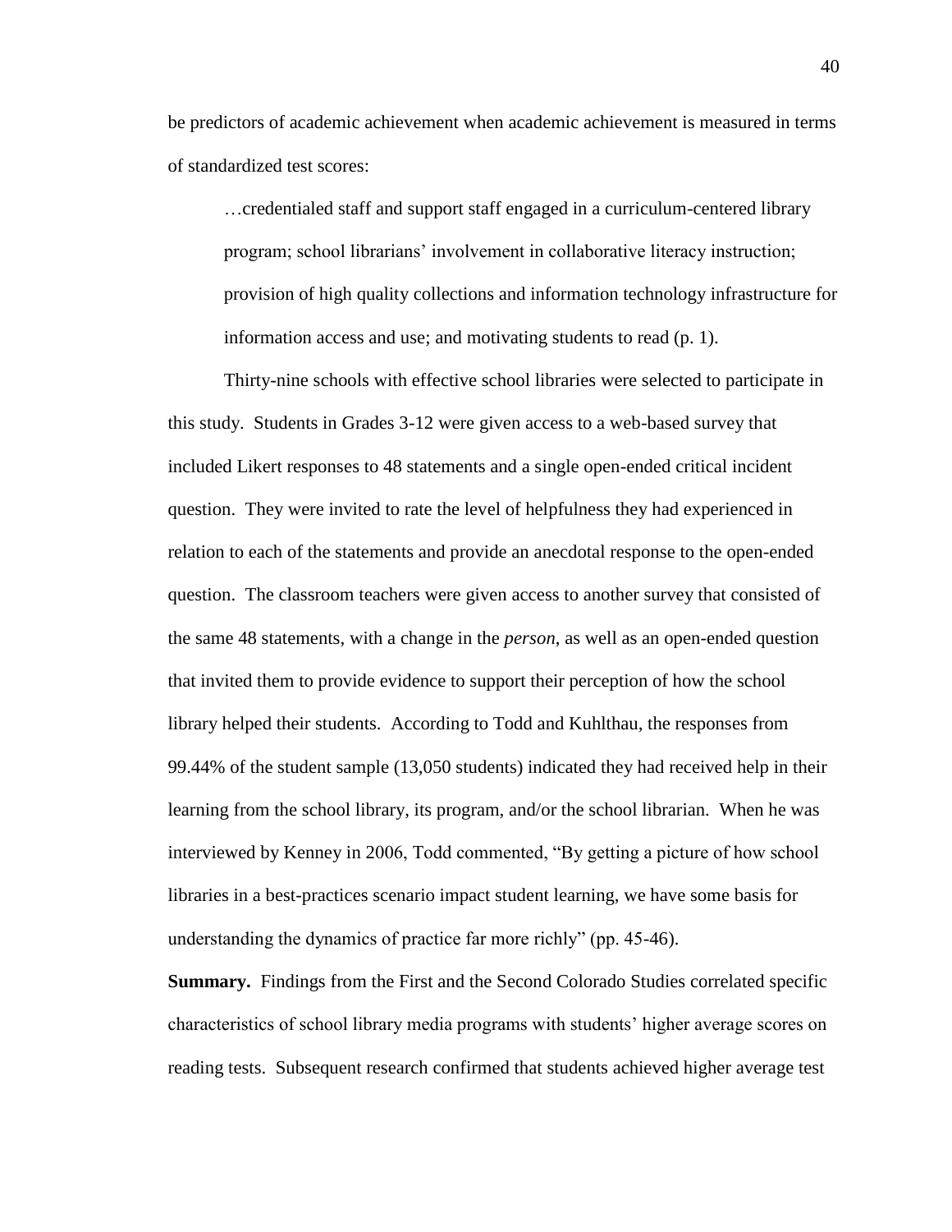be predictors of academic achievement when academic achievement is measured in terms of standardized test scores:

> …credentialed staff and support staff engaged in a curriculum-centered library program; school librarians' involvement in collaborative literacy instruction; provision of high quality collections and information technology infrastructure for information access and use; and motivating students to read (p. 1).

Thirty-nine schools with effective school libraries were selected to participate in this study. Students in Grades 3-12 were given access to a web-based survey that included Likert responses to 48 statements and a single open-ended critical incident question. They were invited to rate the level of helpfulness they had experienced in relation to each of the statements and provide an anecdotal response to the open-ended question. The classroom teachers were given access to another survey that consisted of the same 48 statements, with a change in the *person*, as well as an open-ended question that invited them to provide evidence to support their perception of how the school library helped their students. According to Todd and Kuhlthau, the responses from 99.44% of the student sample (13,050 students) indicated they had received help in their learning from the school library, its program, and/or the school librarian. When he was interviewed by Kenney in 2006, Todd commented, "By getting a picture of how school libraries in a best-practices scenario impact student learning, we have some basis for understanding the dynamics of practice far more richly" (pp. 45-46).

**Summary.** Findings from the First and the Second Colorado Studies correlated specific characteristics of school library media programs with students' higher average scores on reading tests. Subsequent research confirmed that students achieved higher average test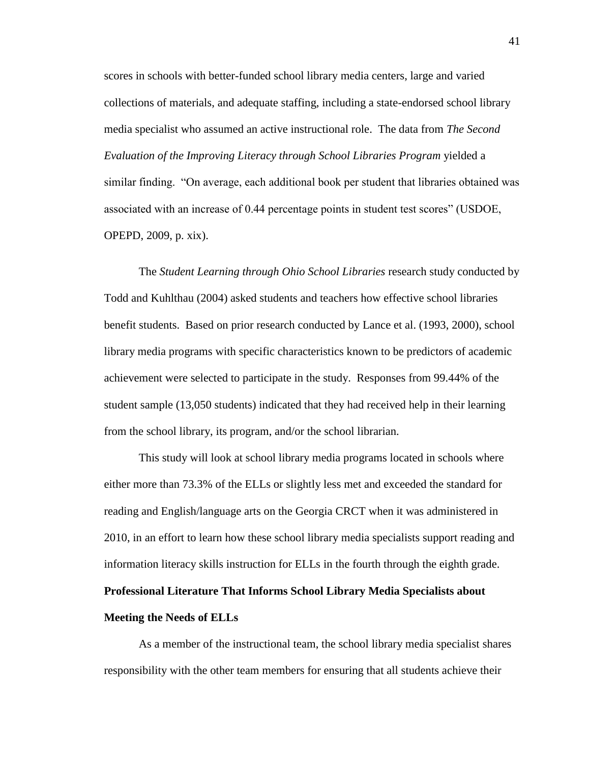scores in schools with better-funded school library media centers, large and varied collections of materials, and adequate staffing, including a state-endorsed school library media specialist who assumed an active instructional role. The data from *The Second Evaluation of the Improving Literacy through School Libraries Program* yielded a similar finding. "On average, each additional book per student that libraries obtained was associated with an increase of 0.44 percentage points in student test scores" (USDOE, OPEPD, 2009, p. xix).

The *Student Learning through Ohio School Libraries* research study conducted by Todd and Kuhlthau (2004) asked students and teachers how effective school libraries benefit students. Based on prior research conducted by Lance et al. (1993, 2000), school library media programs with specific characteristics known to be predictors of academic achievement were selected to participate in the study. Responses from 99.44% of the student sample (13,050 students) indicated that they had received help in their learning from the school library, its program, and/or the school librarian.

This study will look at school library media programs located in schools where either more than 73.3% of the ELLs or slightly less met and exceeded the standard for reading and English/language arts on the Georgia CRCT when it was administered in 2010, in an effort to learn how these school library media specialists support reading and information literacy skills instruction for ELLs in the fourth through the eighth grade.

**Professional Literature That Informs School Library Media Specialists about Meeting the Needs of ELLs**

As a member of the instructional team, the school library media specialist shares responsibility with the other team members for ensuring that all students achieve their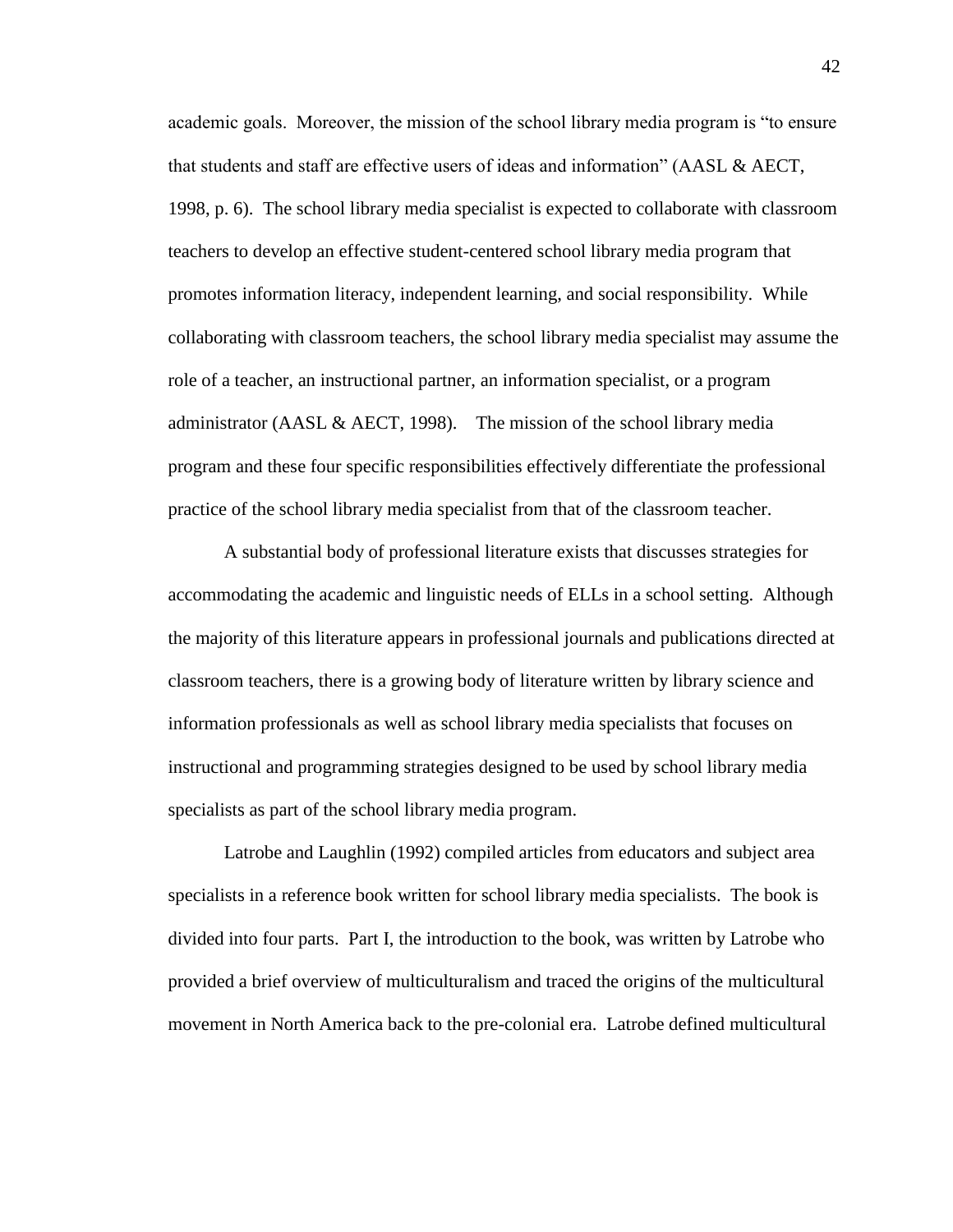academic goals. Moreover, the mission of the school library media program is "to ensure that students and staff are effective users of ideas and information" (AASL & AECT, 1998, p. 6). The school library media specialist is expected to collaborate with classroom teachers to develop an effective student-centered school library media program that promotes information literacy, independent learning, and social responsibility. While collaborating with classroom teachers, the school library media specialist may assume the role of a teacher, an instructional partner, an information specialist, or a program administrator (AASL & AECT, 1998). The mission of the school library media program and these four specific responsibilities effectively differentiate the professional practice of the school library media specialist from that of the classroom teacher.

A substantial body of professional literature exists that discusses strategies for accommodating the academic and linguistic needs of ELLs in a school setting. Although the majority of this literature appears in professional journals and publications directed at classroom teachers, there is a growing body of literature written by library science and information professionals as well as school library media specialists that focuses on instructional and programming strategies designed to be used by school library media specialists as part of the school library media program.

Latrobe and Laughlin (1992) compiled articles from educators and subject area specialists in a reference book written for school library media specialists. The book is divided into four parts. Part I, the introduction to the book, was written by Latrobe who provided a brief overview of multiculturalism and traced the origins of the multicultural movement in North America back to the pre-colonial era. Latrobe defined multicultural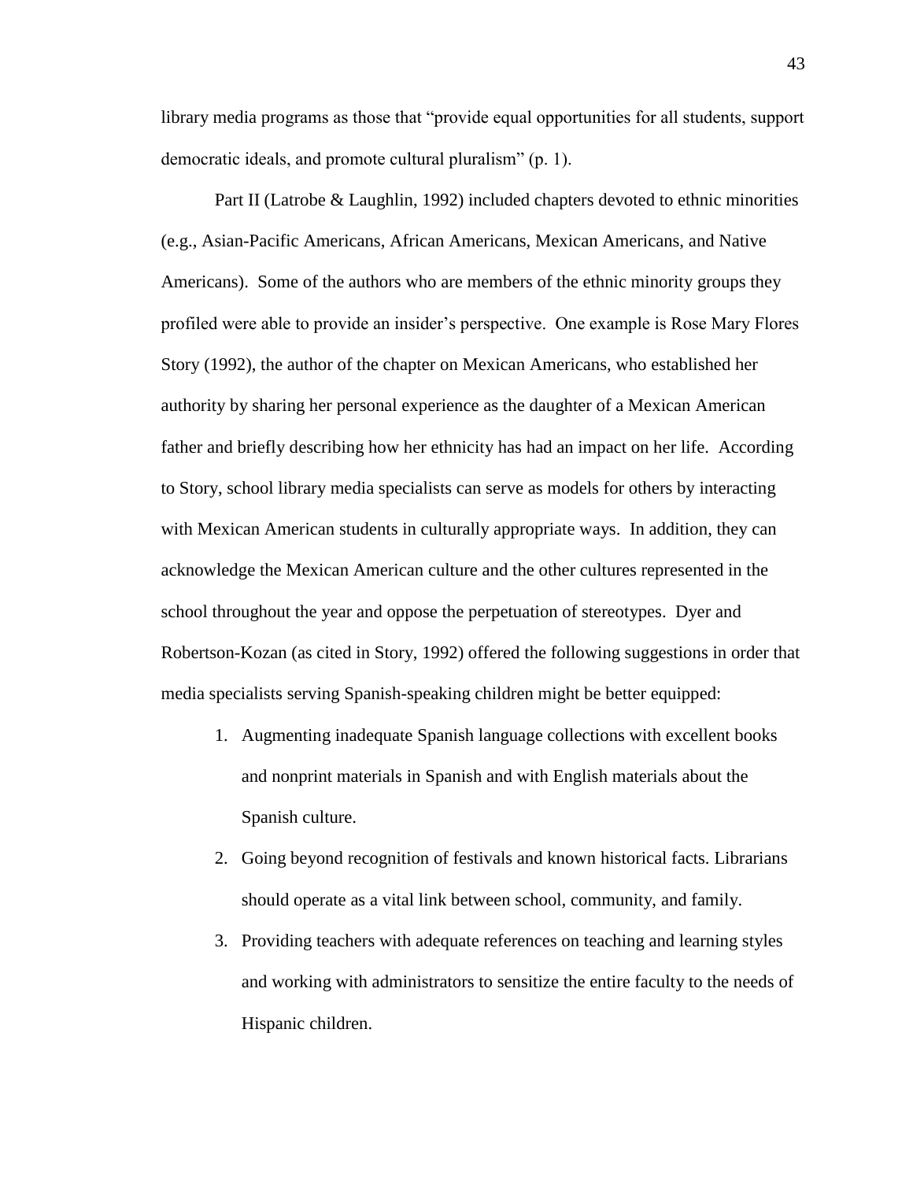library media programs as those that "provide equal opportunities for all students, support democratic ideals, and promote cultural pluralism" (p. 1).

Part II (Latrobe & Laughlin, 1992) included chapters devoted to ethnic minorities (e.g., Asian-Pacific Americans, African Americans, Mexican Americans, and Native Americans). Some of the authors who are members of the ethnic minority groups they profiled were able to provide an insider's perspective. One example is Rose Mary Flores Story (1992), the author of the chapter on Mexican Americans, who established her authority by sharing her personal experience as the daughter of a Mexican American father and briefly describing how her ethnicity has had an impact on her life. According to Story, school library media specialists can serve as models for others by interacting with Mexican American students in culturally appropriate ways. In addition, they can acknowledge the Mexican American culture and the other cultures represented in the school throughout the year and oppose the perpetuation of stereotypes. Dyer and Robertson-Kozan (as cited in Story, 1992) offered the following suggestions in order that media specialists serving Spanish-speaking children might be better equipped:

1. Augmenting inadequate Spanish language collections with excellent books and nonprint materials in Spanish and with English materials about the Spanish culture.
2. Going beyond recognition of festivals and known historical facts. Librarians should operate as a vital link between school, community, and family.
3. Providing teachers with adequate references on teaching and learning styles and working with administrators to sensitize the entire faculty to the needs of Hispanic children.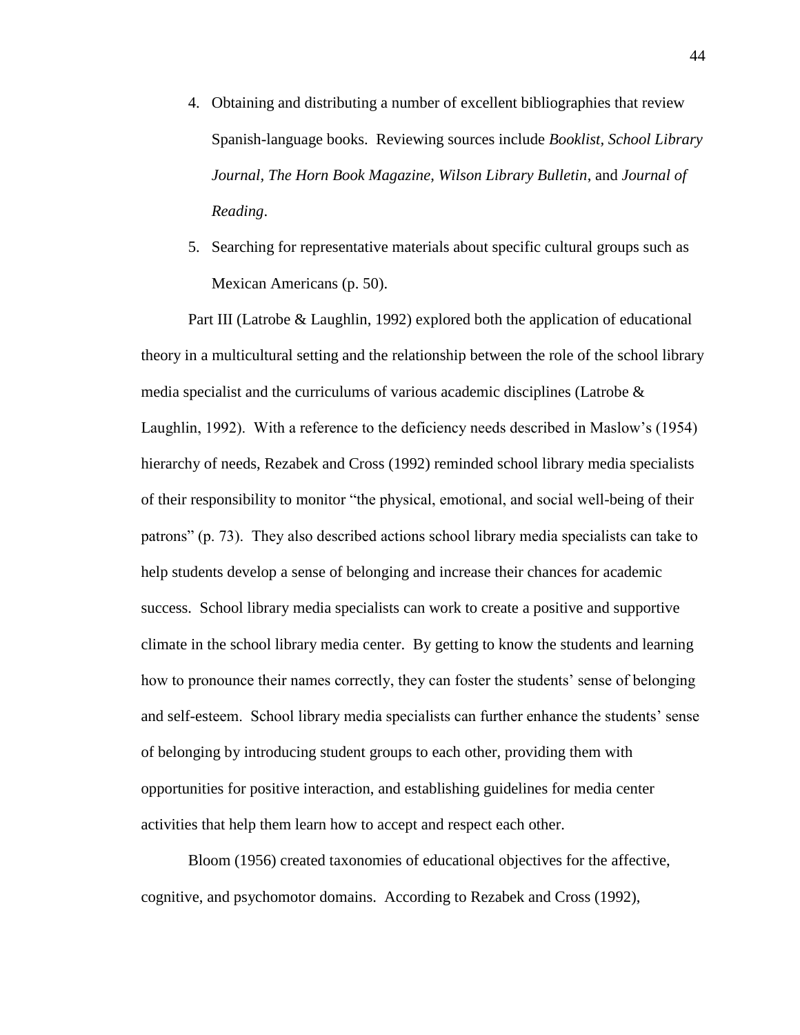4. Obtaining and distributing a number of excellent bibliographies that review Spanish-language books. Reviewing sources include *Booklist*, *School Library Journal*, *The Horn Book Magazine*, *Wilson Library Bulletin*, and *Journal of Reading*.
5. Searching for representative materials about specific cultural groups such as Mexican Americans (p. 50).

Part III (Latrobe & Laughlin, 1992) explored both the application of educational theory in a multicultural setting and the relationship between the role of the school library media specialist and the curriculums of various academic disciplines (Latrobe & Laughlin, 1992). With a reference to the deficiency needs described in Maslow's (1954) hierarchy of needs, Rezabek and Cross (1992) reminded school library media specialists of their responsibility to monitor "the physical, emotional, and social well-being of their patrons" (p. 73). They also described actions school library media specialists can take to help students develop a sense of belonging and increase their chances for academic success. School library media specialists can work to create a positive and supportive climate in the school library media center. By getting to know the students and learning how to pronounce their names correctly, they can foster the students' sense of belonging and self-esteem. School library media specialists can further enhance the students' sense of belonging by introducing student groups to each other, providing them with opportunities for positive interaction, and establishing guidelines for media center activities that help them learn how to accept and respect each other.

Bloom (1956) created taxonomies of educational objectives for the affective, cognitive, and psychomotor domains. According to Rezabek and Cross (1992),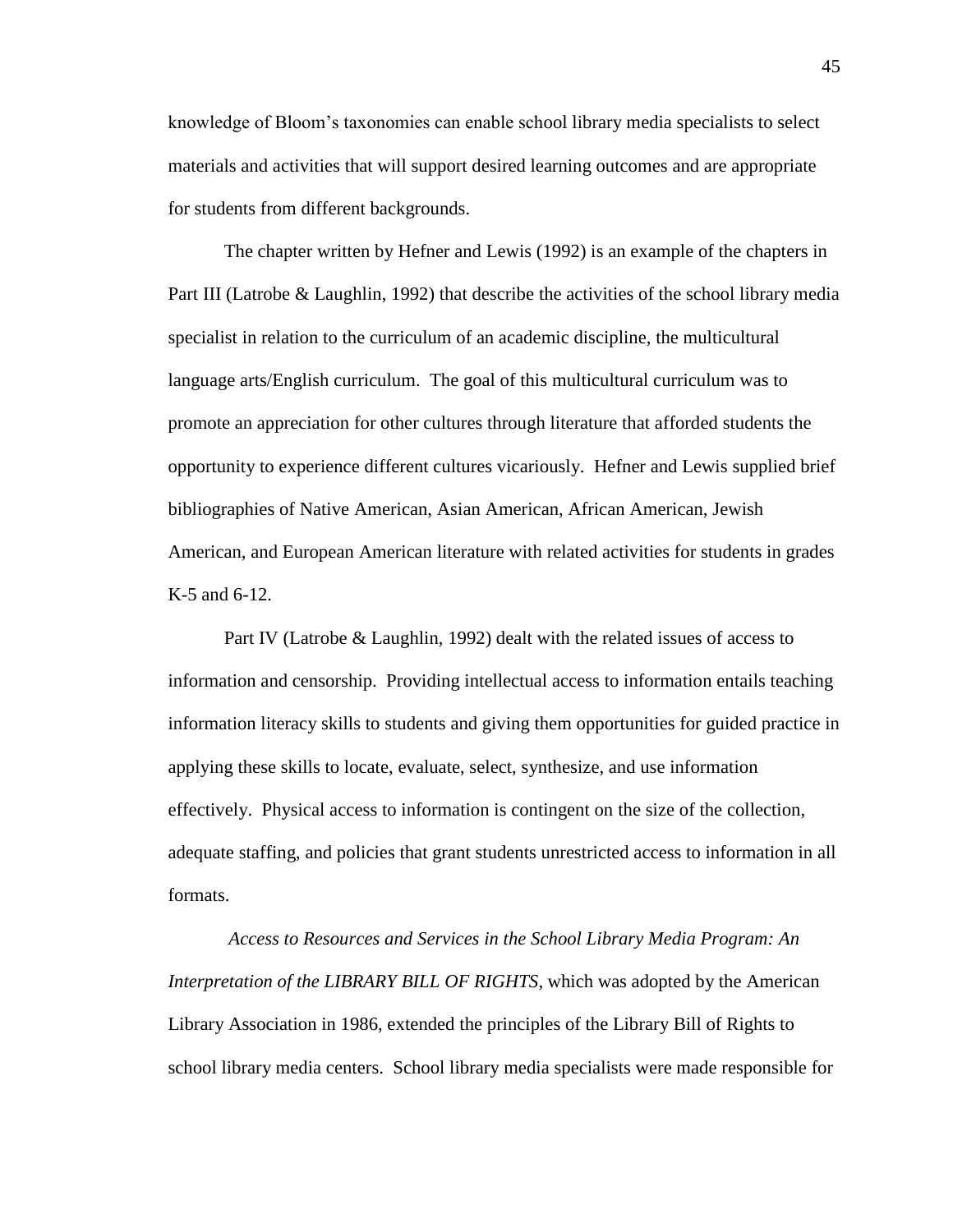knowledge of Bloom's taxonomies can enable school library media specialists to select materials and activities that will support desired learning outcomes and are appropriate for students from different backgrounds.

The chapter written by Hefner and Lewis (1992) is an example of the chapters in Part III (Latrobe & Laughlin, 1992) that describe the activities of the school library media specialist in relation to the curriculum of an academic discipline, the multicultural language arts/English curriculum. The goal of this multicultural curriculum was to promote an appreciation for other cultures through literature that afforded students the opportunity to experience different cultures vicariously. Hefner and Lewis supplied brief bibliographies of Native American, Asian American, African American, Jewish American, and European American literature with related activities for students in grades K-5 and 6-12.

Part IV (Latrobe & Laughlin, 1992) dealt with the related issues of access to information and censorship. Providing intellectual access to information entails teaching information literacy skills to students and giving them opportunities for guided practice in applying these skills to locate, evaluate, select, synthesize, and use information effectively. Physical access to information is contingent on the size of the collection, adequate staffing, and policies that grant students unrestricted access to information in all formats.

*Access to Resources and Services in the School Library Media Program: An Interpretation of the LIBRARY BILL OF RIGHTS*, which was adopted by the American Library Association in 1986, extended the principles of the Library Bill of Rights to school library media centers. School library media specialists were made responsible for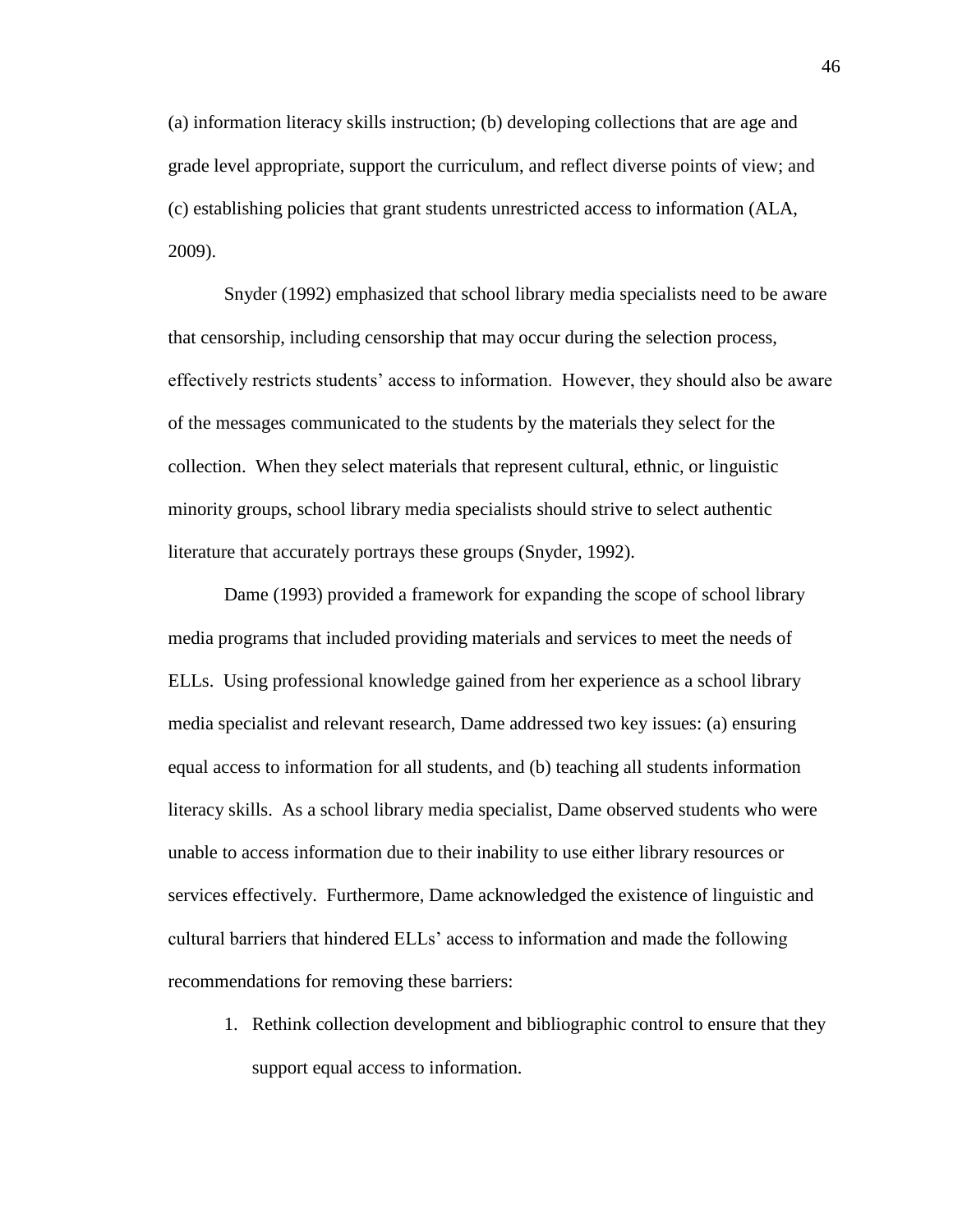(a) information literacy skills instruction; (b) developing collections that are age and grade level appropriate, support the curriculum, and reflect diverse points of view; and (c) establishing policies that grant students unrestricted access to information (ALA, 2009).

Snyder (1992) emphasized that school library media specialists need to be aware that censorship, including censorship that may occur during the selection process, effectively restricts students' access to information. However, they should also be aware of the messages communicated to the students by the materials they select for the collection. When they select materials that represent cultural, ethnic, or linguistic minority groups, school library media specialists should strive to select authentic literature that accurately portrays these groups (Snyder, 1992).

Dame (1993) provided a framework for expanding the scope of school library media programs that included providing materials and services to meet the needs of ELLs. Using professional knowledge gained from her experience as a school library media specialist and relevant research, Dame addressed two key issues: (a) ensuring equal access to information for all students, and (b) teaching all students information literacy skills. As a school library media specialist, Dame observed students who were unable to access information due to their inability to use either library resources or services effectively. Furthermore, Dame acknowledged the existence of linguistic and cultural barriers that hindered ELLs' access to information and made the following recommendations for removing these barriers:

1. Rethink collection development and bibliographic control to ensure that they support equal access to information.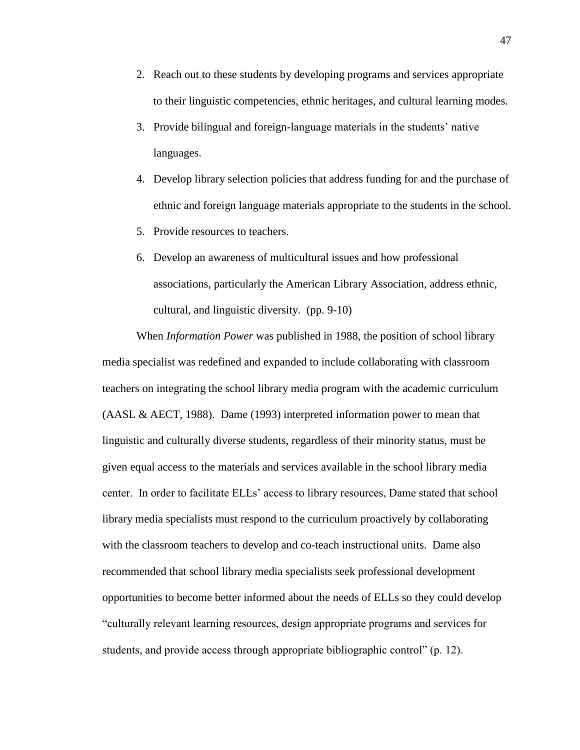2. Reach out to these students by developing programs and services appropriate to their linguistic competencies, ethnic heritages, and cultural learning modes.
3. Provide bilingual and foreign-language materials in the students' native languages.
4. Develop library selection policies that address funding for and the purchase of ethnic and foreign language materials appropriate to the students in the school.
5. Provide resources to teachers.
6. Develop an awareness of multicultural issues and how professional associations, particularly the American Library Association, address ethnic, cultural, and linguistic diversity. (pp. 9-10)

When *Information Power* was published in 1988, the position of school library media specialist was redefined and expanded to include collaborating with classroom teachers on integrating the school library media program with the academic curriculum (AASL & AECT, 1988). Dame (1993) interpreted information power to mean that linguistic and culturally diverse students, regardless of their minority status, must be given equal access to the materials and services available in the school library media center. In order to facilitate ELLs' access to library resources, Dame stated that school library media specialists must respond to the curriculum proactively by collaborating with the classroom teachers to develop and co-teach instructional units. Dame also recommended that school library media specialists seek professional development opportunities to become better informed about the needs of ELLs so they could develop "culturally relevant learning resources, design appropriate programs and services for students, and provide access through appropriate bibliographic control" (p. 12).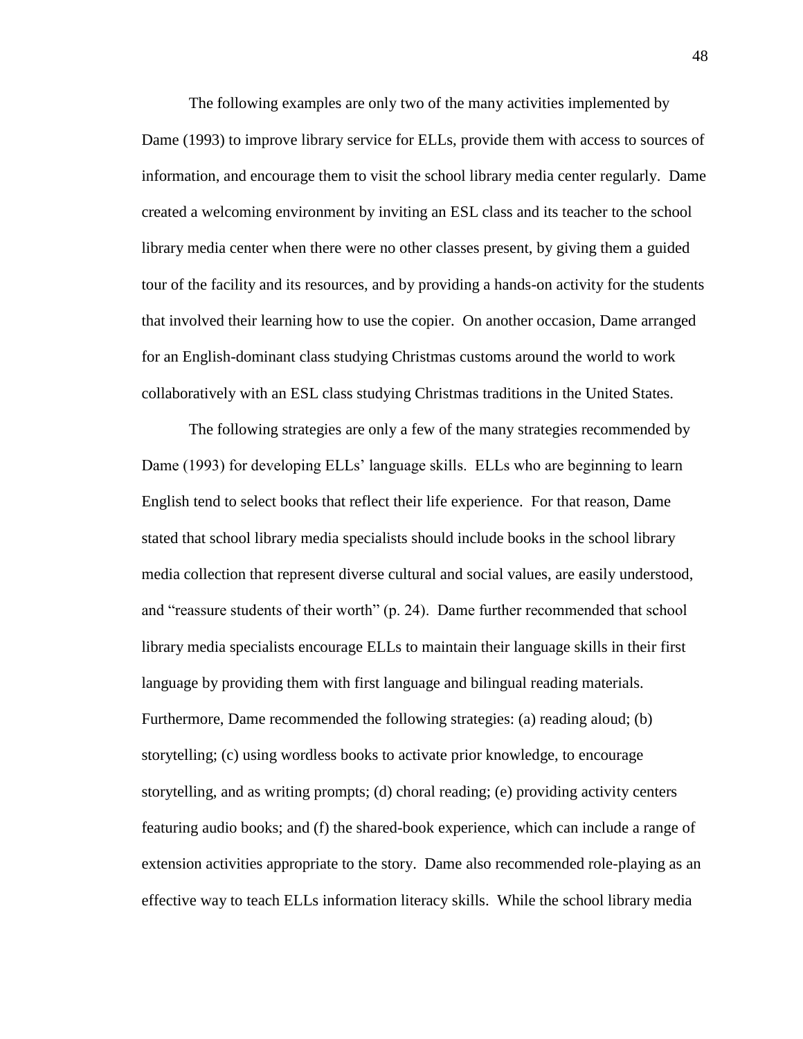The following examples are only two of the many activities implemented by Dame (1993) to improve library service for ELLs, provide them with access to sources of information, and encourage them to visit the school library media center regularly. Dame created a welcoming environment by inviting an ESL class and its teacher to the school library media center when there were no other classes present, by giving them a guided tour of the facility and its resources, and by providing a hands-on activity for the students that involved their learning how to use the copier. On another occasion, Dame arranged for an English-dominant class studying Christmas customs around the world to work collaboratively with an ESL class studying Christmas traditions in the United States.

The following strategies are only a few of the many strategies recommended by Dame (1993) for developing ELLs' language skills. ELLs who are beginning to learn English tend to select books that reflect their life experience. For that reason, Dame stated that school library media specialists should include books in the school library media collection that represent diverse cultural and social values, are easily understood, and "reassure students of their worth" (p. 24). Dame further recommended that school library media specialists encourage ELLs to maintain their language skills in their first language by providing them with first language and bilingual reading materials. Furthermore, Dame recommended the following strategies: (a) reading aloud; (b) storytelling; (c) using wordless books to activate prior knowledge, to encourage storytelling, and as writing prompts; (d) choral reading; (e) providing activity centers featuring audio books; and (f) the shared-book experience, which can include a range of extension activities appropriate to the story. Dame also recommended role-playing as an effective way to teach ELLs information literacy skills. While the school library media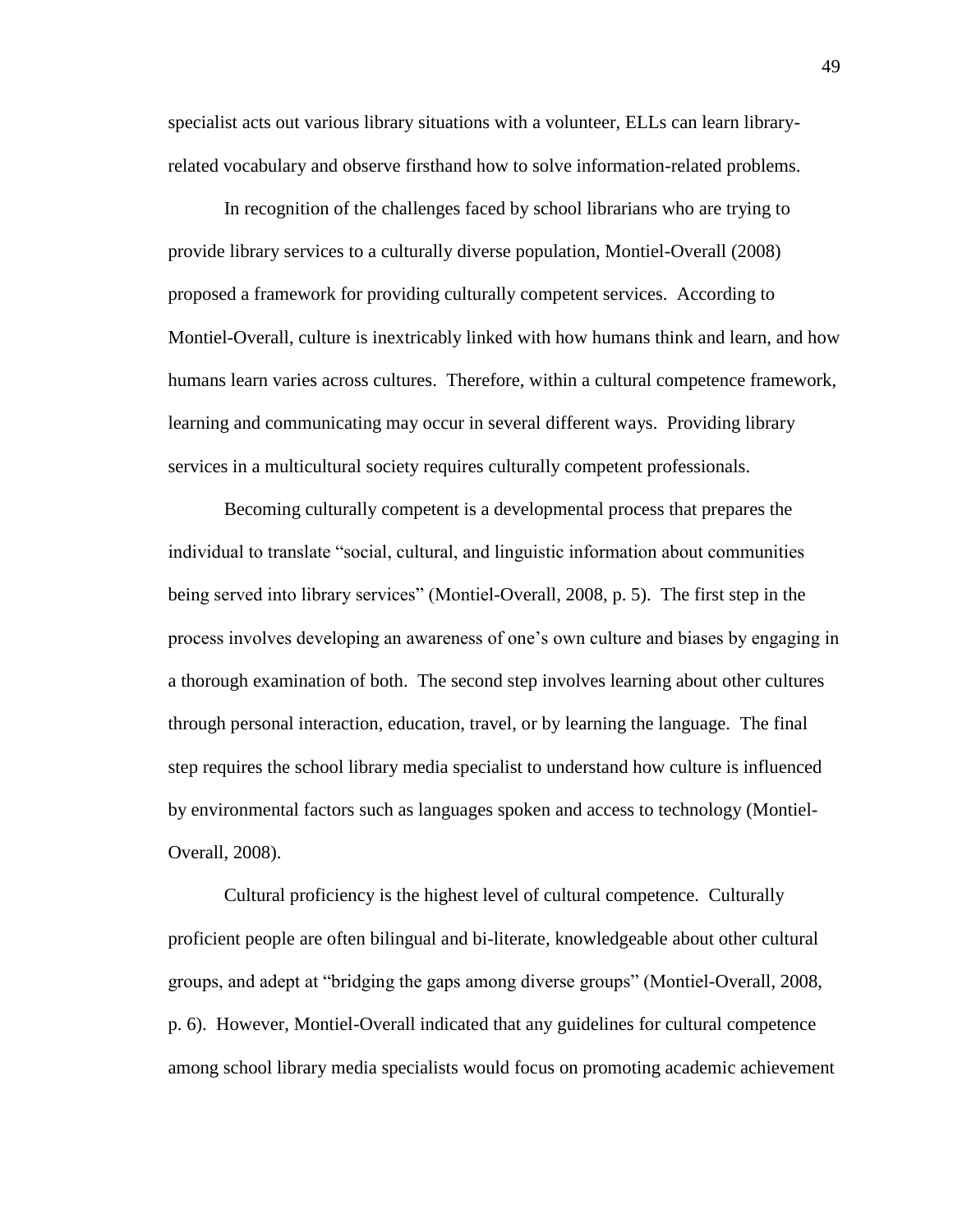specialist acts out various library situations with a volunteer, ELLs can learn library-related vocabulary and observe firsthand how to solve information-related problems.

In recognition of the challenges faced by school librarians who are trying to provide library services to a culturally diverse population, Montiel-Overall (2008) proposed a framework for providing culturally competent services. According to Montiel-Overall, culture is inextricably linked with how humans think and learn, and how humans learn varies across cultures. Therefore, within a cultural competence framework, learning and communicating may occur in several different ways. Providing library services in a multicultural society requires culturally competent professionals.

Becoming culturally competent is a developmental process that prepares the individual to translate "social, cultural, and linguistic information about communities being served into library services" (Montiel-Overall, 2008, p. 5). The first step in the process involves developing an awareness of one's own culture and biases by engaging in a thorough examination of both. The second step involves learning about other cultures through personal interaction, education, travel, or by learning the language. The final step requires the school library media specialist to understand how culture is influenced by environmental factors such as languages spoken and access to technology (Montiel-Overall, 2008).

Cultural proficiency is the highest level of cultural competence. Culturally proficient people are often bilingual and bi-literate, knowledgeable about other cultural groups, and adept at "bridging the gaps among diverse groups" (Montiel-Overall, 2008, p. 6). However, Montiel-Overall indicated that any guidelines for cultural competence among school library media specialists would focus on promoting academic achievement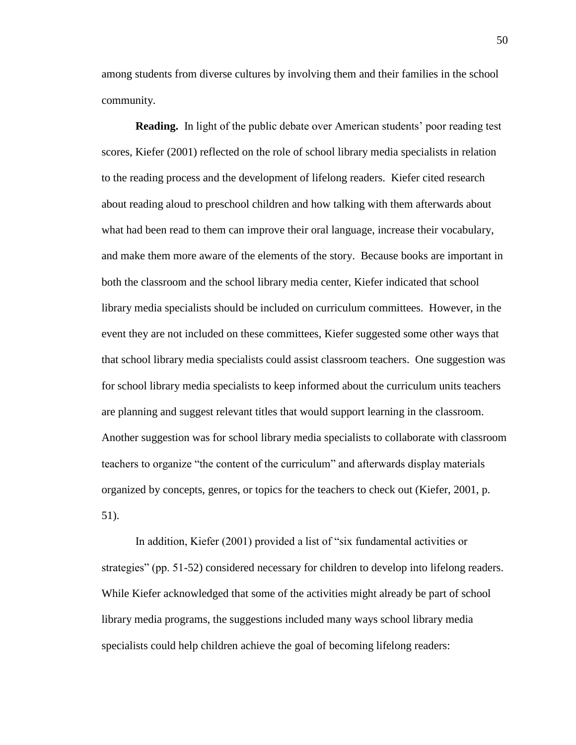among students from diverse cultures by involving them and their families in the school community.

**Reading.** In light of the public debate over American students' poor reading test scores, Kiefer (2001) reflected on the role of school library media specialists in relation to the reading process and the development of lifelong readers. Kiefer cited research about reading aloud to preschool children and how talking with them afterwards about what had been read to them can improve their oral language, increase their vocabulary, and make them more aware of the elements of the story. Because books are important in both the classroom and the school library media center, Kiefer indicated that school library media specialists should be included on curriculum committees. However, in the event they are not included on these committees, Kiefer suggested some other ways that that school library media specialists could assist classroom teachers. One suggestion was for school library media specialists to keep informed about the curriculum units teachers are planning and suggest relevant titles that would support learning in the classroom. Another suggestion was for school library media specialists to collaborate with classroom teachers to organize "the content of the curriculum" and afterwards display materials organized by concepts, genres, or topics for the teachers to check out (Kiefer, 2001, p. 51).

In addition, Kiefer (2001) provided a list of "six fundamental activities or strategies" (pp. 51-52) considered necessary for children to develop into lifelong readers. While Kiefer acknowledged that some of the activities might already be part of school library media programs, the suggestions included many ways school library media specialists could help children achieve the goal of becoming lifelong readers: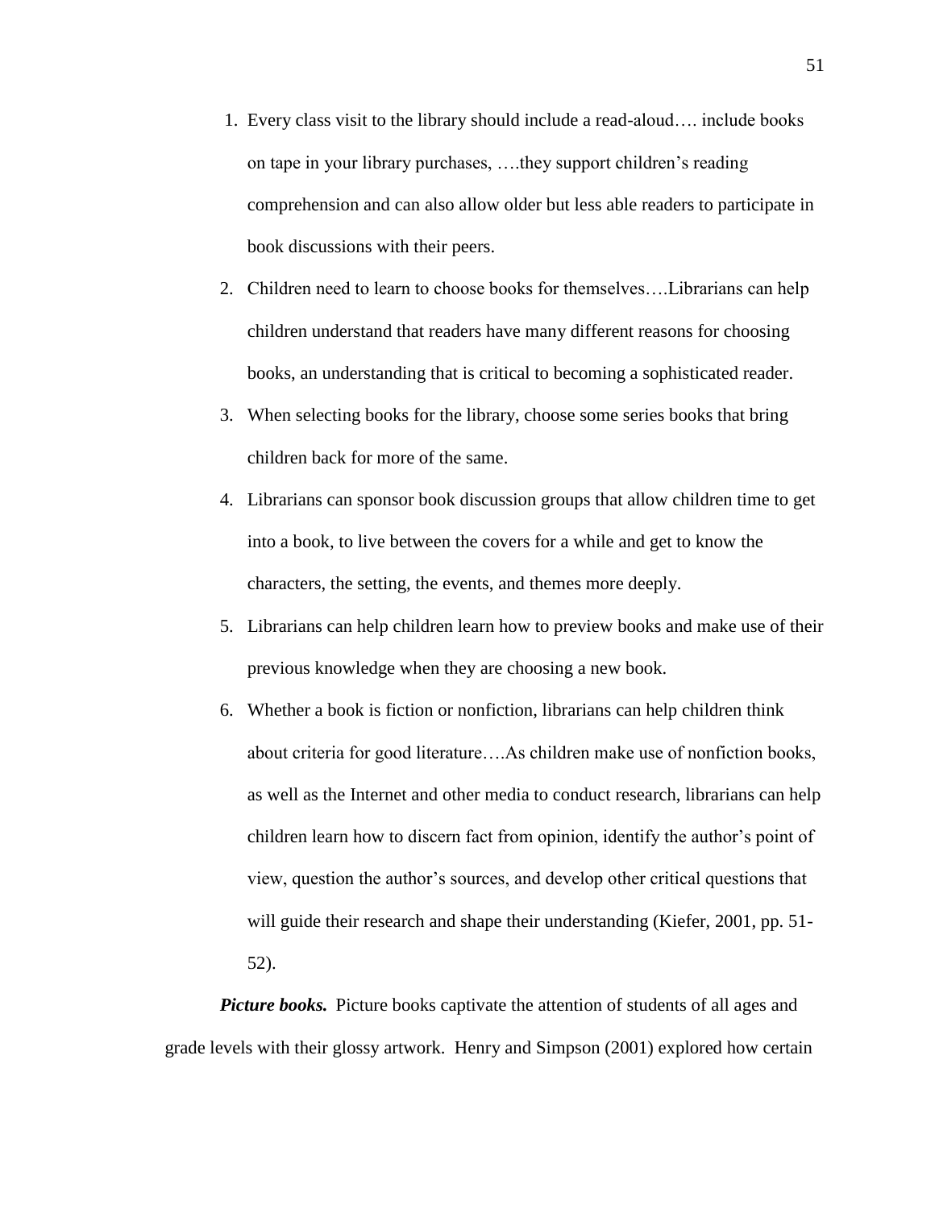1. Every class visit to the library should include a read-aloud…. include books on tape in your library purchases, ….they support children's reading comprehension and can also allow older but less able readers to participate in book discussions with their peers.
2. Children need to learn to choose books for themselves….Librarians can help children understand that readers have many different reasons for choosing books, an understanding that is critical to becoming a sophisticated reader.
3. When selecting books for the library, choose some series books that bring children back for more of the same.
4. Librarians can sponsor book discussion groups that allow children time to get into a book, to live between the covers for a while and get to know the characters, the setting, the events, and themes more deeply.
5. Librarians can help children learn how to preview books and make use of their previous knowledge when they are choosing a new book.
6. Whether a book is fiction or nonfiction, librarians can help children think about criteria for good literature….As children make use of nonfiction books, as well as the Internet and other media to conduct research, librarians can help children learn how to discern fact from opinion, identify the author's point of view, question the author's sources, and develop other critical questions that will guide their research and shape their understanding (Kiefer, 2001, pp. 51-52).

***Picture books.*** Picture books captivate the attention of students of all ages and grade levels with their glossy artwork. Henry and Simpson (2001) explored how certain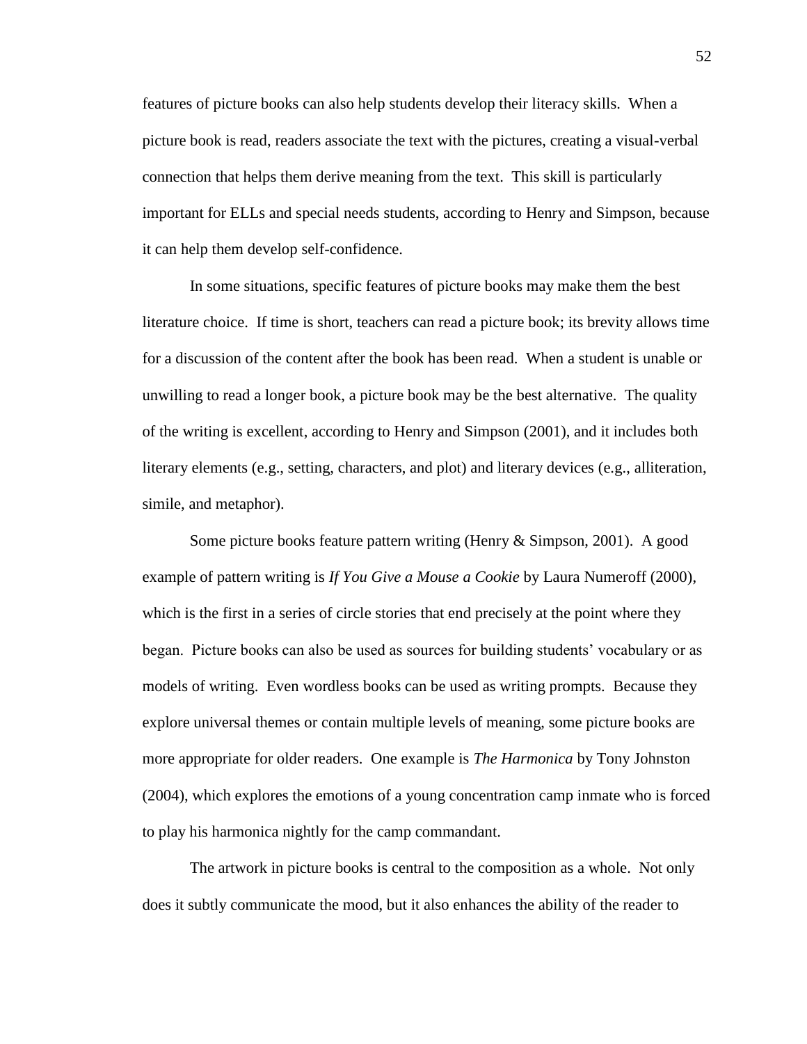features of picture books can also help students develop their literacy skills. When a picture book is read, readers associate the text with the pictures, creating a visual-verbal connection that helps them derive meaning from the text. This skill is particularly important for ELLs and special needs students, according to Henry and Simpson, because it can help them develop self-confidence.

In some situations, specific features of picture books may make them the best literature choice. If time is short, teachers can read a picture book; its brevity allows time for a discussion of the content after the book has been read. When a student is unable or unwilling to read a longer book, a picture book may be the best alternative. The quality of the writing is excellent, according to Henry and Simpson (2001), and it includes both literary elements (e.g., setting, characters, and plot) and literary devices (e.g., alliteration, simile, and metaphor).

Some picture books feature pattern writing (Henry & Simpson, 2001). A good example of pattern writing is *If You Give a Mouse a Cookie* by Laura Numeroff (2000), which is the first in a series of circle stories that end precisely at the point where they began. Picture books can also be used as sources for building students' vocabulary or as models of writing. Even wordless books can be used as writing prompts. Because they explore universal themes or contain multiple levels of meaning, some picture books are more appropriate for older readers. One example is *The Harmonica* by Tony Johnston (2004), which explores the emotions of a young concentration camp inmate who is forced to play his harmonica nightly for the camp commandant.

The artwork in picture books is central to the composition as a whole. Not only does it subtly communicate the mood, but it also enhances the ability of the reader to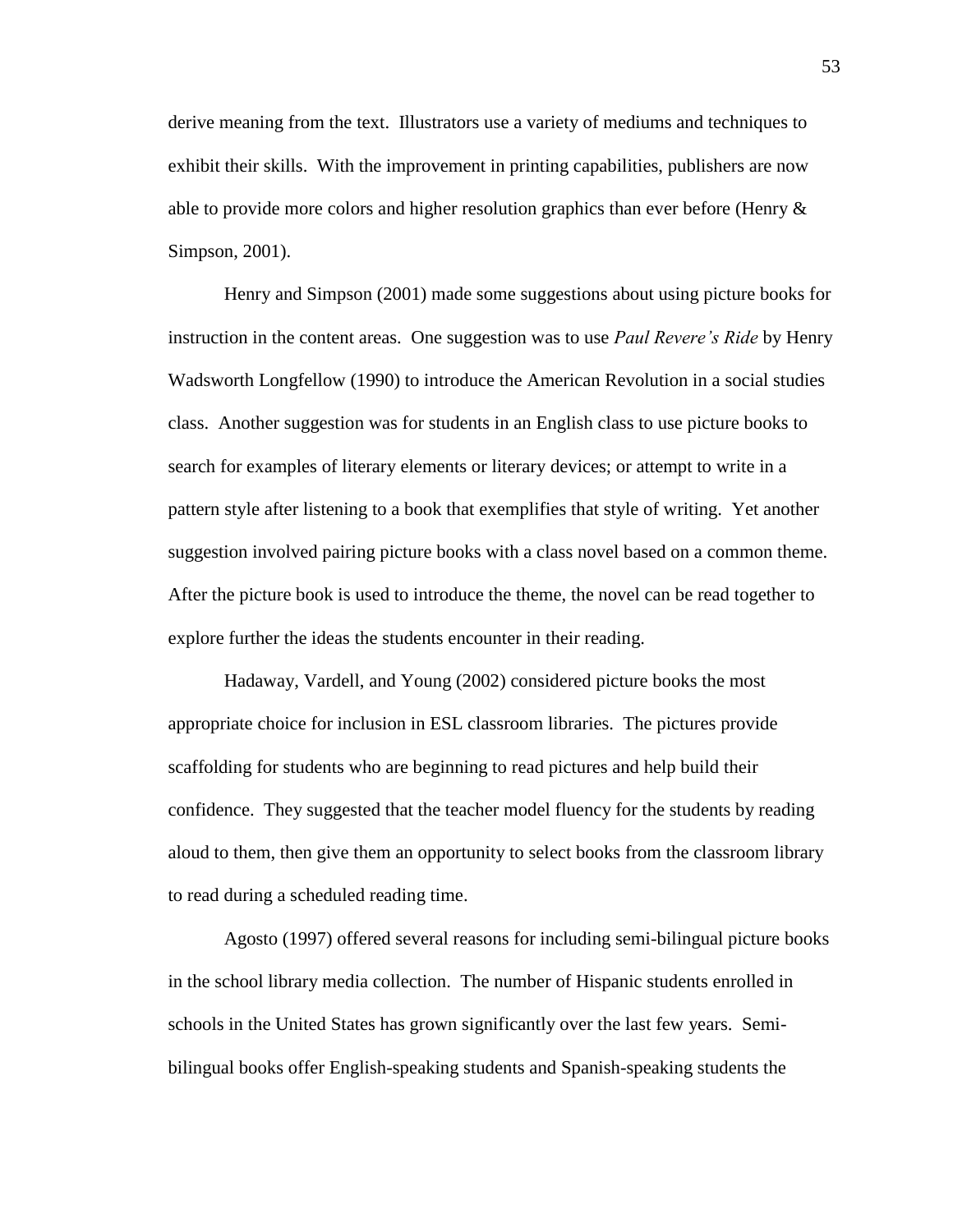derive meaning from the text. Illustrators use a variety of mediums and techniques to exhibit their skills. With the improvement in printing capabilities, publishers are now able to provide more colors and higher resolution graphics than ever before (Henry & Simpson, 2001).

Henry and Simpson (2001) made some suggestions about using picture books for instruction in the content areas. One suggestion was to use *Paul Revere's Ride* by Henry Wadsworth Longfellow (1990) to introduce the American Revolution in a social studies class. Another suggestion was for students in an English class to use picture books to search for examples of literary elements or literary devices; or attempt to write in a pattern style after listening to a book that exemplifies that style of writing. Yet another suggestion involved pairing picture books with a class novel based on a common theme. After the picture book is used to introduce the theme, the novel can be read together to explore further the ideas the students encounter in their reading.

Hadaway, Vardell, and Young (2002) considered picture books the most appropriate choice for inclusion in ESL classroom libraries. The pictures provide scaffolding for students who are beginning to read pictures and help build their confidence. They suggested that the teacher model fluency for the students by reading aloud to them, then give them an opportunity to select books from the classroom library to read during a scheduled reading time.

Agosto (1997) offered several reasons for including semi-bilingual picture books in the school library media collection. The number of Hispanic students enrolled in schools in the United States has grown significantly over the last few years. Semi-bilingual books offer English-speaking students and Spanish-speaking students the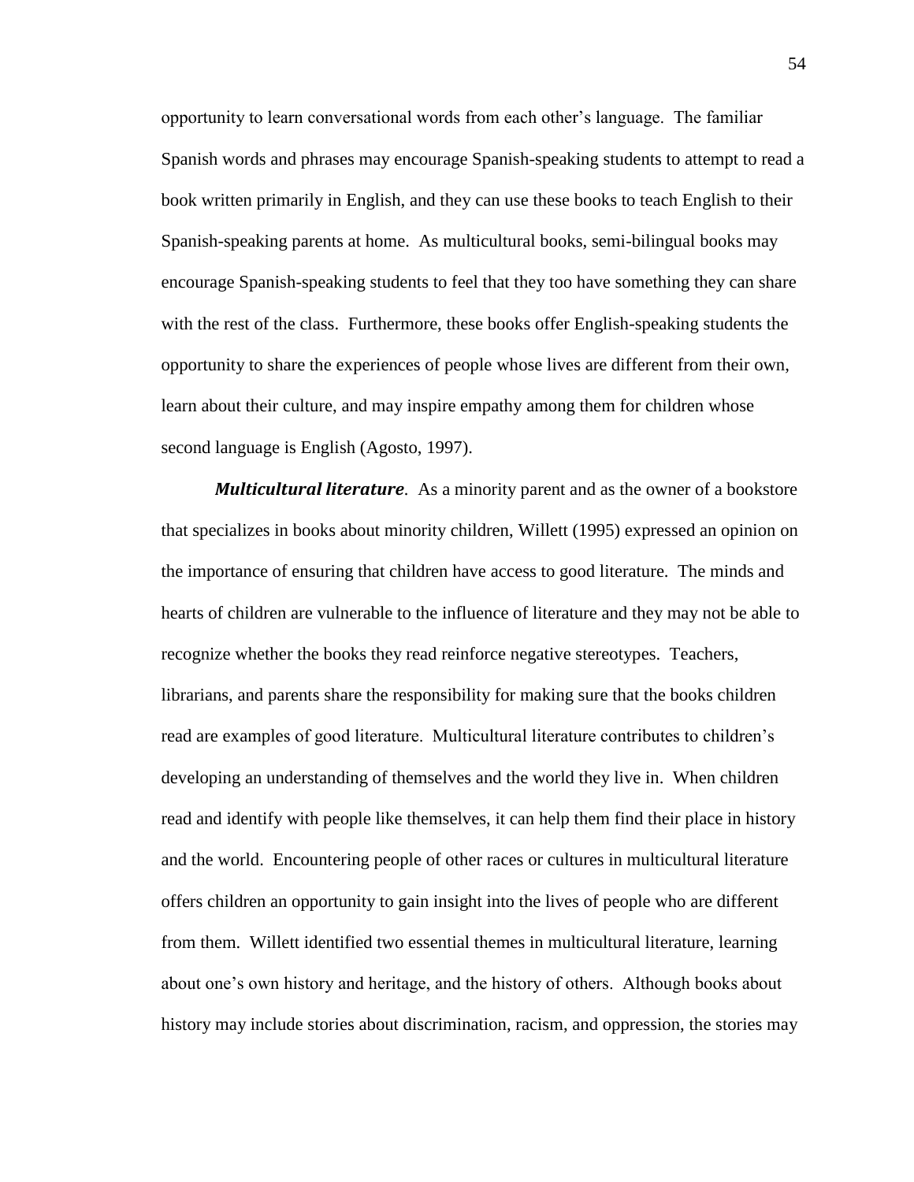opportunity to learn conversational words from each other's language. The familiar Spanish words and phrases may encourage Spanish-speaking students to attempt to read a book written primarily in English, and they can use these books to teach English to their Spanish-speaking parents at home. As multicultural books, semi-bilingual books may encourage Spanish-speaking students to feel that they too have something they can share with the rest of the class. Furthermore, these books offer English-speaking students the opportunity to share the experiences of people whose lives are different from their own, learn about their culture, and may inspire empathy among them for children whose second language is English (Agosto, 1997).

***Multicultural literature***. As a minority parent and as the owner of a bookstore that specializes in books about minority children, Willett (1995) expressed an opinion on the importance of ensuring that children have access to good literature. The minds and hearts of children are vulnerable to the influence of literature and they may not be able to recognize whether the books they read reinforce negative stereotypes. Teachers, librarians, and parents share the responsibility for making sure that the books children read are examples of good literature. Multicultural literature contributes to children's developing an understanding of themselves and the world they live in. When children read and identify with people like themselves, it can help them find their place in history and the world. Encountering people of other races or cultures in multicultural literature offers children an opportunity to gain insight into the lives of people who are different from them. Willett identified two essential themes in multicultural literature, learning about one's own history and heritage, and the history of others. Although books about history may include stories about discrimination, racism, and oppression, the stories may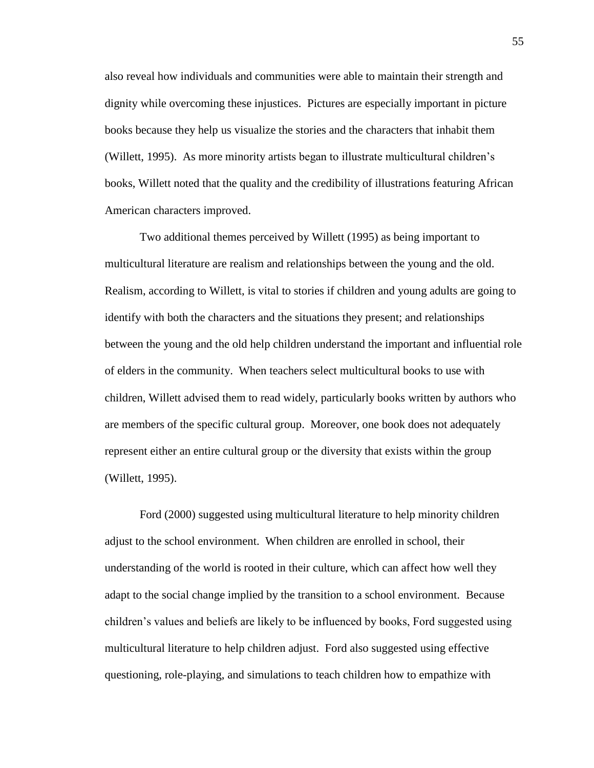also reveal how individuals and communities were able to maintain their strength and dignity while overcoming these injustices. Pictures are especially important in picture books because they help us visualize the stories and the characters that inhabit them (Willett, 1995). As more minority artists began to illustrate multicultural children's books, Willett noted that the quality and the credibility of illustrations featuring African American characters improved.

Two additional themes perceived by Willett (1995) as being important to multicultural literature are realism and relationships between the young and the old. Realism, according to Willett, is vital to stories if children and young adults are going to identify with both the characters and the situations they present; and relationships between the young and the old help children understand the important and influential role of elders in the community. When teachers select multicultural books to use with children, Willett advised them to read widely, particularly books written by authors who are members of the specific cultural group. Moreover, one book does not adequately represent either an entire cultural group or the diversity that exists within the group (Willett, 1995).

Ford (2000) suggested using multicultural literature to help minority children adjust to the school environment. When children are enrolled in school, their understanding of the world is rooted in their culture, which can affect how well they adapt to the social change implied by the transition to a school environment. Because children's values and beliefs are likely to be influenced by books, Ford suggested using multicultural literature to help children adjust. Ford also suggested using effective questioning, role-playing, and simulations to teach children how to empathize with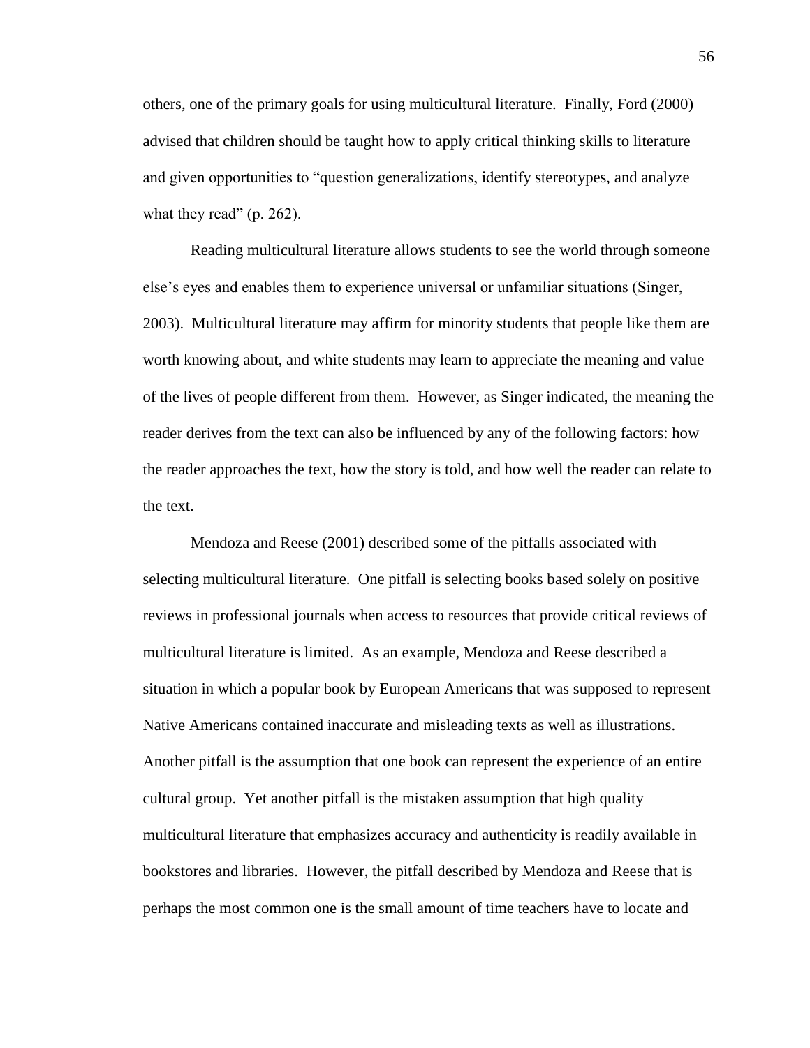others, one of the primary goals for using multicultural literature. Finally, Ford (2000) advised that children should be taught how to apply critical thinking skills to literature and given opportunities to "question generalizations, identify stereotypes, and analyze what they read" (p. 262).

Reading multicultural literature allows students to see the world through someone else's eyes and enables them to experience universal or unfamiliar situations (Singer, 2003). Multicultural literature may affirm for minority students that people like them are worth knowing about, and white students may learn to appreciate the meaning and value of the lives of people different from them. However, as Singer indicated, the meaning the reader derives from the text can also be influenced by any of the following factors: how the reader approaches the text, how the story is told, and how well the reader can relate to the text.

Mendoza and Reese (2001) described some of the pitfalls associated with selecting multicultural literature. One pitfall is selecting books based solely on positive reviews in professional journals when access to resources that provide critical reviews of multicultural literature is limited. As an example, Mendoza and Reese described a situation in which a popular book by European Americans that was supposed to represent Native Americans contained inaccurate and misleading texts as well as illustrations. Another pitfall is the assumption that one book can represent the experience of an entire cultural group. Yet another pitfall is the mistaken assumption that high quality multicultural literature that emphasizes accuracy and authenticity is readily available in bookstores and libraries. However, the pitfall described by Mendoza and Reese that is perhaps the most common one is the small amount of time teachers have to locate and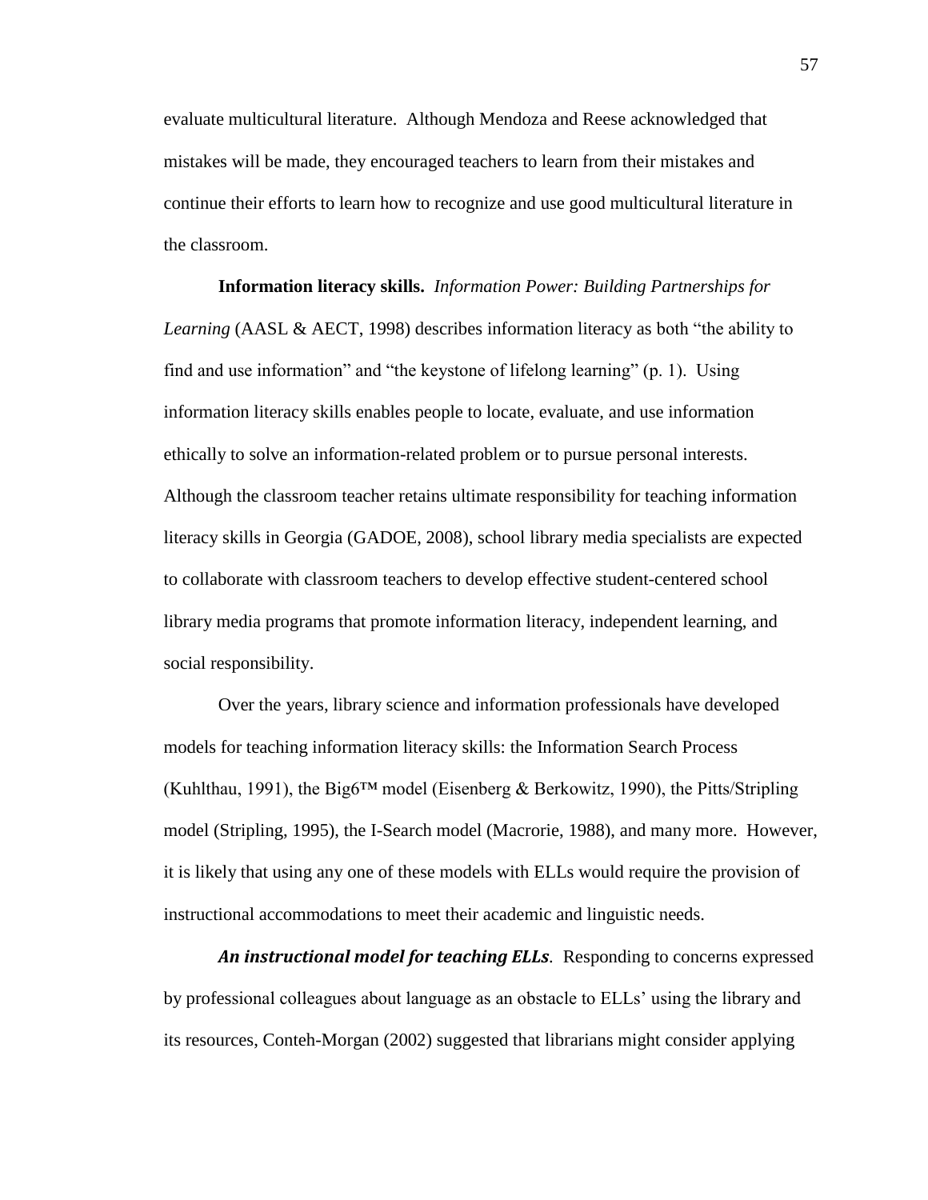evaluate multicultural literature. Although Mendoza and Reese acknowledged that mistakes will be made, they encouraged teachers to learn from their mistakes and continue their efforts to learn how to recognize and use good multicultural literature in the classroom.

**Information literacy skills.** *Information Power: Building Partnerships for Learning* (AASL & AECT, 1998) describes information literacy as both "the ability to find and use information" and "the keystone of lifelong learning" (p. 1). Using information literacy skills enables people to locate, evaluate, and use information ethically to solve an information-related problem or to pursue personal interests. Although the classroom teacher retains ultimate responsibility for teaching information literacy skills in Georgia (GADOE, 2008), school library media specialists are expected to collaborate with classroom teachers to develop effective student-centered school library media programs that promote information literacy, independent learning, and social responsibility.

Over the years, library science and information professionals have developed models for teaching information literacy skills: the Information Search Process (Kuhlthau, 1991), the Big6™ model (Eisenberg & Berkowitz, 1990), the Pitts/Stripling model (Stripling, 1995), the I-Search model (Macrorie, 1988), and many more. However, it is likely that using any one of these models with ELLs would require the provision of instructional accommodations to meet their academic and linguistic needs.

***An instructional model for teaching ELLs.*** Responding to concerns expressed by professional colleagues about language as an obstacle to ELLs' using the library and its resources, Conteh-Morgan (2002) suggested that librarians might consider applying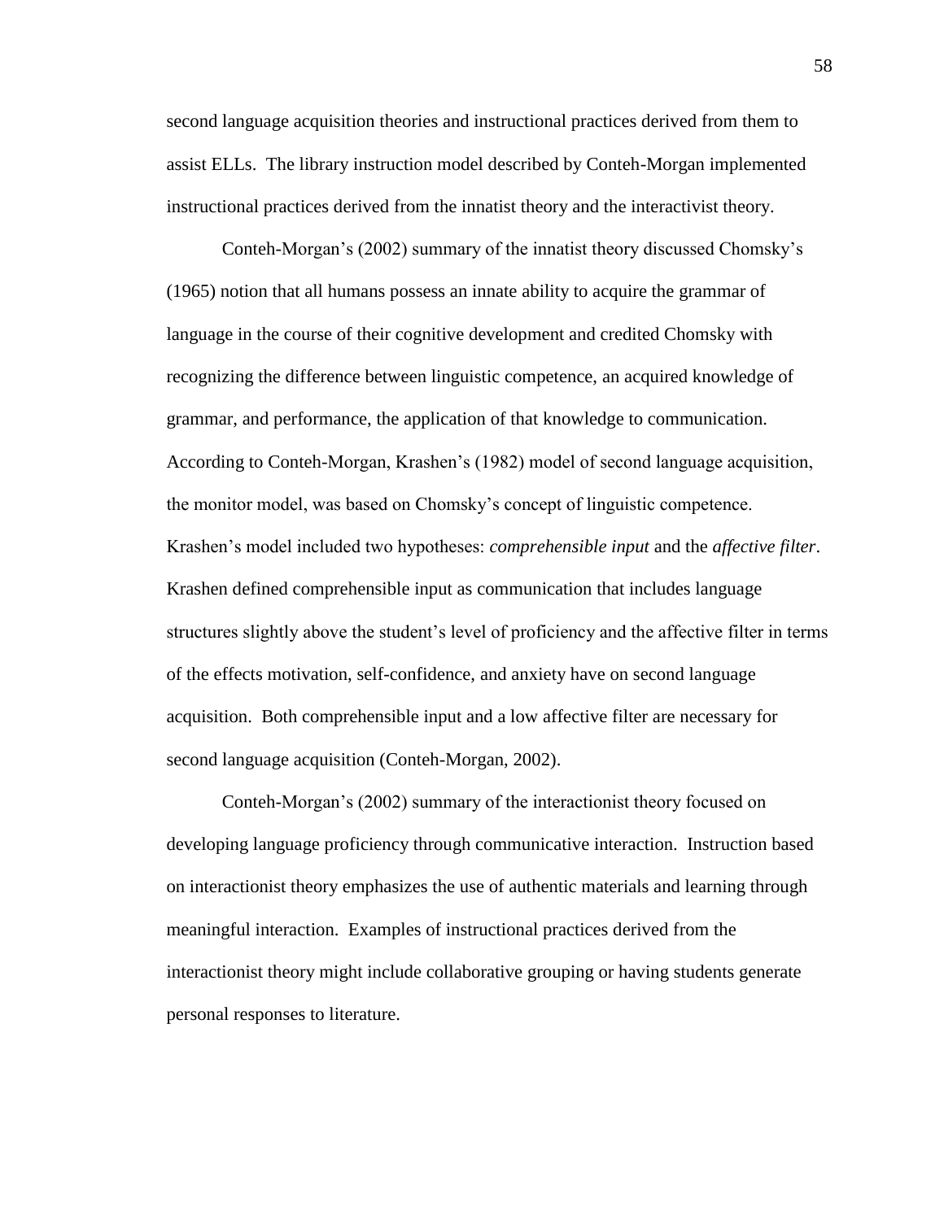second language acquisition theories and instructional practices derived from them to assist ELLs. The library instruction model described by Conteh-Morgan implemented instructional practices derived from the innatist theory and the interactivist theory.

Conteh-Morgan's (2002) summary of the innatist theory discussed Chomsky's (1965) notion that all humans possess an innate ability to acquire the grammar of language in the course of their cognitive development and credited Chomsky with recognizing the difference between linguistic competence, an acquired knowledge of grammar, and performance, the application of that knowledge to communication. According to Conteh-Morgan, Krashen's (1982) model of second language acquisition, the monitor model, was based on Chomsky's concept of linguistic competence. Krashen's model included two hypotheses: *comprehensible input* and the *affective filter*. Krashen defined comprehensible input as communication that includes language structures slightly above the student's level of proficiency and the affective filter in terms of the effects motivation, self-confidence, and anxiety have on second language acquisition. Both comprehensible input and a low affective filter are necessary for second language acquisition (Conteh-Morgan, 2002).

Conteh-Morgan's (2002) summary of the interactionist theory focused on developing language proficiency through communicative interaction. Instruction based on interactionist theory emphasizes the use of authentic materials and learning through meaningful interaction. Examples of instructional practices derived from the interactionist theory might include collaborative grouping or having students generate personal responses to literature.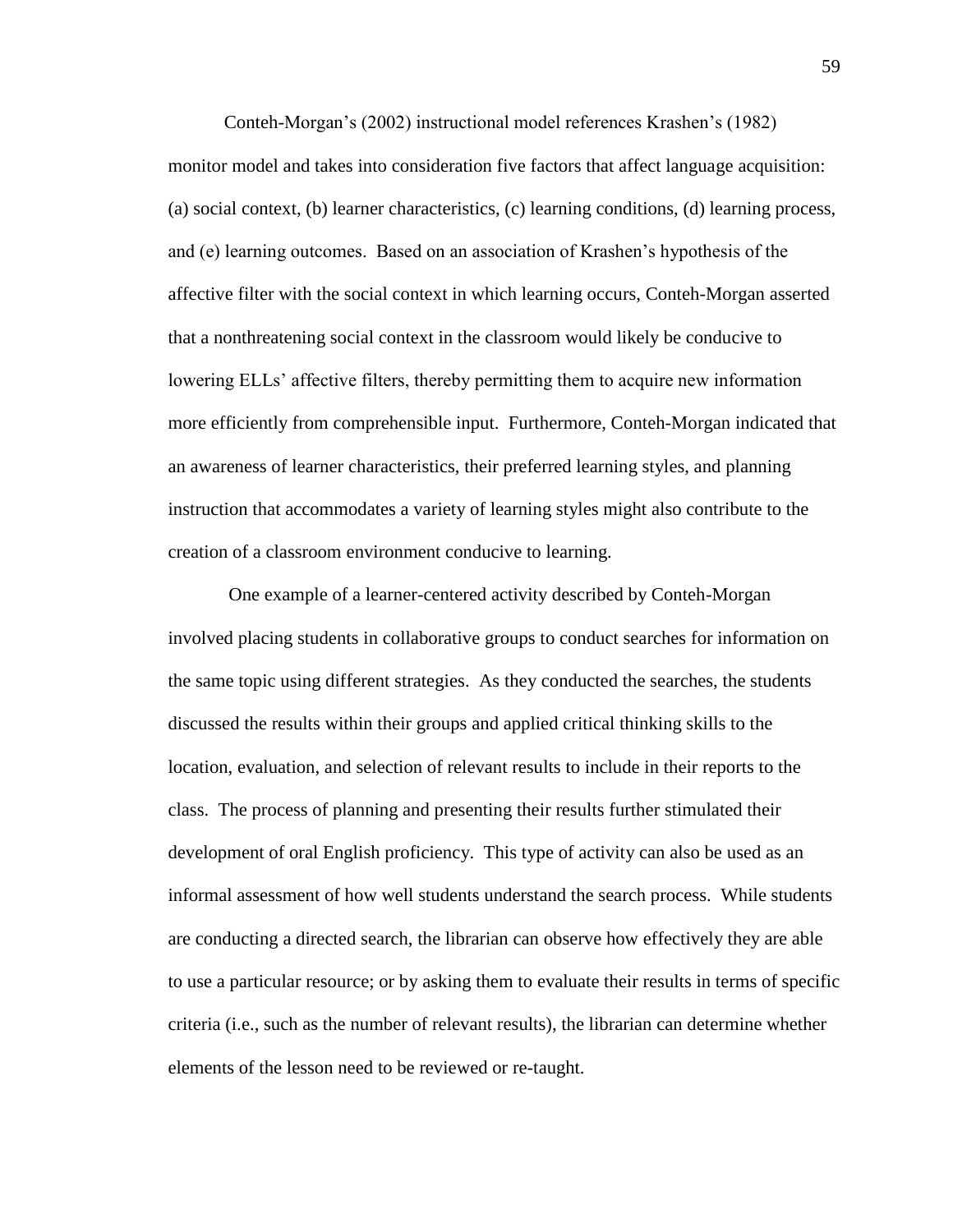Conteh-Morgan's (2002) instructional model references Krashen's (1982) monitor model and takes into consideration five factors that affect language acquisition: (a) social context, (b) learner characteristics, (c) learning conditions, (d) learning process, and (e) learning outcomes. Based on an association of Krashen's hypothesis of the affective filter with the social context in which learning occurs, Conteh-Morgan asserted that a nonthreatening social context in the classroom would likely be conducive to lowering ELLs' affective filters, thereby permitting them to acquire new information more efficiently from comprehensible input. Furthermore, Conteh-Morgan indicated that an awareness of learner characteristics, their preferred learning styles, and planning instruction that accommodates a variety of learning styles might also contribute to the creation of a classroom environment conducive to learning.

One example of a learner-centered activity described by Conteh-Morgan involved placing students in collaborative groups to conduct searches for information on the same topic using different strategies. As they conducted the searches, the students discussed the results within their groups and applied critical thinking skills to the location, evaluation, and selection of relevant results to include in their reports to the class. The process of planning and presenting their results further stimulated their development of oral English proficiency. This type of activity can also be used as an informal assessment of how well students understand the search process. While students are conducting a directed search, the librarian can observe how effectively they are able to use a particular resource; or by asking them to evaluate their results in terms of specific criteria (i.e., such as the number of relevant results), the librarian can determine whether elements of the lesson need to be reviewed or re-taught.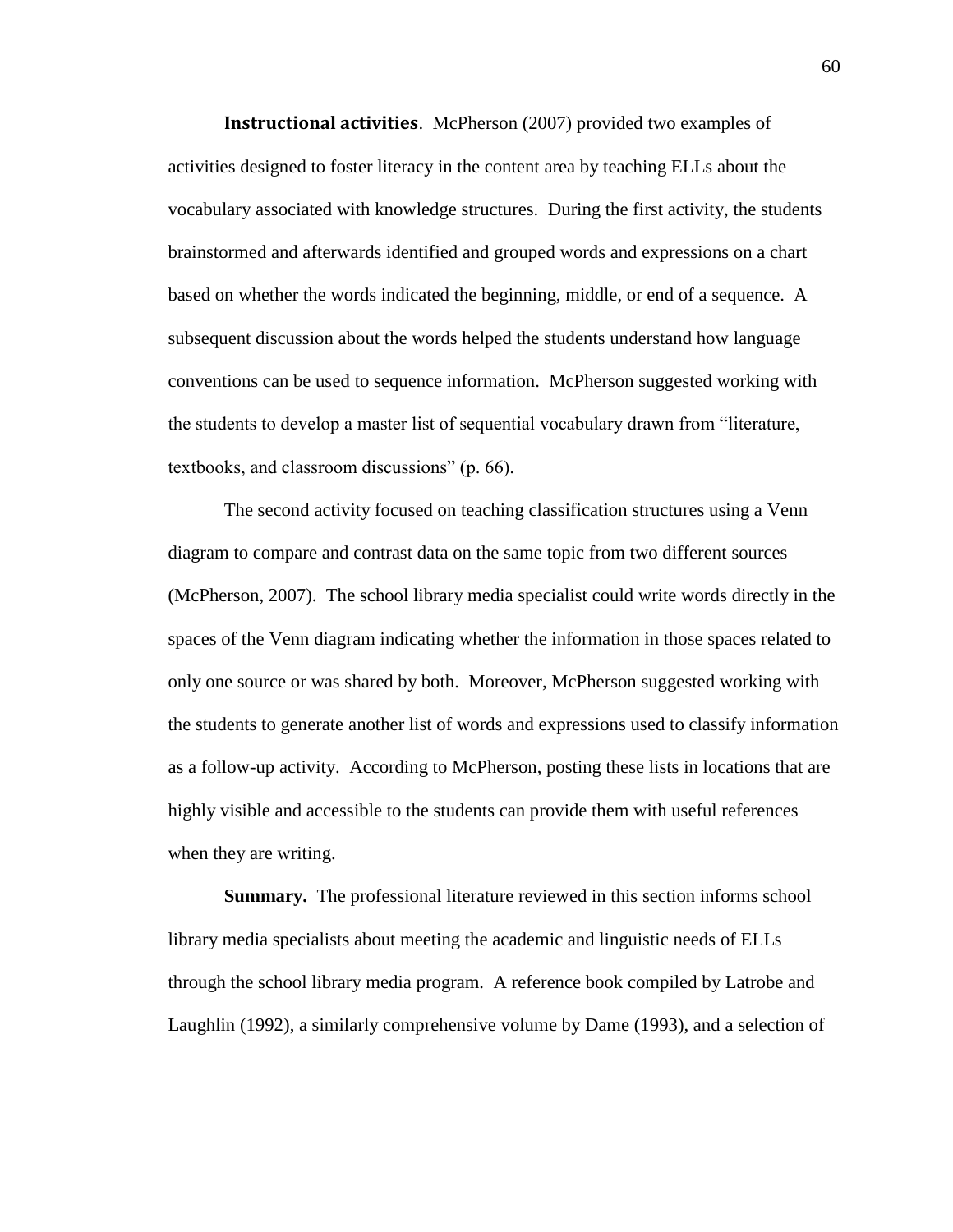**Instructional activities**. McPherson (2007) provided two examples of activities designed to foster literacy in the content area by teaching ELLs about the vocabulary associated with knowledge structures. During the first activity, the students brainstormed and afterwards identified and grouped words and expressions on a chart based on whether the words indicated the beginning, middle, or end of a sequence. A subsequent discussion about the words helped the students understand how language conventions can be used to sequence information. McPherson suggested working with the students to develop a master list of sequential vocabulary drawn from "literature, textbooks, and classroom discussions" (p. 66).

The second activity focused on teaching classification structures using a Venn diagram to compare and contrast data on the same topic from two different sources (McPherson, 2007). The school library media specialist could write words directly in the spaces of the Venn diagram indicating whether the information in those spaces related to only one source or was shared by both. Moreover, McPherson suggested working with the students to generate another list of words and expressions used to classify information as a follow-up activity. According to McPherson, posting these lists in locations that are highly visible and accessible to the students can provide them with useful references when they are writing.

**Summary.** The professional literature reviewed in this section informs school library media specialists about meeting the academic and linguistic needs of ELLs through the school library media program. A reference book compiled by Latrobe and Laughlin (1992), a similarly comprehensive volume by Dame (1993), and a selection of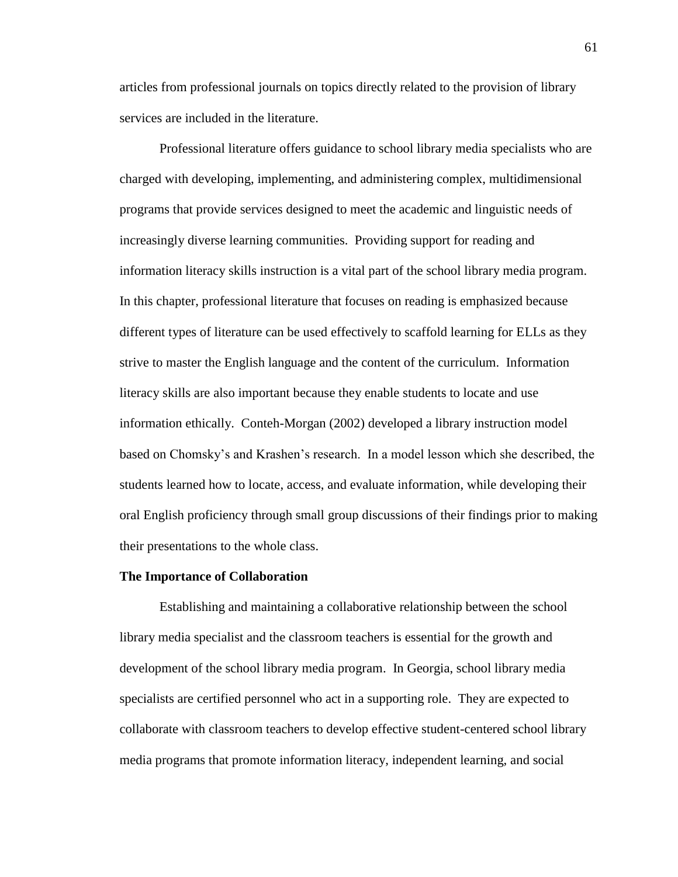articles from professional journals on topics directly related to the provision of library services are included in the literature.

Professional literature offers guidance to school library media specialists who are charged with developing, implementing, and administering complex, multidimensional programs that provide services designed to meet the academic and linguistic needs of increasingly diverse learning communities. Providing support for reading and information literacy skills instruction is a vital part of the school library media program. In this chapter, professional literature that focuses on reading is emphasized because different types of literature can be used effectively to scaffold learning for ELLs as they strive to master the English language and the content of the curriculum. Information literacy skills are also important because they enable students to locate and use information ethically. Conteh-Morgan (2002) developed a library instruction model based on Chomsky's and Krashen's research. In a model lesson which she described, the students learned how to locate, access, and evaluate information, while developing their oral English proficiency through small group discussions of their findings prior to making their presentations to the whole class.

**The Importance of Collaboration**

Establishing and maintaining a collaborative relationship between the school library media specialist and the classroom teachers is essential for the growth and development of the school library media program. In Georgia, school library media specialists are certified personnel who act in a supporting role. They are expected to collaborate with classroom teachers to develop effective student-centered school library media programs that promote information literacy, independent learning, and social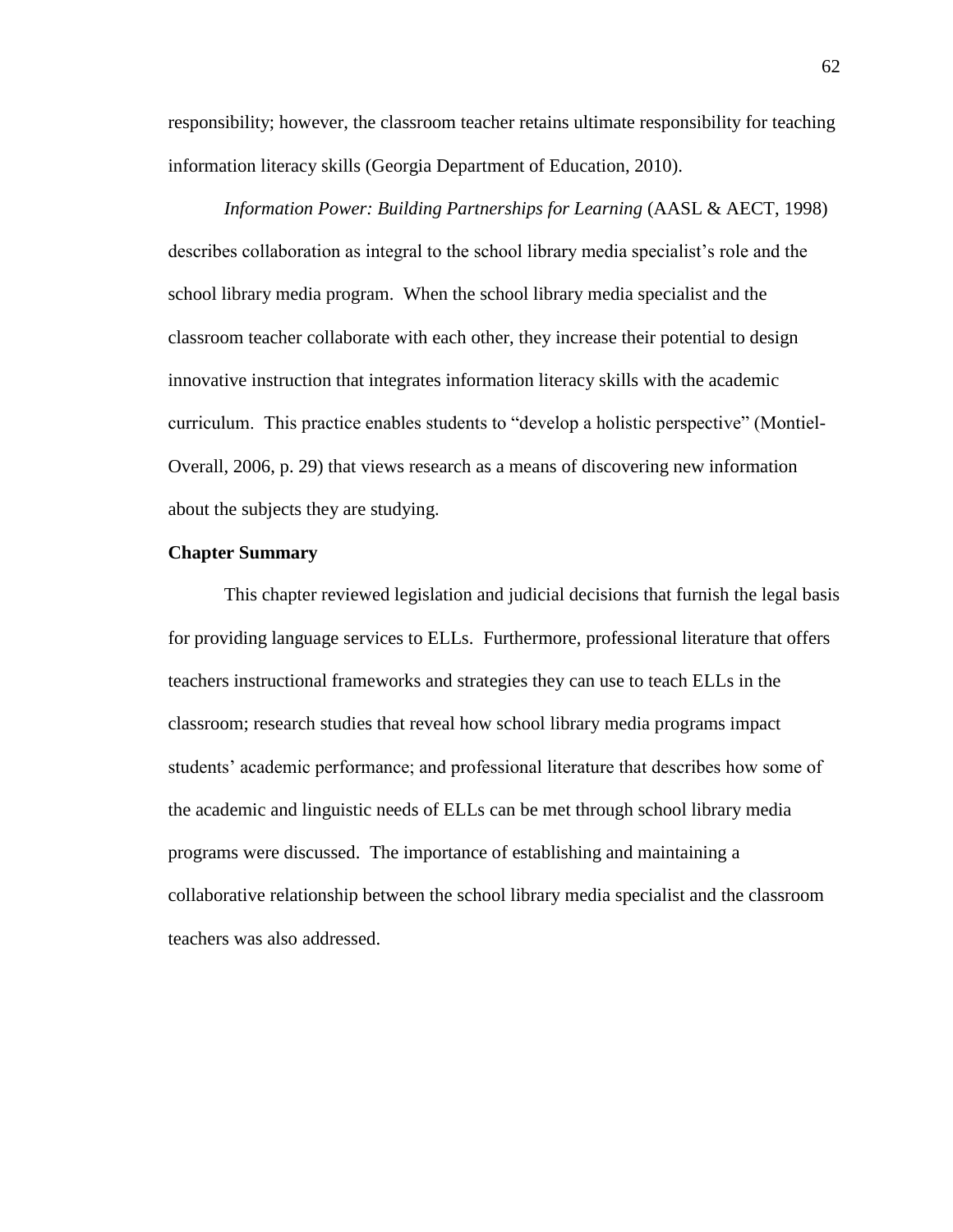responsibility; however, the classroom teacher retains ultimate responsibility for teaching information literacy skills (Georgia Department of Education, 2010).

*Information Power: Building Partnerships for Learning* (AASL & AECT, 1998) describes collaboration as integral to the school library media specialist's role and the school library media program. When the school library media specialist and the classroom teacher collaborate with each other, they increase their potential to design innovative instruction that integrates information literacy skills with the academic curriculum. This practice enables students to "develop a holistic perspective" (Montiel-Overall, 2006, p. 29) that views research as a means of discovering new information about the subjects they are studying.

**Chapter Summary**

This chapter reviewed legislation and judicial decisions that furnish the legal basis for providing language services to ELLs. Furthermore, professional literature that offers teachers instructional frameworks and strategies they can use to teach ELLs in the classroom; research studies that reveal how school library media programs impact students' academic performance; and professional literature that describes how some of the academic and linguistic needs of ELLs can be met through school library media programs were discussed. The importance of establishing and maintaining a collaborative relationship between the school library media specialist and the classroom teachers was also addressed.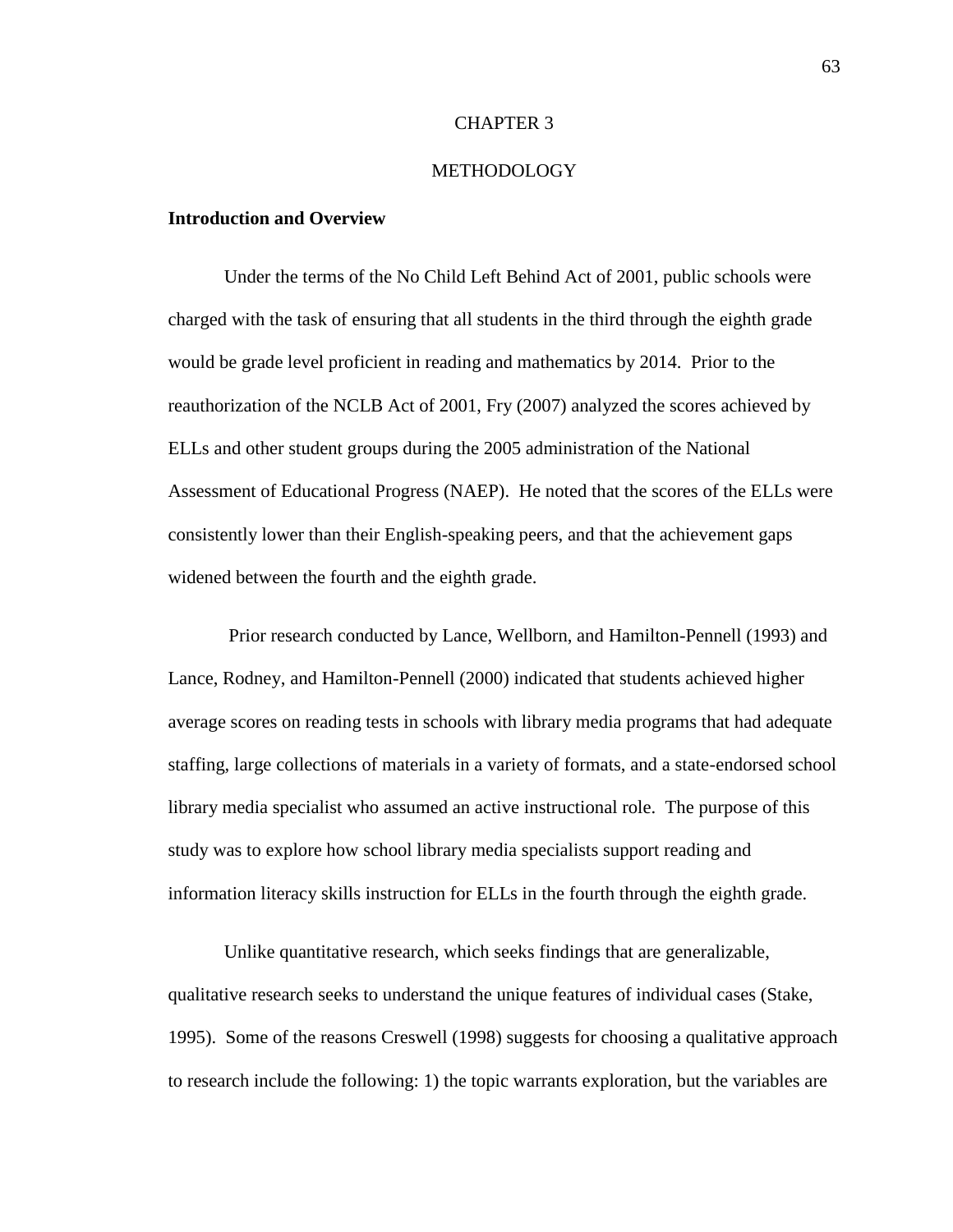# CHAPTER 3

# METHODOLOGY

**Introduction and Overview**

Under the terms of the No Child Left Behind Act of 2001, public schools were charged with the task of ensuring that all students in the third through the eighth grade would be grade level proficient in reading and mathematics by 2014. Prior to the reauthorization of the NCLB Act of 2001, Fry (2007) analyzed the scores achieved by ELLs and other student groups during the 2005 administration of the National Assessment of Educational Progress (NAEP). He noted that the scores of the ELLs were consistently lower than their English-speaking peers, and that the achievement gaps widened between the fourth and the eighth grade.

Prior research conducted by Lance, Wellborn, and Hamilton-Pennell (1993) and Lance, Rodney, and Hamilton-Pennell (2000) indicated that students achieved higher average scores on reading tests in schools with library media programs that had adequate staffing, large collections of materials in a variety of formats, and a state-endorsed school library media specialist who assumed an active instructional role. The purpose of this study was to explore how school library media specialists support reading and information literacy skills instruction for ELLs in the fourth through the eighth grade.

Unlike quantitative research, which seeks findings that are generalizable, qualitative research seeks to understand the unique features of individual cases (Stake, 1995). Some of the reasons Creswell (1998) suggests for choosing a qualitative approach to research include the following: 1) the topic warrants exploration, but the variables are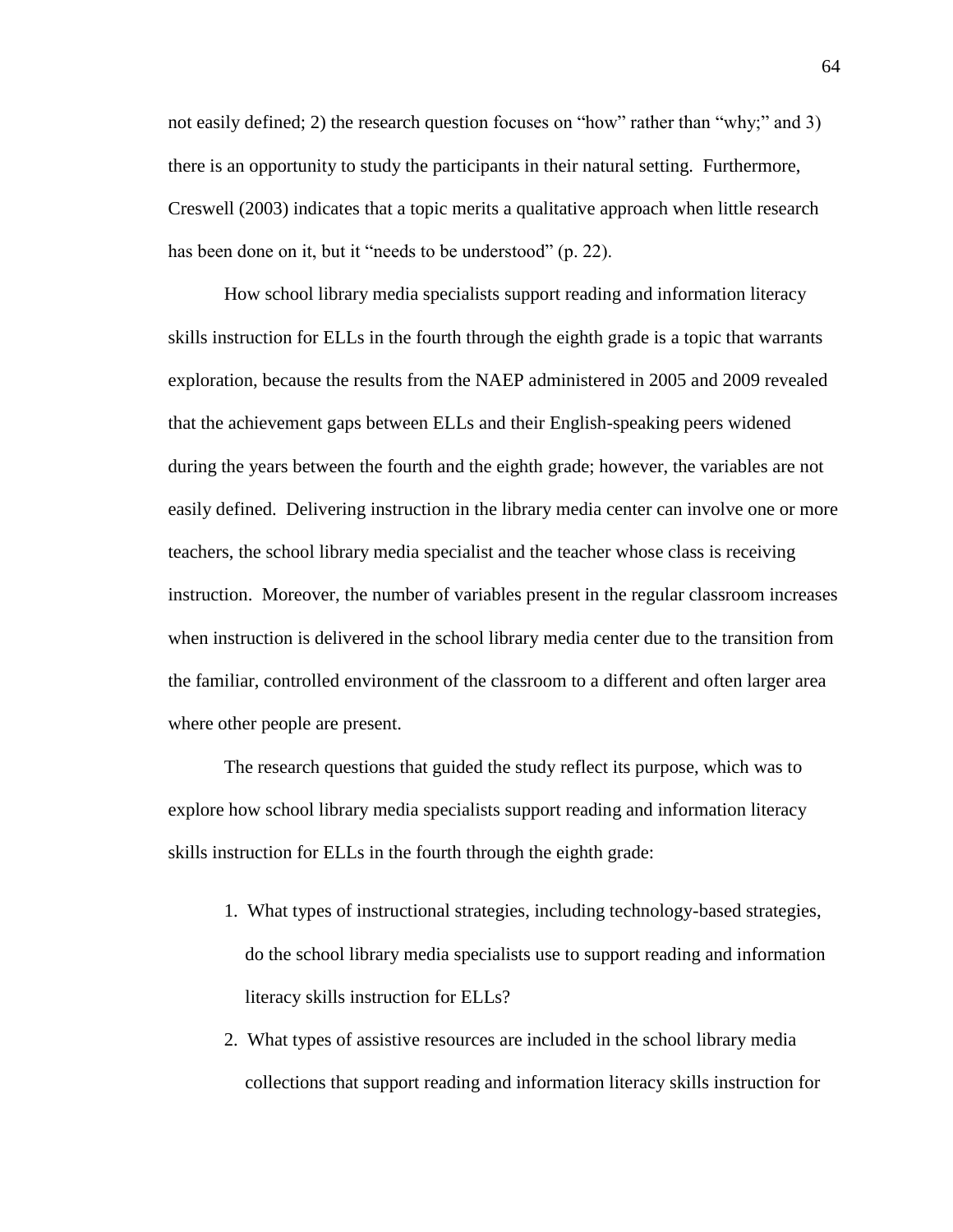not easily defined; 2) the research question focuses on "how" rather than "why;" and 3) there is an opportunity to study the participants in their natural setting. Furthermore, Creswell (2003) indicates that a topic merits a qualitative approach when little research has been done on it, but it "needs to be understood" (p. 22).

How school library media specialists support reading and information literacy skills instruction for ELLs in the fourth through the eighth grade is a topic that warrants exploration, because the results from the NAEP administered in 2005 and 2009 revealed that the achievement gaps between ELLs and their English-speaking peers widened during the years between the fourth and the eighth grade; however, the variables are not easily defined. Delivering instruction in the library media center can involve one or more teachers, the school library media specialist and the teacher whose class is receiving instruction. Moreover, the number of variables present in the regular classroom increases when instruction is delivered in the school library media center due to the transition from the familiar, controlled environment of the classroom to a different and often larger area where other people are present.

The research questions that guided the study reflect its purpose, which was to explore how school library media specialists support reading and information literacy skills instruction for ELLs in the fourth through the eighth grade:

1. What types of instructional strategies, including technology-based strategies, do the school library media specialists use to support reading and information literacy skills instruction for ELLs?
2. What types of assistive resources are included in the school library media collections that support reading and information literacy skills instruction for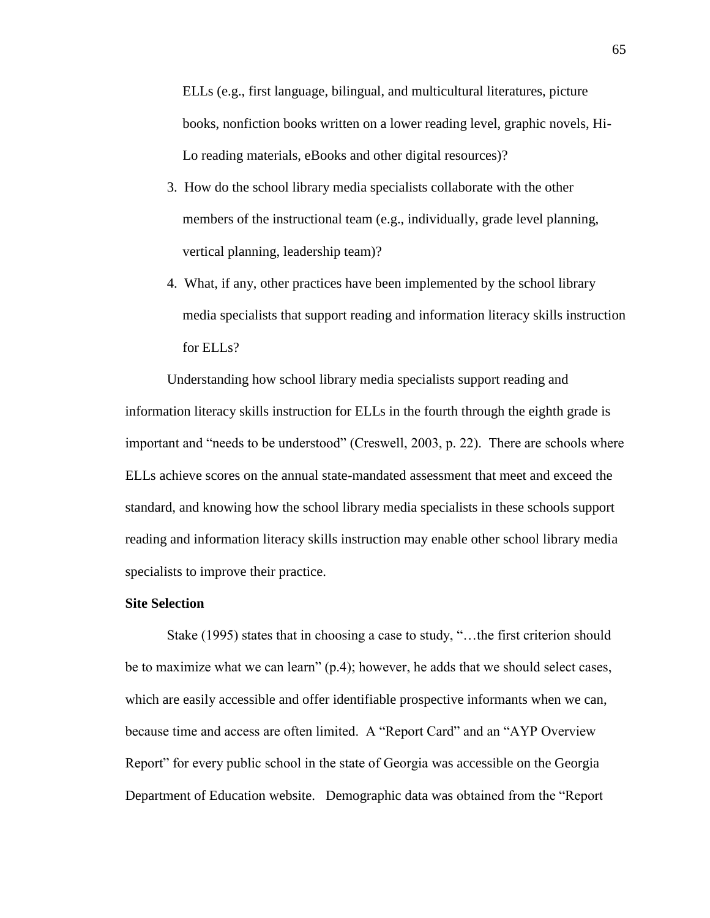ELLs (e.g., first language, bilingual, and multicultural literatures, picture books, nonfiction books written on a lower reading level, graphic novels, Hi-Lo reading materials, eBooks and other digital resources)?

3. How do the school library media specialists collaborate with the other members of the instructional team (e.g., individually, grade level planning, vertical planning, leadership team)?
4. What, if any, other practices have been implemented by the school library media specialists that support reading and information literacy skills instruction for ELLs?

Understanding how school library media specialists support reading and information literacy skills instruction for ELLs in the fourth through the eighth grade is important and "needs to be understood" (Creswell, 2003, p. 22). There are schools where ELLs achieve scores on the annual state-mandated assessment that meet and exceed the standard, and knowing how the school library media specialists in these schools support reading and information literacy skills instruction may enable other school library media specialists to improve their practice.

**Site Selection**

Stake (1995) states that in choosing a case to study, "…the first criterion should be to maximize what we can learn" (p.4); however, he adds that we should select cases, which are easily accessible and offer identifiable prospective informants when we can, because time and access are often limited. A "Report Card" and an "AYP Overview Report" for every public school in the state of Georgia was accessible on the Georgia Department of Education website. Demographic data was obtained from the "Report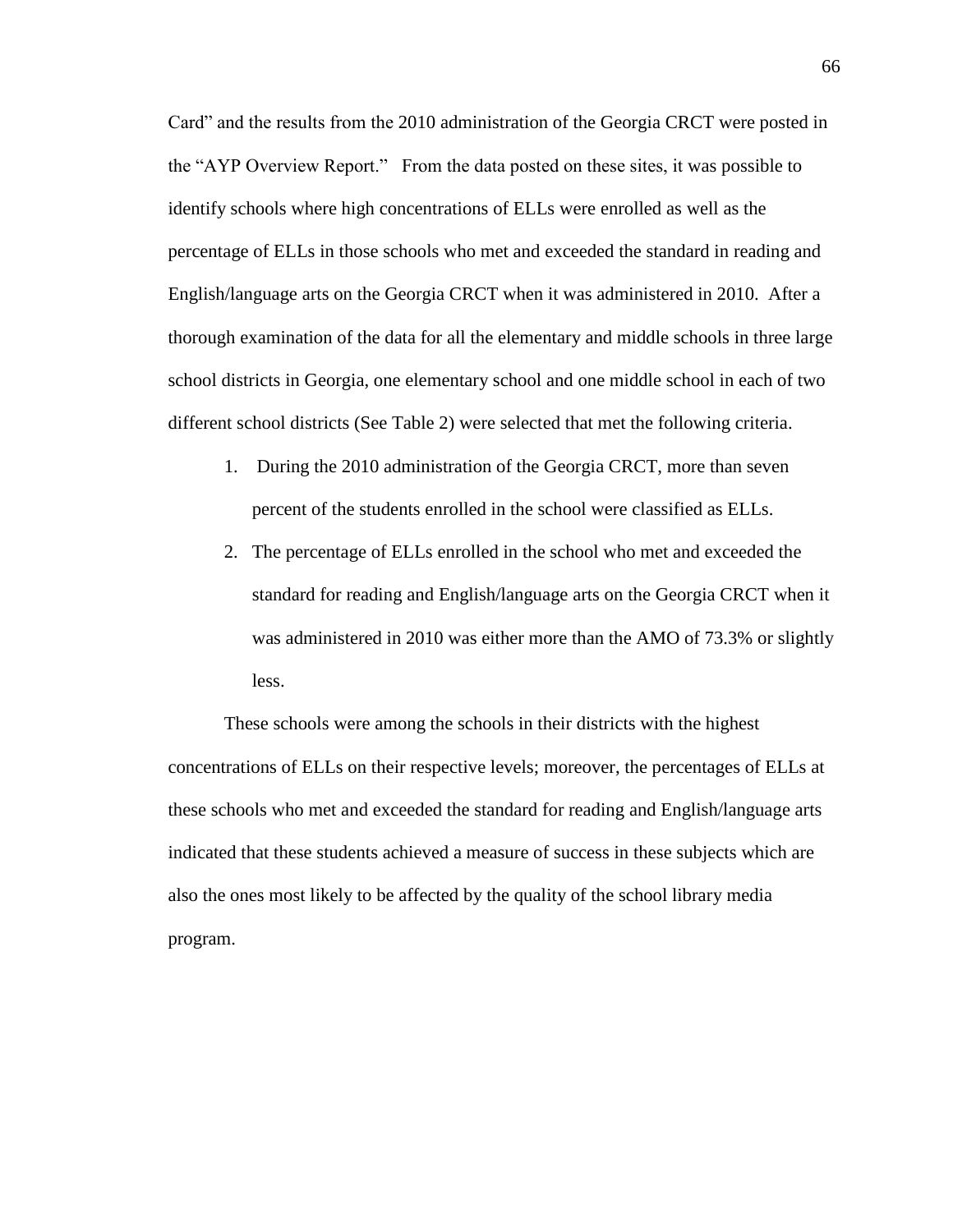Card" and the results from the 2010 administration of the Georgia CRCT were posted in the "AYP Overview Report." From the data posted on these sites, it was possible to identify schools where high concentrations of ELLs were enrolled as well as the percentage of ELLs in those schools who met and exceeded the standard in reading and English/language arts on the Georgia CRCT when it was administered in 2010. After a thorough examination of the data for all the elementary and middle schools in three large school districts in Georgia, one elementary school and one middle school in each of two different school districts (See Table 2) were selected that met the following criteria.

1. During the 2010 administration of the Georgia CRCT, more than seven percent of the students enrolled in the school were classified as ELLs.
2. The percentage of ELLs enrolled in the school who met and exceeded the standard for reading and English/language arts on the Georgia CRCT when it was administered in 2010 was either more than the AMO of 73.3% or slightly less.

These schools were among the schools in their districts with the highest concentrations of ELLs on their respective levels; moreover, the percentages of ELLs at these schools who met and exceeded the standard for reading and English/language arts indicated that these students achieved a measure of success in these subjects which are also the ones most likely to be affected by the quality of the school library media program.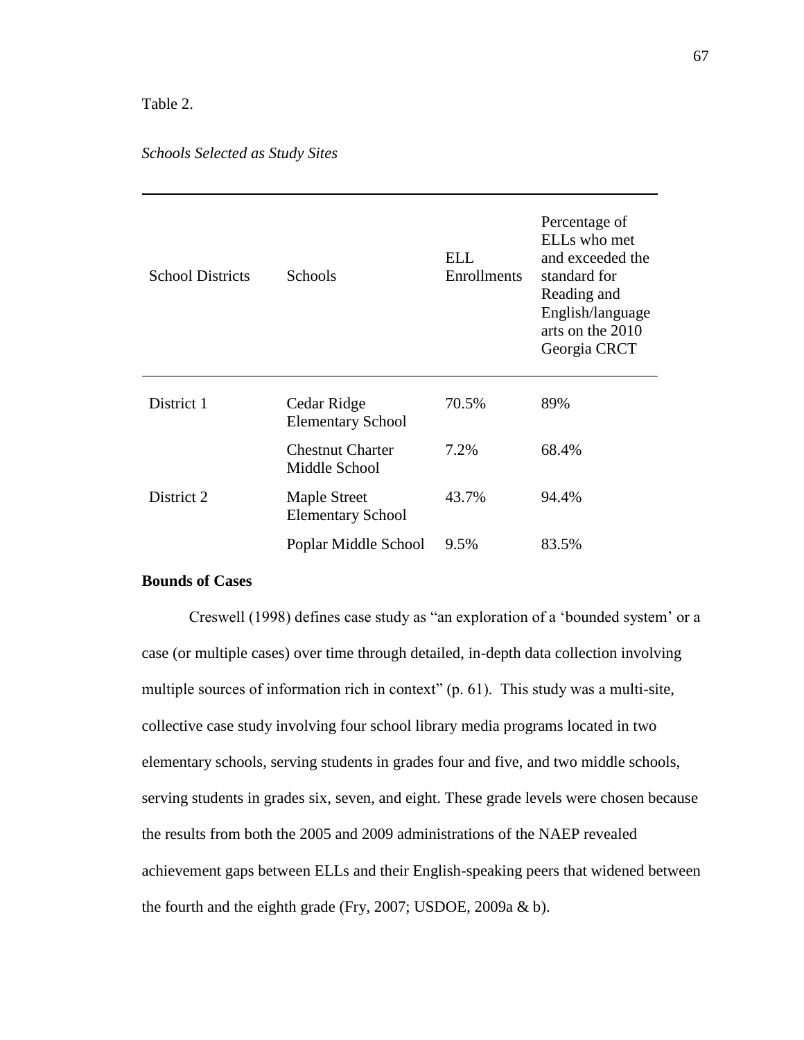Table 2.

*Schools Selected as Study Sites*

| School Districts | Schools | ELL Enrollments | Percentage of ELLs who met and exceeded the standard for Reading and English/language arts on the 2010 Georgia CRCT |
|---|---|---|---|
| District 1 | Cedar Ridge Elementary School | 70.5% | 89% |
| | Chestnut Charter Middle School | 7.2% | 68.4% |
| District 2 | Maple Street Elementary School | 43.7% | 94.4% |
| | Poplar Middle School | 9.5% | 83.5% |

**Bounds of Cases**

Creswell (1998) defines case study as "an exploration of a 'bounded system' or a case (or multiple cases) over time through detailed, in-depth data collection involving multiple sources of information rich in context" (p. 61). This study was a multi-site, collective case study involving four school library media programs located in two elementary schools, serving students in grades four and five, and two middle schools, serving students in grades six, seven, and eight. These grade levels were chosen because the results from both the 2005 and 2009 administrations of the NAEP revealed achievement gaps between ELLs and their English-speaking peers that widened between the fourth and the eighth grade (Fry, 2007; USDOE, 2009a & b).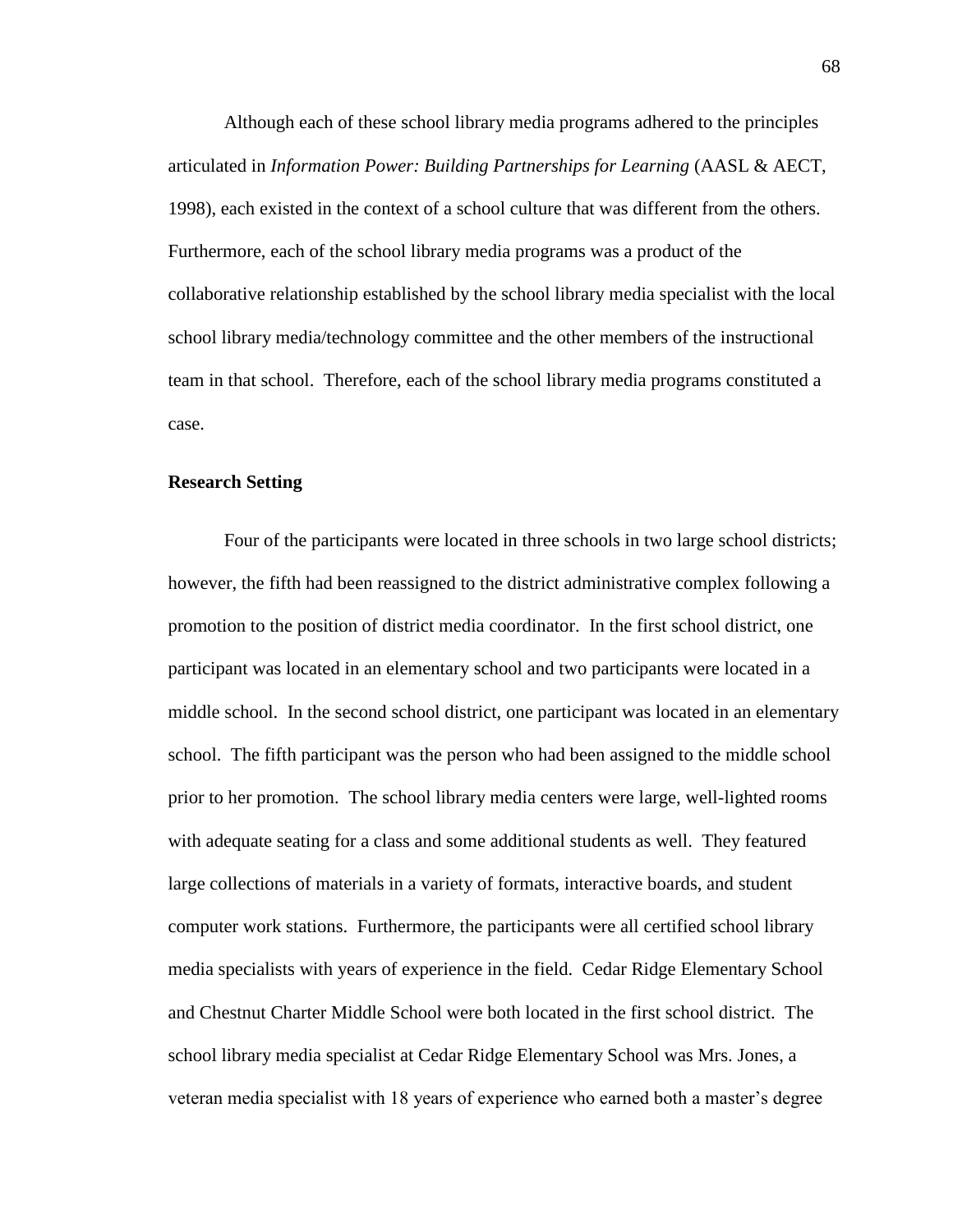Although each of these school library media programs adhered to the principles articulated in *Information Power: Building Partnerships for Learning* (AASL & AECT, 1998), each existed in the context of a school culture that was different from the others. Furthermore, each of the school library media programs was a product of the collaborative relationship established by the school library media specialist with the local school library media/technology committee and the other members of the instructional team in that school. Therefore, each of the school library media programs constituted a case.

**Research Setting**

Four of the participants were located in three schools in two large school districts; however, the fifth had been reassigned to the district administrative complex following a promotion to the position of district media coordinator. In the first school district, one participant was located in an elementary school and two participants were located in a middle school. In the second school district, one participant was located in an elementary school. The fifth participant was the person who had been assigned to the middle school prior to her promotion. The school library media centers were large, well-lighted rooms with adequate seating for a class and some additional students as well. They featured large collections of materials in a variety of formats, interactive boards, and student computer work stations. Furthermore, the participants were all certified school library media specialists with years of experience in the field. Cedar Ridge Elementary School and Chestnut Charter Middle School were both located in the first school district. The school library media specialist at Cedar Ridge Elementary School was Mrs. Jones, a veteran media specialist with 18 years of experience who earned both a master's degree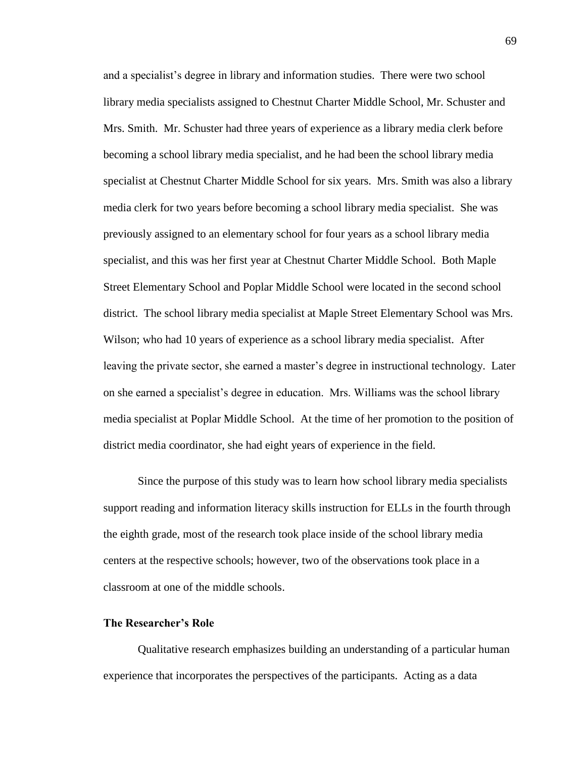and a specialist's degree in library and information studies. There were two school library media specialists assigned to Chestnut Charter Middle School, Mr. Schuster and Mrs. Smith. Mr. Schuster had three years of experience as a library media clerk before becoming a school library media specialist, and he had been the school library media specialist at Chestnut Charter Middle School for six years. Mrs. Smith was also a library media clerk for two years before becoming a school library media specialist. She was previously assigned to an elementary school for four years as a school library media specialist, and this was her first year at Chestnut Charter Middle School. Both Maple Street Elementary School and Poplar Middle School were located in the second school district. The school library media specialist at Maple Street Elementary School was Mrs. Wilson; who had 10 years of experience as a school library media specialist. After leaving the private sector, she earned a master's degree in instructional technology. Later on she earned a specialist's degree in education. Mrs. Williams was the school library media specialist at Poplar Middle School. At the time of her promotion to the position of district media coordinator, she had eight years of experience in the field.

Since the purpose of this study was to learn how school library media specialists support reading and information literacy skills instruction for ELLs in the fourth through the eighth grade, most of the research took place inside of the school library media centers at the respective schools; however, two of the observations took place in a classroom at one of the middle schools.

**The Researcher's Role**

Qualitative research emphasizes building an understanding of a particular human experience that incorporates the perspectives of the participants. Acting as a data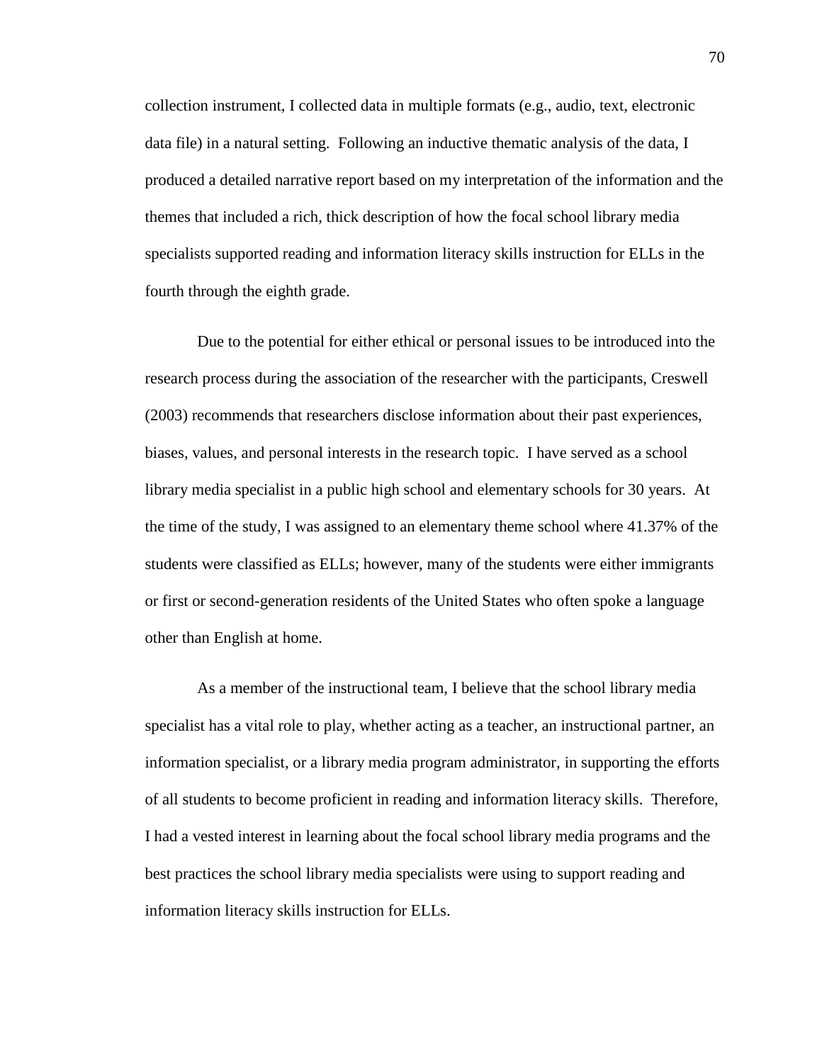collection instrument, I collected data in multiple formats (e.g., audio, text, electronic data file) in a natural setting. Following an inductive thematic analysis of the data, I produced a detailed narrative report based on my interpretation of the information and the themes that included a rich, thick description of how the focal school library media specialists supported reading and information literacy skills instruction for ELLs in the fourth through the eighth grade.

Due to the potential for either ethical or personal issues to be introduced into the research process during the association of the researcher with the participants, Creswell (2003) recommends that researchers disclose information about their past experiences, biases, values, and personal interests in the research topic. I have served as a school library media specialist in a public high school and elementary schools for 30 years. At the time of the study, I was assigned to an elementary theme school where 41.37% of the students were classified as ELLs; however, many of the students were either immigrants or first or second-generation residents of the United States who often spoke a language other than English at home.

As a member of the instructional team, I believe that the school library media specialist has a vital role to play, whether acting as a teacher, an instructional partner, an information specialist, or a library media program administrator, in supporting the efforts of all students to become proficient in reading and information literacy skills. Therefore, I had a vested interest in learning about the focal school library media programs and the best practices the school library media specialists were using to support reading and information literacy skills instruction for ELLs.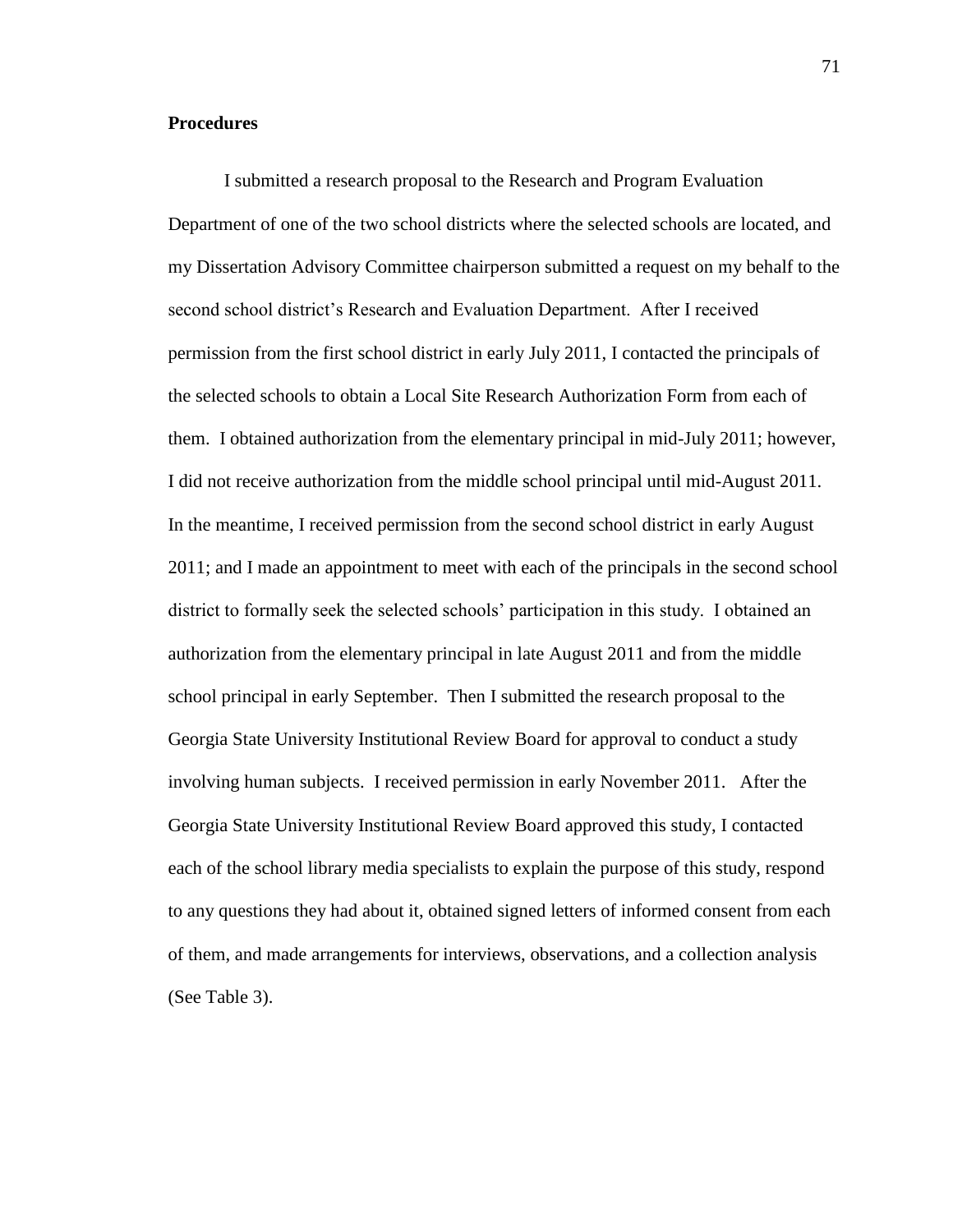**Procedures**

I submitted a research proposal to the Research and Program Evaluation Department of one of the two school districts where the selected schools are located, and my Dissertation Advisory Committee chairperson submitted a request on my behalf to the second school district's Research and Evaluation Department. After I received permission from the first school district in early July 2011, I contacted the principals of the selected schools to obtain a Local Site Research Authorization Form from each of them. I obtained authorization from the elementary principal in mid-July 2011; however, I did not receive authorization from the middle school principal until mid-August 2011. In the meantime, I received permission from the second school district in early August 2011; and I made an appointment to meet with each of the principals in the second school district to formally seek the selected schools' participation in this study. I obtained an authorization from the elementary principal in late August 2011 and from the middle school principal in early September. Then I submitted the research proposal to the Georgia State University Institutional Review Board for approval to conduct a study involving human subjects. I received permission in early November 2011. After the Georgia State University Institutional Review Board approved this study, I contacted each of the school library media specialists to explain the purpose of this study, respond to any questions they had about it, obtained signed letters of informed consent from each of them, and made arrangements for interviews, observations, and a collection analysis (See Table 3).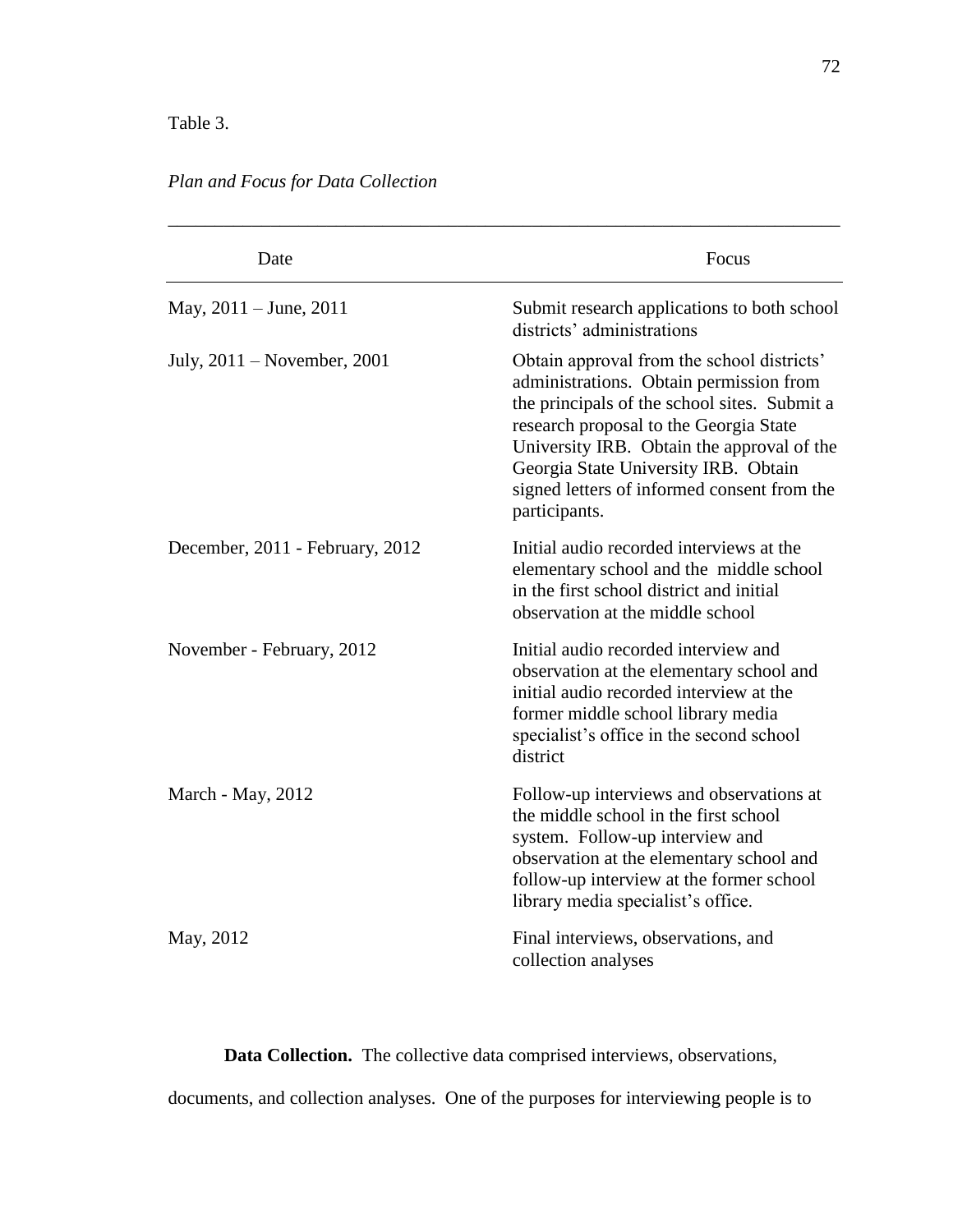Table 3.

*Plan and Focus for Data Collection*

| Date | Focus |
|---|---|
| May, 2011 – June, 2011 | Submit research applications to both school districts' administrations |
| July, 2011 – November, 2001 | Obtain approval from the school districts' administrations. Obtain permission from the principals of the school sites. Submit a research proposal to the Georgia State University IRB. Obtain the approval of the Georgia State University IRB. Obtain signed letters of informed consent from the participants. |
| December, 2011 - February, 2012 | Initial audio recorded interviews at the elementary school and the middle school in the first school district and initial observation at the middle school |
| November - February, 2012 | Initial audio recorded interview and observation at the elementary school and initial audio recorded interview at the former middle school library media specialist's office in the second school district |
| March - May, 2012 | Follow-up interviews and observations at the middle school in the first school system. Follow-up interview and observation at the elementary school and follow-up interview at the former school library media specialist's office. |
| May, 2012 | Final interviews, observations, and collection analyses |

**Data Collection.** The collective data comprised interviews, observations, documents, and collection analyses. One of the purposes for interviewing people is to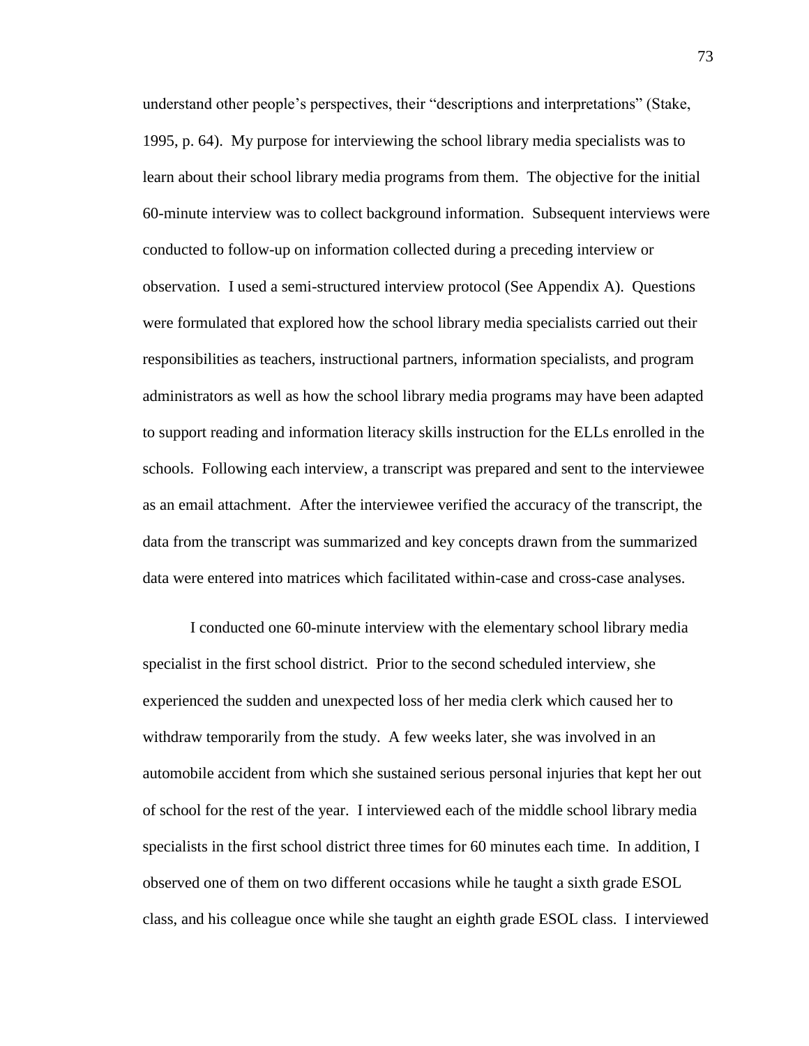understand other people's perspectives, their "descriptions and interpretations" (Stake, 1995, p. 64). My purpose for interviewing the school library media specialists was to learn about their school library media programs from them. The objective for the initial 60-minute interview was to collect background information. Subsequent interviews were conducted to follow-up on information collected during a preceding interview or observation. I used a semi-structured interview protocol (See Appendix A). Questions were formulated that explored how the school library media specialists carried out their responsibilities as teachers, instructional partners, information specialists, and program administrators as well as how the school library media programs may have been adapted to support reading and information literacy skills instruction for the ELLs enrolled in the schools. Following each interview, a transcript was prepared and sent to the interviewee as an email attachment. After the interviewee verified the accuracy of the transcript, the data from the transcript was summarized and key concepts drawn from the summarized data were entered into matrices which facilitated within-case and cross-case analyses.

I conducted one 60-minute interview with the elementary school library media specialist in the first school district. Prior to the second scheduled interview, she experienced the sudden and unexpected loss of her media clerk which caused her to withdraw temporarily from the study. A few weeks later, she was involved in an automobile accident from which she sustained serious personal injuries that kept her out of school for the rest of the year. I interviewed each of the middle school library media specialists in the first school district three times for 60 minutes each time. In addition, I observed one of them on two different occasions while he taught a sixth grade ESOL class, and his colleague once while she taught an eighth grade ESOL class. I interviewed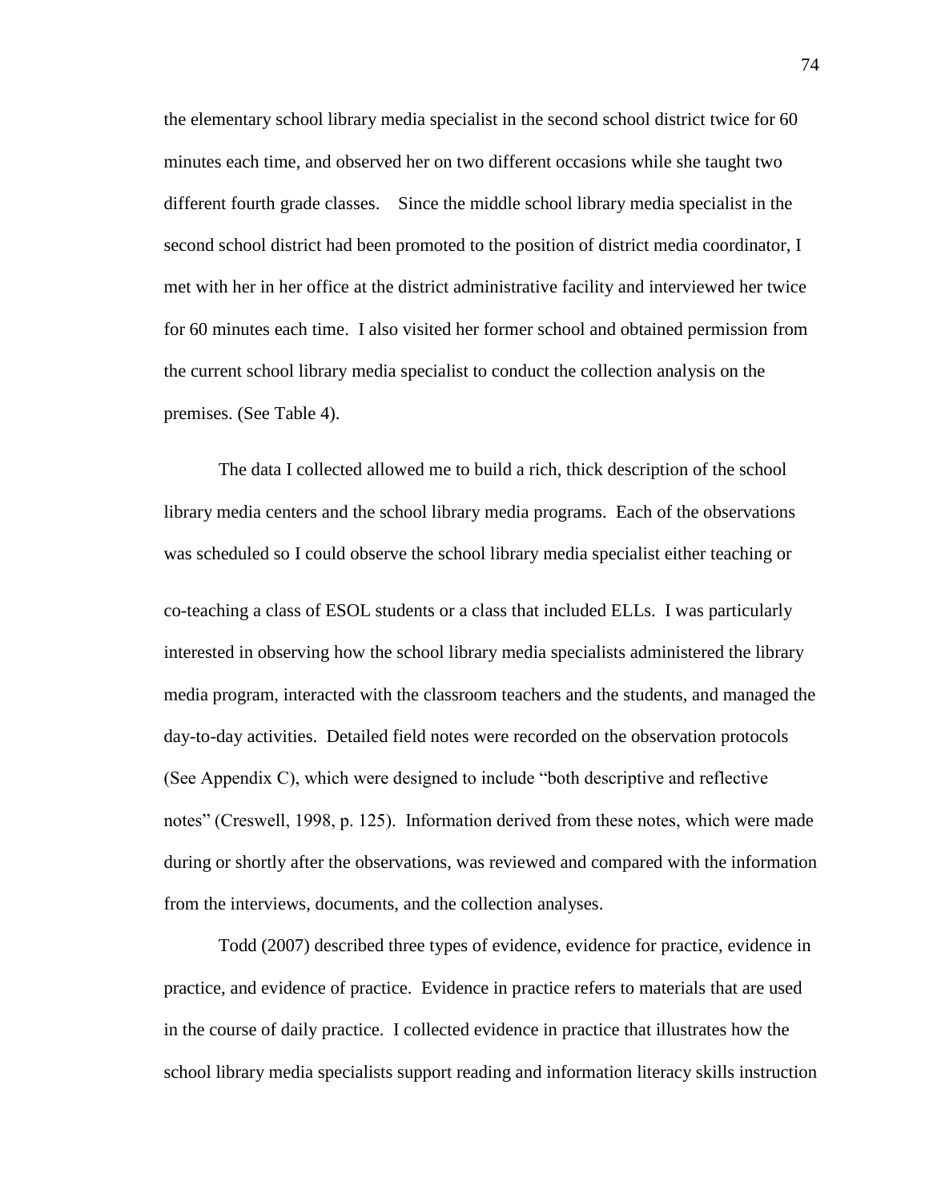the elementary school library media specialist in the second school district twice for 60 minutes each time, and observed her on two different occasions while she taught two different fourth grade classes. Since the middle school library media specialist in the second school district had been promoted to the position of district media coordinator, I met with her in her office at the district administrative facility and interviewed her twice for 60 minutes each time. I also visited her former school and obtained permission from the current school library media specialist to conduct the collection analysis on the premises. (See Table 4).

The data I collected allowed me to build a rich, thick description of the school library media centers and the school library media programs. Each of the observations was scheduled so I could observe the school library media specialist either teaching or co-teaching a class of ESOL students or a class that included ELLs. I was particularly interested in observing how the school library media specialists administered the library media program, interacted with the classroom teachers and the students, and managed the day-to-day activities. Detailed field notes were recorded on the observation protocols (See Appendix C), which were designed to include "both descriptive and reflective notes" (Creswell, 1998, p. 125). Information derived from these notes, which were made during or shortly after the observations, was reviewed and compared with the information from the interviews, documents, and the collection analyses.

Todd (2007) described three types of evidence, evidence for practice, evidence in practice, and evidence of practice. Evidence in practice refers to materials that are used in the course of daily practice. I collected evidence in practice that illustrates how the school library media specialists support reading and information literacy skills instruction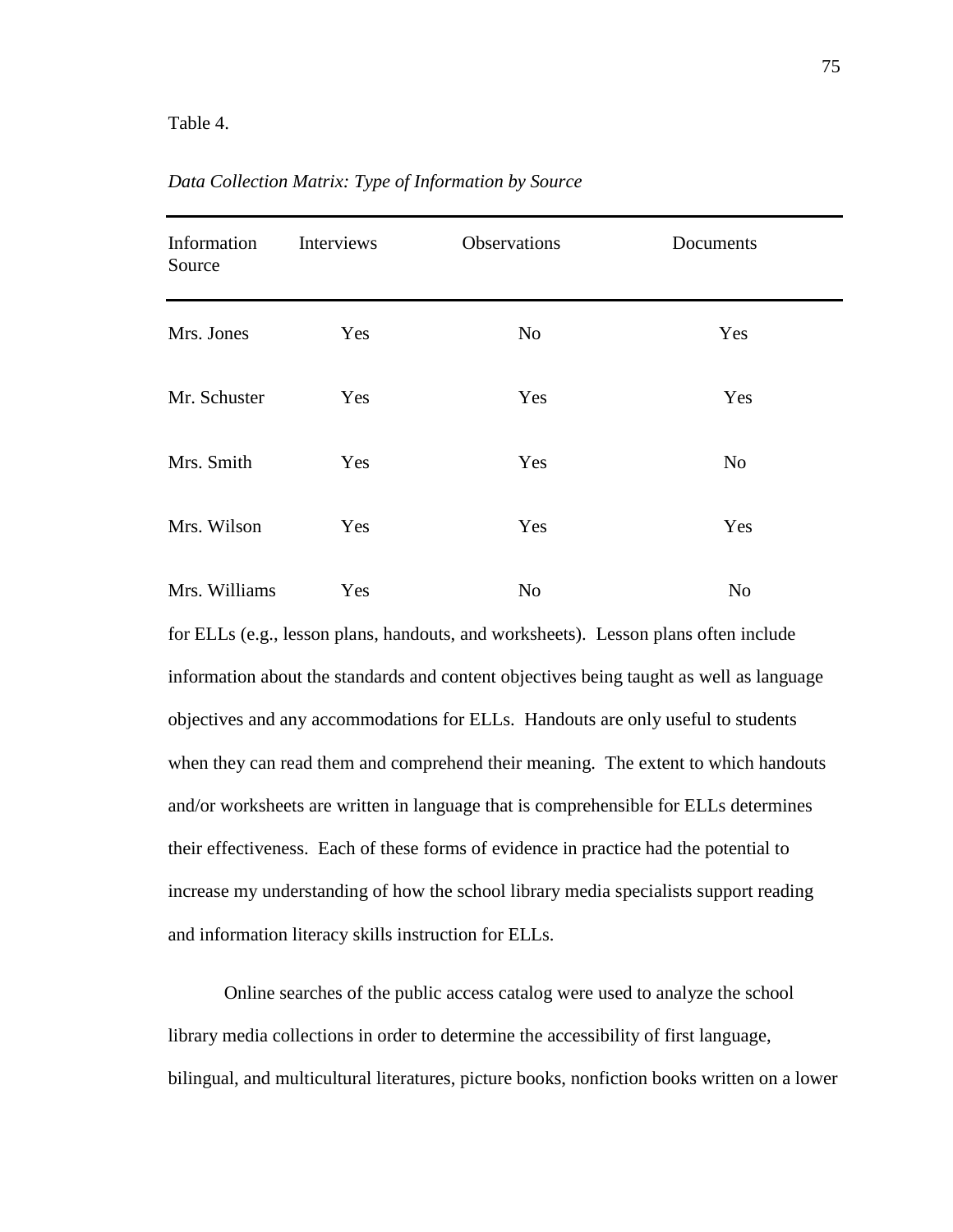Table 4.

*Data Collection Matrix: Type of Information by Source*

| Information Source | Interviews | Observations | Documents |
|---|---|---|---|
| Mrs. Jones | Yes | No | Yes |
| Mr. Schuster | Yes | Yes | Yes |
| Mrs. Smith | Yes | Yes | No |
| Mrs. Wilson | Yes | Yes | Yes |
| Mrs. Williams | Yes | No | No |

for ELLs (e.g., lesson plans, handouts, and worksheets). Lesson plans often include information about the standards and content objectives being taught as well as language objectives and any accommodations for ELLs. Handouts are only useful to students when they can read them and comprehend their meaning. The extent to which handouts and/or worksheets are written in language that is comprehensible for ELLs determines their effectiveness. Each of these forms of evidence in practice had the potential to increase my understanding of how the school library media specialists support reading and information literacy skills instruction for ELLs.

Online searches of the public access catalog were used to analyze the school library media collections in order to determine the accessibility of first language, bilingual, and multicultural literatures, picture books, nonfiction books written on a lower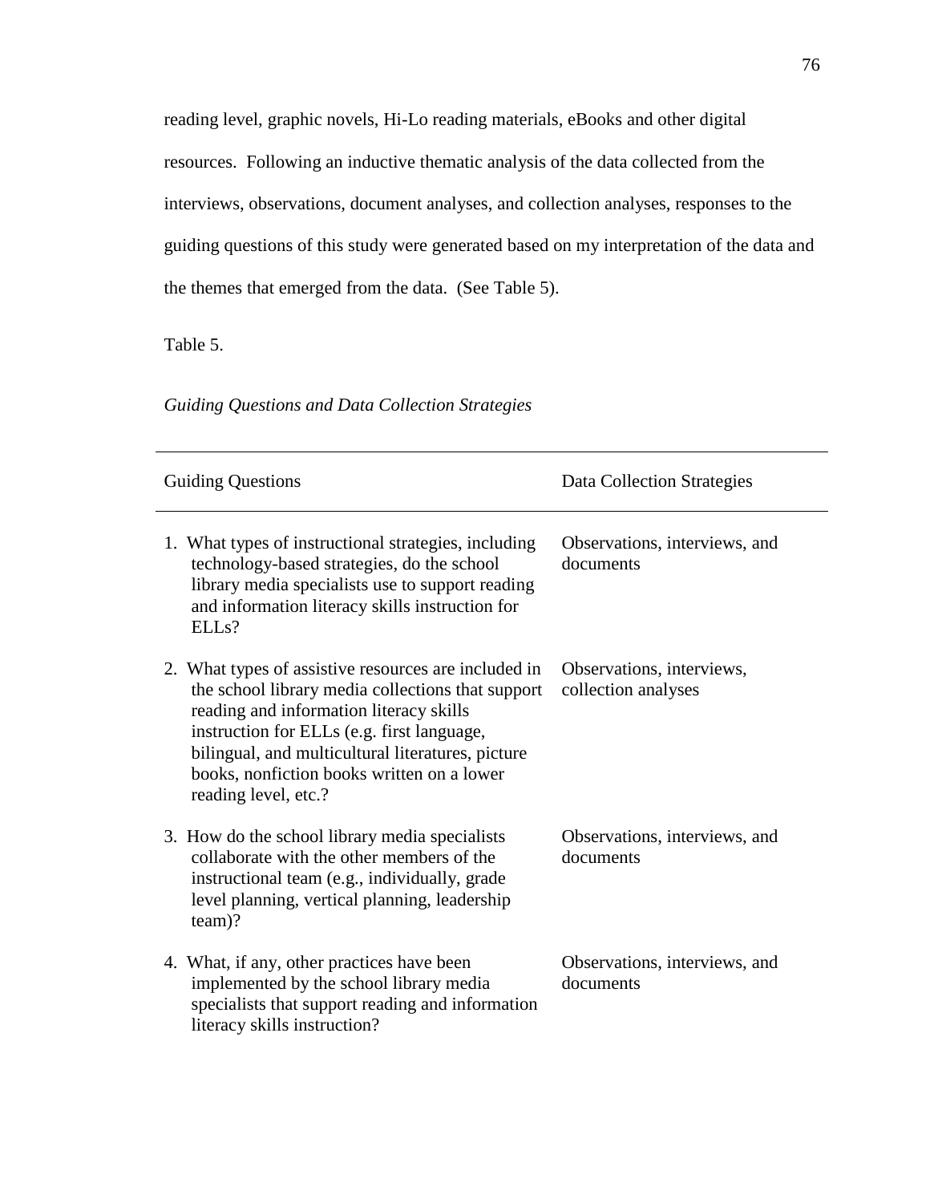reading level, graphic novels, Hi-Lo reading materials, eBooks and other digital resources. Following an inductive thematic analysis of the data collected from the interviews, observations, document analyses, and collection analyses, responses to the guiding questions of this study were generated based on my interpretation of the data and the themes that emerged from the data. (See Table 5).

Table 5.

*Guiding Questions and Data Collection Strategies*

| Guiding Questions | Data Collection Strategies |
|---|---|
| 1. What types of instructional strategies, including technology-based strategies, do the school library media specialists use to support reading and information literacy skills instruction for ELLs? | Observations, interviews, and documents |
| 2. What types of assistive resources are included in the school library media collections that support reading and information literacy skills instruction for ELLs (e.g. first language, bilingual, and multicultural literatures, picture books, nonfiction books written on a lower reading level, etc.? | Observations, interviews, collection analyses |
| 3. How do the school library media specialists collaborate with the other members of the instructional team (e.g., individually, grade level planning, vertical planning, leadership team)? | Observations, interviews, and documents |
| 4. What, if any, other practices have been implemented by the school library media specialists that support reading and information literacy skills instruction? | Observations, interviews, and documents |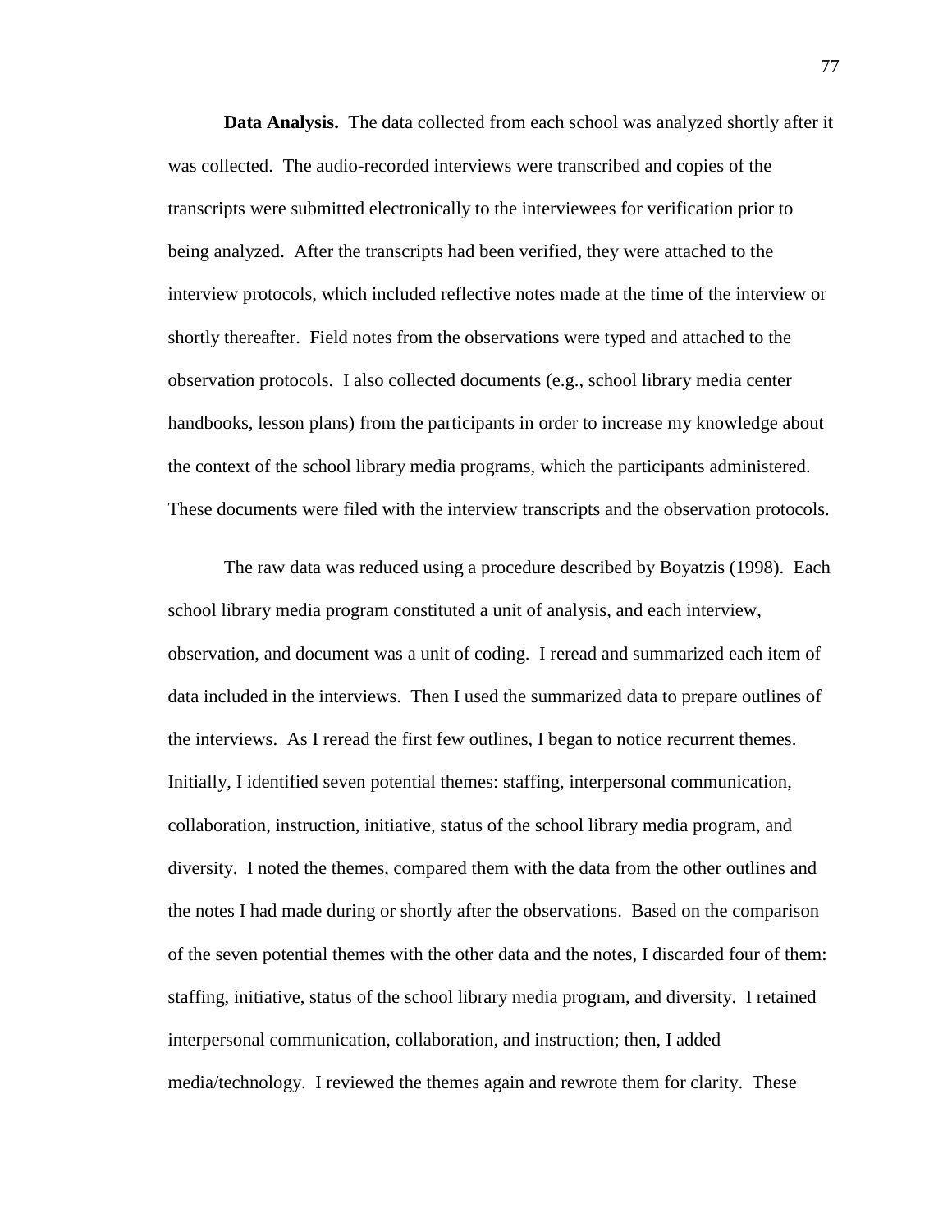**Data Analysis.** The data collected from each school was analyzed shortly after it was collected. The audio-recorded interviews were transcribed and copies of the transcripts were submitted electronically to the interviewees for verification prior to being analyzed. After the transcripts had been verified, they were attached to the interview protocols, which included reflective notes made at the time of the interview or shortly thereafter. Field notes from the observations were typed and attached to the observation protocols. I also collected documents (e.g., school library media center handbooks, lesson plans) from the participants in order to increase my knowledge about the context of the school library media programs, which the participants administered. These documents were filed with the interview transcripts and the observation protocols.

The raw data was reduced using a procedure described by Boyatzis (1998). Each school library media program constituted a unit of analysis, and each interview, observation, and document was a unit of coding. I reread and summarized each item of data included in the interviews. Then I used the summarized data to prepare outlines of the interviews. As I reread the first few outlines, I began to notice recurrent themes. Initially, I identified seven potential themes: staffing, interpersonal communication, collaboration, instruction, initiative, status of the school library media program, and diversity. I noted the themes, compared them with the data from the other outlines and the notes I had made during or shortly after the observations. Based on the comparison of the seven potential themes with the other data and the notes, I discarded four of them: staffing, initiative, status of the school library media program, and diversity. I retained interpersonal communication, collaboration, and instruction; then, I added media/technology. I reviewed the themes again and rewrote them for clarity. These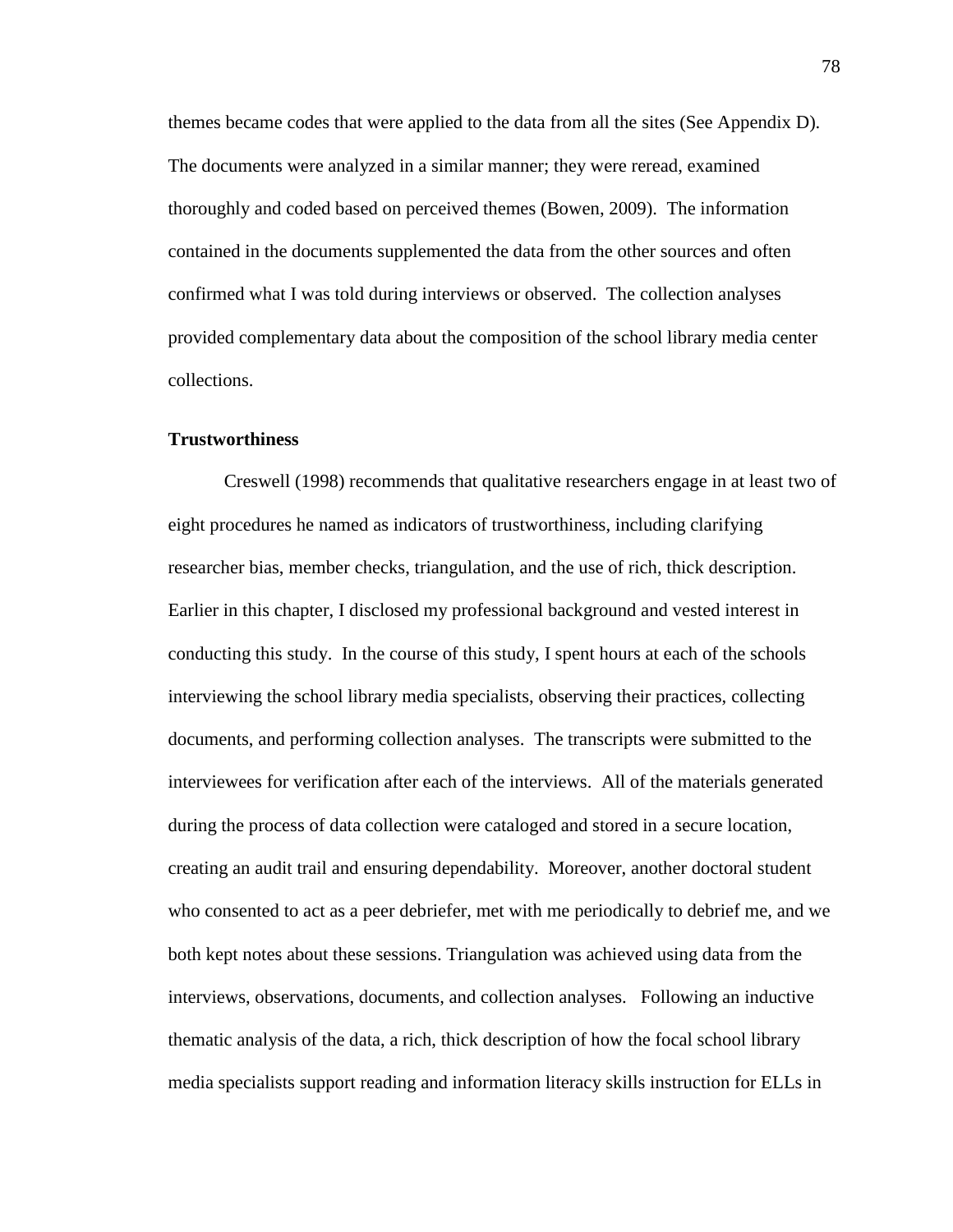themes became codes that were applied to the data from all the sites (See Appendix D). The documents were analyzed in a similar manner; they were reread, examined thoroughly and coded based on perceived themes (Bowen, 2009). The information contained in the documents supplemented the data from the other sources and often confirmed what I was told during interviews or observed. The collection analyses provided complementary data about the composition of the school library media center collections.

**Trustworthiness**

Creswell (1998) recommends that qualitative researchers engage in at least two of eight procedures he named as indicators of trustworthiness, including clarifying researcher bias, member checks, triangulation, and the use of rich, thick description. Earlier in this chapter, I disclosed my professional background and vested interest in conducting this study. In the course of this study, I spent hours at each of the schools interviewing the school library media specialists, observing their practices, collecting documents, and performing collection analyses. The transcripts were submitted to the interviewees for verification after each of the interviews. All of the materials generated during the process of data collection were cataloged and stored in a secure location, creating an audit trail and ensuring dependability. Moreover, another doctoral student who consented to act as a peer debriefer, met with me periodically to debrief me, and we both kept notes about these sessions. Triangulation was achieved using data from the interviews, observations, documents, and collection analyses. Following an inductive thematic analysis of the data, a rich, thick description of how the focal school library media specialists support reading and information literacy skills instruction for ELLs in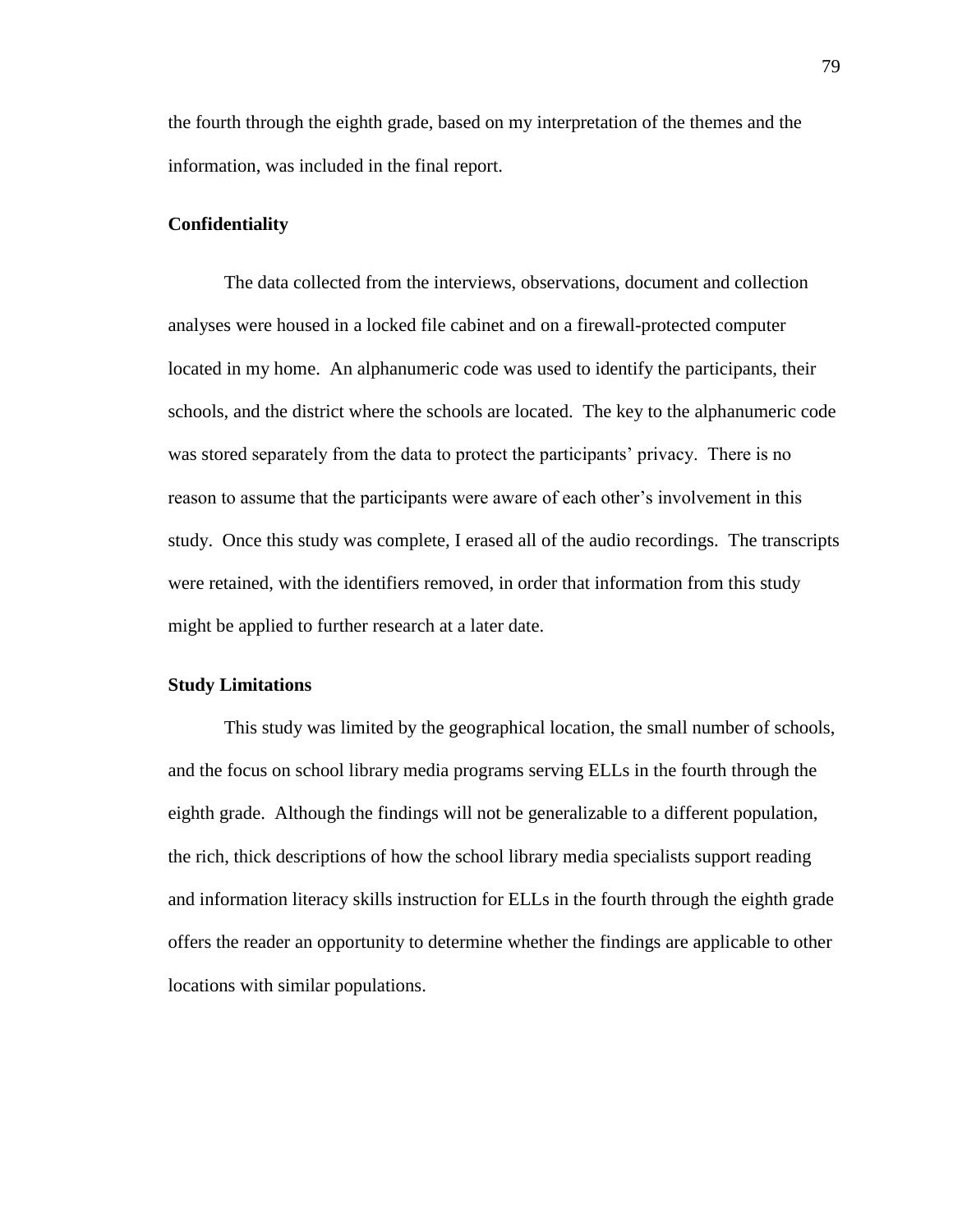the fourth through the eighth grade, based on my interpretation of the themes and the information, was included in the final report.

### Confidentiality

The data collected from the interviews, observations, document and collection analyses were housed in a locked file cabinet and on a firewall-protected computer located in my home. An alphanumeric code was used to identify the participants, their schools, and the district where the schools are located. The key to the alphanumeric code was stored separately from the data to protect the participants' privacy. There is no reason to assume that the participants were aware of each other's involvement in this study. Once this study was complete, I erased all of the audio recordings. The transcripts were retained, with the identifiers removed, in order that information from this study might be applied to further research at a later date.

### Study Limitations

This study was limited by the geographical location, the small number of schools, and the focus on school library media programs serving ELLs in the fourth through the eighth grade. Although the findings will not be generalizable to a different population, the rich, thick descriptions of how the school library media specialists support reading and information literacy skills instruction for ELLs in the fourth through the eighth grade offers the reader an opportunity to determine whether the findings are applicable to other locations with similar populations.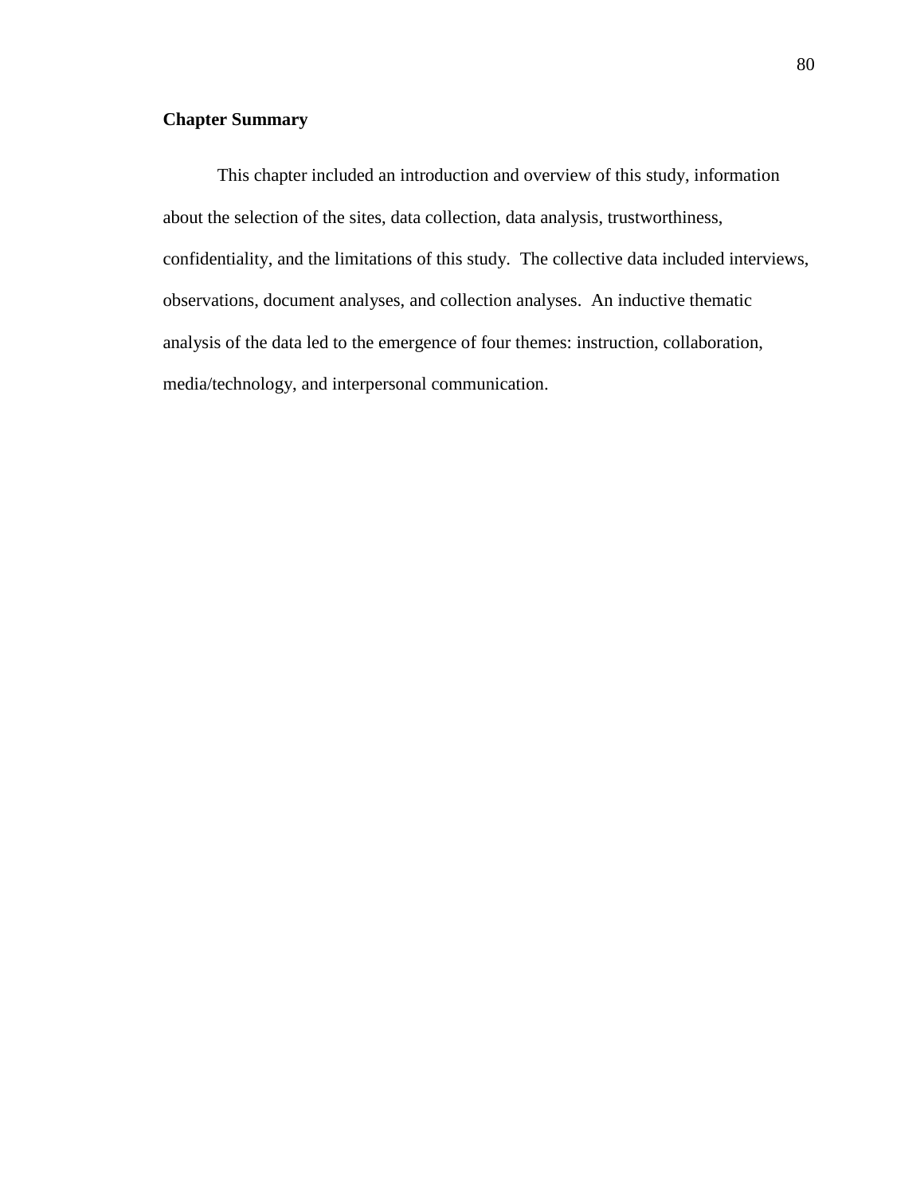### Chapter Summary

This chapter included an introduction and overview of this study, information about the selection of the sites, data collection, data analysis, trustworthiness, confidentiality, and the limitations of this study. The collective data included interviews, observations, document analyses, and collection analyses. An inductive thematic analysis of the data led to the emergence of four themes: instruction, collaboration, media/technology, and interpersonal communication.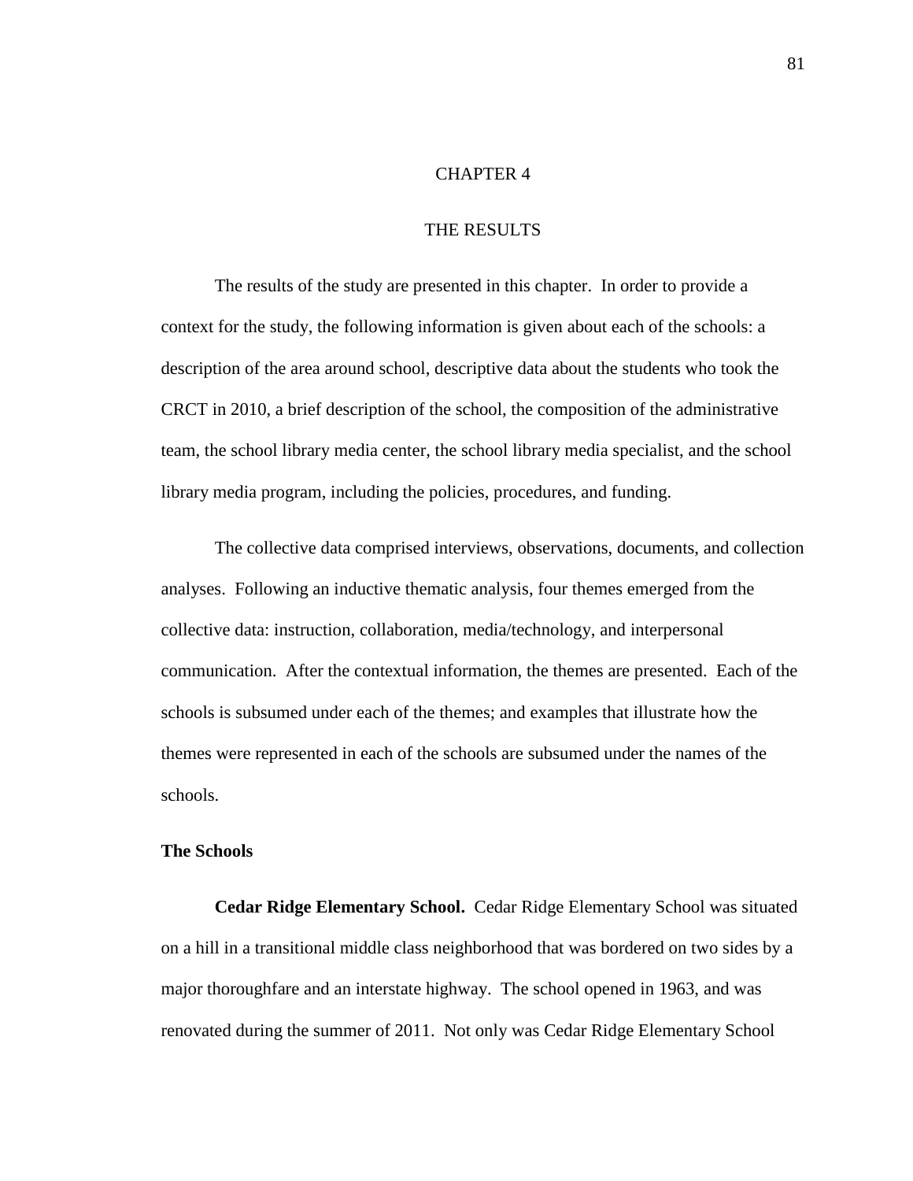# CHAPTER 4

# THE RESULTS

The results of the study are presented in this chapter. In order to provide a context for the study, the following information is given about each of the schools: a description of the area around school, descriptive data about the students who took the CRCT in 2010, a brief description of the school, the composition of the administrative team, the school library media center, the school library media specialist, and the school library media program, including the policies, procedures, and funding.

The collective data comprised interviews, observations, documents, and collection analyses. Following an inductive thematic analysis, four themes emerged from the collective data: instruction, collaboration, media/technology, and interpersonal communication. After the contextual information, the themes are presented. Each of the schools is subsumed under each of the themes; and examples that illustrate how the themes were represented in each of the schools are subsumed under the names of the schools.

## The Schools

**Cedar Ridge Elementary School.** Cedar Ridge Elementary School was situated on a hill in a transitional middle class neighborhood that was bordered on two sides by a major thoroughfare and an interstate highway. The school opened in 1963, and was renovated during the summer of 2011. Not only was Cedar Ridge Elementary School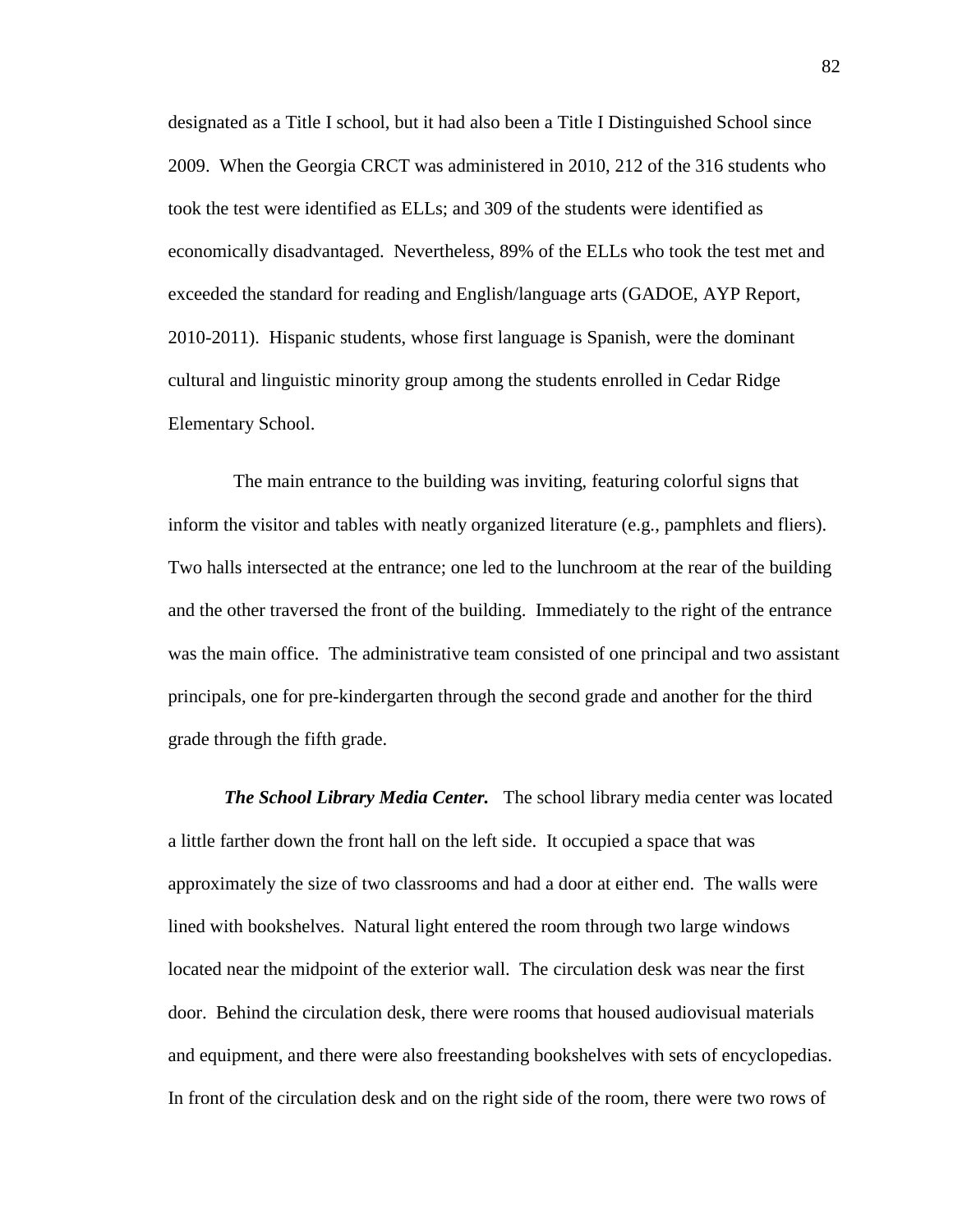designated as a Title I school, but it had also been a Title I Distinguished School since 2009. When the Georgia CRCT was administered in 2010, 212 of the 316 students who took the test were identified as ELLs; and 309 of the students were identified as economically disadvantaged. Nevertheless, 89% of the ELLs who took the test met and exceeded the standard for reading and English/language arts (GADOE, AYP Report, 2010-2011). Hispanic students, whose first language is Spanish, were the dominant cultural and linguistic minority group among the students enrolled in Cedar Ridge Elementary School.

The main entrance to the building was inviting, featuring colorful signs that inform the visitor and tables with neatly organized literature (e.g., pamphlets and fliers). Two halls intersected at the entrance; one led to the lunchroom at the rear of the building and the other traversed the front of the building. Immediately to the right of the entrance was the main office. The administrative team consisted of one principal and two assistant principals, one for pre-kindergarten through the second grade and another for the third grade through the fifth grade.

***The School Library Media Center.*** The school library media center was located a little farther down the front hall on the left side. It occupied a space that was approximately the size of two classrooms and had a door at either end. The walls were lined with bookshelves. Natural light entered the room through two large windows located near the midpoint of the exterior wall. The circulation desk was near the first door. Behind the circulation desk, there were rooms that housed audiovisual materials and equipment, and there were also freestanding bookshelves with sets of encyclopedias. In front of the circulation desk and on the right side of the room, there were two rows of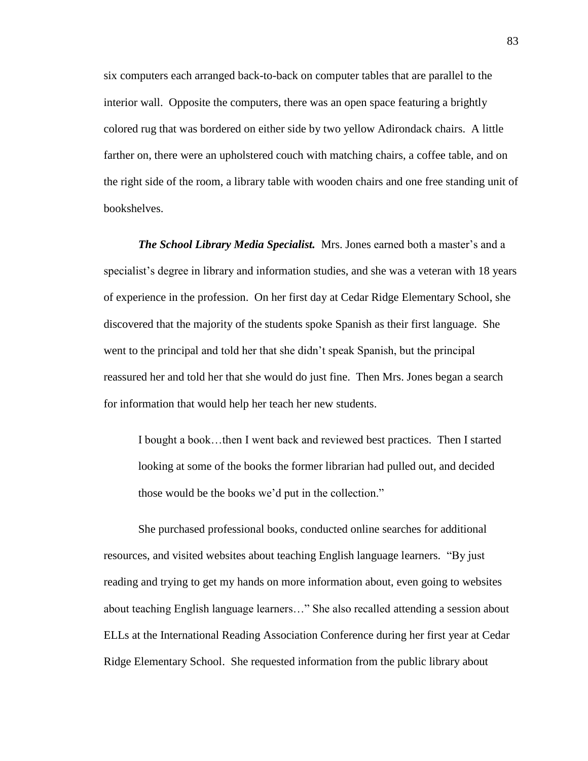six computers each arranged back-to-back on computer tables that are parallel to the interior wall. Opposite the computers, there was an open space featuring a brightly colored rug that was bordered on either side by two yellow Adirondack chairs. A little farther on, there were an upholstered couch with matching chairs, a coffee table, and on the right side of the room, a library table with wooden chairs and one free standing unit of bookshelves.

***The School Library Media Specialist.*** Mrs. Jones earned both a master's and a specialist's degree in library and information studies, and she was a veteran with 18 years of experience in the profession. On her first day at Cedar Ridge Elementary School, she discovered that the majority of the students spoke Spanish as their first language. She went to the principal and told her that she didn't speak Spanish, but the principal reassured her and told her that she would do just fine. Then Mrs. Jones began a search for information that would help her teach her new students.

> I bought a book…then I went back and reviewed best practices. Then I started looking at some of the books the former librarian had pulled out, and decided those would be the books we'd put in the collection."

She purchased professional books, conducted online searches for additional resources, and visited websites about teaching English language learners. "By just reading and trying to get my hands on more information about, even going to websites about teaching English language learners…" She also recalled attending a session about ELLs at the International Reading Association Conference during her first year at Cedar Ridge Elementary School. She requested information from the public library about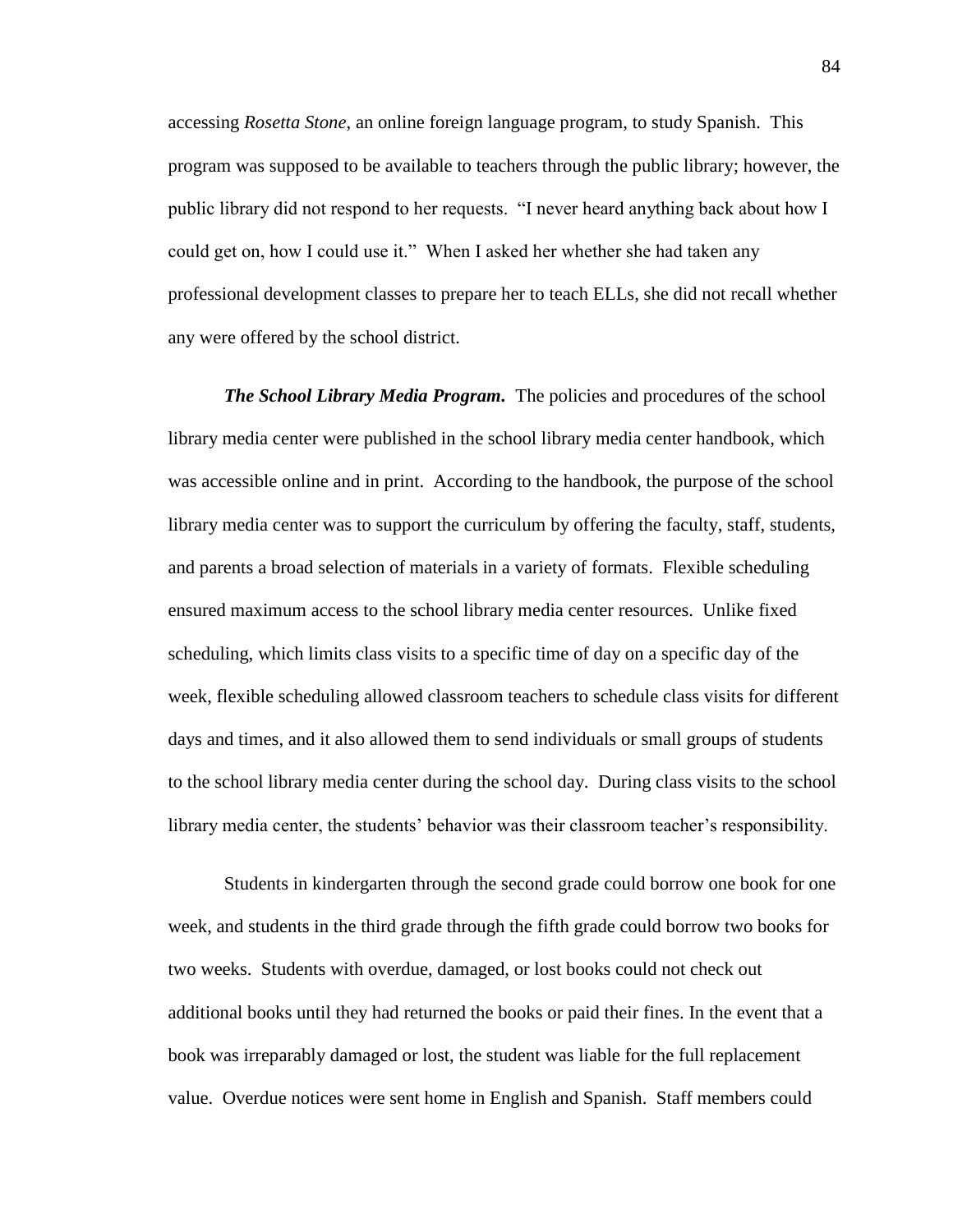accessing *Rosetta Stone*, an online foreign language program, to study Spanish. This program was supposed to be available to teachers through the public library; however, the public library did not respond to her requests. "I never heard anything back about how I could get on, how I could use it." When I asked her whether she had taken any professional development classes to prepare her to teach ELLs, she did not recall whether any were offered by the school district.

***The School Library Media Program.*** The policies and procedures of the school library media center were published in the school library media center handbook, which was accessible online and in print. According to the handbook, the purpose of the school library media center was to support the curriculum by offering the faculty, staff, students, and parents a broad selection of materials in a variety of formats. Flexible scheduling ensured maximum access to the school library media center resources. Unlike fixed scheduling, which limits class visits to a specific time of day on a specific day of the week, flexible scheduling allowed classroom teachers to schedule class visits for different days and times, and it also allowed them to send individuals or small groups of students to the school library media center during the school day. During class visits to the school library media center, the students' behavior was their classroom teacher's responsibility.

Students in kindergarten through the second grade could borrow one book for one week, and students in the third grade through the fifth grade could borrow two books for two weeks. Students with overdue, damaged, or lost books could not check out additional books until they had returned the books or paid their fines. In the event that a book was irreparably damaged or lost, the student was liable for the full replacement value. Overdue notices were sent home in English and Spanish. Staff members could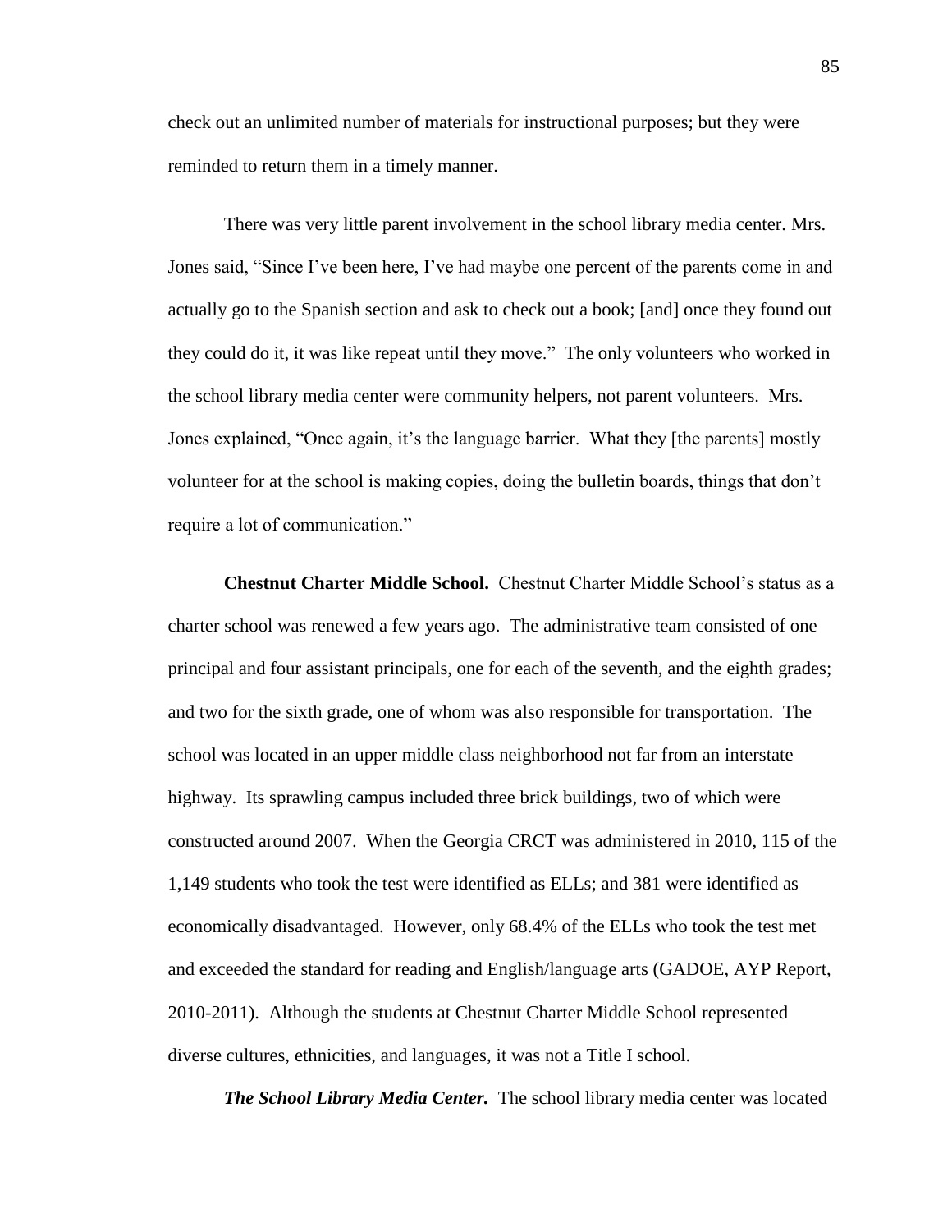check out an unlimited number of materials for instructional purposes; but they were reminded to return them in a timely manner.

There was very little parent involvement in the school library media center. Mrs. Jones said, "Since I've been here, I've had maybe one percent of the parents come in and actually go to the Spanish section and ask to check out a book; [and] once they found out they could do it, it was like repeat until they move." The only volunteers who worked in the school library media center were community helpers, not parent volunteers. Mrs. Jones explained, "Once again, it's the language barrier. What they [the parents] mostly volunteer for at the school is making copies, doing the bulletin boards, things that don't require a lot of communication."

**Chestnut Charter Middle School.** Chestnut Charter Middle School's status as a charter school was renewed a few years ago. The administrative team consisted of one principal and four assistant principals, one for each of the seventh, and the eighth grades; and two for the sixth grade, one of whom was also responsible for transportation. The school was located in an upper middle class neighborhood not far from an interstate highway. Its sprawling campus included three brick buildings, two of which were constructed around 2007. When the Georgia CRCT was administered in 2010, 115 of the 1,149 students who took the test were identified as ELLs; and 381 were identified as economically disadvantaged. However, only 68.4% of the ELLs who took the test met and exceeded the standard for reading and English/language arts (GADOE, AYP Report, 2010-2011). Although the students at Chestnut Charter Middle School represented diverse cultures, ethnicities, and languages, it was not a Title I school.

***The School Library Media Center.*** The school library media center was located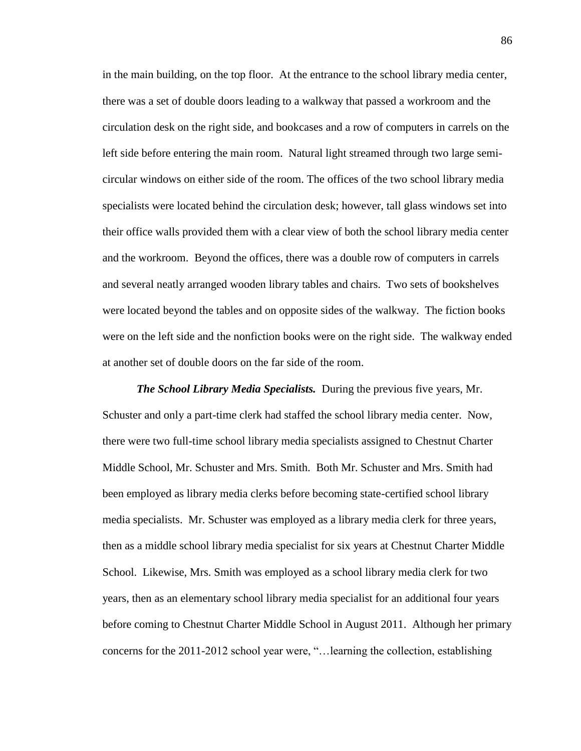in the main building, on the top floor. At the entrance to the school library media center, there was a set of double doors leading to a walkway that passed a workroom and the circulation desk on the right side, and bookcases and a row of computers in carrels on the left side before entering the main room. Natural light streamed through two large semi-circular windows on either side of the room. The offices of the two school library media specialists were located behind the circulation desk; however, tall glass windows set into their office walls provided them with a clear view of both the school library media center and the workroom. Beyond the offices, there was a double row of computers in carrels and several neatly arranged wooden library tables and chairs. Two sets of bookshelves were located beyond the tables and on opposite sides of the walkway. The fiction books were on the left side and the nonfiction books were on the right side. The walkway ended at another set of double doors on the far side of the room.

***The School Library Media Specialists.*** During the previous five years, Mr. Schuster and only a part-time clerk had staffed the school library media center. Now, there were two full-time school library media specialists assigned to Chestnut Charter Middle School, Mr. Schuster and Mrs. Smith. Both Mr. Schuster and Mrs. Smith had been employed as library media clerks before becoming state-certified school library media specialists. Mr. Schuster was employed as a library media clerk for three years, then as a middle school library media specialist for six years at Chestnut Charter Middle School. Likewise, Mrs. Smith was employed as a school library media clerk for two years, then as an elementary school library media specialist for an additional four years before coming to Chestnut Charter Middle School in August 2011. Although her primary concerns for the 2011-2012 school year were, "…learning the collection, establishing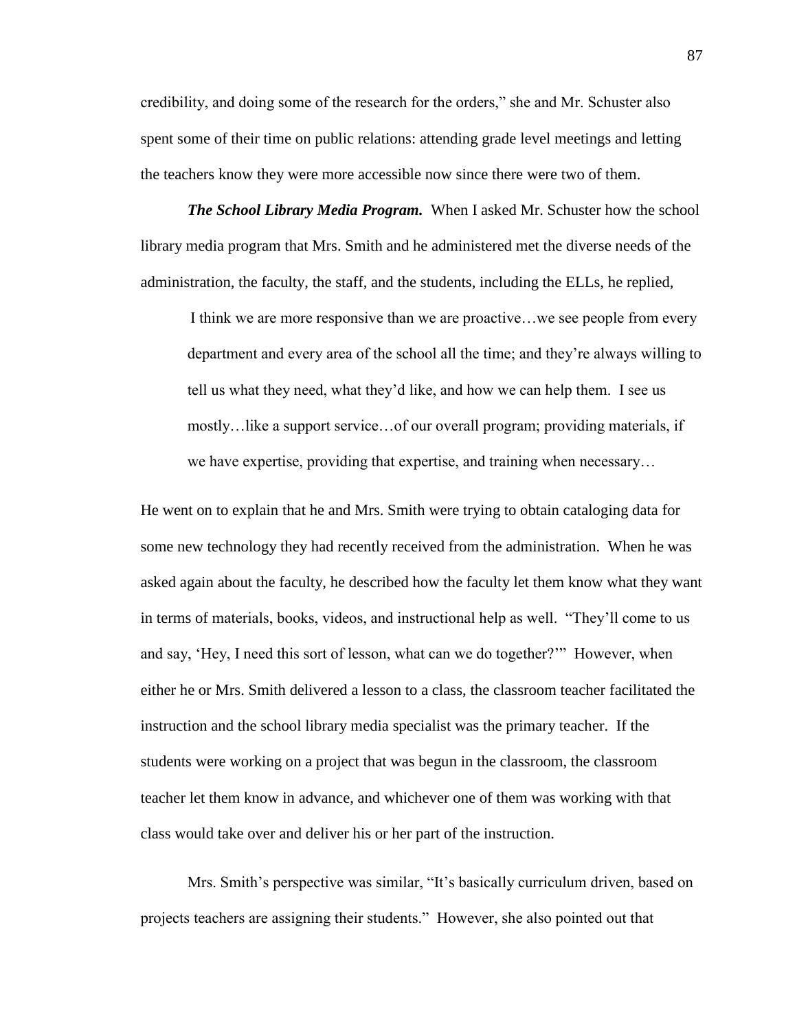credibility, and doing some of the research for the orders," she and Mr. Schuster also spent some of their time on public relations: attending grade level meetings and letting the teachers know they were more accessible now since there were two of them.

***The School Library Media Program.*** When I asked Mr. Schuster how the school library media program that Mrs. Smith and he administered met the diverse needs of the administration, the faculty, the staff, and the students, including the ELLs, he replied,

> I think we are more responsive than we are proactive…we see people from every department and every area of the school all the time; and they're always willing to tell us what they need, what they'd like, and how we can help them. I see us mostly…like a support service…of our overall program; providing materials, if we have expertise, providing that expertise, and training when necessary…

He went on to explain that he and Mrs. Smith were trying to obtain cataloging data for some new technology they had recently received from the administration. When he was asked again about the faculty, he described how the faculty let them know what they want in terms of materials, books, videos, and instructional help as well. "They'll come to us and say, 'Hey, I need this sort of lesson, what can we do together?'" However, when either he or Mrs. Smith delivered a lesson to a class, the classroom teacher facilitated the instruction and the school library media specialist was the primary teacher. If the students were working on a project that was begun in the classroom, the classroom teacher let them know in advance, and whichever one of them was working with that class would take over and deliver his or her part of the instruction.

Mrs. Smith's perspective was similar, "It's basically curriculum driven, based on projects teachers are assigning their students." However, she also pointed out that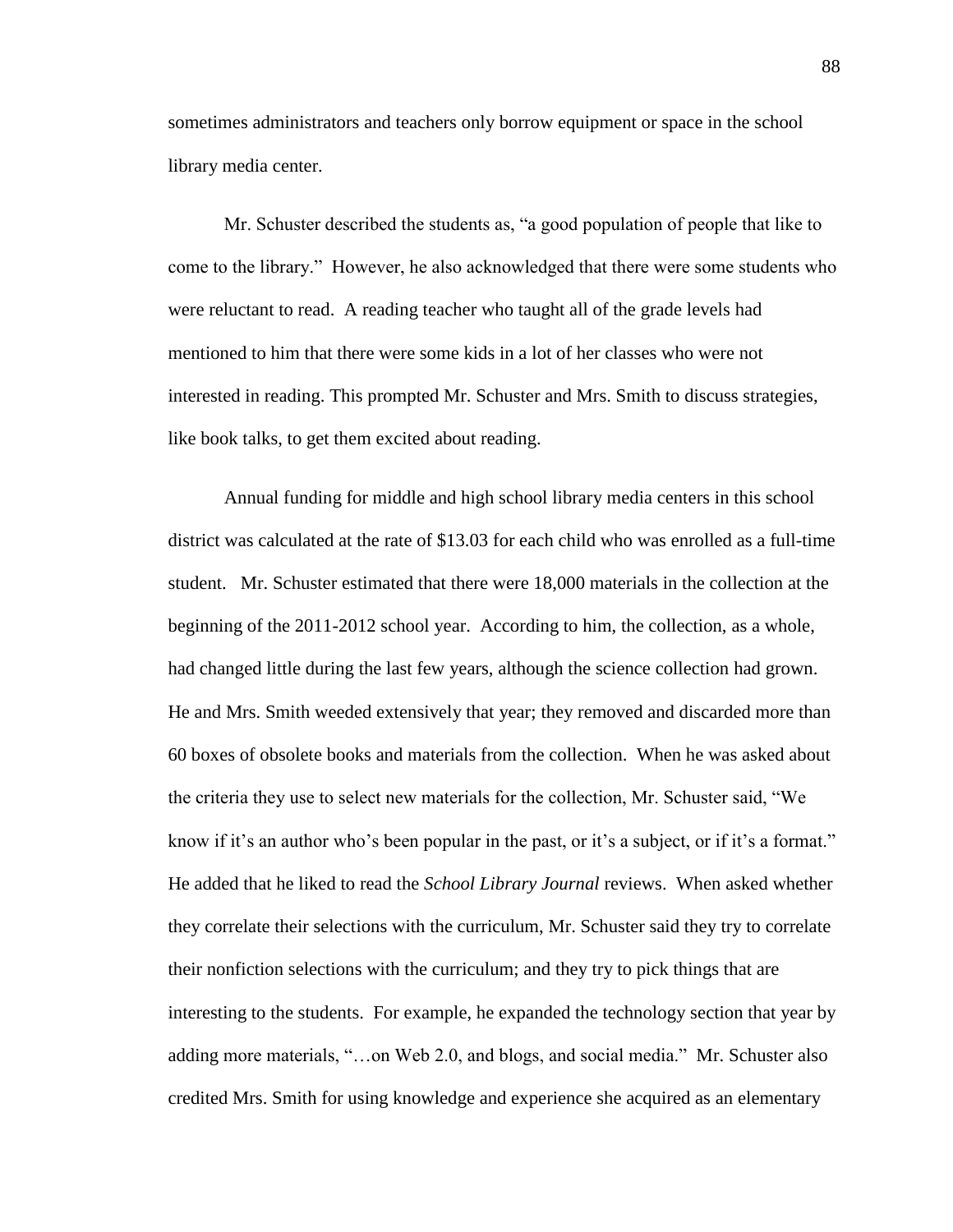sometimes administrators and teachers only borrow equipment or space in the school library media center.

Mr. Schuster described the students as, "a good population of people that like to come to the library." However, he also acknowledged that there were some students who were reluctant to read. A reading teacher who taught all of the grade levels had mentioned to him that there were some kids in a lot of her classes who were not interested in reading. This prompted Mr. Schuster and Mrs. Smith to discuss strategies, like book talks, to get them excited about reading.

Annual funding for middle and high school library media centers in this school district was calculated at the rate of $13.03 for each child who was enrolled as a full-time student. Mr. Schuster estimated that there were 18,000 materials in the collection at the beginning of the 2011-2012 school year. According to him, the collection, as a whole, had changed little during the last few years, although the science collection had grown. He and Mrs. Smith weeded extensively that year; they removed and discarded more than 60 boxes of obsolete books and materials from the collection. When he was asked about the criteria they use to select new materials for the collection, Mr. Schuster said, "We know if it's an author who's been popular in the past, or it's a subject, or if it's a format." He added that he liked to read the *School Library Journal* reviews. When asked whether they correlate their selections with the curriculum, Mr. Schuster said they try to correlate their nonfiction selections with the curriculum; and they try to pick things that are interesting to the students. For example, he expanded the technology section that year by adding more materials, "…on Web 2.0, and blogs, and social media." Mr. Schuster also credited Mrs. Smith for using knowledge and experience she acquired as an elementary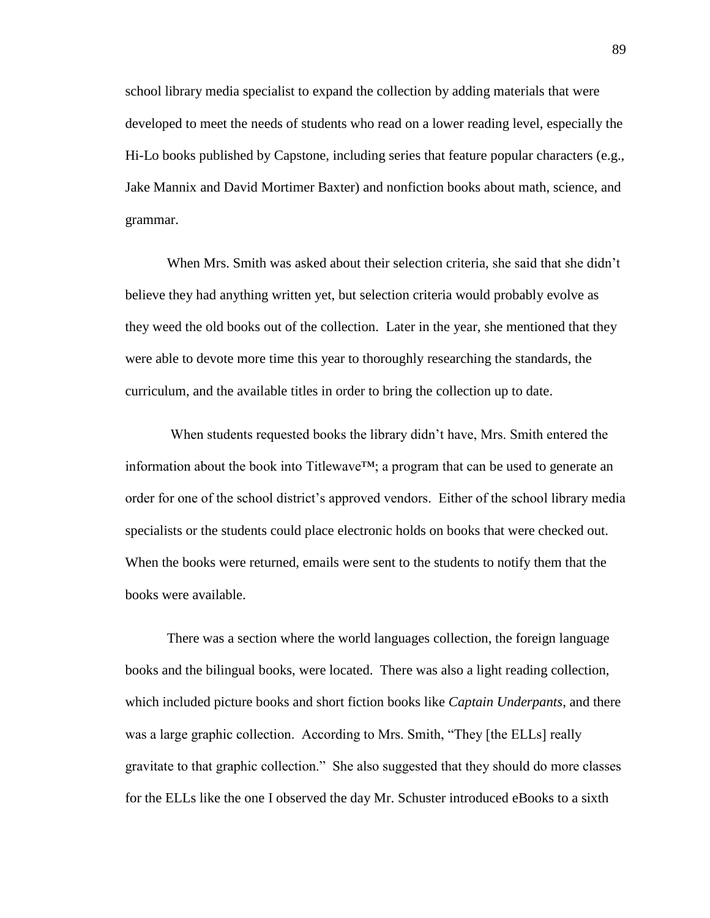school library media specialist to expand the collection by adding materials that were developed to meet the needs of students who read on a lower reading level, especially the Hi-Lo books published by Capstone, including series that feature popular characters (e.g., Jake Mannix and David Mortimer Baxter) and nonfiction books about math, science, and grammar.

When Mrs. Smith was asked about their selection criteria, she said that she didn't believe they had anything written yet, but selection criteria would probably evolve as they weed the old books out of the collection. Later in the year, she mentioned that they were able to devote more time this year to thoroughly researching the standards, the curriculum, and the available titles in order to bring the collection up to date.

When students requested books the library didn't have, Mrs. Smith entered the information about the book into Titlewave™; a program that can be used to generate an order for one of the school district's approved vendors. Either of the school library media specialists or the students could place electronic holds on books that were checked out. When the books were returned, emails were sent to the students to notify them that the books were available.

There was a section where the world languages collection, the foreign language books and the bilingual books, were located. There was also a light reading collection, which included picture books and short fiction books like *Captain Underpants*, and there was a large graphic collection. According to Mrs. Smith, "They [the ELLs] really gravitate to that graphic collection." She also suggested that they should do more classes for the ELLs like the one I observed the day Mr. Schuster introduced eBooks to a sixth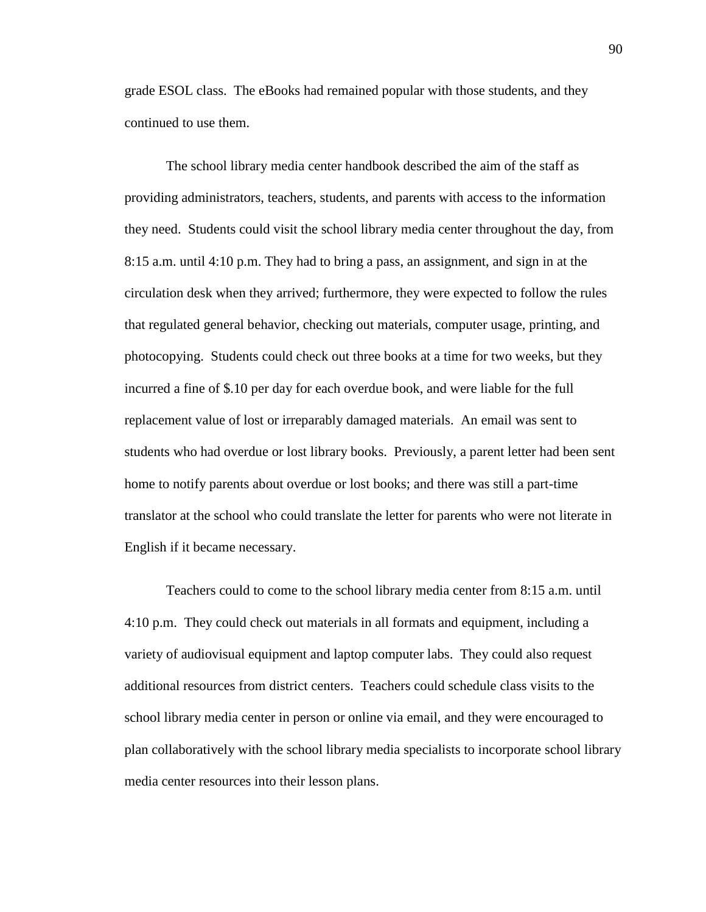grade ESOL class. The eBooks had remained popular with those students, and they continued to use them.

The school library media center handbook described the aim of the staff as providing administrators, teachers, students, and parents with access to the information they need. Students could visit the school library media center throughout the day, from 8:15 a.m. until 4:10 p.m. They had to bring a pass, an assignment, and sign in at the circulation desk when they arrived; furthermore, they were expected to follow the rules that regulated general behavior, checking out materials, computer usage, printing, and photocopying. Students could check out three books at a time for two weeks, but they incurred a fine of $.10 per day for each overdue book, and were liable for the full replacement value of lost or irreparably damaged materials. An email was sent to students who had overdue or lost library books. Previously, a parent letter had been sent home to notify parents about overdue or lost books; and there was still a part-time translator at the school who could translate the letter for parents who were not literate in English if it became necessary.

Teachers could to come to the school library media center from 8:15 a.m. until 4:10 p.m. They could check out materials in all formats and equipment, including a variety of audiovisual equipment and laptop computer labs. They could also request additional resources from district centers. Teachers could schedule class visits to the school library media center in person or online via email, and they were encouraged to plan collaboratively with the school library media specialists to incorporate school library media center resources into their lesson plans.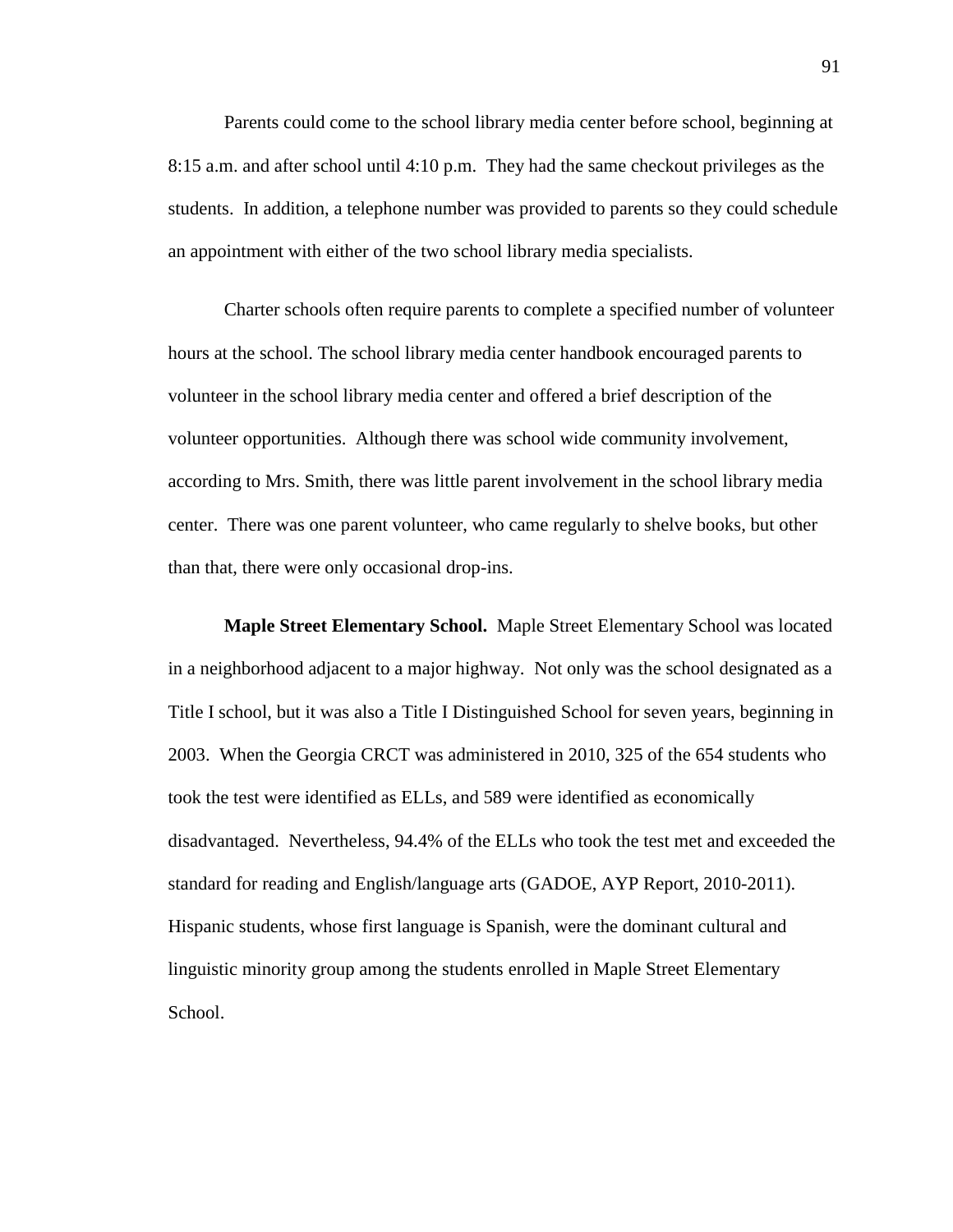Parents could come to the school library media center before school, beginning at 8:15 a.m. and after school until 4:10 p.m. They had the same checkout privileges as the students. In addition, a telephone number was provided to parents so they could schedule an appointment with either of the two school library media specialists.

Charter schools often require parents to complete a specified number of volunteer hours at the school. The school library media center handbook encouraged parents to volunteer in the school library media center and offered a brief description of the volunteer opportunities. Although there was school wide community involvement, according to Mrs. Smith, there was little parent involvement in the school library media center. There was one parent volunteer, who came regularly to shelve books, but other than that, there were only occasional drop-ins.

**Maple Street Elementary School.** Maple Street Elementary School was located in a neighborhood adjacent to a major highway. Not only was the school designated as a Title I school, but it was also a Title I Distinguished School for seven years, beginning in 2003. When the Georgia CRCT was administered in 2010, 325 of the 654 students who took the test were identified as ELLs, and 589 were identified as economically disadvantaged. Nevertheless, 94.4% of the ELLs who took the test met and exceeded the standard for reading and English/language arts (GADOE, AYP Report, 2010-2011). Hispanic students, whose first language is Spanish, were the dominant cultural and linguistic minority group among the students enrolled in Maple Street Elementary School.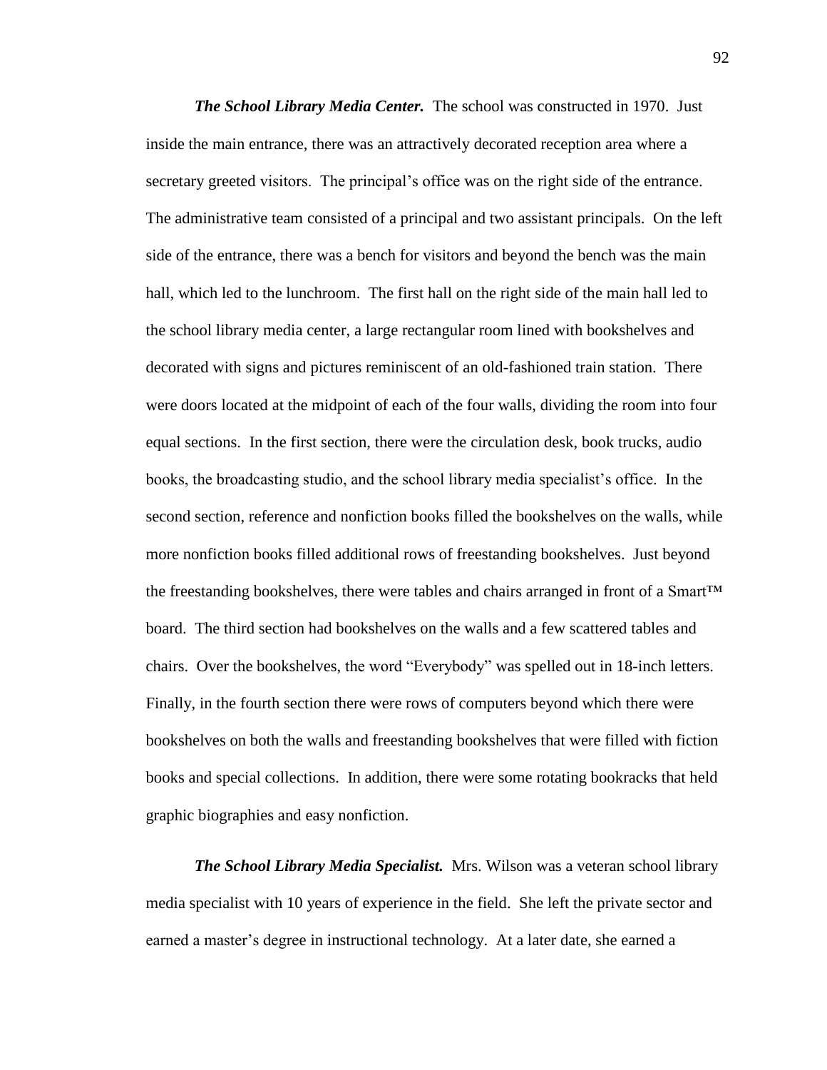***The School Library Media Center.*** The school was constructed in 1970. Just inside the main entrance, there was an attractively decorated reception area where a secretary greeted visitors. The principal's office was on the right side of the entrance. The administrative team consisted of a principal and two assistant principals. On the left side of the entrance, there was a bench for visitors and beyond the bench was the main hall, which led to the lunchroom. The first hall on the right side of the main hall led to the school library media center, a large rectangular room lined with bookshelves and decorated with signs and pictures reminiscent of an old-fashioned train station. There were doors located at the midpoint of each of the four walls, dividing the room into four equal sections. In the first section, there were the circulation desk, book trucks, audio books, the broadcasting studio, and the school library media specialist's office. In the second section, reference and nonfiction books filled the bookshelves on the walls, while more nonfiction books filled additional rows of freestanding bookshelves. Just beyond the freestanding bookshelves, there were tables and chairs arranged in front of a Smart™ board. The third section had bookshelves on the walls and a few scattered tables and chairs. Over the bookshelves, the word "Everybody" was spelled out in 18-inch letters. Finally, in the fourth section there were rows of computers beyond which there were bookshelves on both the walls and freestanding bookshelves that were filled with fiction books and special collections. In addition, there were some rotating bookracks that held graphic biographies and easy nonfiction.

***The School Library Media Specialist.*** Mrs. Wilson was a veteran school library media specialist with 10 years of experience in the field. She left the private sector and earned a master's degree in instructional technology. At a later date, she earned a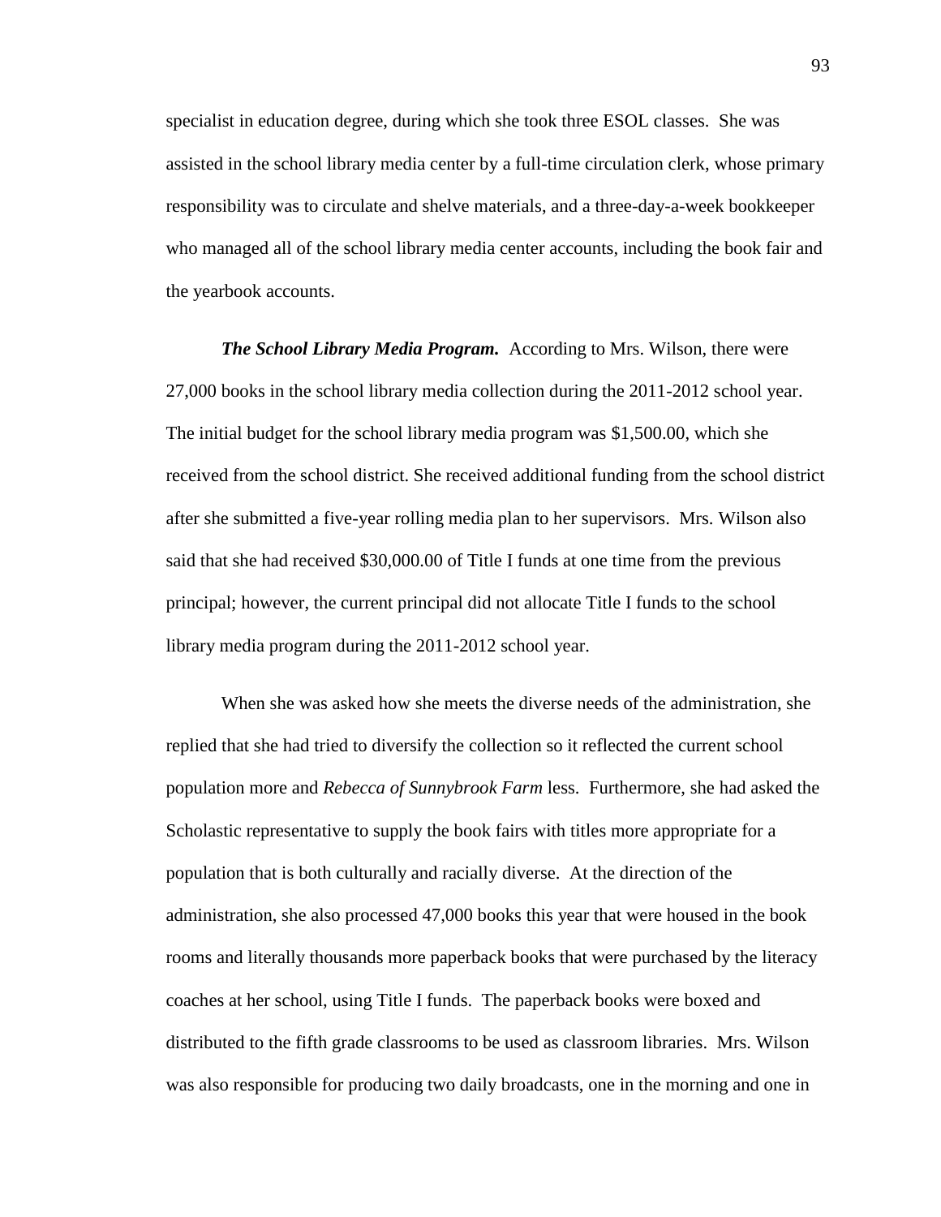specialist in education degree, during which she took three ESOL classes. She was assisted in the school library media center by a full-time circulation clerk, whose primary responsibility was to circulate and shelve materials, and a three-day-a-week bookkeeper who managed all of the school library media center accounts, including the book fair and the yearbook accounts.

***The School Library Media Program.*** According to Mrs. Wilson, there were 27,000 books in the school library media collection during the 2011-2012 school year. The initial budget for the school library media program was $1,500.00, which she received from the school district. She received additional funding from the school district after she submitted a five-year rolling media plan to her supervisors. Mrs. Wilson also said that she had received $30,000.00 of Title I funds at one time from the previous principal; however, the current principal did not allocate Title I funds to the school library media program during the 2011-2012 school year.

When she was asked how she meets the diverse needs of the administration, she replied that she had tried to diversify the collection so it reflected the current school population more and *Rebecca of Sunnybrook Farm* less. Furthermore, she had asked the Scholastic representative to supply the book fairs with titles more appropriate for a population that is both culturally and racially diverse. At the direction of the administration, she also processed 47,000 books this year that were housed in the book rooms and literally thousands more paperback books that were purchased by the literacy coaches at her school, using Title I funds. The paperback books were boxed and distributed to the fifth grade classrooms to be used as classroom libraries. Mrs. Wilson was also responsible for producing two daily broadcasts, one in the morning and one in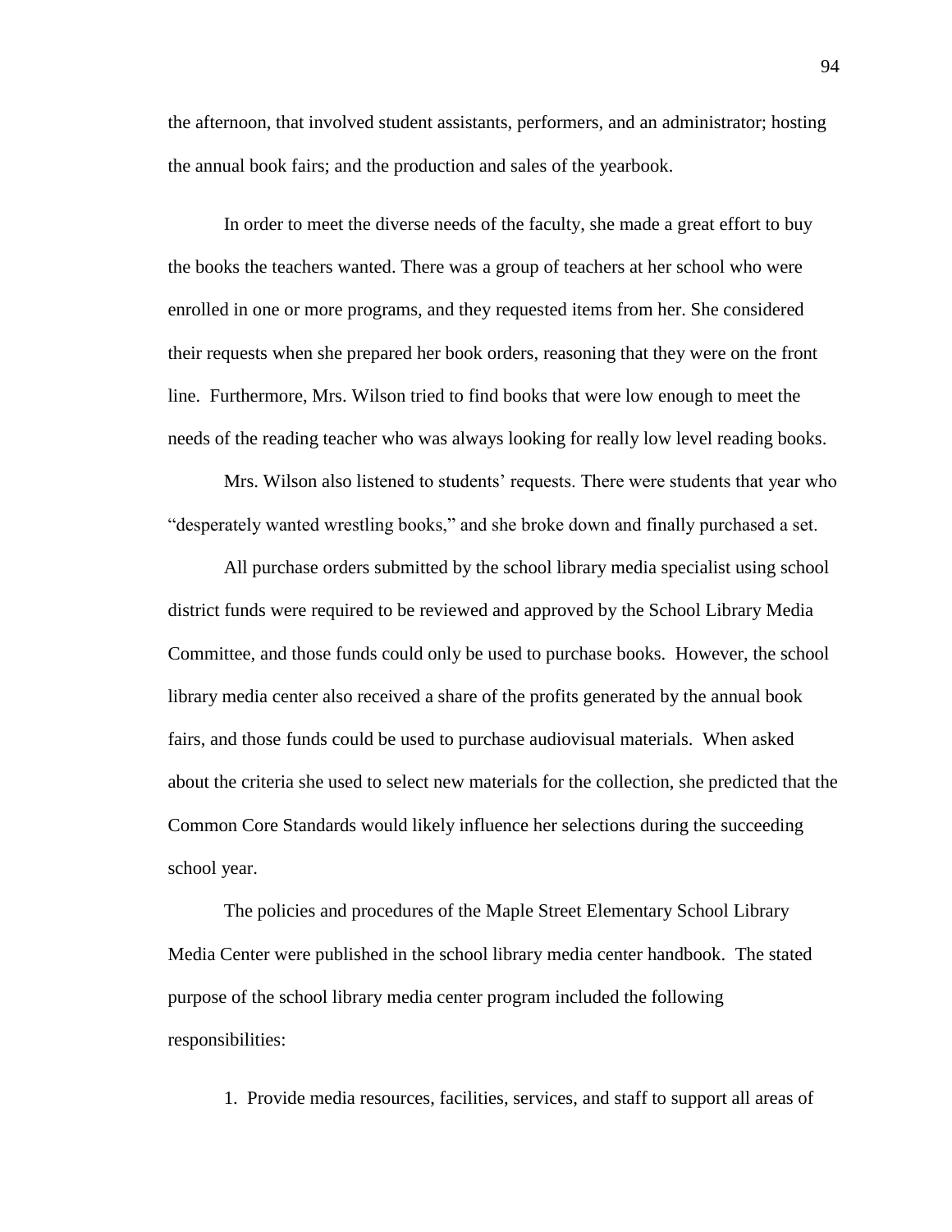the afternoon, that involved student assistants, performers, and an administrator; hosting the annual book fairs; and the production and sales of the yearbook.

In order to meet the diverse needs of the faculty, she made a great effort to buy the books the teachers wanted. There was a group of teachers at her school who were enrolled in one or more programs, and they requested items from her. She considered their requests when she prepared her book orders, reasoning that they were on the front line. Furthermore, Mrs. Wilson tried to find books that were low enough to meet the needs of the reading teacher who was always looking for really low level reading books.

Mrs. Wilson also listened to students' requests. There were students that year who "desperately wanted wrestling books," and she broke down and finally purchased a set.

All purchase orders submitted by the school library media specialist using school district funds were required to be reviewed and approved by the School Library Media Committee, and those funds could only be used to purchase books. However, the school library media center also received a share of the profits generated by the annual book fairs, and those funds could be used to purchase audiovisual materials. When asked about the criteria she used to select new materials for the collection, she predicted that the Common Core Standards would likely influence her selections during the succeeding school year.

The policies and procedures of the Maple Street Elementary School Library Media Center were published in the school library media center handbook. The stated purpose of the school library media center program included the following responsibilities:

1. Provide media resources, facilities, services, and staff to support all areas of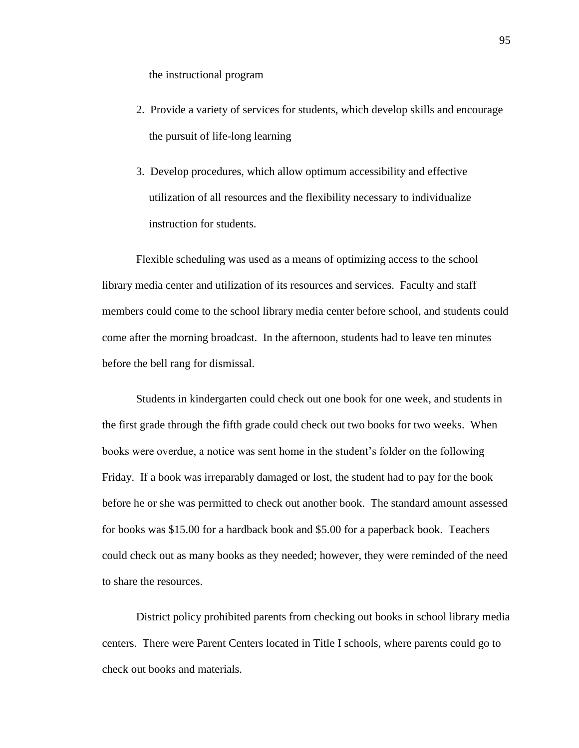the instructional program

2. Provide a variety of services for students, which develop skills and encourage the pursuit of life-long learning

3. Develop procedures, which allow optimum accessibility and effective utilization of all resources and the flexibility necessary to individualize instruction for students.

Flexible scheduling was used as a means of optimizing access to the school library media center and utilization of its resources and services. Faculty and staff members could come to the school library media center before school, and students could come after the morning broadcast. In the afternoon, students had to leave ten minutes before the bell rang for dismissal.

Students in kindergarten could check out one book for one week, and students in the first grade through the fifth grade could check out two books for two weeks. When books were overdue, a notice was sent home in the student's folder on the following Friday. If a book was irreparably damaged or lost, the student had to pay for the book before he or she was permitted to check out another book. The standard amount assessed for books was $15.00 for a hardback book and $5.00 for a paperback book. Teachers could check out as many books as they needed; however, they were reminded of the need to share the resources.

District policy prohibited parents from checking out books in school library media centers. There were Parent Centers located in Title I schools, where parents could go to check out books and materials.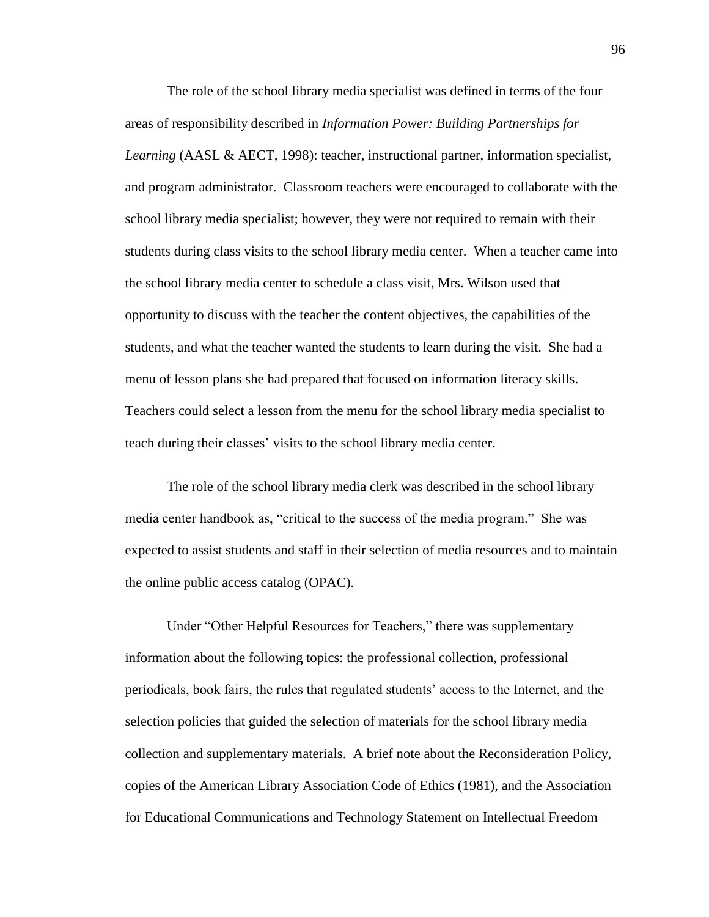The role of the school library media specialist was defined in terms of the four areas of responsibility described in *Information Power: Building Partnerships for Learning* (AASL & AECT, 1998): teacher, instructional partner, information specialist, and program administrator. Classroom teachers were encouraged to collaborate with the school library media specialist; however, they were not required to remain with their students during class visits to the school library media center. When a teacher came into the school library media center to schedule a class visit, Mrs. Wilson used that opportunity to discuss with the teacher the content objectives, the capabilities of the students, and what the teacher wanted the students to learn during the visit. She had a menu of lesson plans she had prepared that focused on information literacy skills. Teachers could select a lesson from the menu for the school library media specialist to teach during their classes' visits to the school library media center.

The role of the school library media clerk was described in the school library media center handbook as, "critical to the success of the media program." She was expected to assist students and staff in their selection of media resources and to maintain the online public access catalog (OPAC).

Under "Other Helpful Resources for Teachers," there was supplementary information about the following topics: the professional collection, professional periodicals, book fairs, the rules that regulated students' access to the Internet, and the selection policies that guided the selection of materials for the school library media collection and supplementary materials. A brief note about the Reconsideration Policy, copies of the American Library Association Code of Ethics (1981), and the Association for Educational Communications and Technology Statement on Intellectual Freedom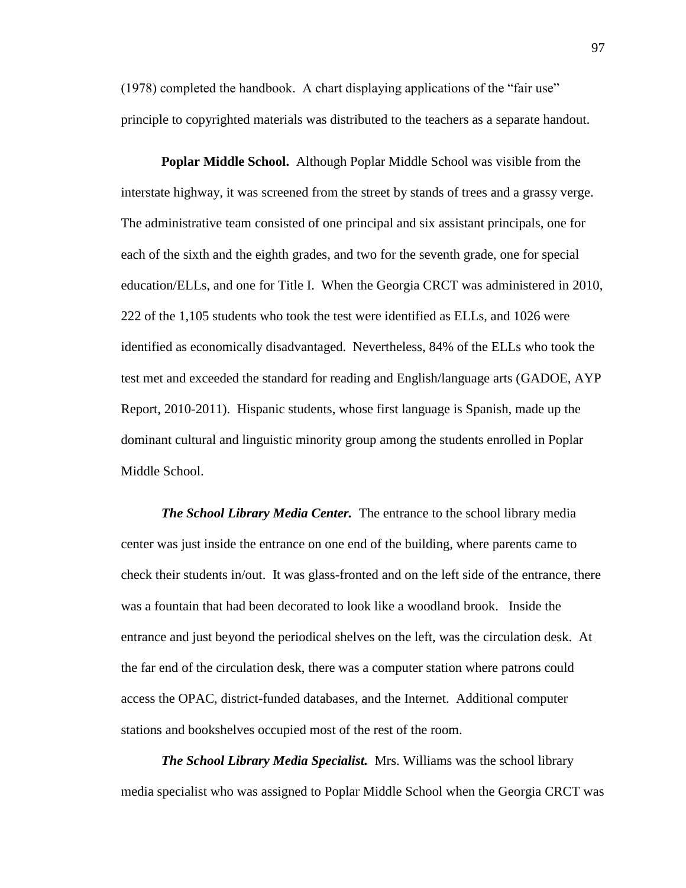(1978) completed the handbook. A chart displaying applications of the "fair use" principle to copyrighted materials was distributed to the teachers as a separate handout.

**Poplar Middle School.** Although Poplar Middle School was visible from the interstate highway, it was screened from the street by stands of trees and a grassy verge. The administrative team consisted of one principal and six assistant principals, one for each of the sixth and the eighth grades, and two for the seventh grade, one for special education/ELLs, and one for Title I. When the Georgia CRCT was administered in 2010, 222 of the 1,105 students who took the test were identified as ELLs, and 1026 were identified as economically disadvantaged. Nevertheless, 84% of the ELLs who took the test met and exceeded the standard for reading and English/language arts (GADOE, AYP Report, 2010-2011). Hispanic students, whose first language is Spanish, made up the dominant cultural and linguistic minority group among the students enrolled in Poplar Middle School.

***The School Library Media Center.*** The entrance to the school library media center was just inside the entrance on one end of the building, where parents came to check their students in/out. It was glass-fronted and on the left side of the entrance, there was a fountain that had been decorated to look like a woodland brook. Inside the entrance and just beyond the periodical shelves on the left, was the circulation desk. At the far end of the circulation desk, there was a computer station where patrons could access the OPAC, district-funded databases, and the Internet. Additional computer stations and bookshelves occupied most of the rest of the room.

***The School Library Media Specialist.*** Mrs. Williams was the school library media specialist who was assigned to Poplar Middle School when the Georgia CRCT was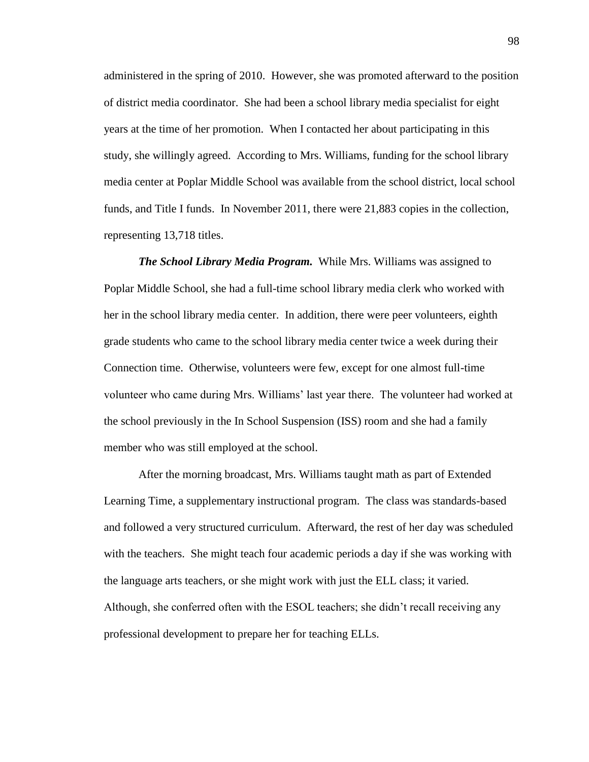administered in the spring of 2010. However, she was promoted afterward to the position of district media coordinator. She had been a school library media specialist for eight years at the time of her promotion. When I contacted her about participating in this study, she willingly agreed. According to Mrs. Williams, funding for the school library media center at Poplar Middle School was available from the school district, local school funds, and Title I funds. In November 2011, there were 21,883 copies in the collection, representing 13,718 titles.

***The School Library Media Program.*** While Mrs. Williams was assigned to Poplar Middle School, she had a full-time school library media clerk who worked with her in the school library media center. In addition, there were peer volunteers, eighth grade students who came to the school library media center twice a week during their Connection time. Otherwise, volunteers were few, except for one almost full-time volunteer who came during Mrs. Williams' last year there. The volunteer had worked at the school previously in the In School Suspension (ISS) room and she had a family member who was still employed at the school.

After the morning broadcast, Mrs. Williams taught math as part of Extended Learning Time, a supplementary instructional program. The class was standards-based and followed a very structured curriculum. Afterward, the rest of her day was scheduled with the teachers. She might teach four academic periods a day if she was working with the language arts teachers, or she might work with just the ELL class; it varied. Although, she conferred often with the ESOL teachers; she didn't recall receiving any professional development to prepare her for teaching ELLs.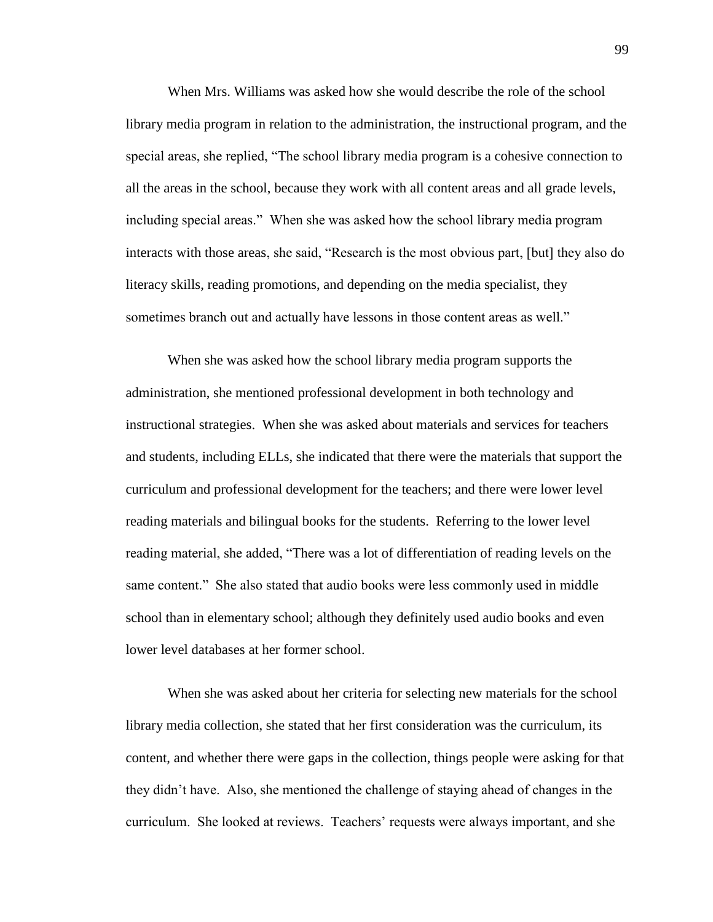When Mrs. Williams was asked how she would describe the role of the school library media program in relation to the administration, the instructional program, and the special areas, she replied, "The school library media program is a cohesive connection to all the areas in the school, because they work with all content areas and all grade levels, including special areas." When she was asked how the school library media program interacts with those areas, she said, "Research is the most obvious part, [but] they also do literacy skills, reading promotions, and depending on the media specialist, they sometimes branch out and actually have lessons in those content areas as well."

When she was asked how the school library media program supports the administration, she mentioned professional development in both technology and instructional strategies. When she was asked about materials and services for teachers and students, including ELLs, she indicated that there were the materials that support the curriculum and professional development for the teachers; and there were lower level reading materials and bilingual books for the students. Referring to the lower level reading material, she added, "There was a lot of differentiation of reading levels on the same content." She also stated that audio books were less commonly used in middle school than in elementary school; although they definitely used audio books and even lower level databases at her former school.

When she was asked about her criteria for selecting new materials for the school library media collection, she stated that her first consideration was the curriculum, its content, and whether there were gaps in the collection, things people were asking for that they didn't have. Also, she mentioned the challenge of staying ahead of changes in the curriculum. She looked at reviews. Teachers' requests were always important, and she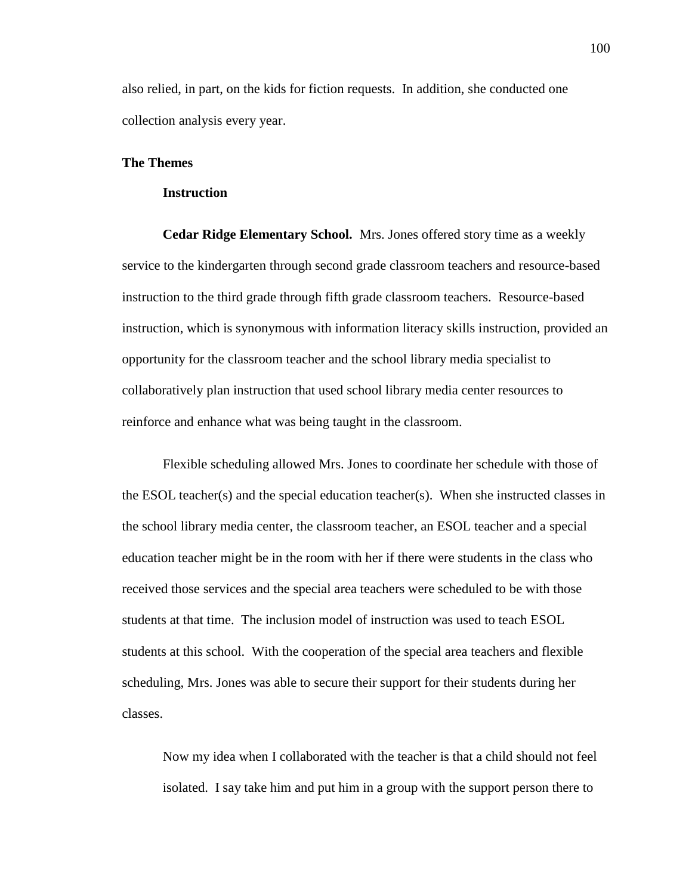also relied, in part, on the kids for fiction requests. In addition, she conducted one collection analysis every year.

## The Themes

### Instruction

**Cedar Ridge Elementary School.** Mrs. Jones offered story time as a weekly service to the kindergarten through second grade classroom teachers and resource-based instruction to the third grade through fifth grade classroom teachers. Resource-based instruction, which is synonymous with information literacy skills instruction, provided an opportunity for the classroom teacher and the school library media specialist to collaboratively plan instruction that used school library media center resources to reinforce and enhance what was being taught in the classroom.

Flexible scheduling allowed Mrs. Jones to coordinate her schedule with those of the ESOL teacher(s) and the special education teacher(s). When she instructed classes in the school library media center, the classroom teacher, an ESOL teacher and a special education teacher might be in the room with her if there were students in the class who received those services and the special area teachers were scheduled to be with those students at that time. The inclusion model of instruction was used to teach ESOL students at this school. With the cooperation of the special area teachers and flexible scheduling, Mrs. Jones was able to secure their support for their students during her classes.

> Now my idea when I collaborated with the teacher is that a child should not feel isolated. I say take him and put him in a group with the support person there to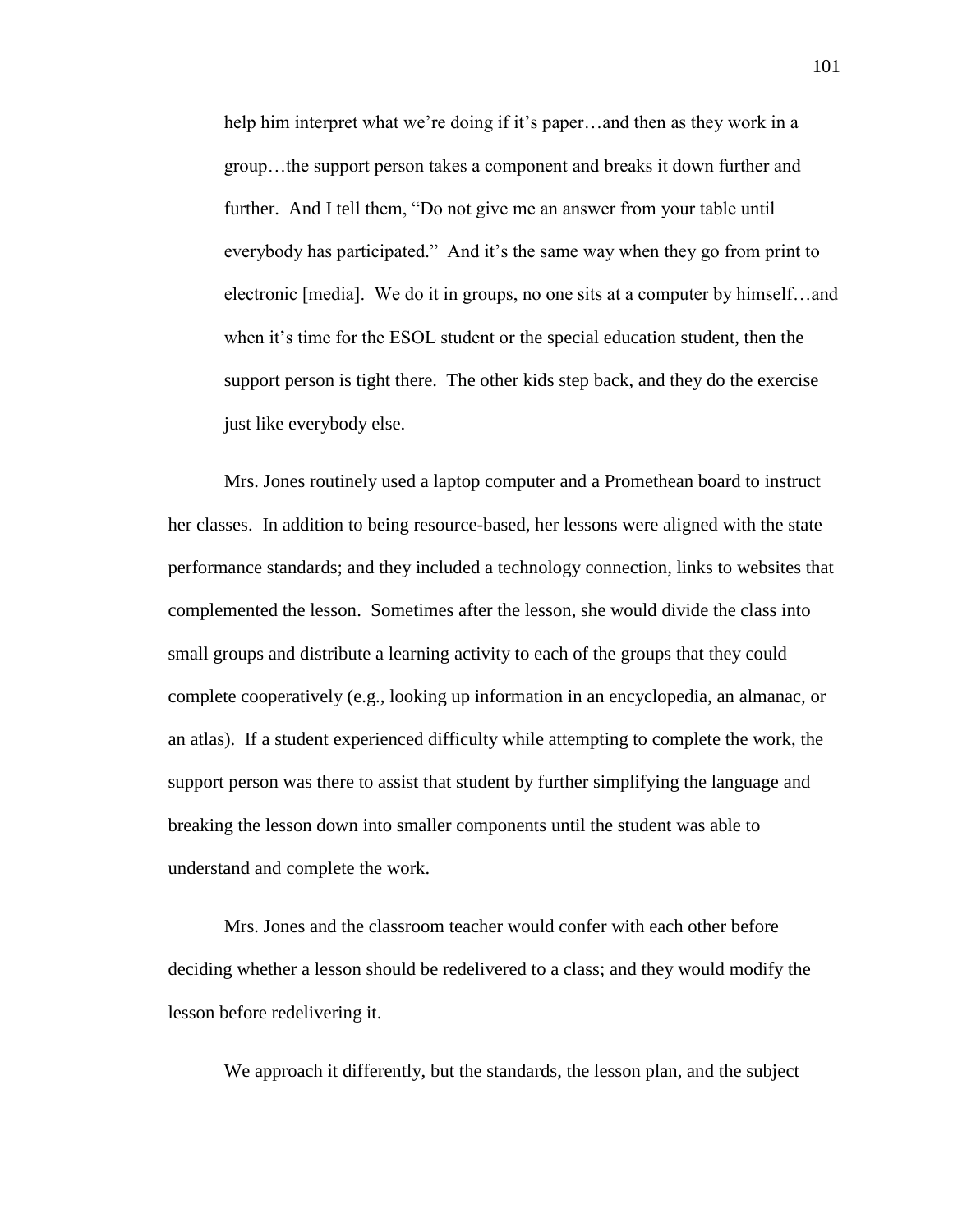> help him interpret what we're doing if it's paper…and then as they work in a group…the support person takes a component and breaks it down further and further. And I tell them, "Do not give me an answer from your table until everybody has participated." And it's the same way when they go from print to electronic [media]. We do it in groups, no one sits at a computer by himself…and when it's time for the ESOL student or the special education student, then the support person is tight there. The other kids step back, and they do the exercise just like everybody else.

Mrs. Jones routinely used a laptop computer and a Promethean board to instruct her classes. In addition to being resource-based, her lessons were aligned with the state performance standards; and they included a technology connection, links to websites that complemented the lesson. Sometimes after the lesson, she would divide the class into small groups and distribute a learning activity to each of the groups that they could complete cooperatively (e.g., looking up information in an encyclopedia, an almanac, or an atlas). If a student experienced difficulty while attempting to complete the work, the support person was there to assist that student by further simplifying the language and breaking the lesson down into smaller components until the student was able to understand and complete the work.

Mrs. Jones and the classroom teacher would confer with each other before deciding whether a lesson should be redelivered to a class; and they would modify the lesson before redelivering it.

> We approach it differently, but the standards, the lesson plan, and the subject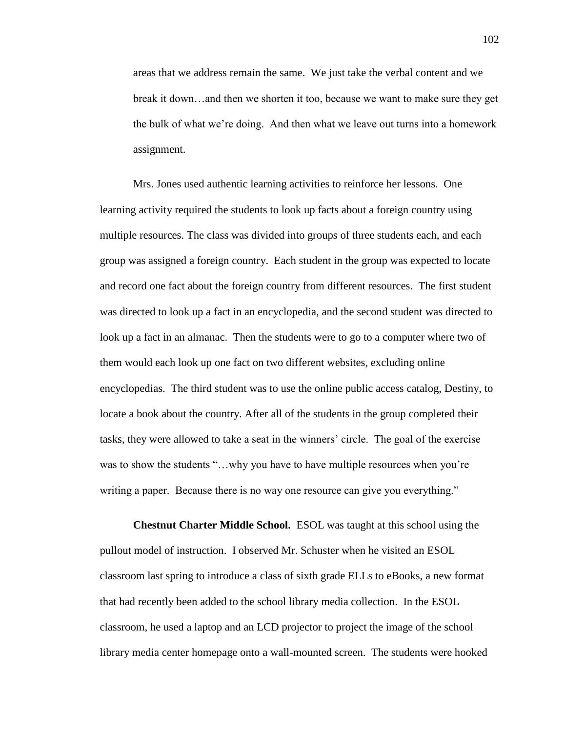> areas that we address remain the same. We just take the verbal content and we break it down…and then we shorten it too, because we want to make sure they get the bulk of what we're doing. And then what we leave out turns into a homework assignment.

Mrs. Jones used authentic learning activities to reinforce her lessons. One learning activity required the students to look up facts about a foreign country using multiple resources. The class was divided into groups of three students each, and each group was assigned a foreign country. Each student in the group was expected to locate and record one fact about the foreign country from different resources. The first student was directed to look up a fact in an encyclopedia, and the second student was directed to look up a fact in an almanac. Then the students were to go to a computer where two of them would each look up one fact on two different websites, excluding online encyclopedias. The third student was to use the online public access catalog, Destiny, to locate a book about the country. After all of the students in the group completed their tasks, they were allowed to take a seat in the winners' circle. The goal of the exercise was to show the students "…why you have to have multiple resources when you're writing a paper. Because there is no way one resource can give you everything."

**Chestnut Charter Middle School.** ESOL was taught at this school using the pullout model of instruction. I observed Mr. Schuster when he visited an ESOL classroom last spring to introduce a class of sixth grade ELLs to eBooks, a new format that had recently been added to the school library media collection. In the ESOL classroom, he used a laptop and an LCD projector to project the image of the school library media center homepage onto a wall-mounted screen. The students were hooked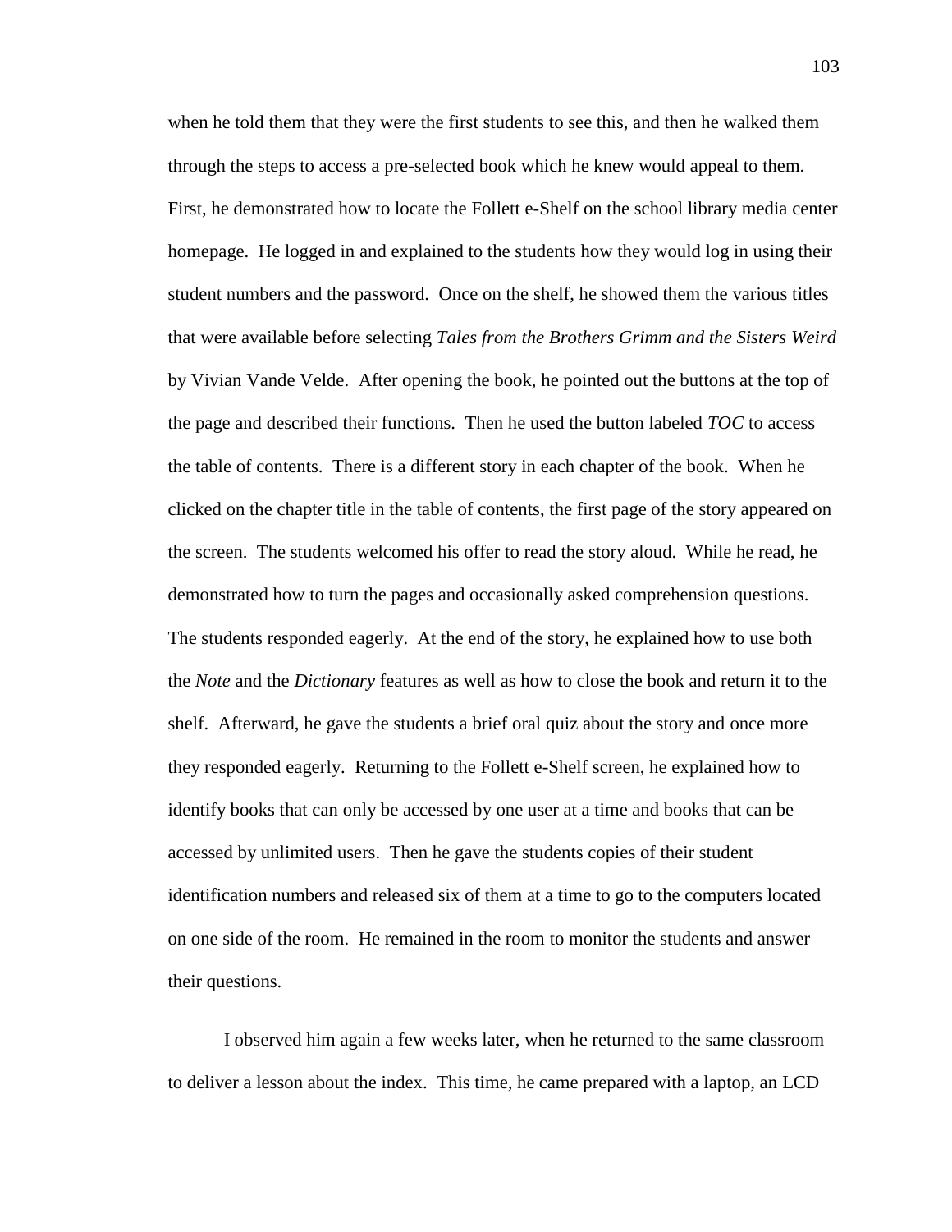when he told them that they were the first students to see this, and then he walked them through the steps to access a pre-selected book which he knew would appeal to them. First, he demonstrated how to locate the Follett e-Shelf on the school library media center homepage. He logged in and explained to the students how they would log in using their student numbers and the password. Once on the shelf, he showed them the various titles that were available before selecting *Tales from the Brothers Grimm and the Sisters Weird* by Vivian Vande Velde. After opening the book, he pointed out the buttons at the top of the page and described their functions. Then he used the button labeled *TOC* to access the table of contents. There is a different story in each chapter of the book. When he clicked on the chapter title in the table of contents, the first page of the story appeared on the screen. The students welcomed his offer to read the story aloud. While he read, he demonstrated how to turn the pages and occasionally asked comprehension questions. The students responded eagerly. At the end of the story, he explained how to use both the *Note* and the *Dictionary* features as well as how to close the book and return it to the shelf. Afterward, he gave the students a brief oral quiz about the story and once more they responded eagerly. Returning to the Follett e-Shelf screen, he explained how to identify books that can only be accessed by one user at a time and books that can be accessed by unlimited users. Then he gave the students copies of their student identification numbers and released six of them at a time to go to the computers located on one side of the room. He remained in the room to monitor the students and answer their questions.

I observed him again a few weeks later, when he returned to the same classroom to deliver a lesson about the index. This time, he came prepared with a laptop, an LCD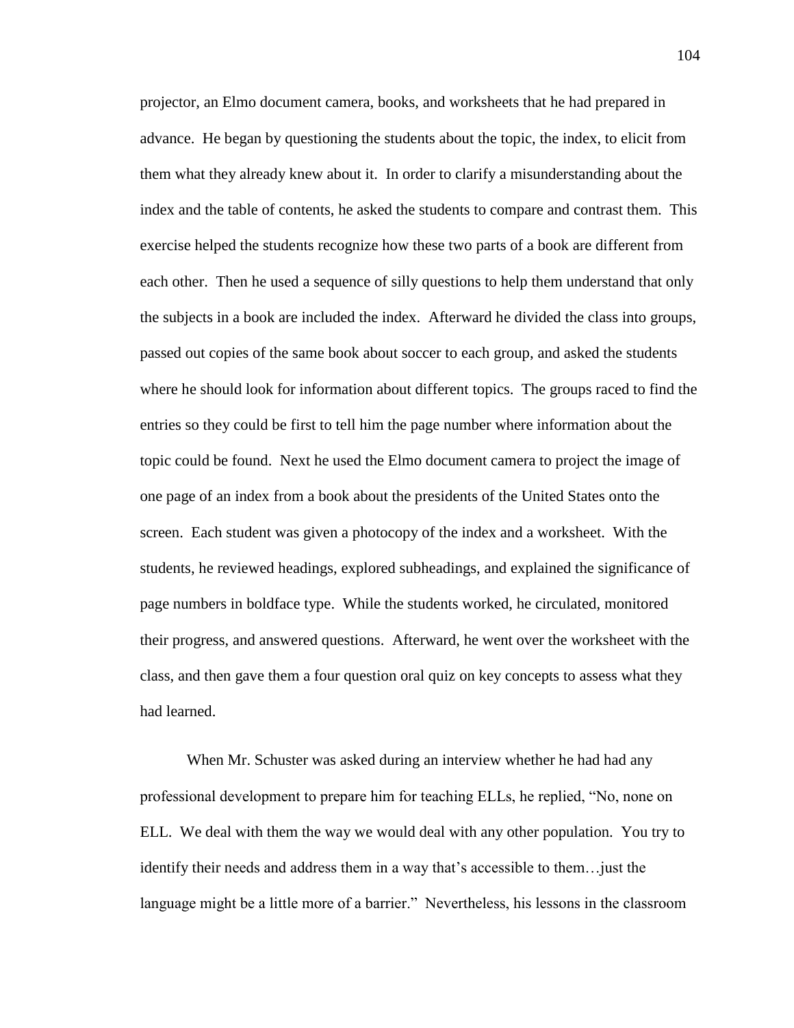projector, an Elmo document camera, books, and worksheets that he had prepared in advance. He began by questioning the students about the topic, the index, to elicit from them what they already knew about it. In order to clarify a misunderstanding about the index and the table of contents, he asked the students to compare and contrast them. This exercise helped the students recognize how these two parts of a book are different from each other. Then he used a sequence of silly questions to help them understand that only the subjects in a book are included the index. Afterward he divided the class into groups, passed out copies of the same book about soccer to each group, and asked the students where he should look for information about different topics. The groups raced to find the entries so they could be first to tell him the page number where information about the topic could be found. Next he used the Elmo document camera to project the image of one page of an index from a book about the presidents of the United States onto the screen. Each student was given a photocopy of the index and a worksheet. With the students, he reviewed headings, explored subheadings, and explained the significance of page numbers in boldface type. While the students worked, he circulated, monitored their progress, and answered questions. Afterward, he went over the worksheet with the class, and then gave them a four question oral quiz on key concepts to assess what they had learned.

When Mr. Schuster was asked during an interview whether he had had any professional development to prepare him for teaching ELLs, he replied, "No, none on ELL. We deal with them the way we would deal with any other population. You try to identify their needs and address them in a way that's accessible to them…just the language might be a little more of a barrier." Nevertheless, his lessons in the classroom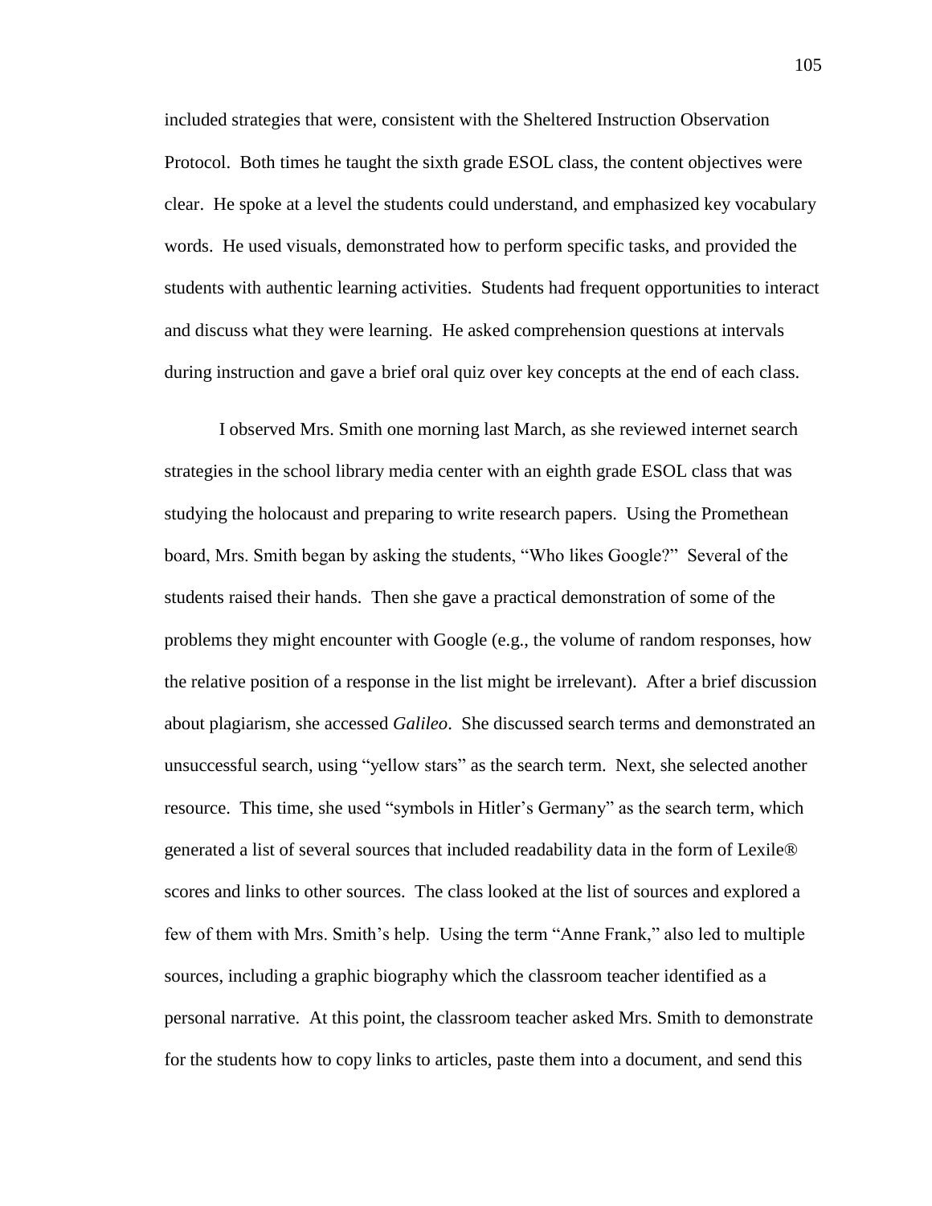included strategies that were, consistent with the Sheltered Instruction Observation Protocol. Both times he taught the sixth grade ESOL class, the content objectives were clear. He spoke at a level the students could understand, and emphasized key vocabulary words. He used visuals, demonstrated how to perform specific tasks, and provided the students with authentic learning activities. Students had frequent opportunities to interact and discuss what they were learning. He asked comprehension questions at intervals during instruction and gave a brief oral quiz over key concepts at the end of each class.

I observed Mrs. Smith one morning last March, as she reviewed internet search strategies in the school library media center with an eighth grade ESOL class that was studying the holocaust and preparing to write research papers. Using the Promethean board, Mrs. Smith began by asking the students, "Who likes Google?" Several of the students raised their hands. Then she gave a practical demonstration of some of the problems they might encounter with Google (e.g., the volume of random responses, how the relative position of a response in the list might be irrelevant). After a brief discussion about plagiarism, she accessed *Galileo*. She discussed search terms and demonstrated an unsuccessful search, using "yellow stars" as the search term. Next, she selected another resource. This time, she used "symbols in Hitler's Germany" as the search term, which generated a list of several sources that included readability data in the form of Lexile® scores and links to other sources. The class looked at the list of sources and explored a few of them with Mrs. Smith's help. Using the term "Anne Frank," also led to multiple sources, including a graphic biography which the classroom teacher identified as a personal narrative. At this point, the classroom teacher asked Mrs. Smith to demonstrate for the students how to copy links to articles, paste them into a document, and send this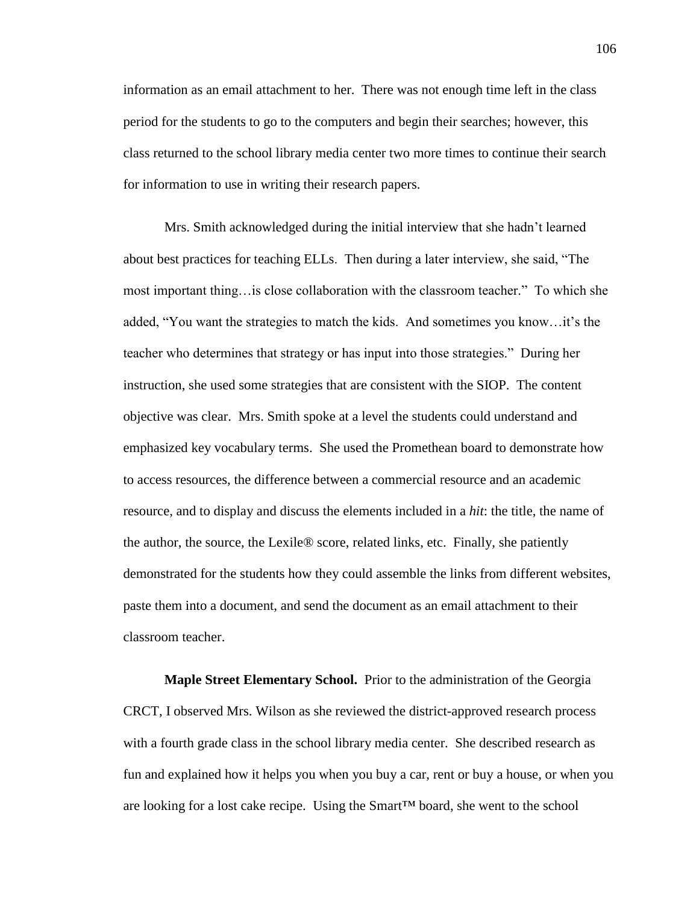information as an email attachment to her. There was not enough time left in the class period for the students to go to the computers and begin their searches; however, this class returned to the school library media center two more times to continue their search for information to use in writing their research papers.

Mrs. Smith acknowledged during the initial interview that she hadn't learned about best practices for teaching ELLs. Then during a later interview, she said, "The most important thing…is close collaboration with the classroom teacher." To which she added, "You want the strategies to match the kids. And sometimes you know…it's the teacher who determines that strategy or has input into those strategies." During her instruction, she used some strategies that are consistent with the SIOP. The content objective was clear. Mrs. Smith spoke at a level the students could understand and emphasized key vocabulary terms. She used the Promethean board to demonstrate how to access resources, the difference between a commercial resource and an academic resource, and to display and discuss the elements included in a *hit*: the title, the name of the author, the source, the Lexile® score, related links, etc. Finally, she patiently demonstrated for the students how they could assemble the links from different websites, paste them into a document, and send the document as an email attachment to their classroom teacher.

**Maple Street Elementary School.** Prior to the administration of the Georgia CRCT, I observed Mrs. Wilson as she reviewed the district-approved research process with a fourth grade class in the school library media center. She described research as fun and explained how it helps you when you buy a car, rent or buy a house, or when you are looking for a lost cake recipe. Using the Smart™ board, she went to the school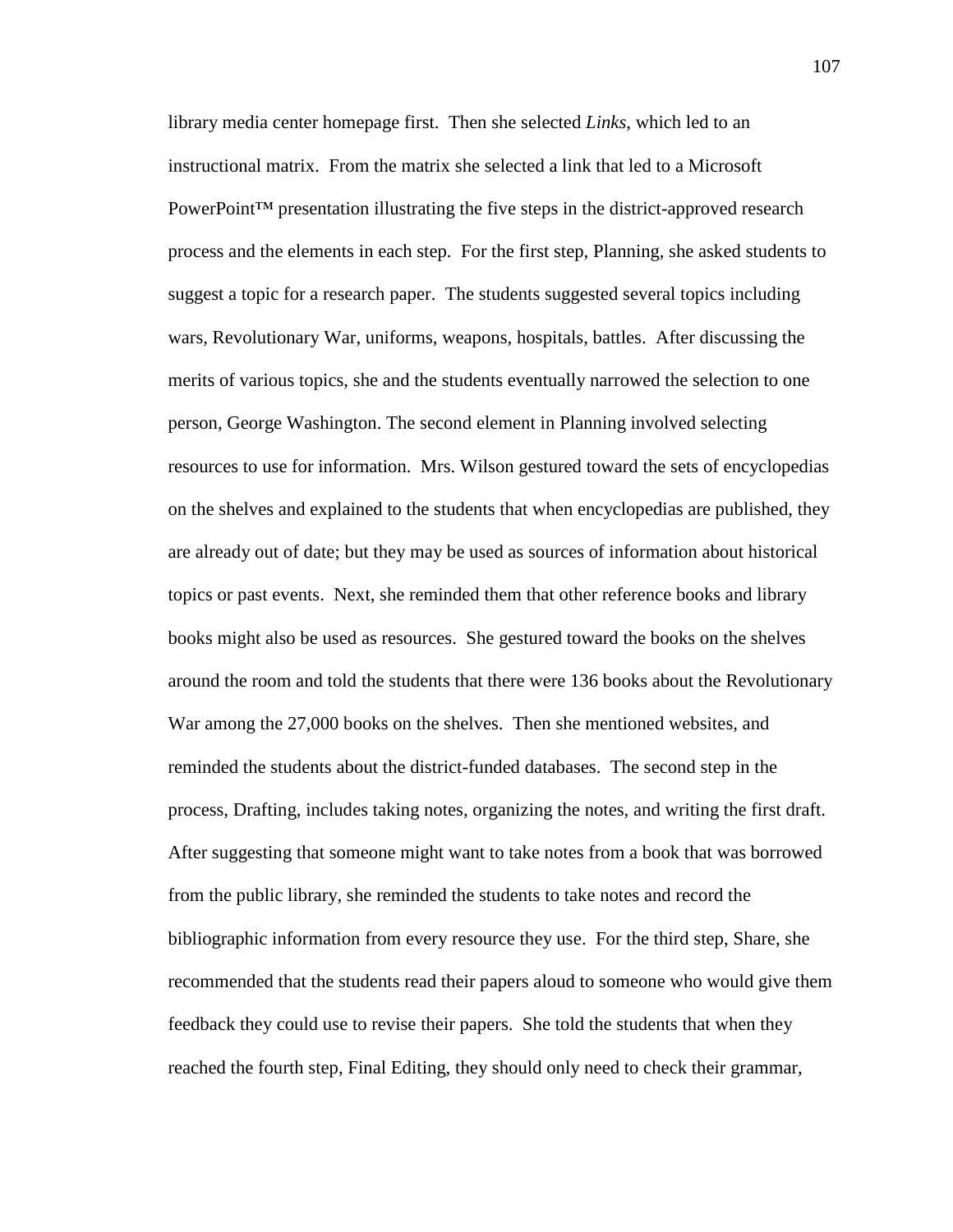library media center homepage first. Then she selected *Links*, which led to an instructional matrix. From the matrix she selected a link that led to a Microsoft PowerPoint™ presentation illustrating the five steps in the district-approved research process and the elements in each step. For the first step, Planning, she asked students to suggest a topic for a research paper. The students suggested several topics including wars, Revolutionary War, uniforms, weapons, hospitals, battles. After discussing the merits of various topics, she and the students eventually narrowed the selection to one person, George Washington. The second element in Planning involved selecting resources to use for information. Mrs. Wilson gestured toward the sets of encyclopedias on the shelves and explained to the students that when encyclopedias are published, they are already out of date; but they may be used as sources of information about historical topics or past events. Next, she reminded them that other reference books and library books might also be used as resources. She gestured toward the books on the shelves around the room and told the students that there were 136 books about the Revolutionary War among the 27,000 books on the shelves. Then she mentioned websites, and reminded the students about the district-funded databases. The second step in the process, Drafting, includes taking notes, organizing the notes, and writing the first draft. After suggesting that someone might want to take notes from a book that was borrowed from the public library, she reminded the students to take notes and record the bibliographic information from every resource they use. For the third step, Share, she recommended that the students read their papers aloud to someone who would give them feedback they could use to revise their papers. She told the students that when they reached the fourth step, Final Editing, they should only need to check their grammar,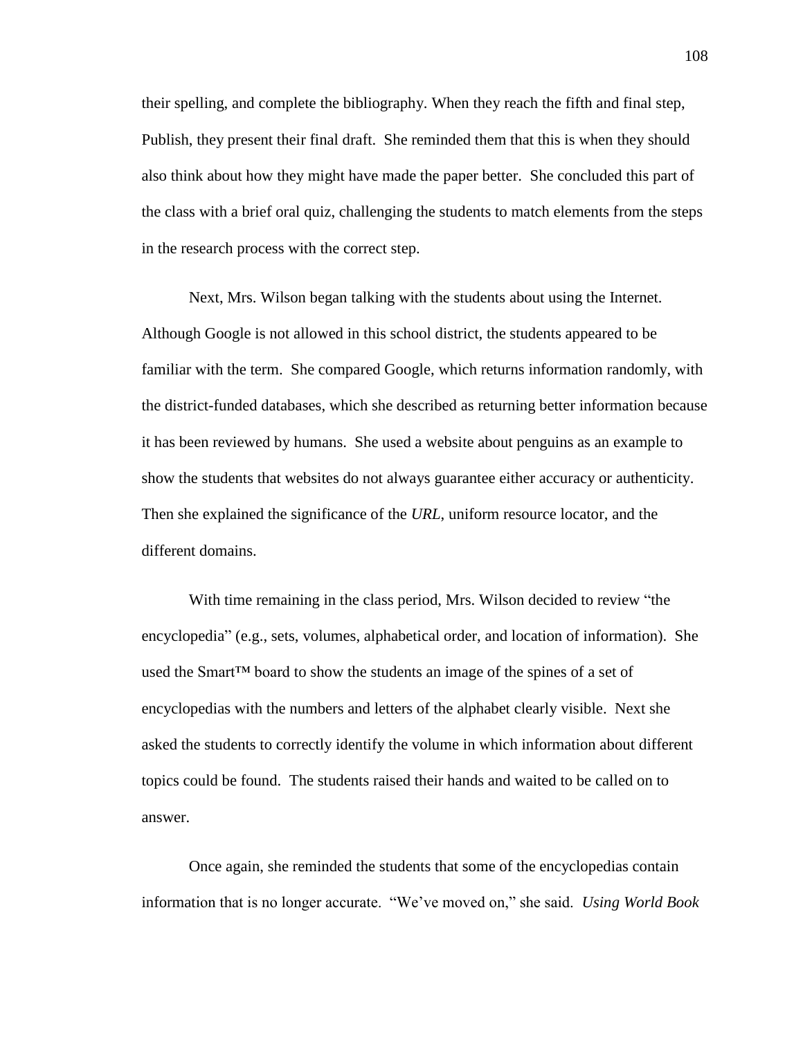their spelling, and complete the bibliography. When they reach the fifth and final step, Publish, they present their final draft. She reminded them that this is when they should also think about how they might have made the paper better. She concluded this part of the class with a brief oral quiz, challenging the students to match elements from the steps in the research process with the correct step.

Next, Mrs. Wilson began talking with the students about using the Internet. Although Google is not allowed in this school district, the students appeared to be familiar with the term. She compared Google, which returns information randomly, with the district-funded databases, which she described as returning better information because it has been reviewed by humans. She used a website about penguins as an example to show the students that websites do not always guarantee either accuracy or authenticity. Then she explained the significance of the *URL*, uniform resource locator, and the different domains.

With time remaining in the class period, Mrs. Wilson decided to review "the encyclopedia" (e.g., sets, volumes, alphabetical order, and location of information). She used the Smart™ board to show the students an image of the spines of a set of encyclopedias with the numbers and letters of the alphabet clearly visible. Next she asked the students to correctly identify the volume in which information about different topics could be found. The students raised their hands and waited to be called on to answer.

Once again, she reminded the students that some of the encyclopedias contain information that is no longer accurate. "We've moved on," she said. *Using World Book*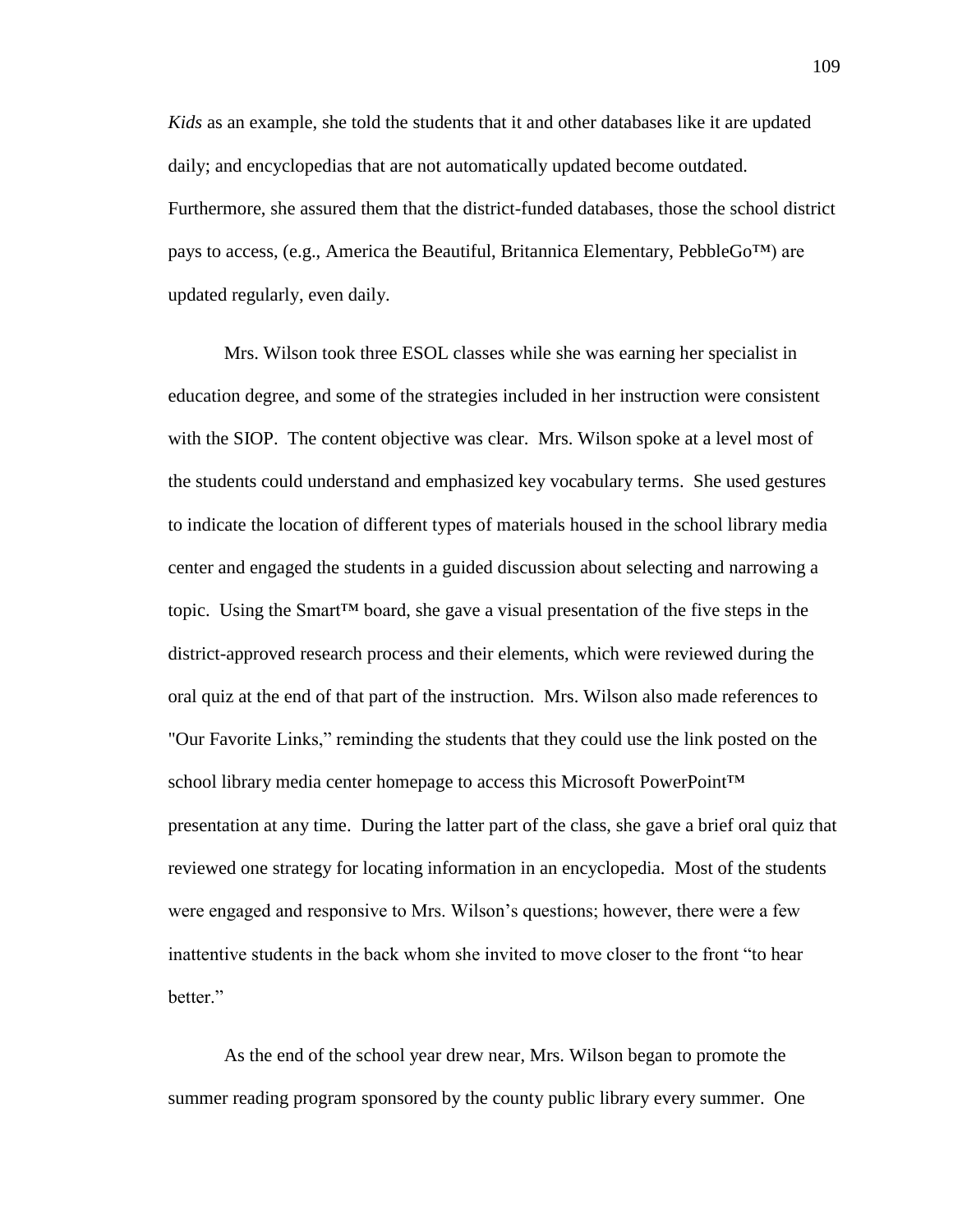*Kids* as an example, she told the students that it and other databases like it are updated daily; and encyclopedias that are not automatically updated become outdated. Furthermore, she assured them that the district-funded databases, those the school district pays to access, (e.g., America the Beautiful, Britannica Elementary, PebbleGo™) are updated regularly, even daily.

Mrs. Wilson took three ESOL classes while she was earning her specialist in education degree, and some of the strategies included in her instruction were consistent with the SIOP. The content objective was clear. Mrs. Wilson spoke at a level most of the students could understand and emphasized key vocabulary terms. She used gestures to indicate the location of different types of materials housed in the school library media center and engaged the students in a guided discussion about selecting and narrowing a topic. Using the Smart™ board, she gave a visual presentation of the five steps in the district-approved research process and their elements, which were reviewed during the oral quiz at the end of that part of the instruction. Mrs. Wilson also made references to "Our Favorite Links," reminding the students that they could use the link posted on the school library media center homepage to access this Microsoft PowerPoint™ presentation at any time. During the latter part of the class, she gave a brief oral quiz that reviewed one strategy for locating information in an encyclopedia. Most of the students were engaged and responsive to Mrs. Wilson's questions; however, there were a few inattentive students in the back whom she invited to move closer to the front "to hear better."

As the end of the school year drew near, Mrs. Wilson began to promote the summer reading program sponsored by the county public library every summer. One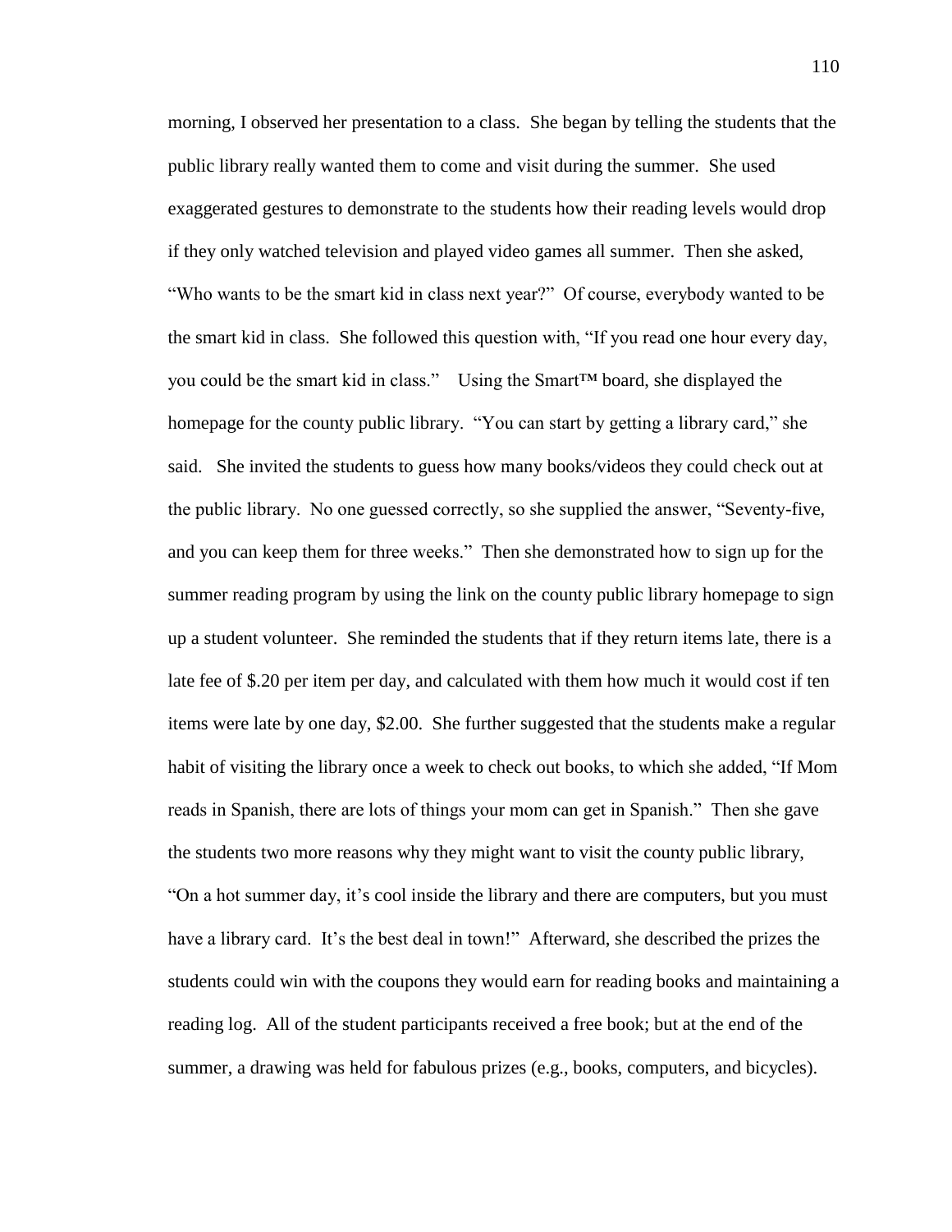morning, I observed her presentation to a class. She began by telling the students that the public library really wanted them to come and visit during the summer. She used exaggerated gestures to demonstrate to the students how their reading levels would drop if they only watched television and played video games all summer. Then she asked, “Who wants to be the smart kid in class next year?” Of course, everybody wanted to be the smart kid in class. She followed this question with, “If you read one hour every day, you could be the smart kid in class.” Using the Smart™ board, she displayed the homepage for the county public library. “You can start by getting a library card,” she said. She invited the students to guess how many books/videos they could check out at the public library. No one guessed correctly, so she supplied the answer, “Seventy-five, and you can keep them for three weeks.” Then she demonstrated how to sign up for the summer reading program by using the link on the county public library homepage to sign up a student volunteer. She reminded the students that if they return items late, there is a late fee of $.20 per item per day, and calculated with them how much it would cost if ten items were late by one day, $2.00. She further suggested that the students make a regular habit of visiting the library once a week to check out books, to which she added, “If Mom reads in Spanish, there are lots of things your mom can get in Spanish.” Then she gave the students two more reasons why they might want to visit the county public library, “On a hot summer day, it’s cool inside the library and there are computers, but you must have a library card. It’s the best deal in town!” Afterward, she described the prizes the students could win with the coupons they would earn for reading books and maintaining a reading log. All of the student participants received a free book; but at the end of the summer, a drawing was held for fabulous prizes (e.g., books, computers, and bicycles).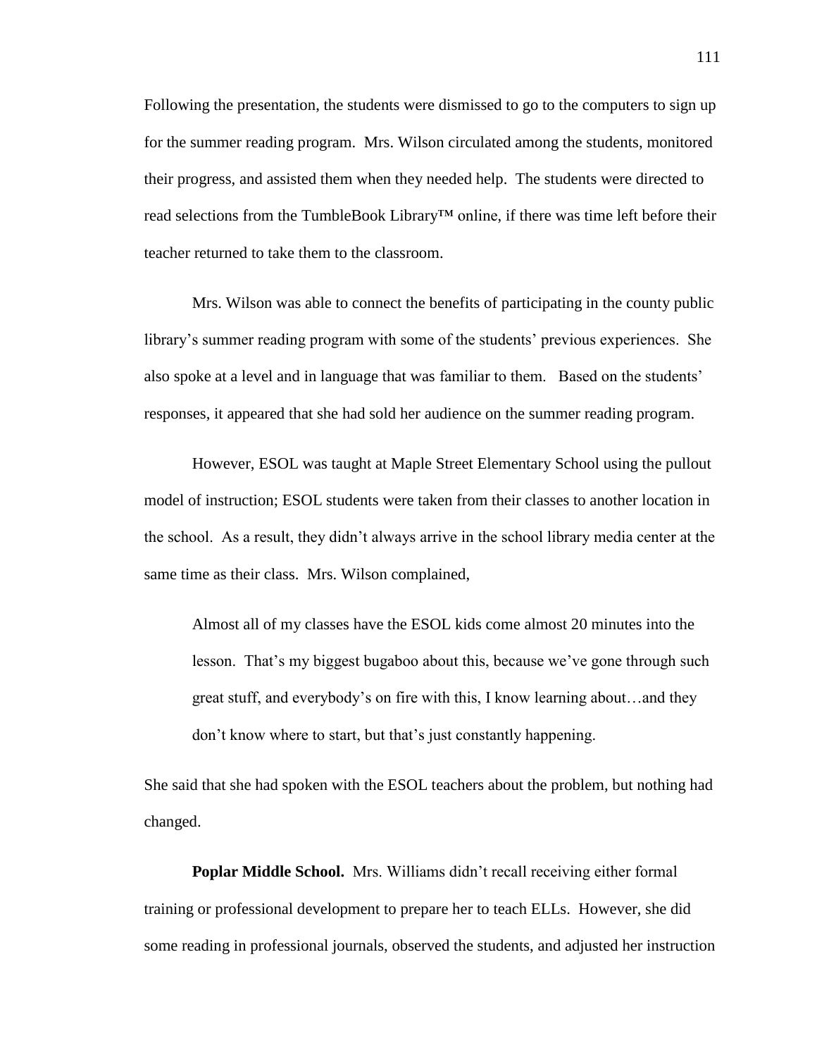Following the presentation, the students were dismissed to go to the computers to sign up for the summer reading program. Mrs. Wilson circulated among the students, monitored their progress, and assisted them when they needed help. The students were directed to read selections from the TumbleBook Library™ online, if there was time left before their teacher returned to take them to the classroom.

Mrs. Wilson was able to connect the benefits of participating in the county public library's summer reading program with some of the students' previous experiences. She also spoke at a level and in language that was familiar to them. Based on the students' responses, it appeared that she had sold her audience on the summer reading program.

However, ESOL was taught at Maple Street Elementary School using the pullout model of instruction; ESOL students were taken from their classes to another location in the school. As a result, they didn't always arrive in the school library media center at the same time as their class. Mrs. Wilson complained,

> Almost all of my classes have the ESOL kids come almost 20 minutes into the lesson. That's my biggest bugaboo about this, because we've gone through such great stuff, and everybody's on fire with this, I know learning about…and they don't know where to start, but that's just constantly happening.

She said that she had spoken with the ESOL teachers about the problem, but nothing had changed.

**Poplar Middle School.** Mrs. Williams didn't recall receiving either formal training or professional development to prepare her to teach ELLs. However, she did some reading in professional journals, observed the students, and adjusted her instruction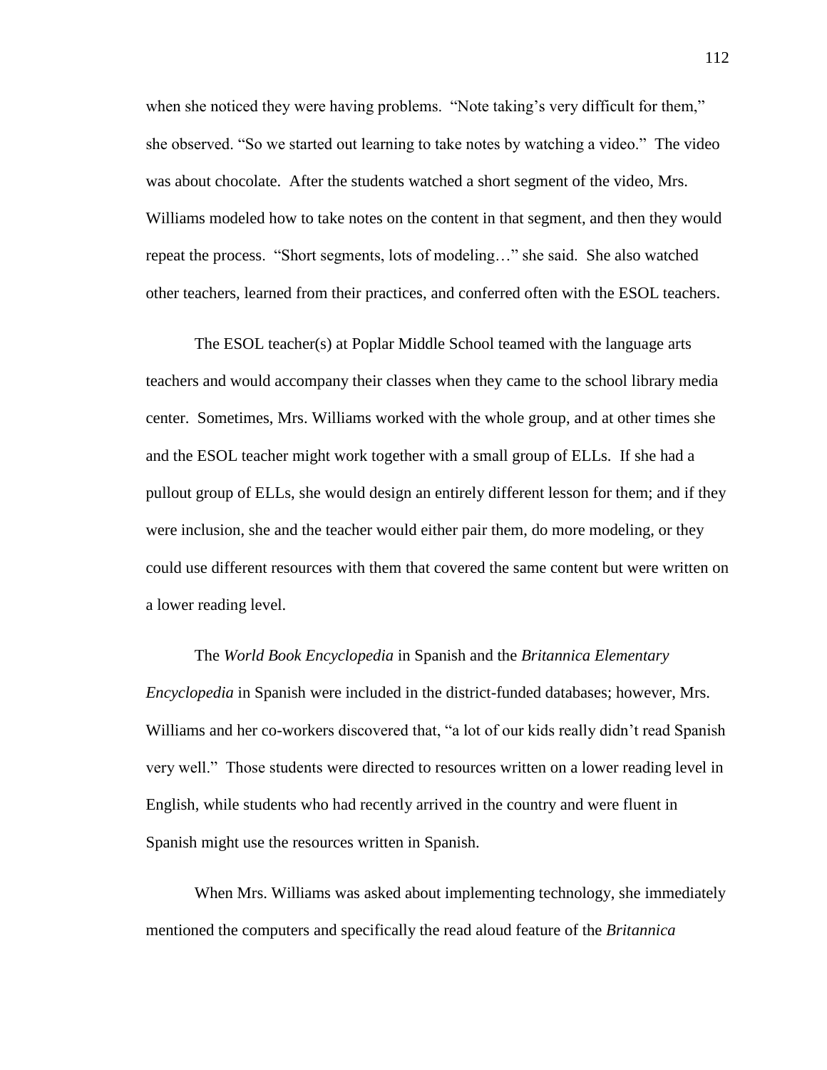when she noticed they were having problems. "Note taking's very difficult for them," she observed. "So we started out learning to take notes by watching a video." The video was about chocolate. After the students watched a short segment of the video, Mrs. Williams modeled how to take notes on the content in that segment, and then they would repeat the process. "Short segments, lots of modeling…" she said. She also watched other teachers, learned from their practices, and conferred often with the ESOL teachers.

The ESOL teacher(s) at Poplar Middle School teamed with the language arts teachers and would accompany their classes when they came to the school library media center. Sometimes, Mrs. Williams worked with the whole group, and at other times she and the ESOL teacher might work together with a small group of ELLs. If she had a pullout group of ELLs, she would design an entirely different lesson for them; and if they were inclusion, she and the teacher would either pair them, do more modeling, or they could use different resources with them that covered the same content but were written on a lower reading level.

The *World Book Encyclopedia* in Spanish and the *Britannica Elementary Encyclopedia* in Spanish were included in the district-funded databases; however, Mrs. Williams and her co-workers discovered that, "a lot of our kids really didn't read Spanish very well." Those students were directed to resources written on a lower reading level in English, while students who had recently arrived in the country and were fluent in Spanish might use the resources written in Spanish.

When Mrs. Williams was asked about implementing technology, she immediately mentioned the computers and specifically the read aloud feature of the *Britannica*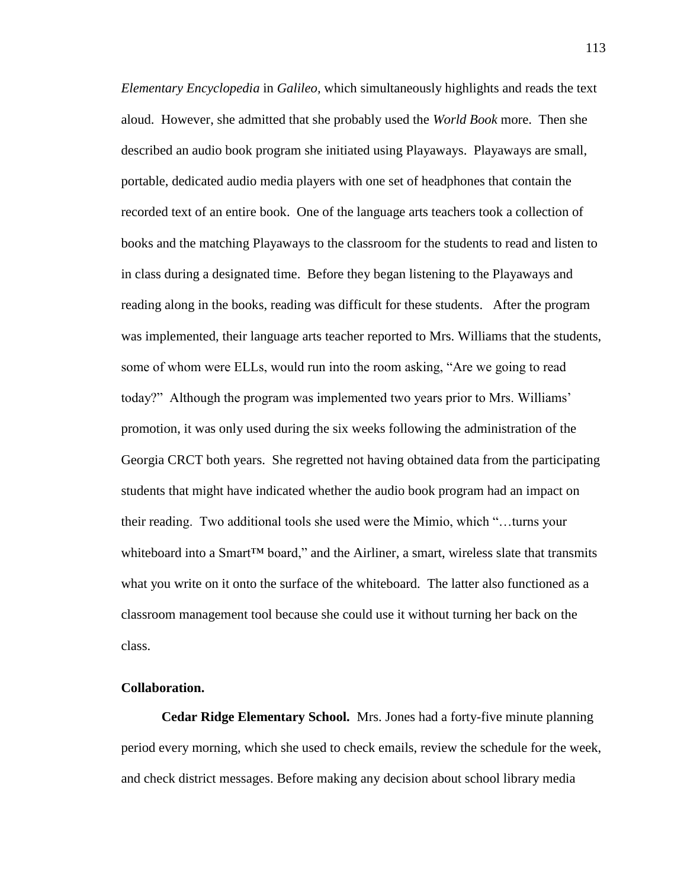*Elementary Encyclopedia* in *Galileo*, which simultaneously highlights and reads the text aloud. However, she admitted that she probably used the *World Book* more. Then she described an audio book program she initiated using Playaways. Playaways are small, portable, dedicated audio media players with one set of headphones that contain the recorded text of an entire book. One of the language arts teachers took a collection of books and the matching Playaways to the classroom for the students to read and listen to in class during a designated time. Before they began listening to the Playaways and reading along in the books, reading was difficult for these students. After the program was implemented, their language arts teacher reported to Mrs. Williams that the students, some of whom were ELLs, would run into the room asking, "Are we going to read today?" Although the program was implemented two years prior to Mrs. Williams' promotion, it was only used during the six weeks following the administration of the Georgia CRCT both years. She regretted not having obtained data from the participating students that might have indicated whether the audio book program had an impact on their reading. Two additional tools she used were the Mimio, which "…turns your whiteboard into a Smart™ board," and the Airliner, a smart, wireless slate that transmits what you write on it onto the surface of the whiteboard. The latter also functioned as a classroom management tool because she could use it without turning her back on the class.

**Collaboration.**

**Cedar Ridge Elementary School.** Mrs. Jones had a forty-five minute planning period every morning, which she used to check emails, review the schedule for the week, and check district messages. Before making any decision about school library media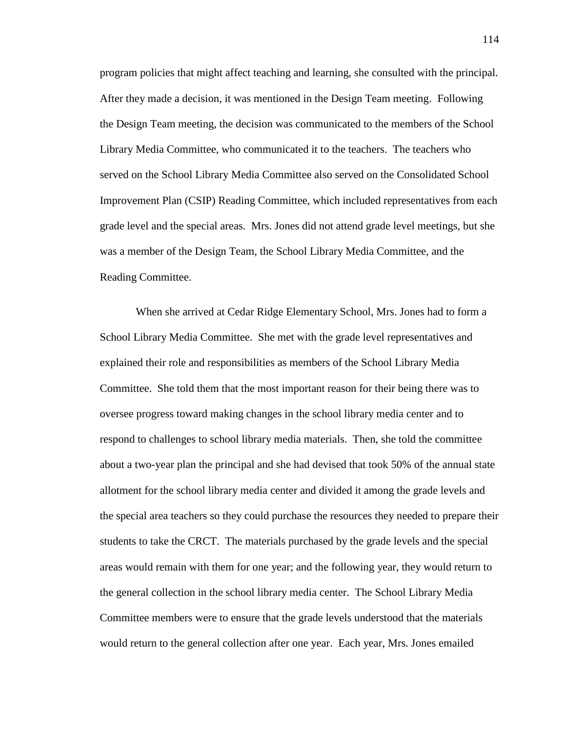program policies that might affect teaching and learning, she consulted with the principal. After they made a decision, it was mentioned in the Design Team meeting. Following the Design Team meeting, the decision was communicated to the members of the School Library Media Committee, who communicated it to the teachers. The teachers who served on the School Library Media Committee also served on the Consolidated School Improvement Plan (CSIP) Reading Committee, which included representatives from each grade level and the special areas. Mrs. Jones did not attend grade level meetings, but she was a member of the Design Team, the School Library Media Committee, and the Reading Committee.

When she arrived at Cedar Ridge Elementary School, Mrs. Jones had to form a School Library Media Committee. She met with the grade level representatives and explained their role and responsibilities as members of the School Library Media Committee. She told them that the most important reason for their being there was to oversee progress toward making changes in the school library media center and to respond to challenges to school library media materials. Then, she told the committee about a two-year plan the principal and she had devised that took 50% of the annual state allotment for the school library media center and divided it among the grade levels and the special area teachers so they could purchase the resources they needed to prepare their students to take the CRCT. The materials purchased by the grade levels and the special areas would remain with them for one year; and the following year, they would return to the general collection in the school library media center. The School Library Media Committee members were to ensure that the grade levels understood that the materials would return to the general collection after one year. Each year, Mrs. Jones emailed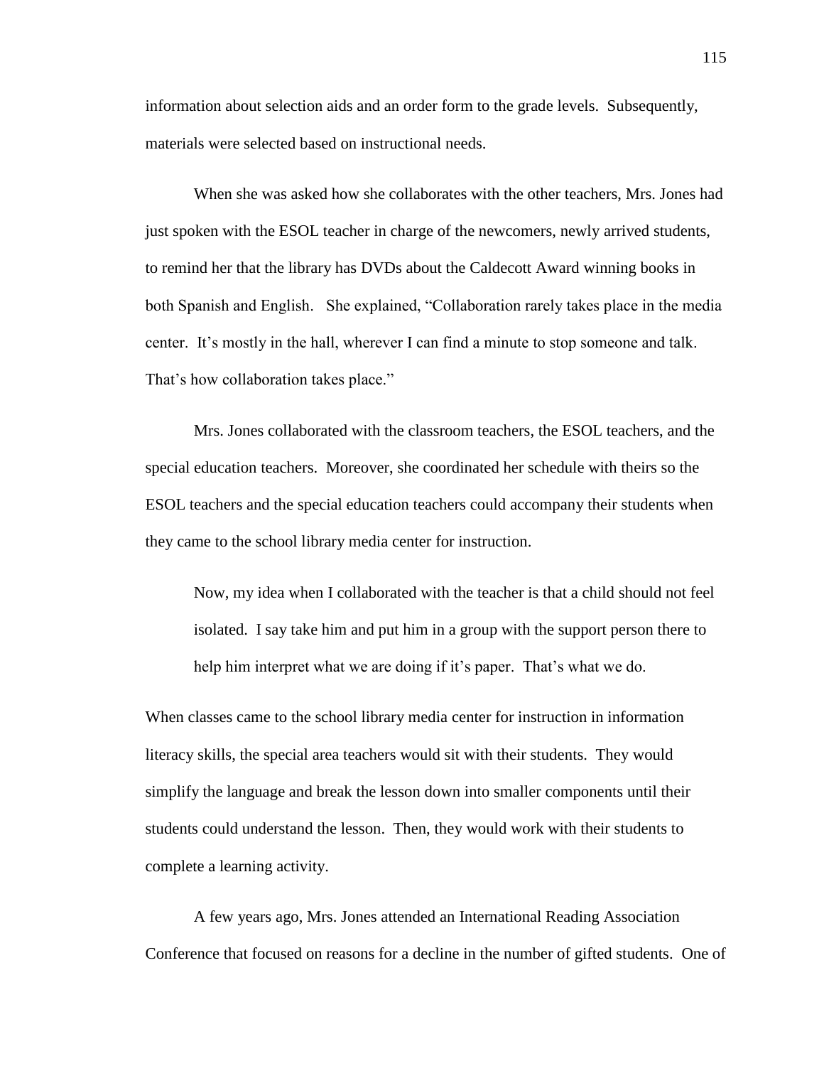information about selection aids and an order form to the grade levels. Subsequently, materials were selected based on instructional needs.

When she was asked how she collaborates with the other teachers, Mrs. Jones had just spoken with the ESOL teacher in charge of the newcomers, newly arrived students, to remind her that the library has DVDs about the Caldecott Award winning books in both Spanish and English. She explained, "Collaboration rarely takes place in the media center. It's mostly in the hall, wherever I can find a minute to stop someone and talk. That's how collaboration takes place."

Mrs. Jones collaborated with the classroom teachers, the ESOL teachers, and the special education teachers. Moreover, she coordinated her schedule with theirs so the ESOL teachers and the special education teachers could accompany their students when they came to the school library media center for instruction.

> Now, my idea when I collaborated with the teacher is that a child should not feel isolated. I say take him and put him in a group with the support person there to help him interpret what we are doing if it's paper. That's what we do.

When classes came to the school library media center for instruction in information literacy skills, the special area teachers would sit with their students. They would simplify the language and break the lesson down into smaller components until their students could understand the lesson. Then, they would work with their students to complete a learning activity.

A few years ago, Mrs. Jones attended an International Reading Association Conference that focused on reasons for a decline in the number of gifted students. One of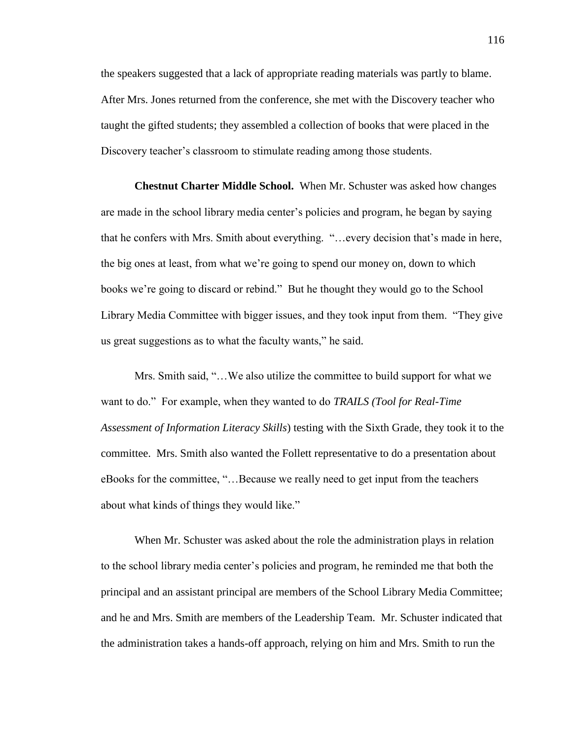the speakers suggested that a lack of appropriate reading materials was partly to blame. After Mrs. Jones returned from the conference, she met with the Discovery teacher who taught the gifted students; they assembled a collection of books that were placed in the Discovery teacher's classroom to stimulate reading among those students.

**Chestnut Charter Middle School.** When Mr. Schuster was asked how changes are made in the school library media center's policies and program, he began by saying that he confers with Mrs. Smith about everything. "…every decision that's made in here, the big ones at least, from what we're going to spend our money on, down to which books we're going to discard or rebind." But he thought they would go to the School Library Media Committee with bigger issues, and they took input from them. "They give us great suggestions as to what the faculty wants," he said.

Mrs. Smith said, "…We also utilize the committee to build support for what we want to do." For example, when they wanted to do *TRAILS (Tool for Real-Time Assessment of Information Literacy Skills*) testing with the Sixth Grade, they took it to the committee. Mrs. Smith also wanted the Follett representative to do a presentation about eBooks for the committee, "…Because we really need to get input from the teachers about what kinds of things they would like."

When Mr. Schuster was asked about the role the administration plays in relation to the school library media center's policies and program, he reminded me that both the principal and an assistant principal are members of the School Library Media Committee; and he and Mrs. Smith are members of the Leadership Team. Mr. Schuster indicated that the administration takes a hands-off approach, relying on him and Mrs. Smith to run the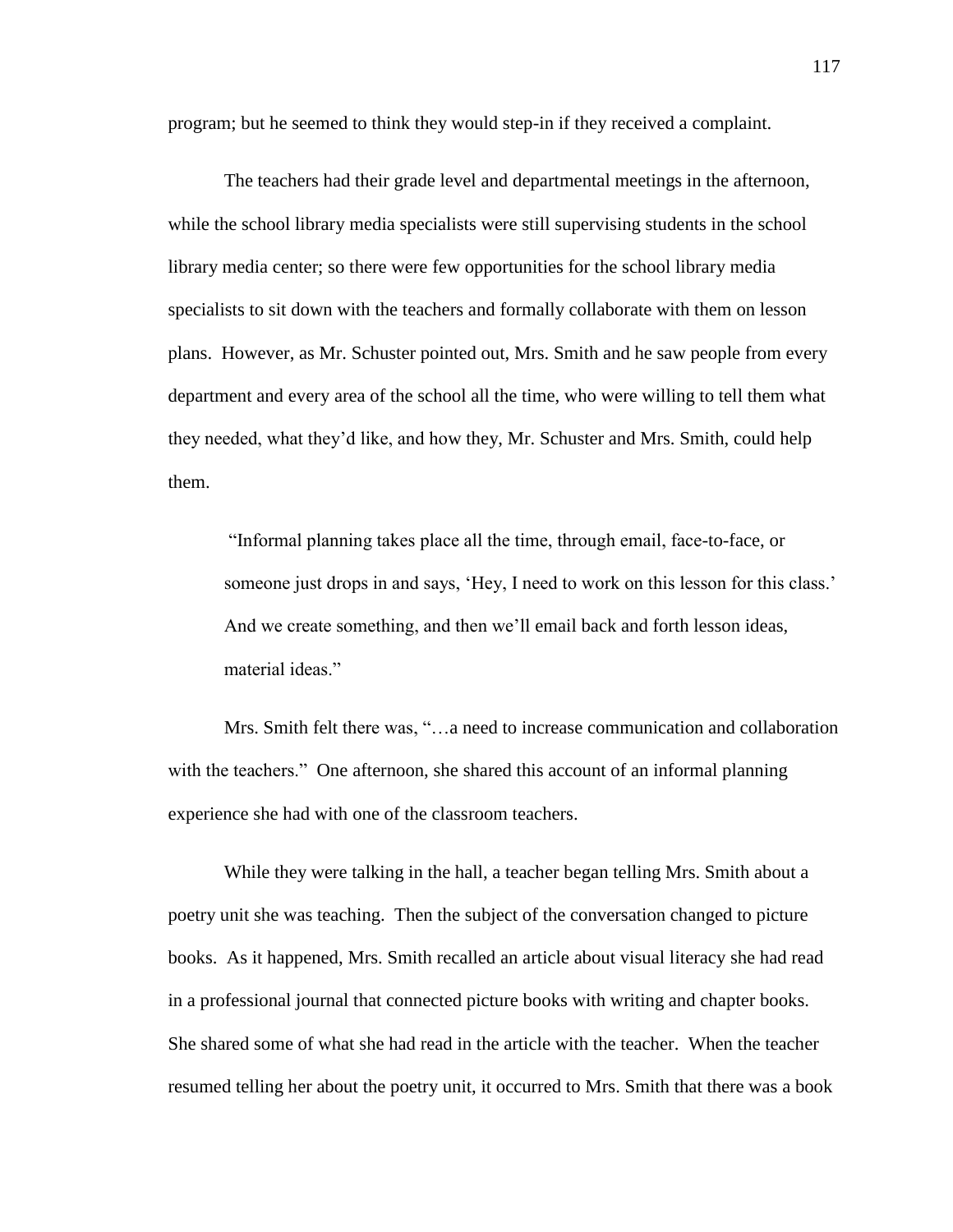program; but he seemed to think they would step-in if they received a complaint.

The teachers had their grade level and departmental meetings in the afternoon, while the school library media specialists were still supervising students in the school library media center; so there were few opportunities for the school library media specialists to sit down with the teachers and formally collaborate with them on lesson plans. However, as Mr. Schuster pointed out, Mrs. Smith and he saw people from every department and every area of the school all the time, who were willing to tell them what they needed, what they'd like, and how they, Mr. Schuster and Mrs. Smith, could help them.

> "Informal planning takes place all the time, through email, face-to-face, or someone just drops in and says, 'Hey, I need to work on this lesson for this class.' And we create something, and then we'll email back and forth lesson ideas, material ideas."

Mrs. Smith felt there was, "…a need to increase communication and collaboration with the teachers." One afternoon, she shared this account of an informal planning experience she had with one of the classroom teachers.

While they were talking in the hall, a teacher began telling Mrs. Smith about a poetry unit she was teaching. Then the subject of the conversation changed to picture books. As it happened, Mrs. Smith recalled an article about visual literacy she had read in a professional journal that connected picture books with writing and chapter books. She shared some of what she had read in the article with the teacher. When the teacher resumed telling her about the poetry unit, it occurred to Mrs. Smith that there was a book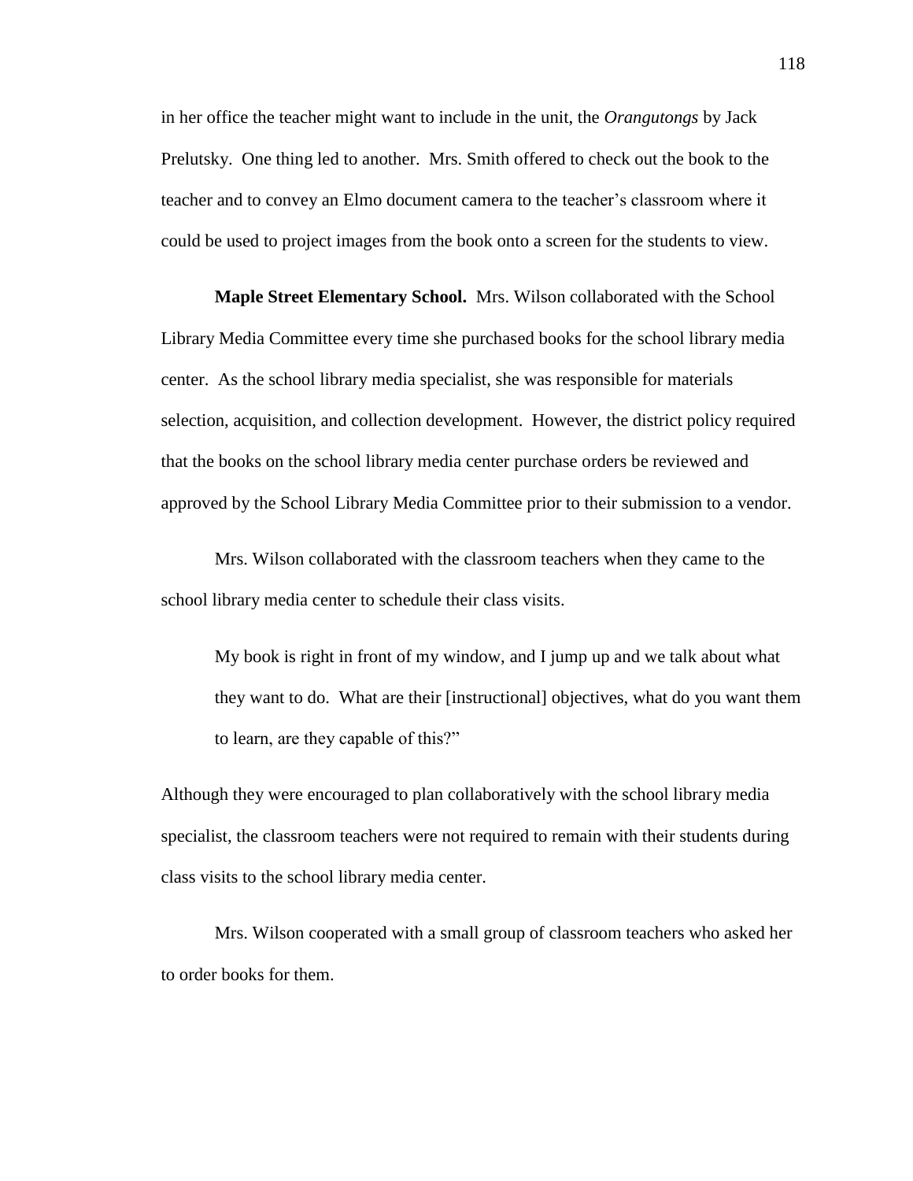in her office the teacher might want to include in the unit, the *Orangutongs* by Jack Prelutsky. One thing led to another. Mrs. Smith offered to check out the book to the teacher and to convey an Elmo document camera to the teacher's classroom where it could be used to project images from the book onto a screen for the students to view.

**Maple Street Elementary School.** Mrs. Wilson collaborated with the School Library Media Committee every time she purchased books for the school library media center. As the school library media specialist, she was responsible for materials selection, acquisition, and collection development. However, the district policy required that the books on the school library media center purchase orders be reviewed and approved by the School Library Media Committee prior to their submission to a vendor.

Mrs. Wilson collaborated with the classroom teachers when they came to the school library media center to schedule their class visits.

> My book is right in front of my window, and I jump up and we talk about what they want to do. What are their [instructional] objectives, what do you want them to learn, are they capable of this?"

Although they were encouraged to plan collaboratively with the school library media specialist, the classroom teachers were not required to remain with their students during class visits to the school library media center.

Mrs. Wilson cooperated with a small group of classroom teachers who asked her to order books for them.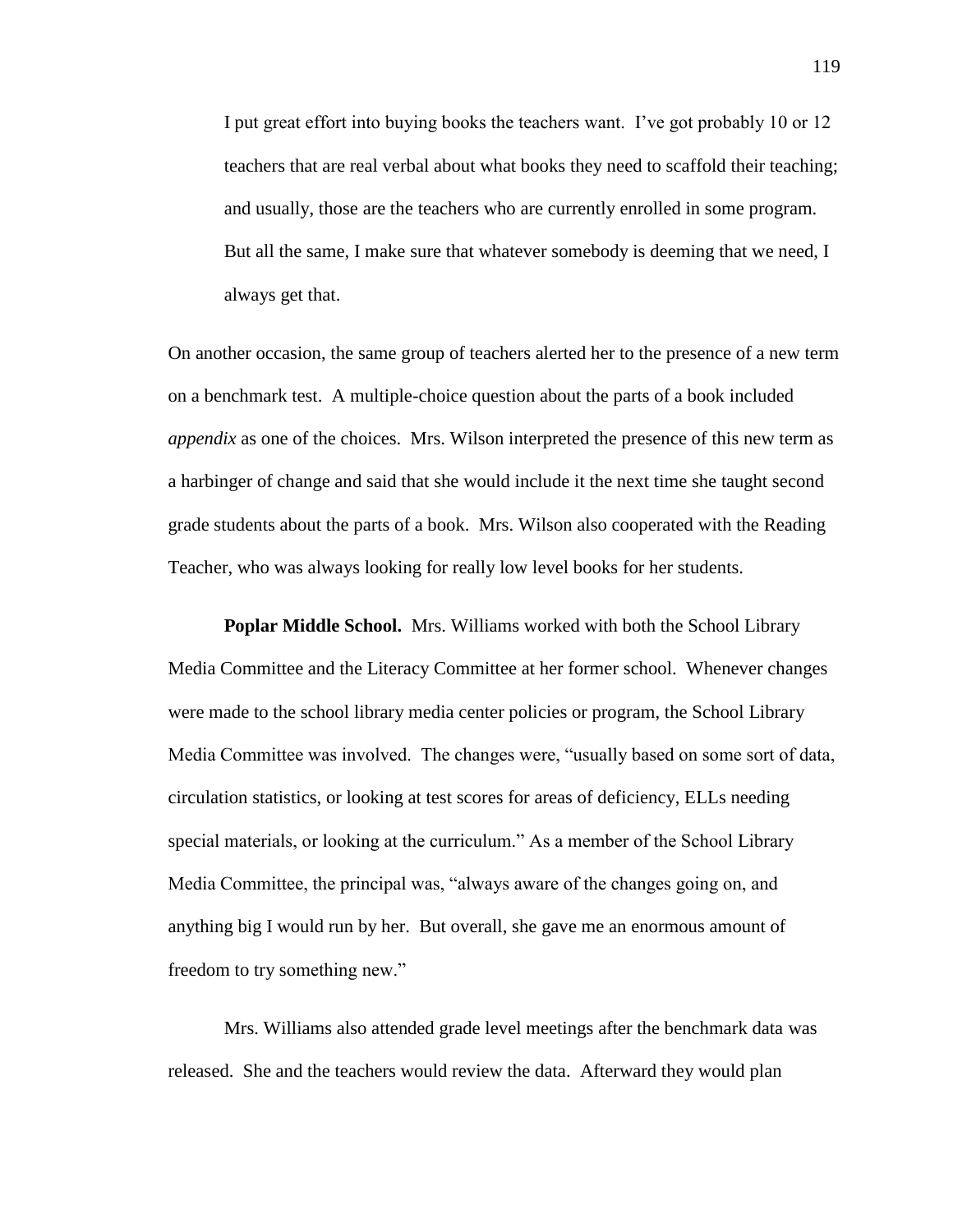> I put great effort into buying books the teachers want. I've got probably 10 or 12 teachers that are real verbal about what books they need to scaffold their teaching; and usually, those are the teachers who are currently enrolled in some program. But all the same, I make sure that whatever somebody is deeming that we need, I always get that.

On another occasion, the same group of teachers alerted her to the presence of a new term on a benchmark test. A multiple-choice question about the parts of a book included *appendix* as one of the choices. Mrs. Wilson interpreted the presence of this new term as a harbinger of change and said that she would include it the next time she taught second grade students about the parts of a book. Mrs. Wilson also cooperated with the Reading Teacher, who was always looking for really low level books for her students.

**Poplar Middle School.** Mrs. Williams worked with both the School Library Media Committee and the Literacy Committee at her former school. Whenever changes were made to the school library media center policies or program, the School Library Media Committee was involved. The changes were, "usually based on some sort of data, circulation statistics, or looking at test scores for areas of deficiency, ELLs needing special materials, or looking at the curriculum." As a member of the School Library Media Committee, the principal was, "always aware of the changes going on, and anything big I would run by her. But overall, she gave me an enormous amount of freedom to try something new."

Mrs. Williams also attended grade level meetings after the benchmark data was released. She and the teachers would review the data. Afterward they would plan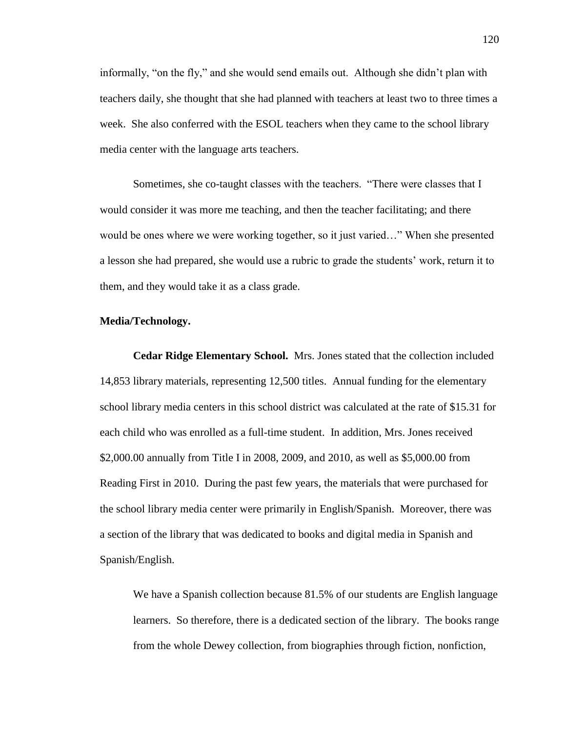informally, "on the fly," and she would send emails out. Although she didn't plan with teachers daily, she thought that she had planned with teachers at least two to three times a week. She also conferred with the ESOL teachers when they came to the school library media center with the language arts teachers.

Sometimes, she co-taught classes with the teachers. "There were classes that I would consider it was more me teaching, and then the teacher facilitating; and there would be ones where we were working together, so it just varied…" When she presented a lesson she had prepared, she would use a rubric to grade the students' work, return it to them, and they would take it as a class grade.

**Media/Technology.**

**Cedar Ridge Elementary School.** Mrs. Jones stated that the collection included 14,853 library materials, representing 12,500 titles. Annual funding for the elementary school library media centers in this school district was calculated at the rate of $15.31 for each child who was enrolled as a full-time student. In addition, Mrs. Jones received $2,000.00 annually from Title I in 2008, 2009, and 2010, as well as $5,000.00 from Reading First in 2010. During the past few years, the materials that were purchased for the school library media center were primarily in English/Spanish. Moreover, there was a section of the library that was dedicated to books and digital media in Spanish and Spanish/English.

> We have a Spanish collection because 81.5% of our students are English language learners. So therefore, there is a dedicated section of the library. The books range from the whole Dewey collection, from biographies through fiction, nonfiction,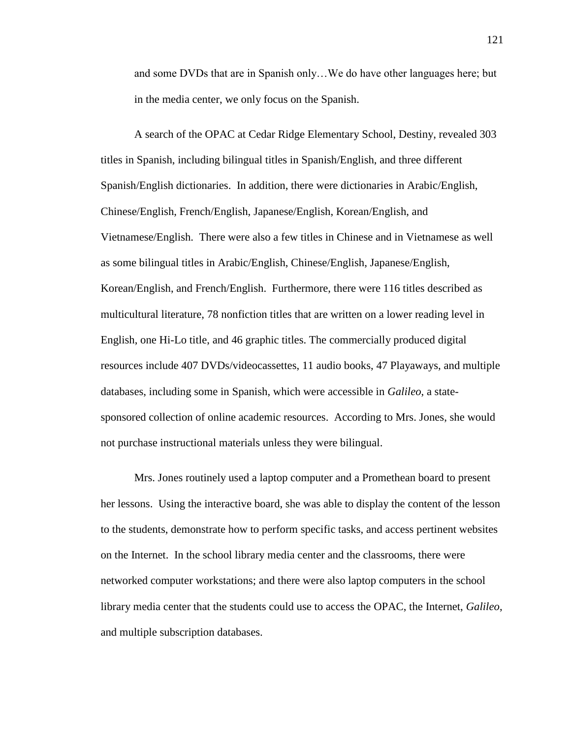> and some DVDs that are in Spanish only…We do have other languages here; but in the media center, we only focus on the Spanish.

A search of the OPAC at Cedar Ridge Elementary School, Destiny, revealed 303 titles in Spanish, including bilingual titles in Spanish/English, and three different Spanish/English dictionaries. In addition, there were dictionaries in Arabic/English, Chinese/English, French/English, Japanese/English, Korean/English, and Vietnamese/English. There were also a few titles in Chinese and in Vietnamese as well as some bilingual titles in Arabic/English, Chinese/English, Japanese/English, Korean/English, and French/English. Furthermore, there were 116 titles described as multicultural literature, 78 nonfiction titles that are written on a lower reading level in English, one Hi-Lo title, and 46 graphic titles. The commercially produced digital resources include 407 DVDs/videocassettes, 11 audio books, 47 Playaways, and multiple databases, including some in Spanish, which were accessible in *Galileo*, a state-sponsored collection of online academic resources. According to Mrs. Jones, she would not purchase instructional materials unless they were bilingual.

Mrs. Jones routinely used a laptop computer and a Promethean board to present her lessons. Using the interactive board, she was able to display the content of the lesson to the students, demonstrate how to perform specific tasks, and access pertinent websites on the Internet. In the school library media center and the classrooms, there were networked computer workstations; and there were also laptop computers in the school library media center that the students could use to access the OPAC, the Internet, *Galileo*, and multiple subscription databases.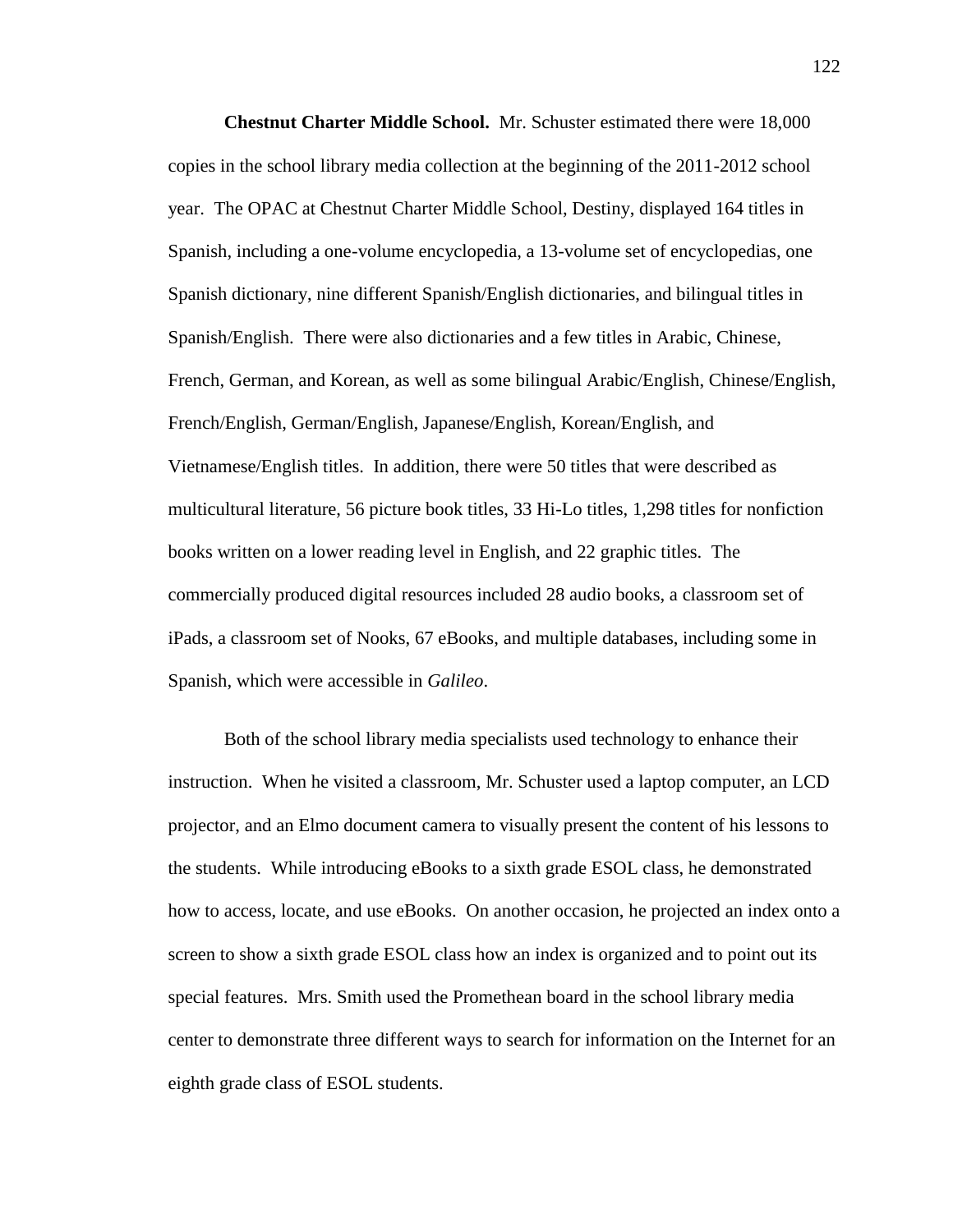**Chestnut Charter Middle School.** Mr. Schuster estimated there were 18,000 copies in the school library media collection at the beginning of the 2011-2012 school year. The OPAC at Chestnut Charter Middle School, Destiny, displayed 164 titles in Spanish, including a one-volume encyclopedia, a 13-volume set of encyclopedias, one Spanish dictionary, nine different Spanish/English dictionaries, and bilingual titles in Spanish/English. There were also dictionaries and a few titles in Arabic, Chinese, French, German, and Korean, as well as some bilingual Arabic/English, Chinese/English, French/English, German/English, Japanese/English, Korean/English, and Vietnamese/English titles. In addition, there were 50 titles that were described as multicultural literature, 56 picture book titles, 33 Hi-Lo titles, 1,298 titles for nonfiction books written on a lower reading level in English, and 22 graphic titles. The commercially produced digital resources included 28 audio books, a classroom set of iPads, a classroom set of Nooks, 67 eBooks, and multiple databases, including some in Spanish, which were accessible in *Galileo*.

Both of the school library media specialists used technology to enhance their instruction. When he visited a classroom, Mr. Schuster used a laptop computer, an LCD projector, and an Elmo document camera to visually present the content of his lessons to the students. While introducing eBooks to a sixth grade ESOL class, he demonstrated how to access, locate, and use eBooks. On another occasion, he projected an index onto a screen to show a sixth grade ESOL class how an index is organized and to point out its special features. Mrs. Smith used the Promethean board in the school library media center to demonstrate three different ways to search for information on the Internet for an eighth grade class of ESOL students.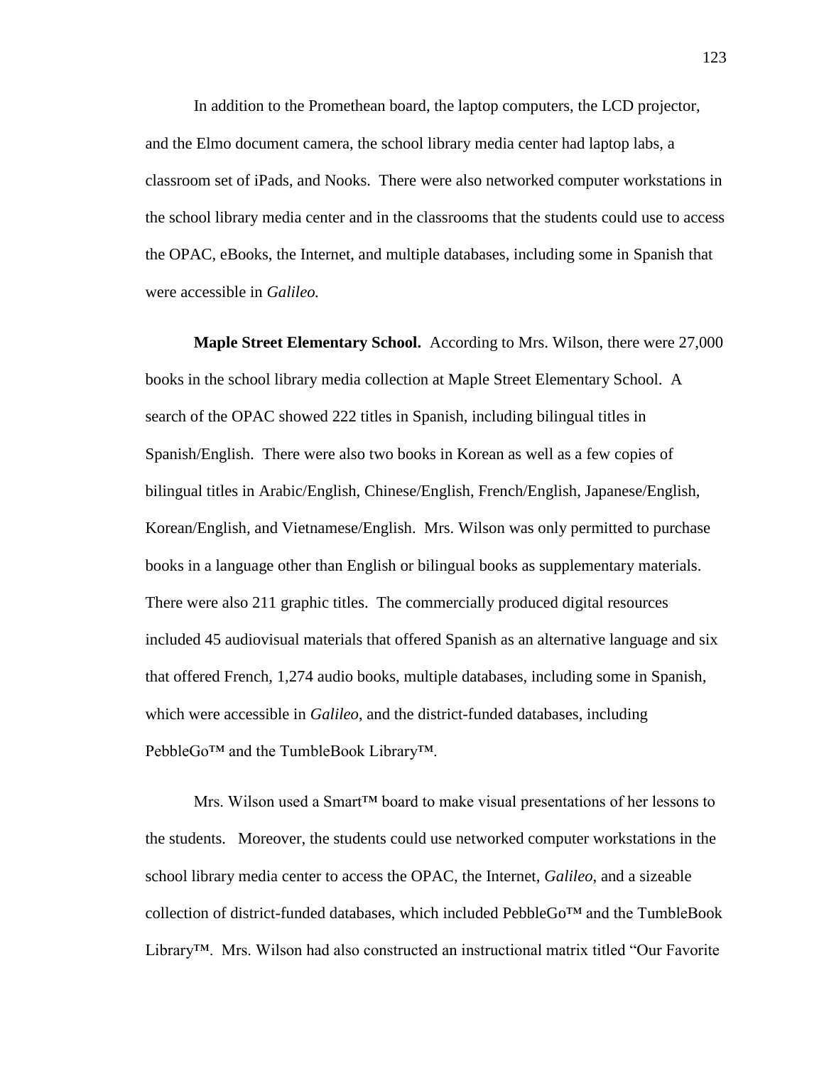In addition to the Promethean board, the laptop computers, the LCD projector, and the Elmo document camera, the school library media center had laptop labs, a classroom set of iPads, and Nooks. There were also networked computer workstations in the school library media center and in the classrooms that the students could use to access the OPAC, eBooks, the Internet, and multiple databases, including some in Spanish that were accessible in *Galileo.*

**Maple Street Elementary School.** According to Mrs. Wilson, there were 27,000 books in the school library media collection at Maple Street Elementary School. A search of the OPAC showed 222 titles in Spanish, including bilingual titles in Spanish/English. There were also two books in Korean as well as a few copies of bilingual titles in Arabic/English, Chinese/English, French/English, Japanese/English, Korean/English, and Vietnamese/English. Mrs. Wilson was only permitted to purchase books in a language other than English or bilingual books as supplementary materials. There were also 211 graphic titles. The commercially produced digital resources included 45 audiovisual materials that offered Spanish as an alternative language and six that offered French, 1,274 audio books, multiple databases, including some in Spanish, which were accessible in *Galileo*, and the district-funded databases, including PebbleGo™ and the TumbleBook Library™.

Mrs. Wilson used a Smart™ board to make visual presentations of her lessons to the students. Moreover, the students could use networked computer workstations in the school library media center to access the OPAC, the Internet, *Galileo*, and a sizeable collection of district-funded databases, which included PebbleGo™ and the TumbleBook Library™. Mrs. Wilson had also constructed an instructional matrix titled "Our Favorite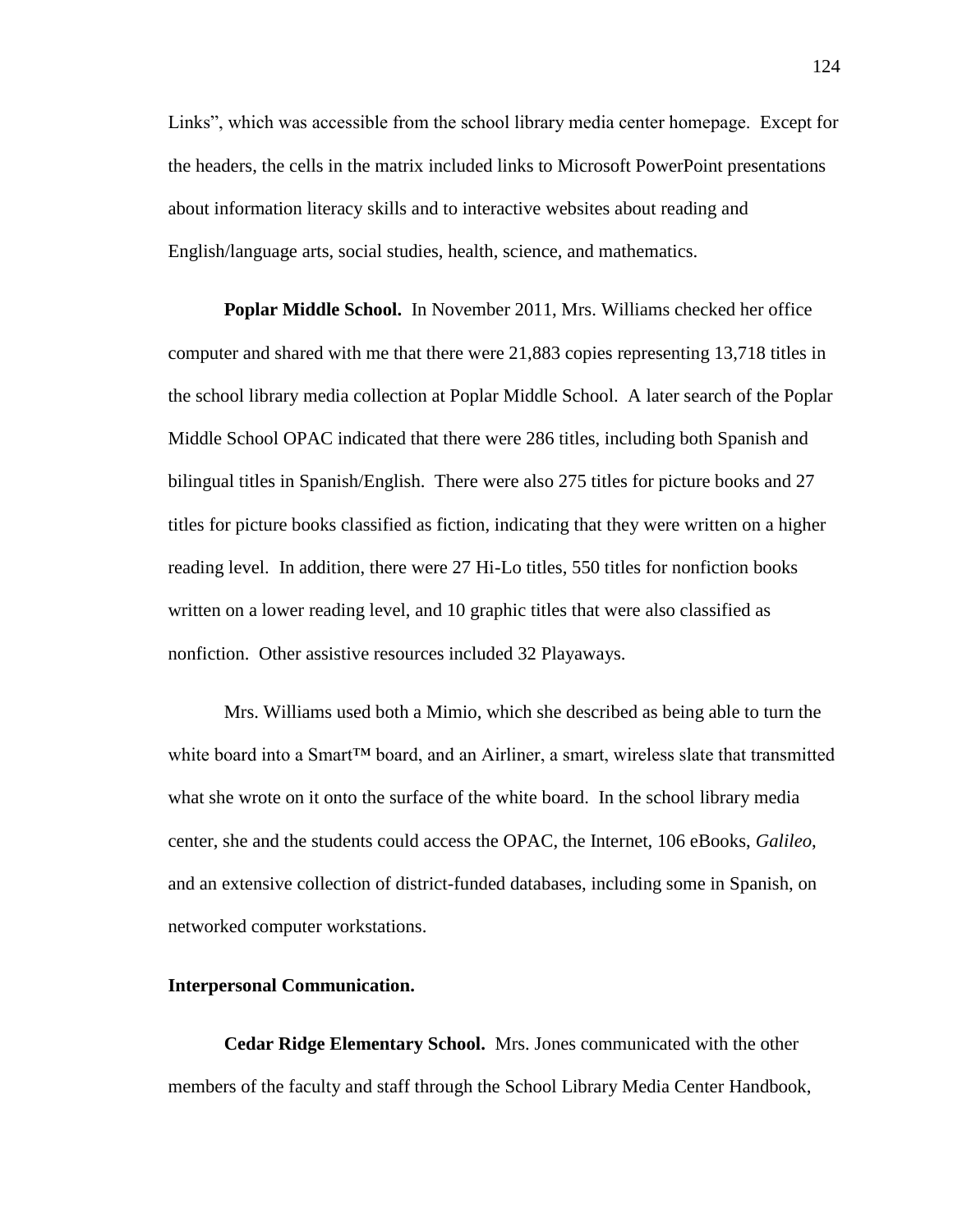Links", which was accessible from the school library media center homepage. Except for the headers, the cells in the matrix included links to Microsoft PowerPoint presentations about information literacy skills and to interactive websites about reading and English/language arts, social studies, health, science, and mathematics.

**Poplar Middle School.** In November 2011, Mrs. Williams checked her office computer and shared with me that there were 21,883 copies representing 13,718 titles in the school library media collection at Poplar Middle School. A later search of the Poplar Middle School OPAC indicated that there were 286 titles, including both Spanish and bilingual titles in Spanish/English. There were also 275 titles for picture books and 27 titles for picture books classified as fiction, indicating that they were written on a higher reading level. In addition, there were 27 Hi-Lo titles, 550 titles for nonfiction books written on a lower reading level, and 10 graphic titles that were also classified as nonfiction. Other assistive resources included 32 Playaways.

Mrs. Williams used both a Mimio, which she described as being able to turn the white board into a Smart™ board, and an Airliner, a smart, wireless slate that transmitted what she wrote on it onto the surface of the white board. In the school library media center, she and the students could access the OPAC, the Internet, 106 eBooks, *Galileo*, and an extensive collection of district-funded databases, including some in Spanish, on networked computer workstations.

**Interpersonal Communication.**

**Cedar Ridge Elementary School.** Mrs. Jones communicated with the other members of the faculty and staff through the School Library Media Center Handbook,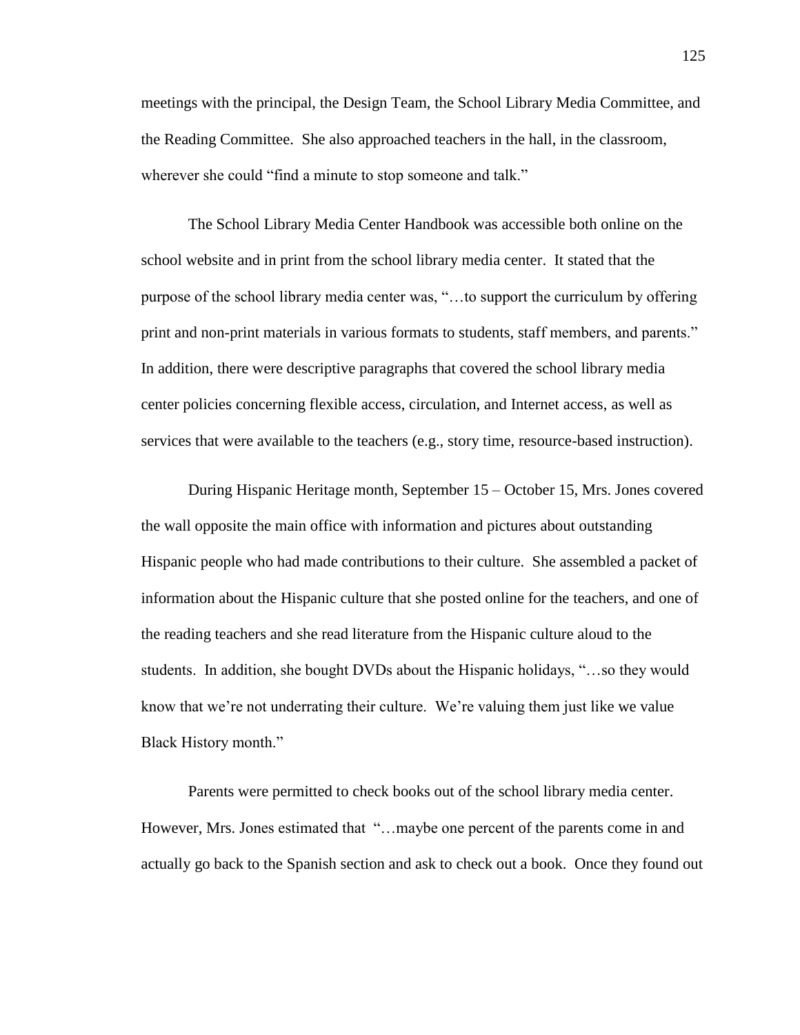meetings with the principal, the Design Team, the School Library Media Committee, and the Reading Committee. She also approached teachers in the hall, in the classroom, wherever she could "find a minute to stop someone and talk."

The School Library Media Center Handbook was accessible both online on the school website and in print from the school library media center. It stated that the purpose of the school library media center was, "…to support the curriculum by offering print and non-print materials in various formats to students, staff members, and parents." In addition, there were descriptive paragraphs that covered the school library media center policies concerning flexible access, circulation, and Internet access, as well as services that were available to the teachers (e.g., story time, resource-based instruction).

During Hispanic Heritage month, September 15 – October 15, Mrs. Jones covered the wall opposite the main office with information and pictures about outstanding Hispanic people who had made contributions to their culture. She assembled a packet of information about the Hispanic culture that she posted online for the teachers, and one of the reading teachers and she read literature from the Hispanic culture aloud to the students. In addition, she bought DVDs about the Hispanic holidays, "…so they would know that we're not underrating their culture. We're valuing them just like we value Black History month."

Parents were permitted to check books out of the school library media center. However, Mrs. Jones estimated that "…maybe one percent of the parents come in and actually go back to the Spanish section and ask to check out a book. Once they found out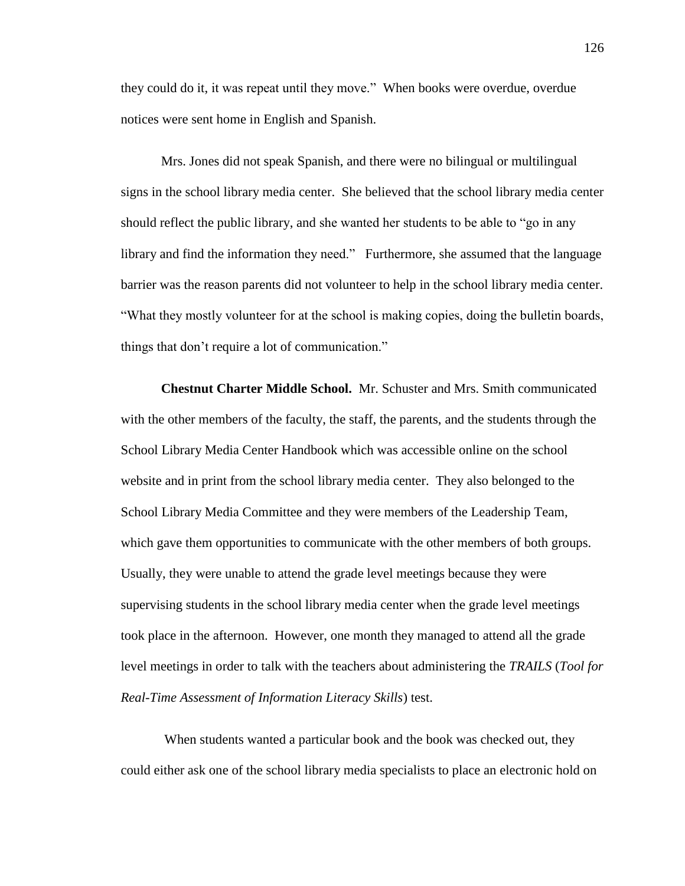they could do it, it was repeat until they move." When books were overdue, overdue notices were sent home in English and Spanish.

Mrs. Jones did not speak Spanish, and there were no bilingual or multilingual signs in the school library media center. She believed that the school library media center should reflect the public library, and she wanted her students to be able to "go in any library and find the information they need." Furthermore, she assumed that the language barrier was the reason parents did not volunteer to help in the school library media center. "What they mostly volunteer for at the school is making copies, doing the bulletin boards, things that don't require a lot of communication."

**Chestnut Charter Middle School.** Mr. Schuster and Mrs. Smith communicated with the other members of the faculty, the staff, the parents, and the students through the School Library Media Center Handbook which was accessible online on the school website and in print from the school library media center. They also belonged to the School Library Media Committee and they were members of the Leadership Team, which gave them opportunities to communicate with the other members of both groups. Usually, they were unable to attend the grade level meetings because they were supervising students in the school library media center when the grade level meetings took place in the afternoon. However, one month they managed to attend all the grade level meetings in order to talk with the teachers about administering the *TRAILS* (*Tool for Real-Time Assessment of Information Literacy Skills*) test.

When students wanted a particular book and the book was checked out, they could either ask one of the school library media specialists to place an electronic hold on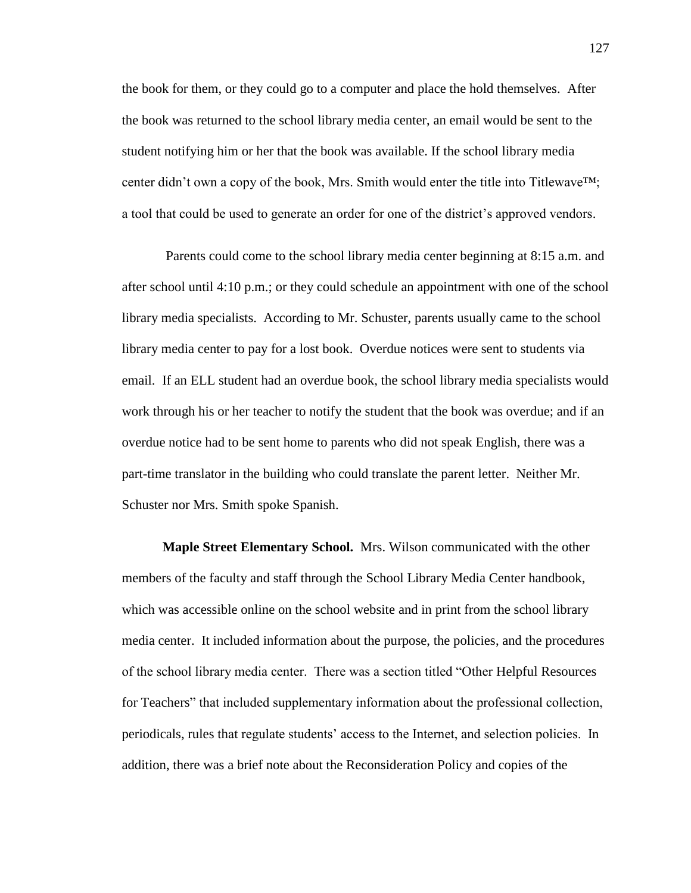the book for them, or they could go to a computer and place the hold themselves. After the book was returned to the school library media center, an email would be sent to the student notifying him or her that the book was available. If the school library media center didn't own a copy of the book, Mrs. Smith would enter the title into Titlewave™; a tool that could be used to generate an order for one of the district's approved vendors.

Parents could come to the school library media center beginning at 8:15 a.m. and after school until 4:10 p.m.; or they could schedule an appointment with one of the school library media specialists. According to Mr. Schuster, parents usually came to the school library media center to pay for a lost book. Overdue notices were sent to students via email. If an ELL student had an overdue book, the school library media specialists would work through his or her teacher to notify the student that the book was overdue; and if an overdue notice had to be sent home to parents who did not speak English, there was a part-time translator in the building who could translate the parent letter. Neither Mr. Schuster nor Mrs. Smith spoke Spanish.

**Maple Street Elementary School.** Mrs. Wilson communicated with the other members of the faculty and staff through the School Library Media Center handbook, which was accessible online on the school website and in print from the school library media center. It included information about the purpose, the policies, and the procedures of the school library media center. There was a section titled "Other Helpful Resources for Teachers" that included supplementary information about the professional collection, periodicals, rules that regulate students' access to the Internet, and selection policies. In addition, there was a brief note about the Reconsideration Policy and copies of the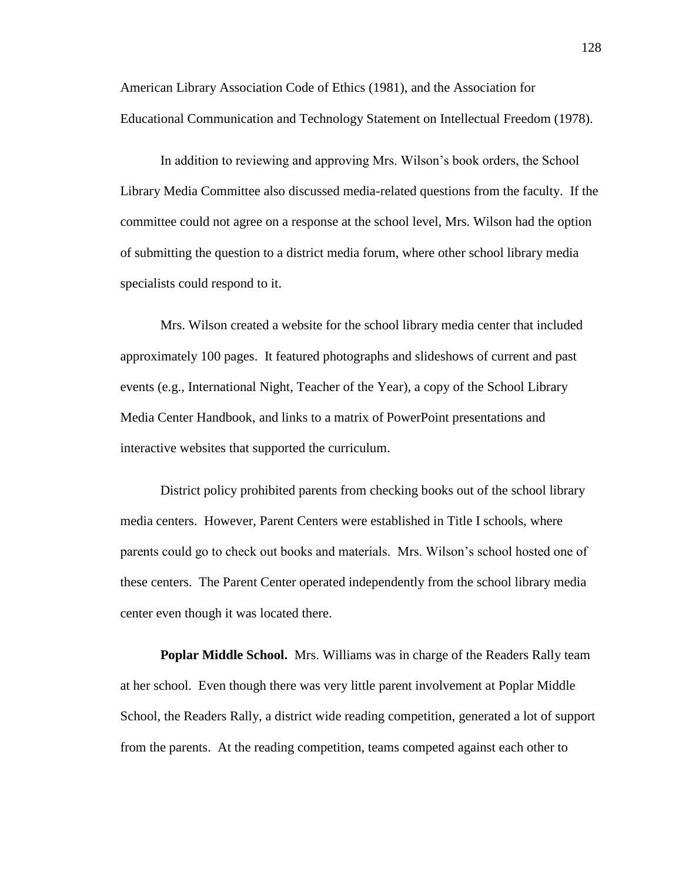American Library Association Code of Ethics (1981), and the Association for Educational Communication and Technology Statement on Intellectual Freedom (1978).

In addition to reviewing and approving Mrs. Wilson's book orders, the School Library Media Committee also discussed media-related questions from the faculty. If the committee could not agree on a response at the school level, Mrs. Wilson had the option of submitting the question to a district media forum, where other school library media specialists could respond to it.

Mrs. Wilson created a website for the school library media center that included approximately 100 pages. It featured photographs and slideshows of current and past events (e.g., International Night, Teacher of the Year), a copy of the School Library Media Center Handbook, and links to a matrix of PowerPoint presentations and interactive websites that supported the curriculum.

District policy prohibited parents from checking books out of the school library media centers. However, Parent Centers were established in Title I schools, where parents could go to check out books and materials. Mrs. Wilson's school hosted one of these centers. The Parent Center operated independently from the school library media center even though it was located there.

**Poplar Middle School.** Mrs. Williams was in charge of the Readers Rally team at her school. Even though there was very little parent involvement at Poplar Middle School, the Readers Rally, a district wide reading competition, generated a lot of support from the parents. At the reading competition, teams competed against each other to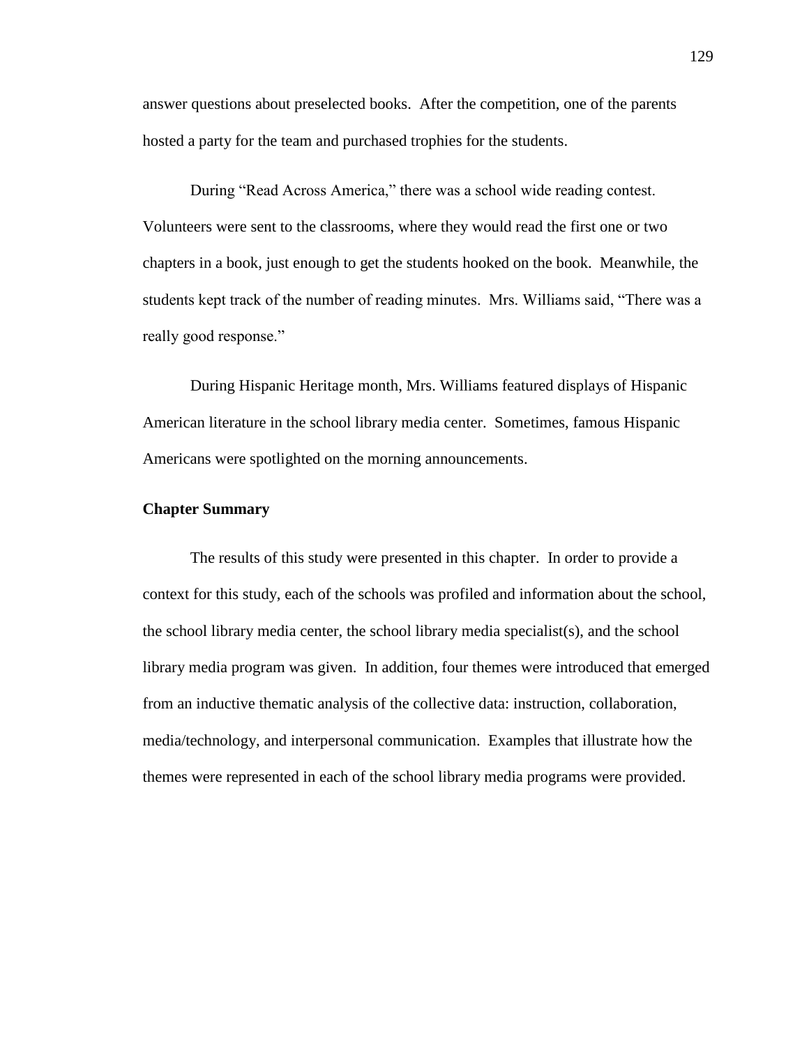answer questions about preselected books. After the competition, one of the parents hosted a party for the team and purchased trophies for the students.

During "Read Across America," there was a school wide reading contest. Volunteers were sent to the classrooms, where they would read the first one or two chapters in a book, just enough to get the students hooked on the book. Meanwhile, the students kept track of the number of reading minutes. Mrs. Williams said, "There was a really good response."

During Hispanic Heritage month, Mrs. Williams featured displays of Hispanic American literature in the school library media center. Sometimes, famous Hispanic Americans were spotlighted on the morning announcements.

**Chapter Summary**

The results of this study were presented in this chapter. In order to provide a context for this study, each of the schools was profiled and information about the school, the school library media center, the school library media specialist(s), and the school library media program was given. In addition, four themes were introduced that emerged from an inductive thematic analysis of the collective data: instruction, collaboration, media/technology, and interpersonal communication. Examples that illustrate how the themes were represented in each of the school library media programs were provided.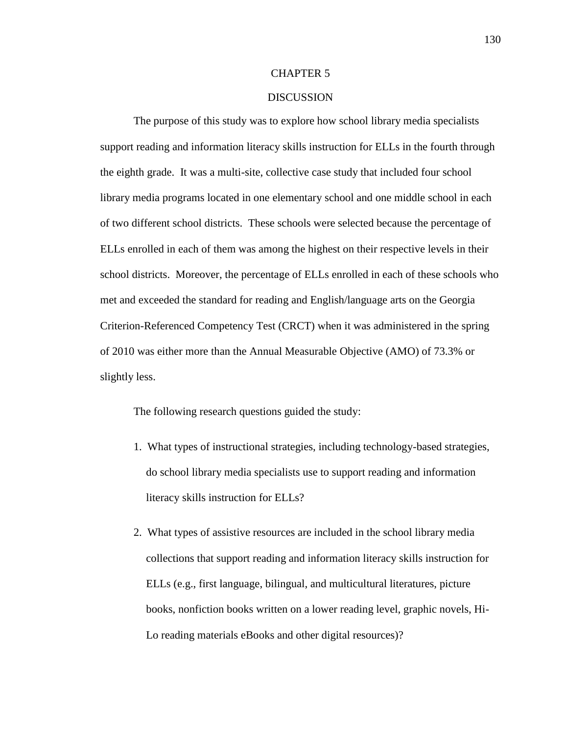# CHAPTER 5

## DISCUSSION

The purpose of this study was to explore how school library media specialists support reading and information literacy skills instruction for ELLs in the fourth through the eighth grade. It was a multi-site, collective case study that included four school library media programs located in one elementary school and one middle school in each of two different school districts. These schools were selected because the percentage of ELLs enrolled in each of them was among the highest on their respective levels in their school districts. Moreover, the percentage of ELLs enrolled in each of these schools who met and exceeded the standard for reading and English/language arts on the Georgia Criterion-Referenced Competency Test (CRCT) when it was administered in the spring of 2010 was either more than the Annual Measurable Objective (AMO) of 73.3% or slightly less.

The following research questions guided the study:

1. What types of instructional strategies, including technology-based strategies, do school library media specialists use to support reading and information literacy skills instruction for ELLs?

2. What types of assistive resources are included in the school library media collections that support reading and information literacy skills instruction for ELLs (e.g., first language, bilingual, and multicultural literatures, picture books, nonfiction books written on a lower reading level, graphic novels, Hi-Lo reading materials eBooks and other digital resources)?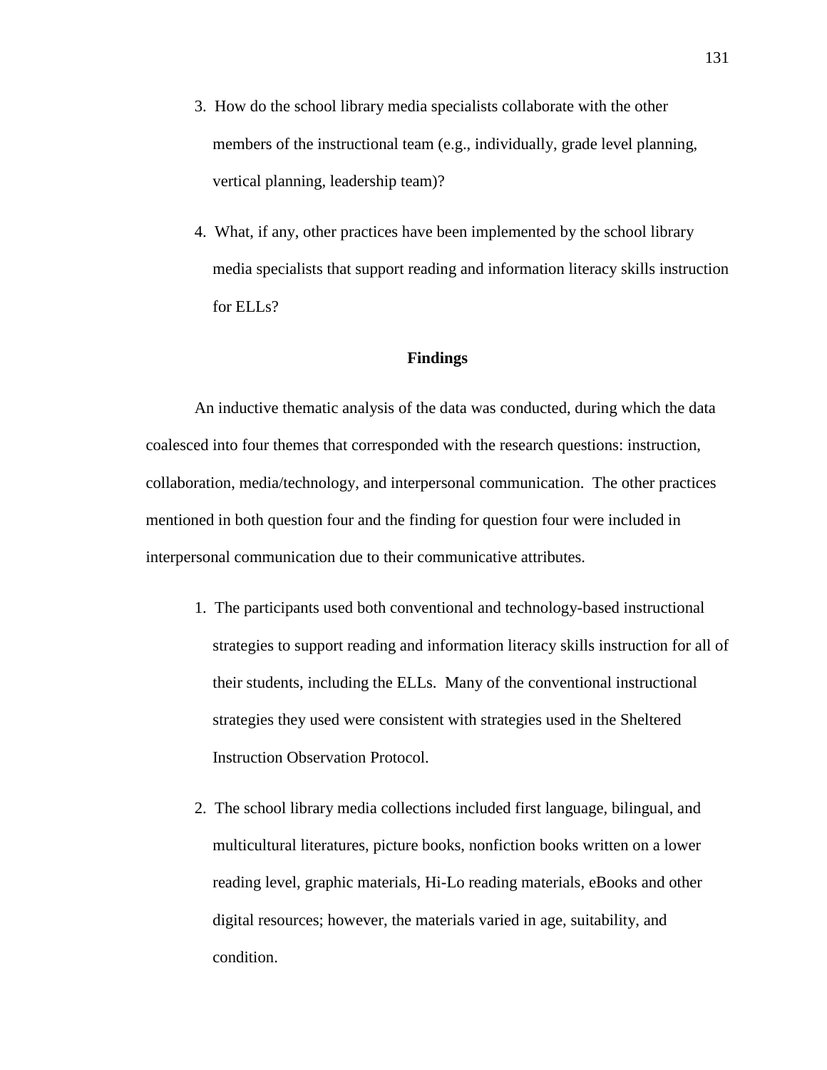3. How do the school library media specialists collaborate with the other members of the instructional team (e.g., individually, grade level planning, vertical planning, leadership team)?

4. What, if any, other practices have been implemented by the school library media specialists that support reading and information literacy skills instruction for ELLs?

## Findings

An inductive thematic analysis of the data was conducted, during which the data coalesced into four themes that corresponded with the research questions: instruction, collaboration, media/technology, and interpersonal communication. The other practices mentioned in both question four and the finding for question four were included in interpersonal communication due to their communicative attributes.

1. The participants used both conventional and technology-based instructional strategies to support reading and information literacy skills instruction for all of their students, including the ELLs. Many of the conventional instructional strategies they used were consistent with strategies used in the Sheltered Instruction Observation Protocol.

2. The school library media collections included first language, bilingual, and multicultural literatures, picture books, nonfiction books written on a lower reading level, graphic materials, Hi-Lo reading materials, eBooks and other digital resources; however, the materials varied in age, suitability, and condition.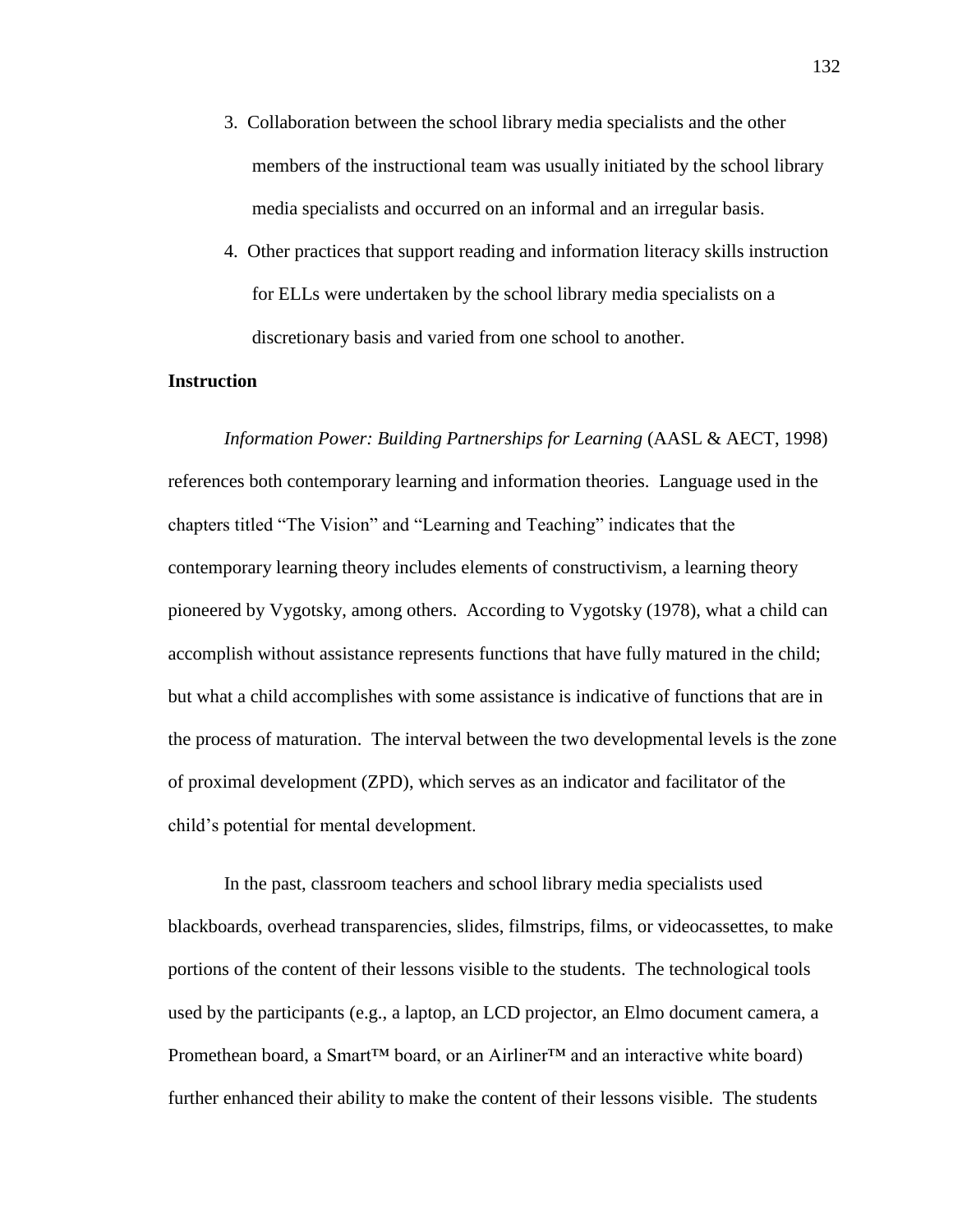3. Collaboration between the school library media specialists and the other members of the instructional team was usually initiated by the school library media specialists and occurred on an informal and an irregular basis.
4. Other practices that support reading and information literacy skills instruction for ELLs were undertaken by the school library media specialists on a discretionary basis and varied from one school to another.

**Instruction**

*Information Power: Building Partnerships for Learning* (AASL & AECT, 1998) references both contemporary learning and information theories. Language used in the chapters titled "The Vision" and "Learning and Teaching" indicates that the contemporary learning theory includes elements of constructivism, a learning theory pioneered by Vygotsky, among others. According to Vygotsky (1978), what a child can accomplish without assistance represents functions that have fully matured in the child; but what a child accomplishes with some assistance is indicative of functions that are in the process of maturation. The interval between the two developmental levels is the zone of proximal development (ZPD), which serves as an indicator and facilitator of the child's potential for mental development.

In the past, classroom teachers and school library media specialists used blackboards, overhead transparencies, slides, filmstrips, films, or videocassettes, to make portions of the content of their lessons visible to the students. The technological tools used by the participants (e.g., a laptop, an LCD projector, an Elmo document camera, a Promethean board, a Smart™ board, or an Airliner™ and an interactive white board) further enhanced their ability to make the content of their lessons visible. The students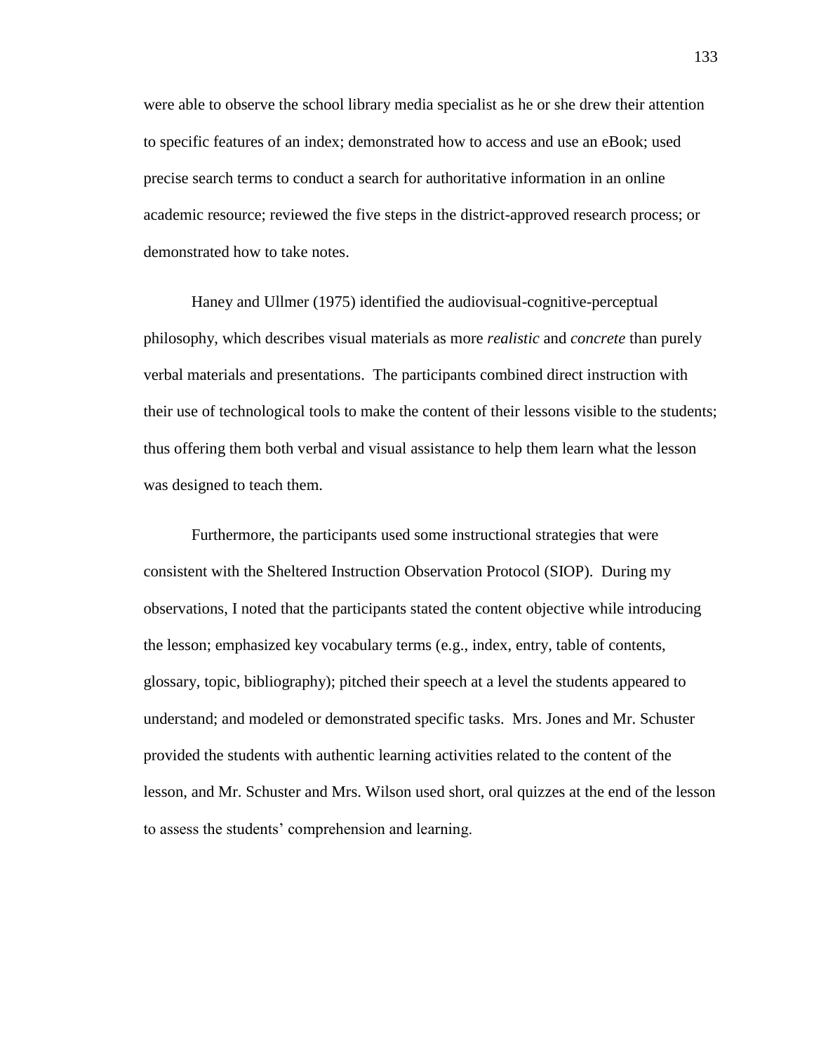were able to observe the school library media specialist as he or she drew their attention to specific features of an index; demonstrated how to access and use an eBook; used precise search terms to conduct a search for authoritative information in an online academic resource; reviewed the five steps in the district-approved research process; or demonstrated how to take notes.

Haney and Ullmer (1975) identified the audiovisual-cognitive-perceptual philosophy, which describes visual materials as more *realistic* and *concrete* than purely verbal materials and presentations. The participants combined direct instruction with their use of technological tools to make the content of their lessons visible to the students; thus offering them both verbal and visual assistance to help them learn what the lesson was designed to teach them.

Furthermore, the participants used some instructional strategies that were consistent with the Sheltered Instruction Observation Protocol (SIOP). During my observations, I noted that the participants stated the content objective while introducing the lesson; emphasized key vocabulary terms (e.g., index, entry, table of contents, glossary, topic, bibliography); pitched their speech at a level the students appeared to understand; and modeled or demonstrated specific tasks. Mrs. Jones and Mr. Schuster provided the students with authentic learning activities related to the content of the lesson, and Mr. Schuster and Mrs. Wilson used short, oral quizzes at the end of the lesson to assess the students' comprehension and learning.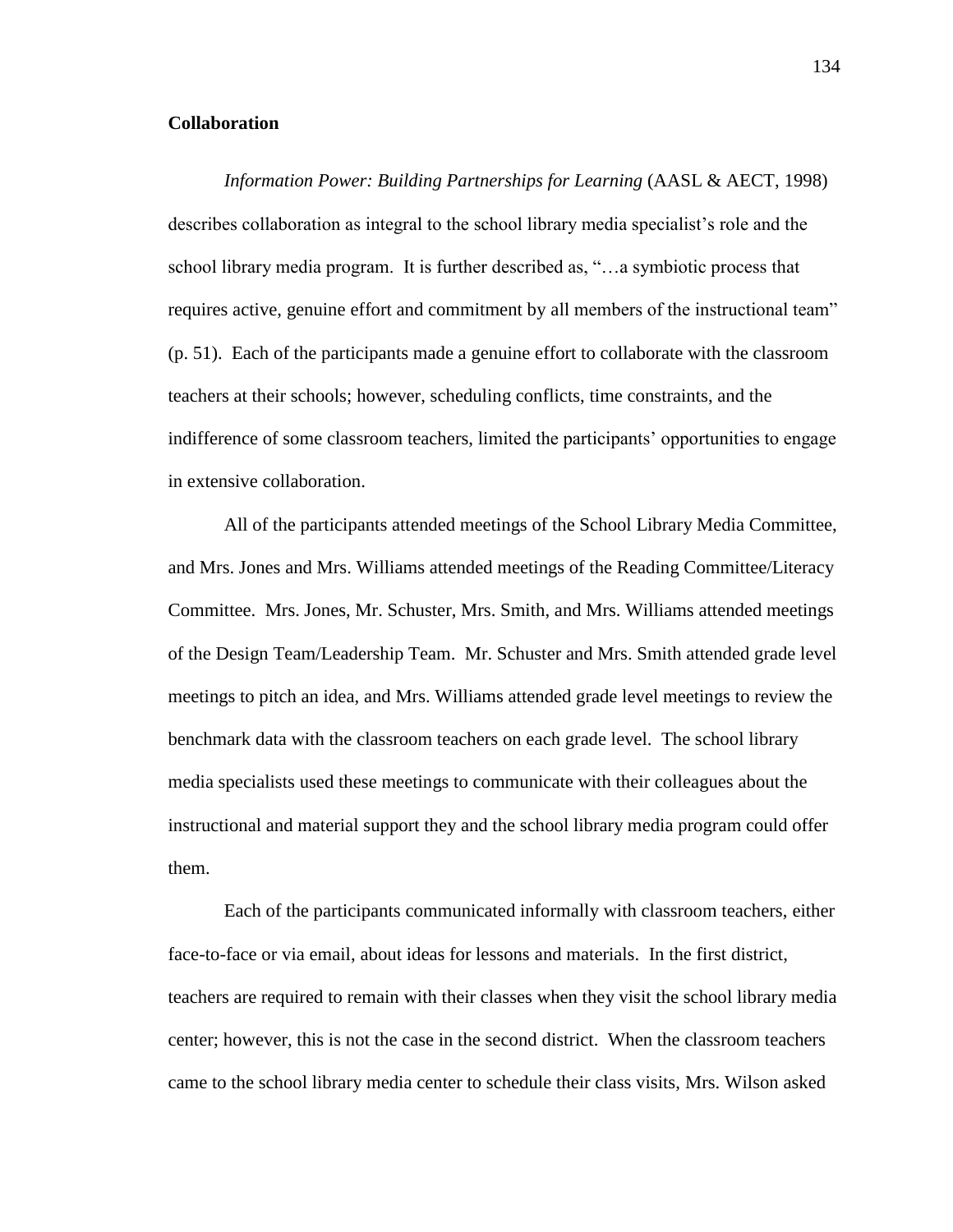**Collaboration**

*Information Power: Building Partnerships for Learning* (AASL & AECT, 1998) describes collaboration as integral to the school library media specialist's role and the school library media program. It is further described as, "…a symbiotic process that requires active, genuine effort and commitment by all members of the instructional team" (p. 51). Each of the participants made a genuine effort to collaborate with the classroom teachers at their schools; however, scheduling conflicts, time constraints, and the indifference of some classroom teachers, limited the participants' opportunities to engage in extensive collaboration.

All of the participants attended meetings of the School Library Media Committee, and Mrs. Jones and Mrs. Williams attended meetings of the Reading Committee/Literacy Committee. Mrs. Jones, Mr. Schuster, Mrs. Smith, and Mrs. Williams attended meetings of the Design Team/Leadership Team. Mr. Schuster and Mrs. Smith attended grade level meetings to pitch an idea, and Mrs. Williams attended grade level meetings to review the benchmark data with the classroom teachers on each grade level. The school library media specialists used these meetings to communicate with their colleagues about the instructional and material support they and the school library media program could offer them.

Each of the participants communicated informally with classroom teachers, either face-to-face or via email, about ideas for lessons and materials. In the first district, teachers are required to remain with their classes when they visit the school library media center; however, this is not the case in the second district. When the classroom teachers came to the school library media center to schedule their class visits, Mrs. Wilson asked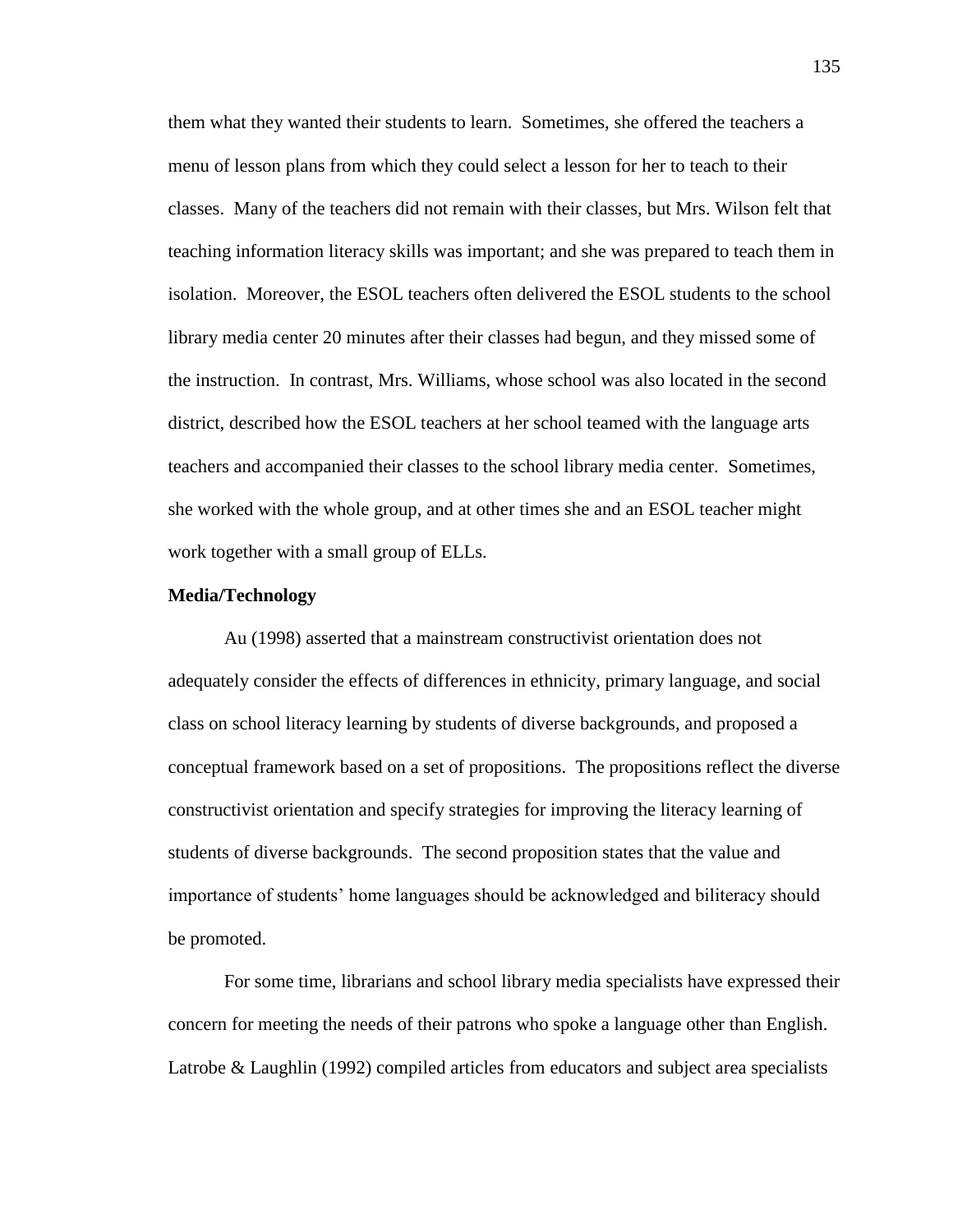them what they wanted their students to learn. Sometimes, she offered the teachers a menu of lesson plans from which they could select a lesson for her to teach to their classes. Many of the teachers did not remain with their classes, but Mrs. Wilson felt that teaching information literacy skills was important; and she was prepared to teach them in isolation. Moreover, the ESOL teachers often delivered the ESOL students to the school library media center 20 minutes after their classes had begun, and they missed some of the instruction. In contrast, Mrs. Williams, whose school was also located in the second district, described how the ESOL teachers at her school teamed with the language arts teachers and accompanied their classes to the school library media center. Sometimes, she worked with the whole group, and at other times she and an ESOL teacher might work together with a small group of ELLs.

**Media/Technology**

Au (1998) asserted that a mainstream constructivist orientation does not adequately consider the effects of differences in ethnicity, primary language, and social class on school literacy learning by students of diverse backgrounds, and proposed a conceptual framework based on a set of propositions. The propositions reflect the diverse constructivist orientation and specify strategies for improving the literacy learning of students of diverse backgrounds. The second proposition states that the value and importance of students' home languages should be acknowledged and biliteracy should be promoted.

For some time, librarians and school library media specialists have expressed their concern for meeting the needs of their patrons who spoke a language other than English. Latrobe & Laughlin (1992) compiled articles from educators and subject area specialists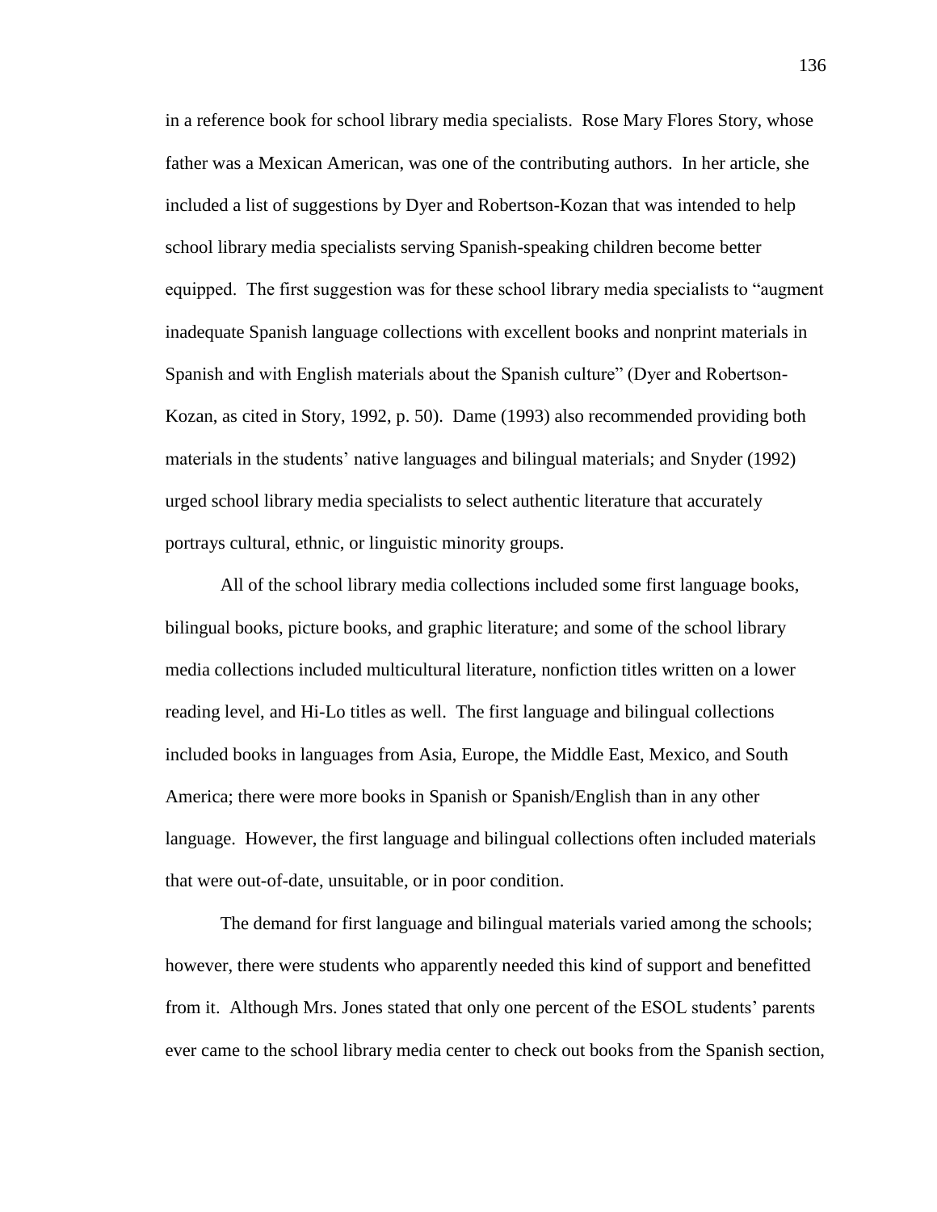in a reference book for school library media specialists. Rose Mary Flores Story, whose father was a Mexican American, was one of the contributing authors. In her article, she included a list of suggestions by Dyer and Robertson-Kozan that was intended to help school library media specialists serving Spanish-speaking children become better equipped. The first suggestion was for these school library media specialists to "augment inadequate Spanish language collections with excellent books and nonprint materials in Spanish and with English materials about the Spanish culture" (Dyer and Robertson-Kozan, as cited in Story, 1992, p. 50). Dame (1993) also recommended providing both materials in the students' native languages and bilingual materials; and Snyder (1992) urged school library media specialists to select authentic literature that accurately portrays cultural, ethnic, or linguistic minority groups.

All of the school library media collections included some first language books, bilingual books, picture books, and graphic literature; and some of the school library media collections included multicultural literature, nonfiction titles written on a lower reading level, and Hi-Lo titles as well. The first language and bilingual collections included books in languages from Asia, Europe, the Middle East, Mexico, and South America; there were more books in Spanish or Spanish/English than in any other language. However, the first language and bilingual collections often included materials that were out-of-date, unsuitable, or in poor condition.

The demand for first language and bilingual materials varied among the schools; however, there were students who apparently needed this kind of support and benefitted from it. Although Mrs. Jones stated that only one percent of the ESOL students' parents ever came to the school library media center to check out books from the Spanish section,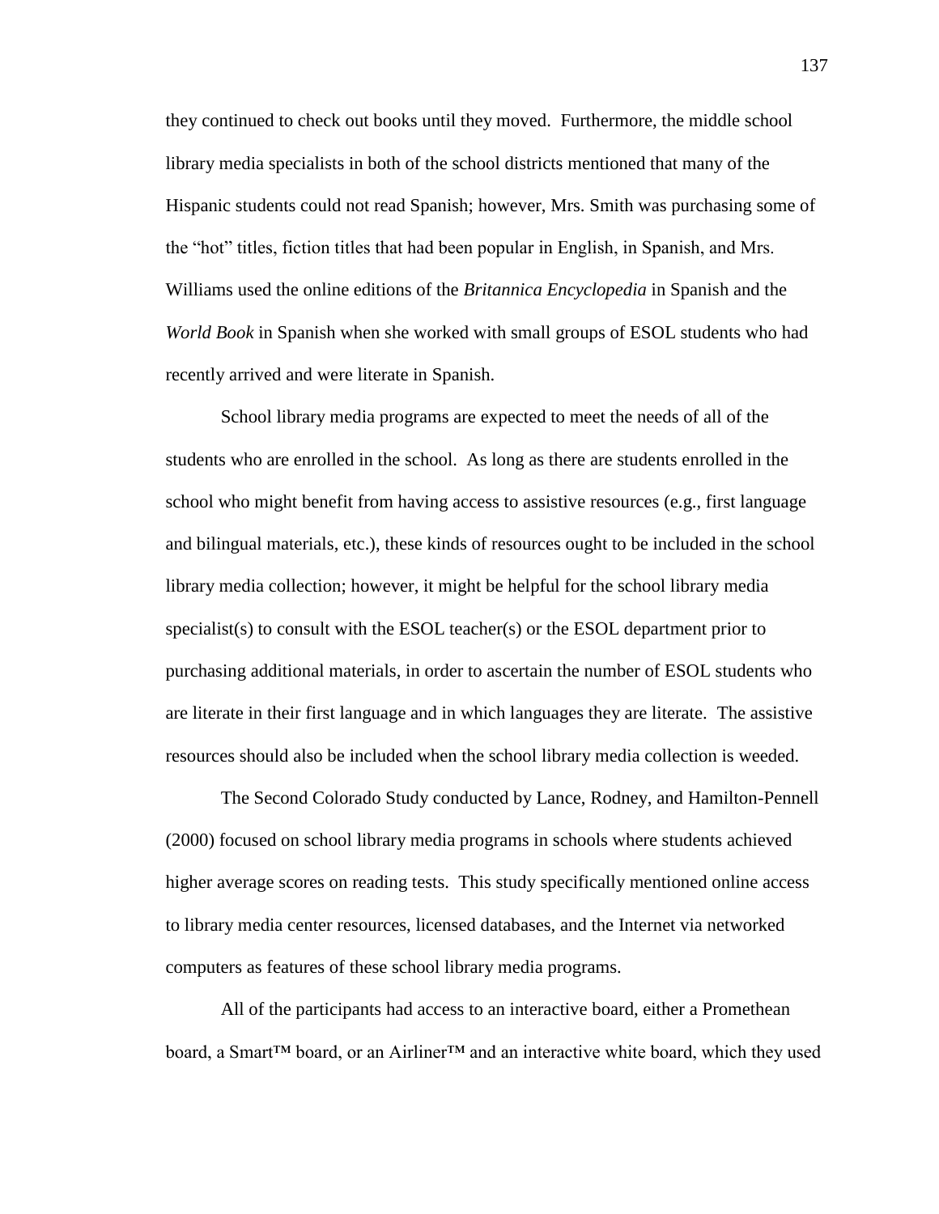they continued to check out books until they moved. Furthermore, the middle school library media specialists in both of the school districts mentioned that many of the Hispanic students could not read Spanish; however, Mrs. Smith was purchasing some of the "hot" titles, fiction titles that had been popular in English, in Spanish, and Mrs. Williams used the online editions of the *Britannica Encyclopedia* in Spanish and the *World Book* in Spanish when she worked with small groups of ESOL students who had recently arrived and were literate in Spanish.

School library media programs are expected to meet the needs of all of the students who are enrolled in the school. As long as there are students enrolled in the school who might benefit from having access to assistive resources (e.g., first language and bilingual materials, etc.), these kinds of resources ought to be included in the school library media collection; however, it might be helpful for the school library media specialist(s) to consult with the ESOL teacher(s) or the ESOL department prior to purchasing additional materials, in order to ascertain the number of ESOL students who are literate in their first language and in which languages they are literate. The assistive resources should also be included when the school library media collection is weeded.

The Second Colorado Study conducted by Lance, Rodney, and Hamilton-Pennell (2000) focused on school library media programs in schools where students achieved higher average scores on reading tests. This study specifically mentioned online access to library media center resources, licensed databases, and the Internet via networked computers as features of these school library media programs.

All of the participants had access to an interactive board, either a Promethean board, a Smart™ board, or an Airliner™ and an interactive white board, which they used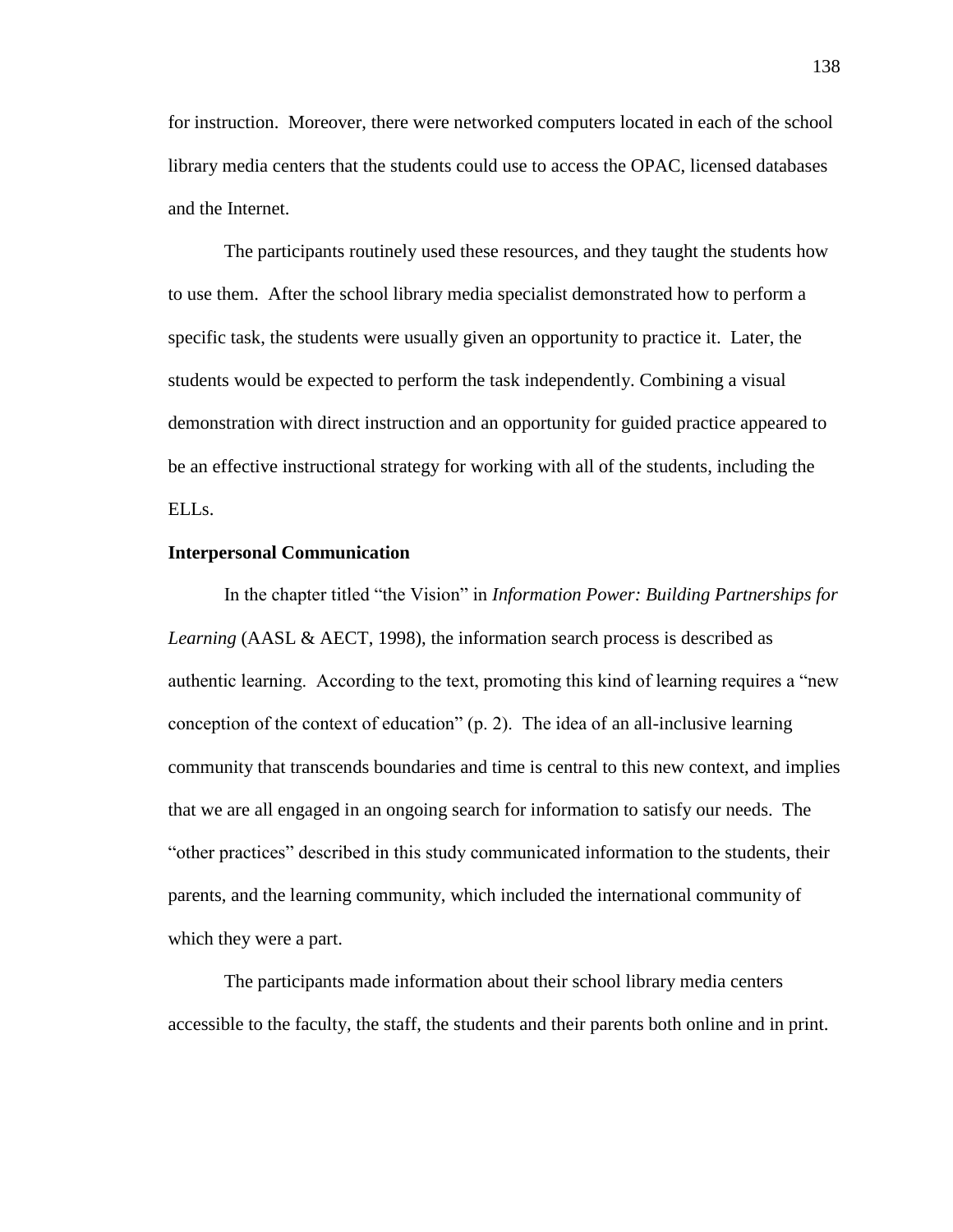for instruction. Moreover, there were networked computers located in each of the school library media centers that the students could use to access the OPAC, licensed databases and the Internet.

The participants routinely used these resources, and they taught the students how to use them. After the school library media specialist demonstrated how to perform a specific task, the students were usually given an opportunity to practice it. Later, the students would be expected to perform the task independently. Combining a visual demonstration with direct instruction and an opportunity for guided practice appeared to be an effective instructional strategy for working with all of the students, including the ELLs.

**Interpersonal Communication**

In the chapter titled "the Vision" in *Information Power: Building Partnerships for Learning* (AASL & AECT, 1998), the information search process is described as authentic learning. According to the text, promoting this kind of learning requires a "new conception of the context of education" (p. 2). The idea of an all-inclusive learning community that transcends boundaries and time is central to this new context, and implies that we are all engaged in an ongoing search for information to satisfy our needs. The "other practices" described in this study communicated information to the students, their parents, and the learning community, which included the international community of which they were a part.

The participants made information about their school library media centers accessible to the faculty, the staff, the students and their parents both online and in print.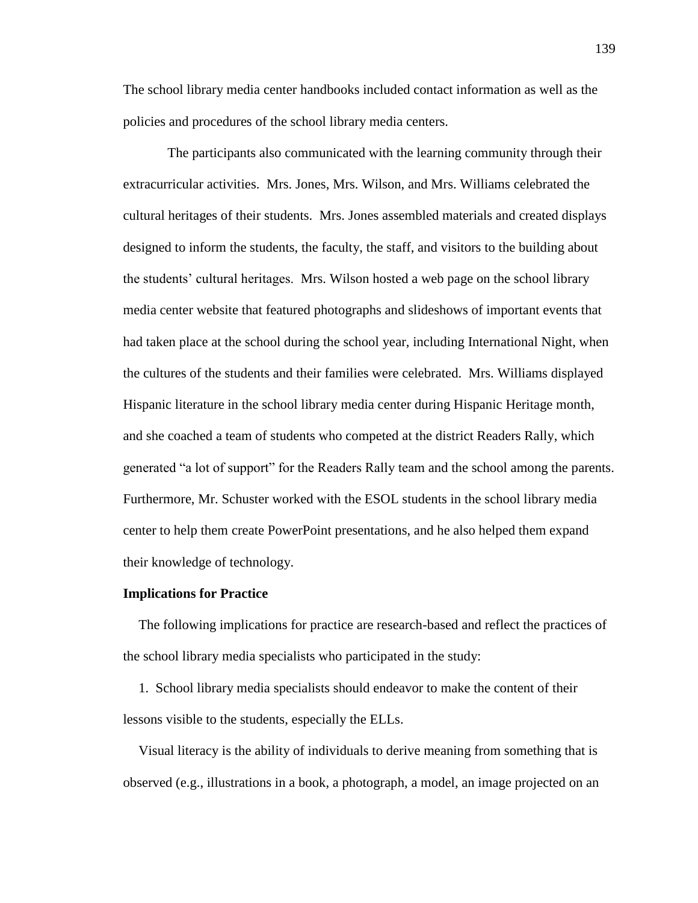The school library media center handbooks included contact information as well as the policies and procedures of the school library media centers.

The participants also communicated with the learning community through their extracurricular activities. Mrs. Jones, Mrs. Wilson, and Mrs. Williams celebrated the cultural heritages of their students. Mrs. Jones assembled materials and created displays designed to inform the students, the faculty, the staff, and visitors to the building about the students' cultural heritages. Mrs. Wilson hosted a web page on the school library media center website that featured photographs and slideshows of important events that had taken place at the school during the school year, including International Night, when the cultures of the students and their families were celebrated. Mrs. Williams displayed Hispanic literature in the school library media center during Hispanic Heritage month, and she coached a team of students who competed at the district Readers Rally, which generated "a lot of support" for the Readers Rally team and the school among the parents. Furthermore, Mr. Schuster worked with the ESOL students in the school library media center to help them create PowerPoint presentations, and he also helped them expand their knowledge of technology.

**Implications for Practice**

The following implications for practice are research-based and reflect the practices of the school library media specialists who participated in the study:

1. School library media specialists should endeavor to make the content of their lessons visible to the students, especially the ELLs.

Visual literacy is the ability of individuals to derive meaning from something that is observed (e.g., illustrations in a book, a photograph, a model, an image projected on an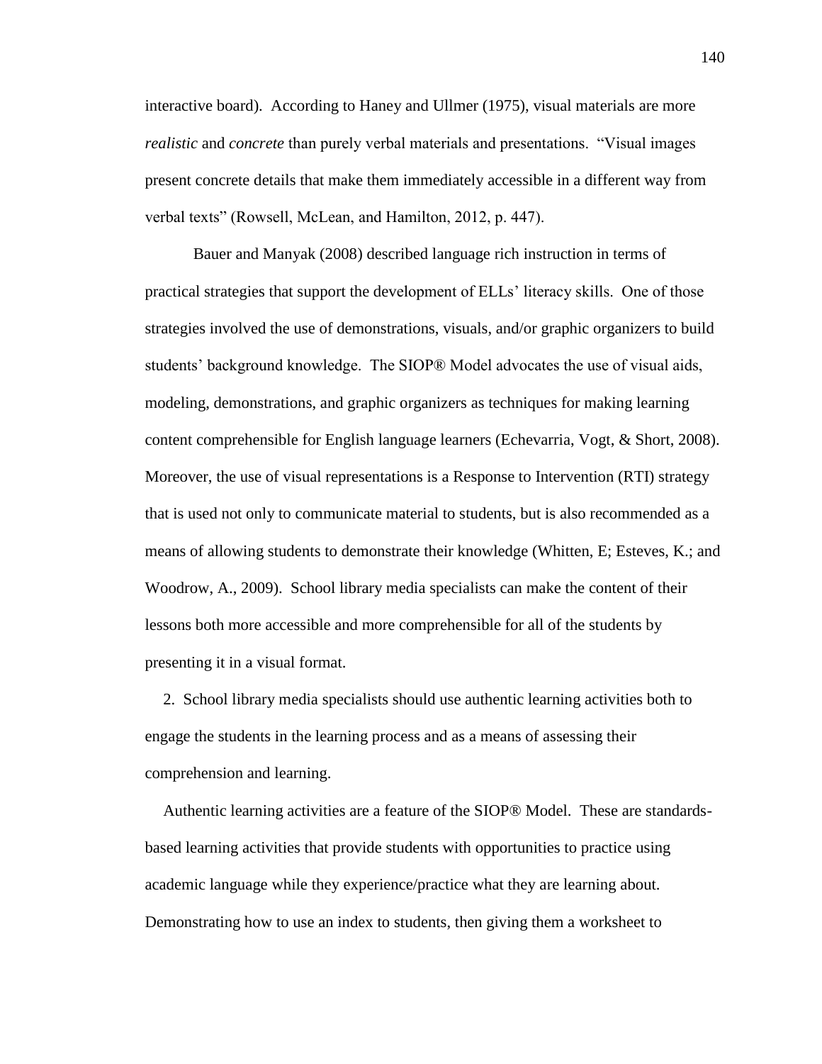interactive board). According to Haney and Ullmer (1975), visual materials are more *realistic* and *concrete* than purely verbal materials and presentations. "Visual images present concrete details that make them immediately accessible in a different way from verbal texts" (Rowsell, McLean, and Hamilton, 2012, p. 447).

Bauer and Manyak (2008) described language rich instruction in terms of practical strategies that support the development of ELLs' literacy skills. One of those strategies involved the use of demonstrations, visuals, and/or graphic organizers to build students' background knowledge. The SIOP® Model advocates the use of visual aids, modeling, demonstrations, and graphic organizers as techniques for making learning content comprehensible for English language learners (Echevarria, Vogt, & Short, 2008). Moreover, the use of visual representations is a Response to Intervention (RTI) strategy that is used not only to communicate material to students, but is also recommended as a means of allowing students to demonstrate their knowledge (Whitten, E; Esteves, K.; and Woodrow, A., 2009). School library media specialists can make the content of their lessons both more accessible and more comprehensible for all of the students by presenting it in a visual format.

2. School library media specialists should use authentic learning activities both to engage the students in the learning process and as a means of assessing their comprehension and learning.

Authentic learning activities are a feature of the SIOP® Model. These are standards-based learning activities that provide students with opportunities to practice using academic language while they experience/practice what they are learning about. Demonstrating how to use an index to students, then giving them a worksheet to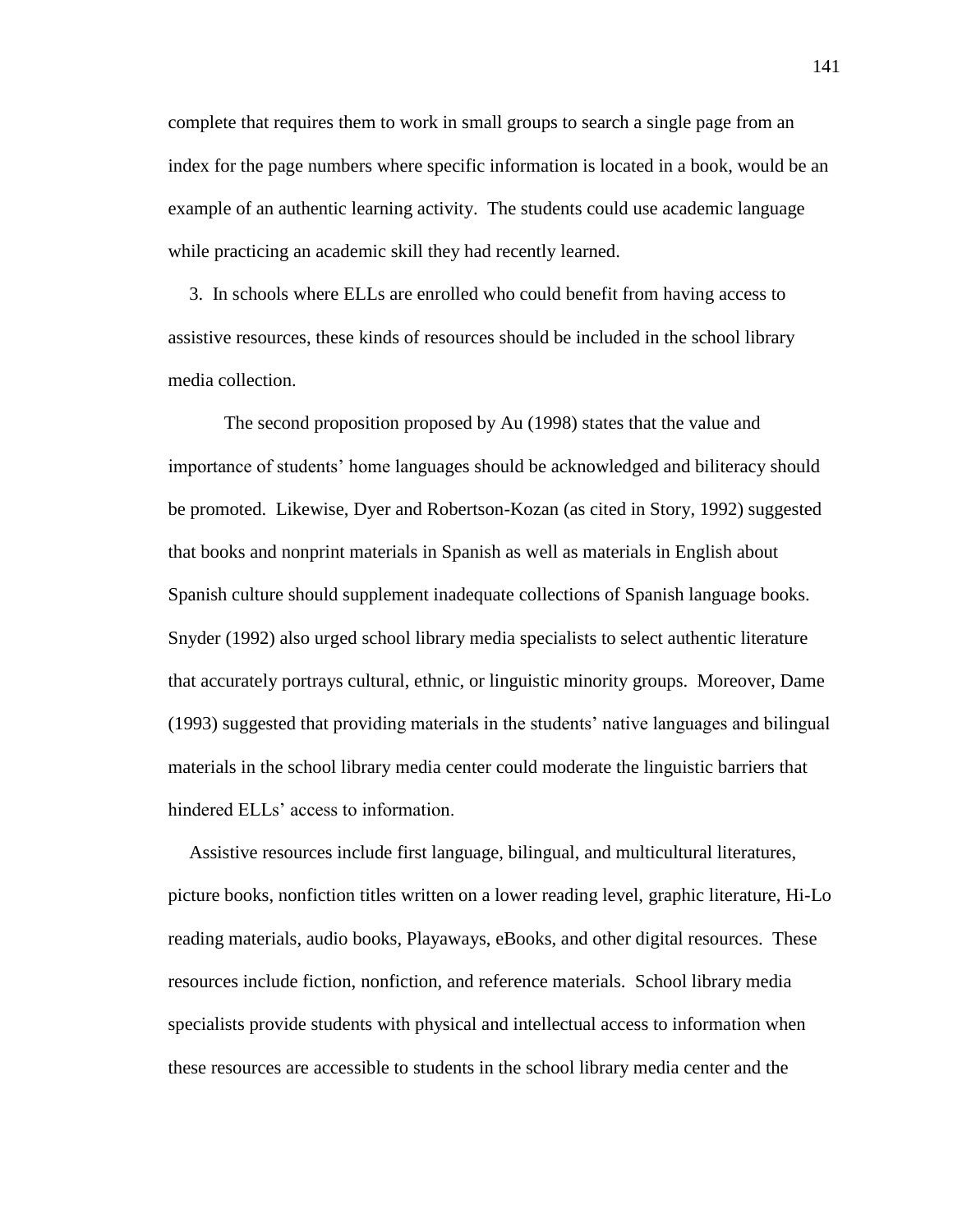complete that requires them to work in small groups to search a single page from an index for the page numbers where specific information is located in a book, would be an example of an authentic learning activity. The students could use academic language while practicing an academic skill they had recently learned.

3. In schools where ELLs are enrolled who could benefit from having access to assistive resources, these kinds of resources should be included in the school library media collection.

The second proposition proposed by Au (1998) states that the value and importance of students' home languages should be acknowledged and biliteracy should be promoted. Likewise, Dyer and Robertson-Kozan (as cited in Story, 1992) suggested that books and nonprint materials in Spanish as well as materials in English about Spanish culture should supplement inadequate collections of Spanish language books. Snyder (1992) also urged school library media specialists to select authentic literature that accurately portrays cultural, ethnic, or linguistic minority groups. Moreover, Dame (1993) suggested that providing materials in the students' native languages and bilingual materials in the school library media center could moderate the linguistic barriers that hindered ELLs' access to information.

Assistive resources include first language, bilingual, and multicultural literatures, picture books, nonfiction titles written on a lower reading level, graphic literature, Hi-Lo reading materials, audio books, Playaways, eBooks, and other digital resources. These resources include fiction, nonfiction, and reference materials. School library media specialists provide students with physical and intellectual access to information when these resources are accessible to students in the school library media center and the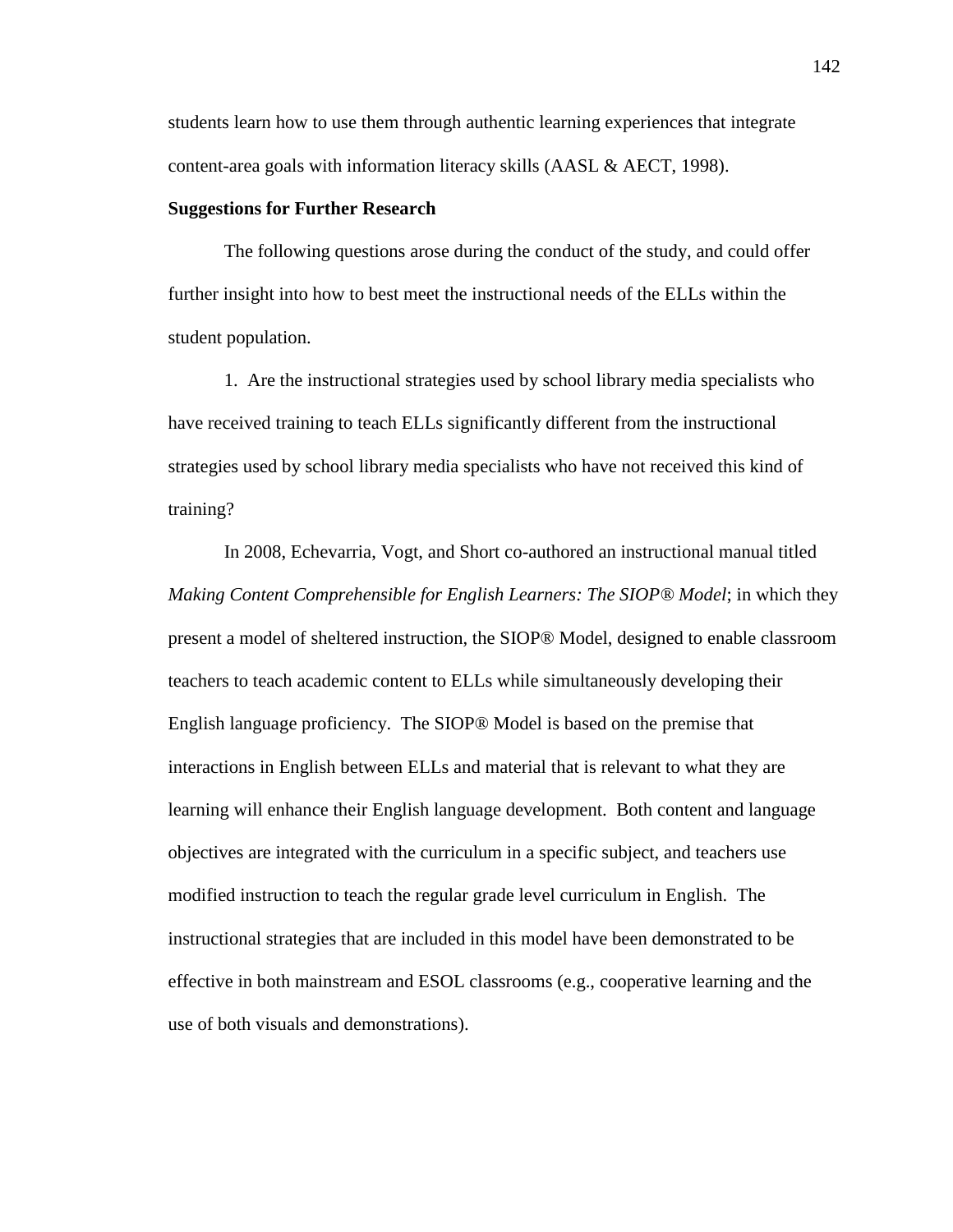students learn how to use them through authentic learning experiences that integrate content-area goals with information literacy skills (AASL & AECT, 1998).

**Suggestions for Further Research**

The following questions arose during the conduct of the study, and could offer further insight into how to best meet the instructional needs of the ELLs within the student population.

1. Are the instructional strategies used by school library media specialists who have received training to teach ELLs significantly different from the instructional strategies used by school library media specialists who have not received this kind of training?

In 2008, Echevarria, Vogt, and Short co-authored an instructional manual titled *Making Content Comprehensible for English Learners: The SIOP® Model*; in which they present a model of sheltered instruction, the SIOP® Model, designed to enable classroom teachers to teach academic content to ELLs while simultaneously developing their English language proficiency. The SIOP® Model is based on the premise that interactions in English between ELLs and material that is relevant to what they are learning will enhance their English language development. Both content and language objectives are integrated with the curriculum in a specific subject, and teachers use modified instruction to teach the regular grade level curriculum in English. The instructional strategies that are included in this model have been demonstrated to be effective in both mainstream and ESOL classrooms (e.g., cooperative learning and the use of both visuals and demonstrations).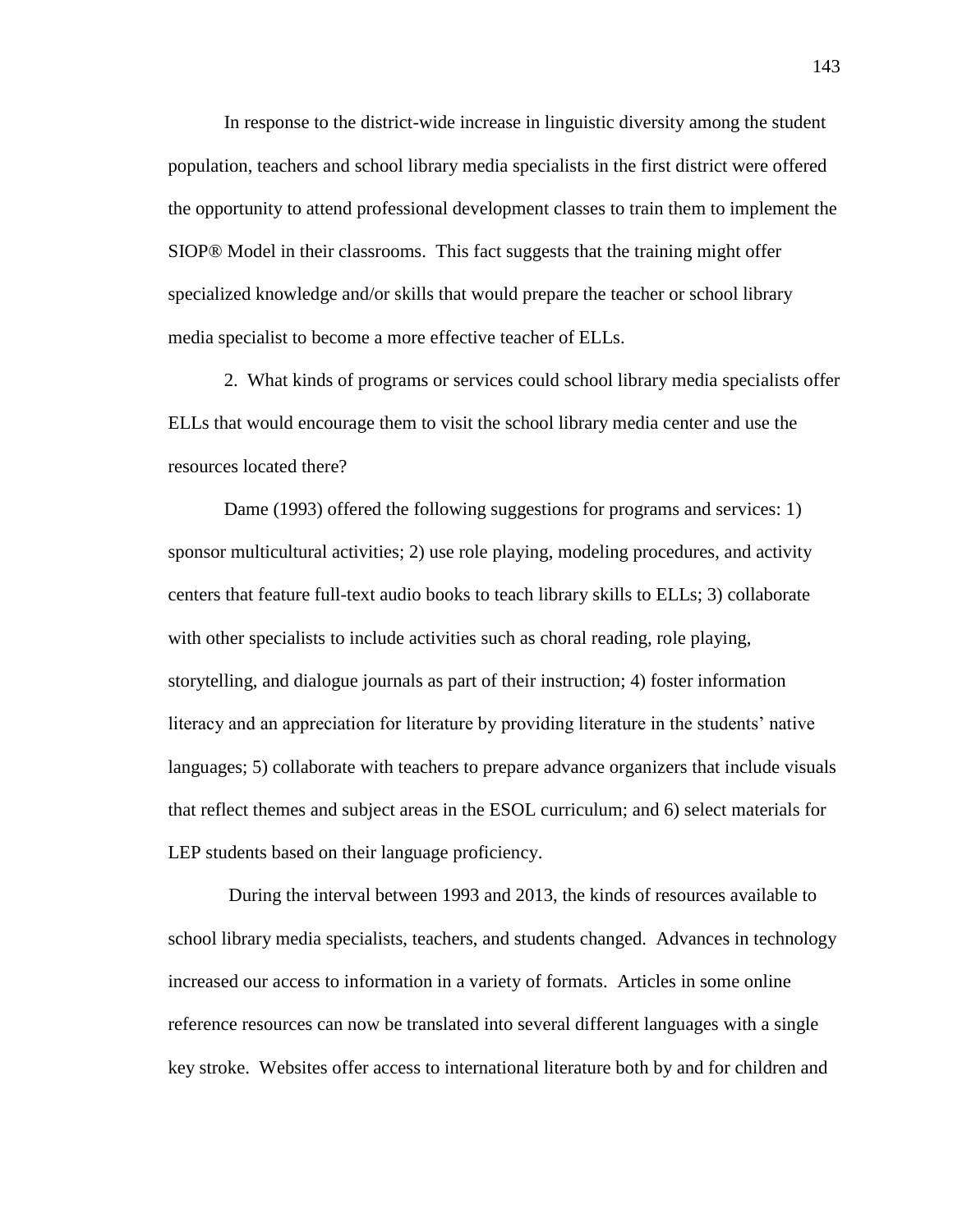In response to the district-wide increase in linguistic diversity among the student population, teachers and school library media specialists in the first district were offered the opportunity to attend professional development classes to train them to implement the SIOP® Model in their classrooms. This fact suggests that the training might offer specialized knowledge and/or skills that would prepare the teacher or school library media specialist to become a more effective teacher of ELLs.

2. What kinds of programs or services could school library media specialists offer ELLs that would encourage them to visit the school library media center and use the resources located there?

Dame (1993) offered the following suggestions for programs and services: 1) sponsor multicultural activities; 2) use role playing, modeling procedures, and activity centers that feature full-text audio books to teach library skills to ELLs; 3) collaborate with other specialists to include activities such as choral reading, role playing, storytelling, and dialogue journals as part of their instruction; 4) foster information literacy and an appreciation for literature by providing literature in the students' native languages; 5) collaborate with teachers to prepare advance organizers that include visuals that reflect themes and subject areas in the ESOL curriculum; and 6) select materials for LEP students based on their language proficiency.

During the interval between 1993 and 2013, the kinds of resources available to school library media specialists, teachers, and students changed. Advances in technology increased our access to information in a variety of formats. Articles in some online reference resources can now be translated into several different languages with a single key stroke. Websites offer access to international literature both by and for children and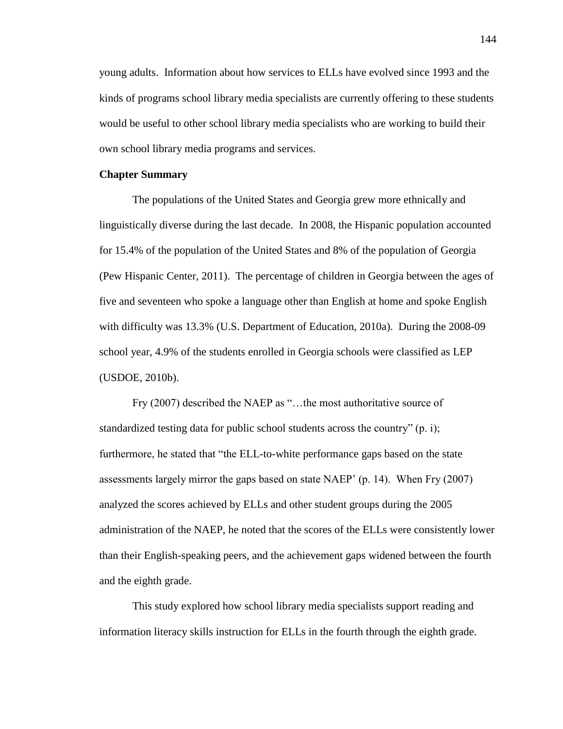young adults. Information about how services to ELLs have evolved since 1993 and the kinds of programs school library media specialists are currently offering to these students would be useful to other school library media specialists who are working to build their own school library media programs and services.

**Chapter Summary**

The populations of the United States and Georgia grew more ethnically and linguistically diverse during the last decade. In 2008, the Hispanic population accounted for 15.4% of the population of the United States and 8% of the population of Georgia (Pew Hispanic Center, 2011). The percentage of children in Georgia between the ages of five and seventeen who spoke a language other than English at home and spoke English with difficulty was 13.3% (U.S. Department of Education, 2010a). During the 2008-09 school year, 4.9% of the students enrolled in Georgia schools were classified as LEP (USDOE, 2010b).

Fry (2007) described the NAEP as "…the most authoritative source of standardized testing data for public school students across the country" (p. i); furthermore, he stated that "the ELL-to-white performance gaps based on the state assessments largely mirror the gaps based on state NAEP' (p. 14). When Fry (2007) analyzed the scores achieved by ELLs and other student groups during the 2005 administration of the NAEP, he noted that the scores of the ELLs were consistently lower than their English-speaking peers, and the achievement gaps widened between the fourth and the eighth grade.

This study explored how school library media specialists support reading and information literacy skills instruction for ELLs in the fourth through the eighth grade.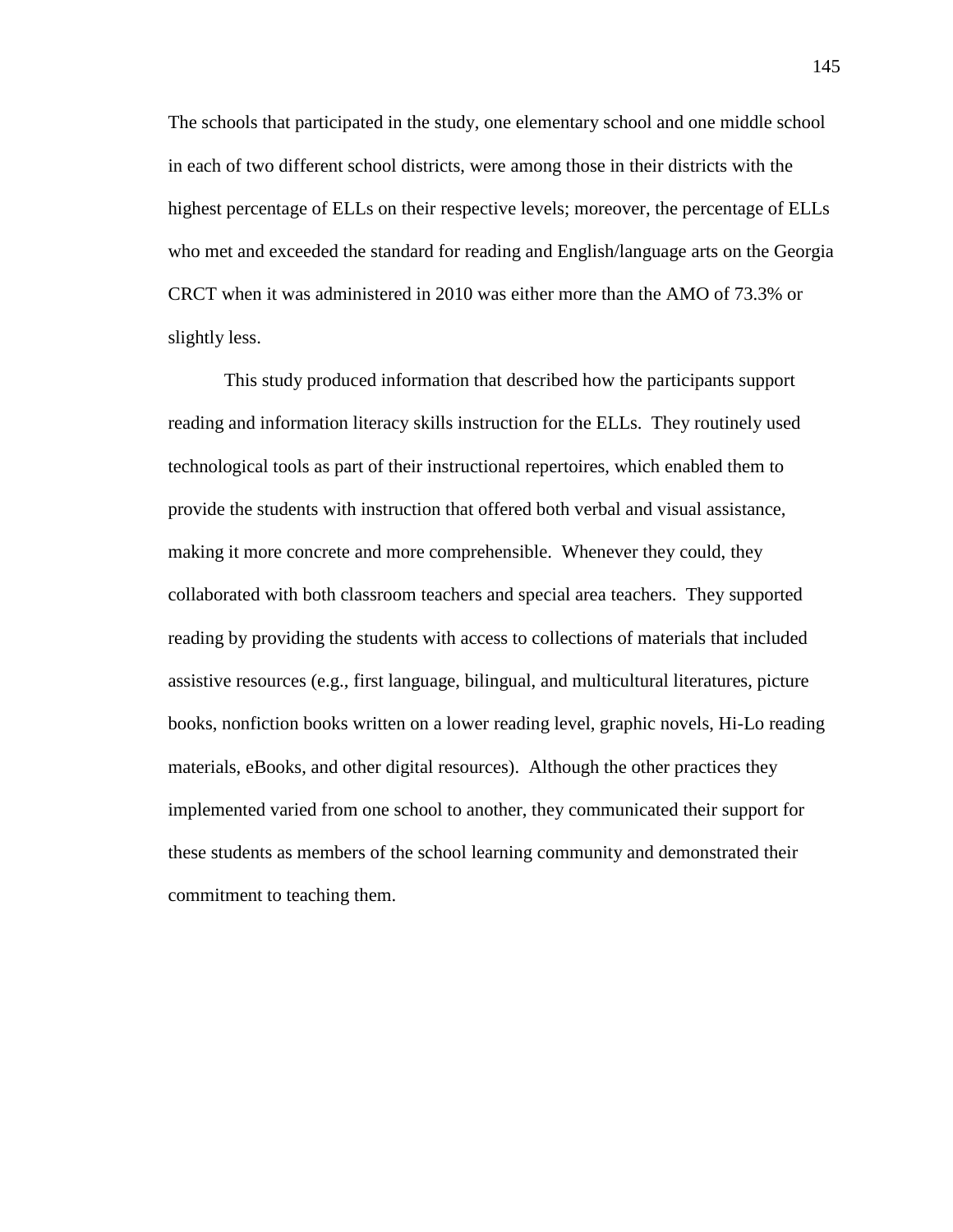The schools that participated in the study, one elementary school and one middle school in each of two different school districts, were among those in their districts with the highest percentage of ELLs on their respective levels; moreover, the percentage of ELLs who met and exceeded the standard for reading and English/language arts on the Georgia CRCT when it was administered in 2010 was either more than the AMO of 73.3% or slightly less.

This study produced information that described how the participants support reading and information literacy skills instruction for the ELLs. They routinely used technological tools as part of their instructional repertoires, which enabled them to provide the students with instruction that offered both verbal and visual assistance, making it more concrete and more comprehensible. Whenever they could, they collaborated with both classroom teachers and special area teachers. They supported reading by providing the students with access to collections of materials that included assistive resources (e.g., first language, bilingual, and multicultural literatures, picture books, nonfiction books written on a lower reading level, graphic novels, Hi-Lo reading materials, eBooks, and other digital resources). Although the other practices they implemented varied from one school to another, they communicated their support for these students as members of the school learning community and demonstrated their commitment to teaching them.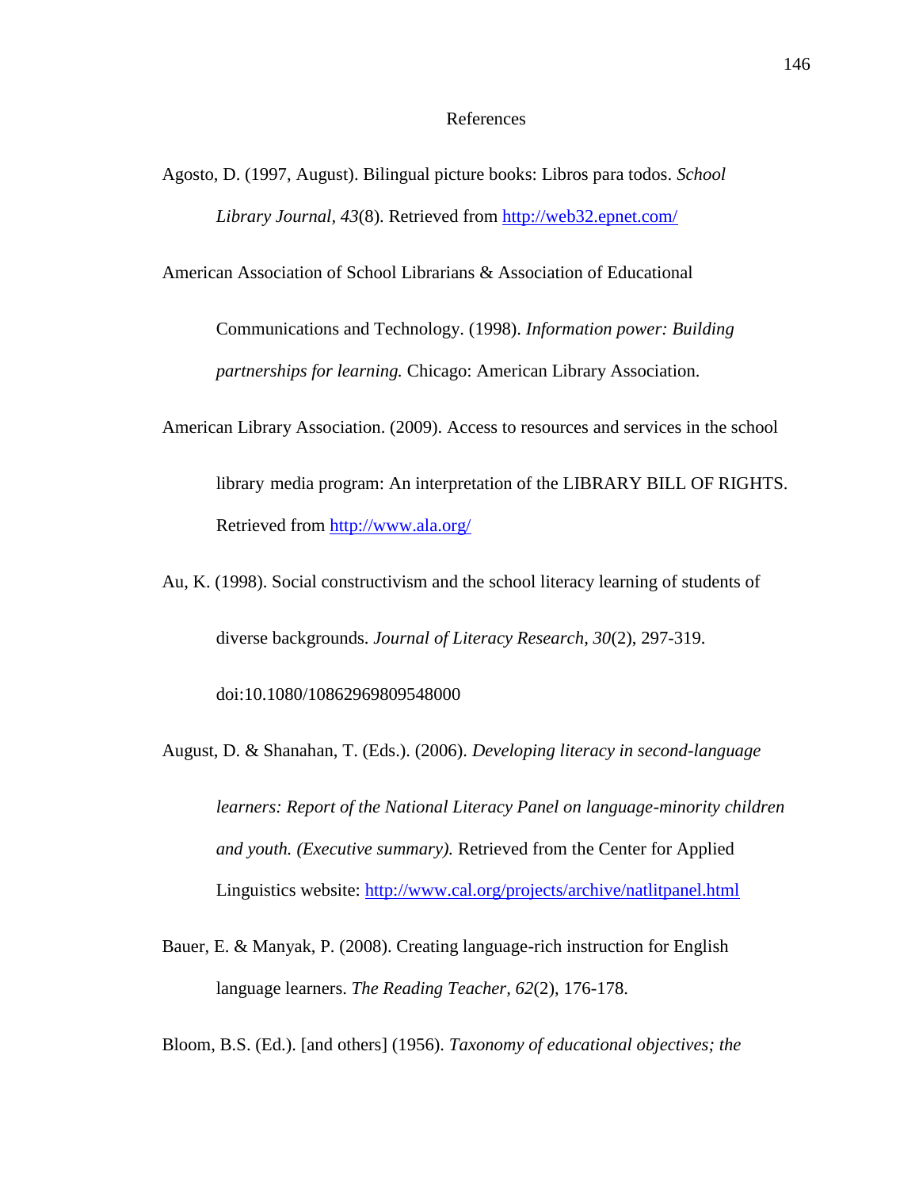# References

Agosto, D. (1997, August). Bilingual picture books: Libros para todos. *School Library Journal*, *43*(8). Retrieved from http://web32.epnet.com/

American Association of School Librarians & Association of Educational Communications and Technology. (1998). *Information power: Building partnerships for learning.* Chicago: American Library Association.

American Library Association. (2009). Access to resources and services in the school library media program: An interpretation of the LIBRARY BILL OF RIGHTS. Retrieved from http://www.ala.org/

Au, K. (1998). Social constructivism and the school literacy learning of students of diverse backgrounds. *Journal of Literacy Research*, *30*(2), 297-319. doi:10.1080/10862969809548000

August, D. & Shanahan, T. (Eds.). (2006). *Developing literacy in second-language learners: Report of the National Literacy Panel on language-minority children and youth. (Executive summary).* Retrieved from the Center for Applied Linguistics website: http://www.cal.org/projects/archive/natlitpanel.html

Bauer, E. & Manyak, P. (2008). Creating language-rich instruction for English language learners. *The Reading Teacher*, *62*(2), 176-178.

Bloom, B.S. (Ed.). [and others] (1956). *Taxonomy of educational objectives; the*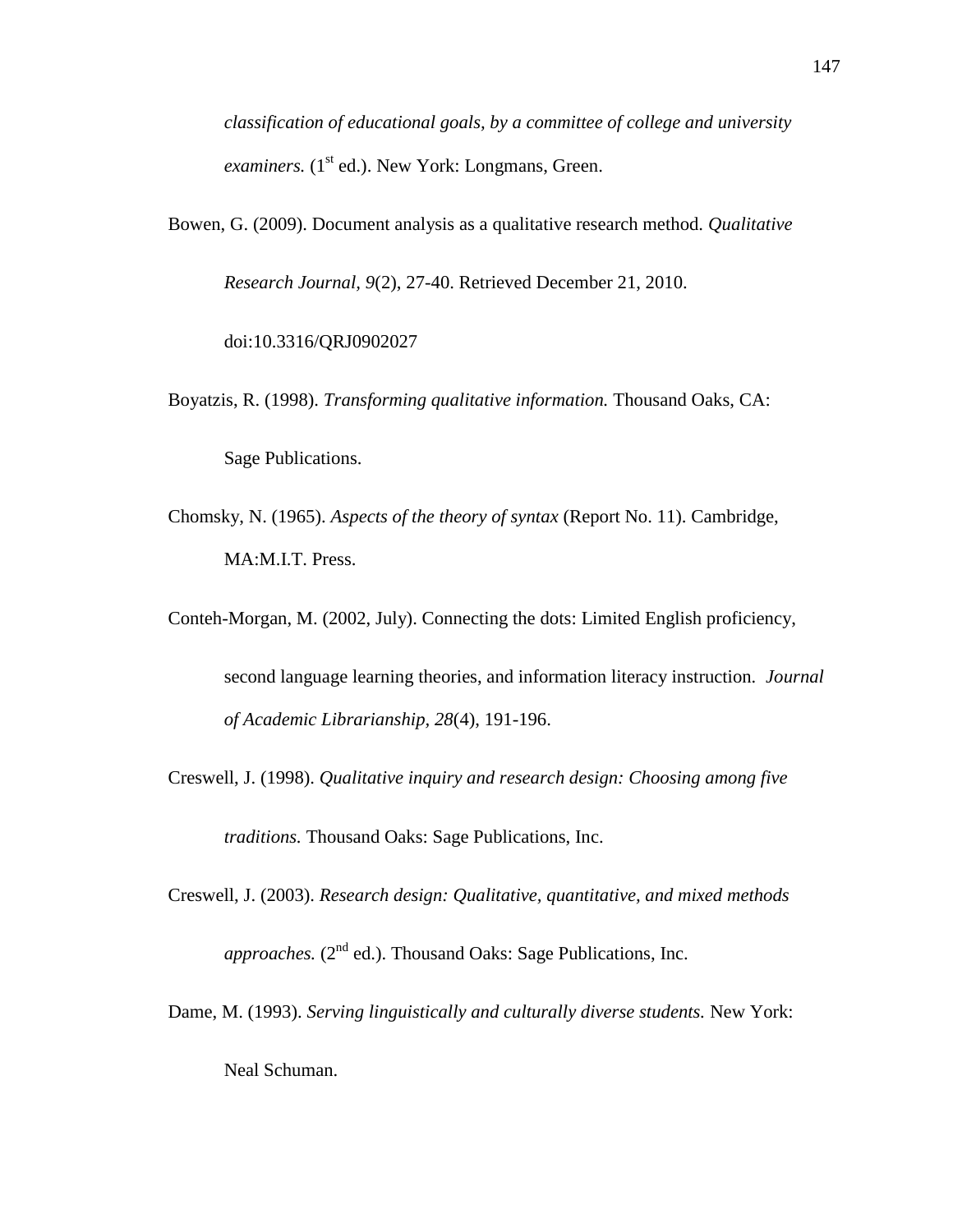*classification of educational goals, by a committee of college and university examiners.* (1st ed.). New York: Longmans, Green.

Bowen, G. (2009). Document analysis as a qualitative research method. *Qualitative Research Journal, 9*(2), 27-40. Retrieved December 21, 2010. doi:10.3316/QRJ0902027

Boyatzis, R. (1998). *Transforming qualitative information.* Thousand Oaks, CA: Sage Publications.

Chomsky, N. (1965). *Aspects of the theory of syntax* (Report No. 11). Cambridge, MA:M.I.T. Press.

Conteh-Morgan, M. (2002, July). Connecting the dots: Limited English proficiency, second language learning theories, and information literacy instruction. *Journal of Academic Librarianship, 28*(4), 191-196.

Creswell, J. (1998). *Qualitative inquiry and research design: Choosing among five traditions.* Thousand Oaks: Sage Publications, Inc.

Creswell, J. (2003). *Research design: Qualitative, quantitative, and mixed methods approaches.* (2nd ed.). Thousand Oaks: Sage Publications, Inc.

Dame, M. (1993). *Serving linguistically and culturally diverse students.* New York: Neal Schuman.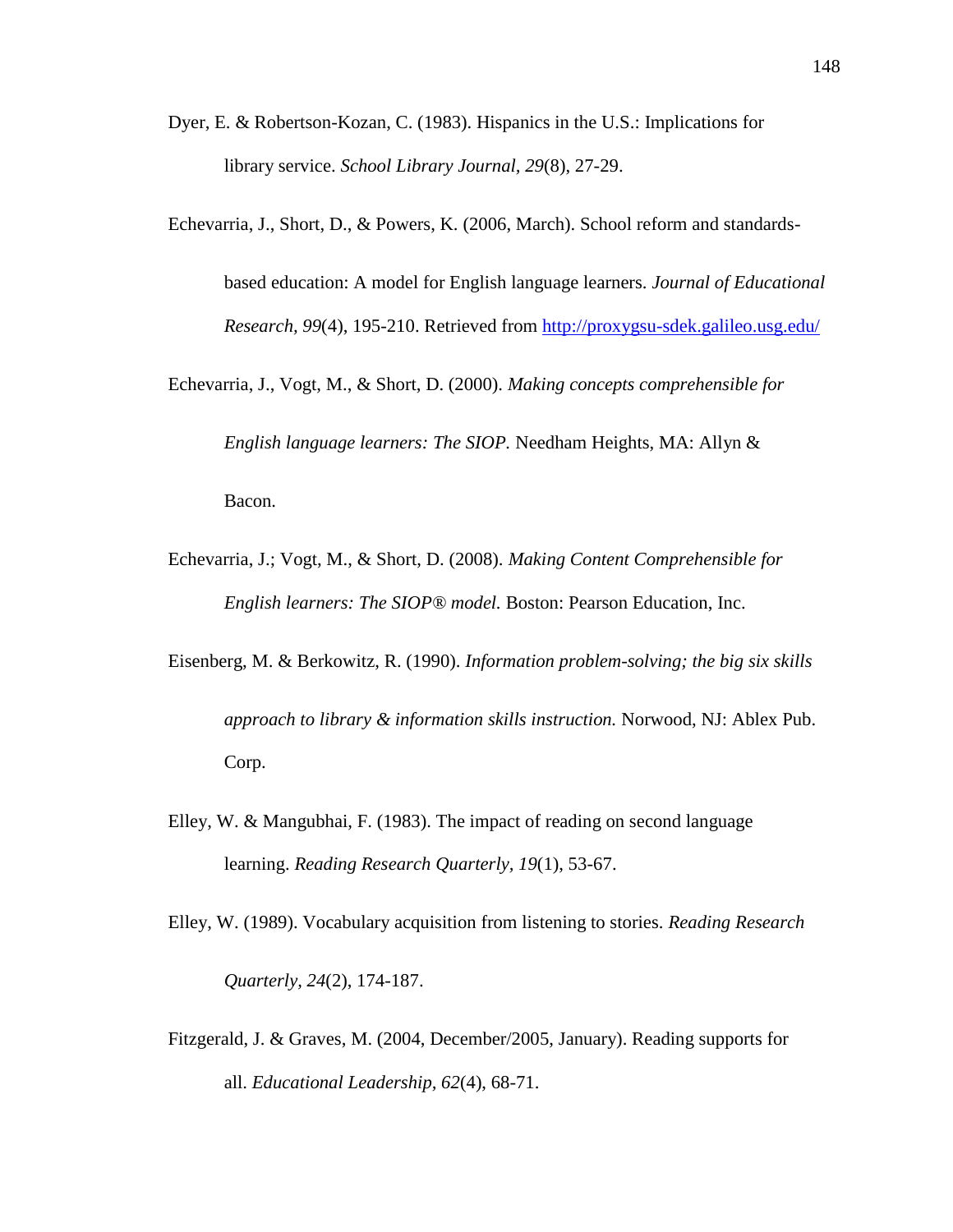Dyer, E. & Robertson-Kozan, C. (1983). Hispanics in the U.S.: Implications for library service. *School Library Journal, 29*(8), 27-29.

Echevarria, J., Short, D., & Powers, K. (2006, March). School reform and standards-based education: A model for English language learners. *Journal of Educational Research, 99*(4), 195-210. Retrieved from http://proxygsu-sdek.galileo.usg.edu/

Echevarria, J., Vogt, M., & Short, D. (2000). *Making concepts comprehensible for English language learners: The SIOP.* Needham Heights, MA: Allyn & Bacon.

Echevarria, J.; Vogt, M., & Short, D. (2008). *Making Content Comprehensible for English learners: The SIOP® model.* Boston: Pearson Education, Inc.

Eisenberg, M. & Berkowitz, R. (1990). *Information problem-solving; the big six skills approach to library & information skills instruction.* Norwood, NJ: Ablex Pub. Corp.

Elley, W. & Mangubhai, F. (1983). The impact of reading on second language learning. *Reading Research Quarterly, 19*(1), 53-67.

Elley, W. (1989). Vocabulary acquisition from listening to stories. *Reading Research Quarterly, 24*(2), 174-187.

Fitzgerald, J. & Graves, M. (2004, December/2005, January). Reading supports for all. *Educational Leadership, 62*(4), 68-71.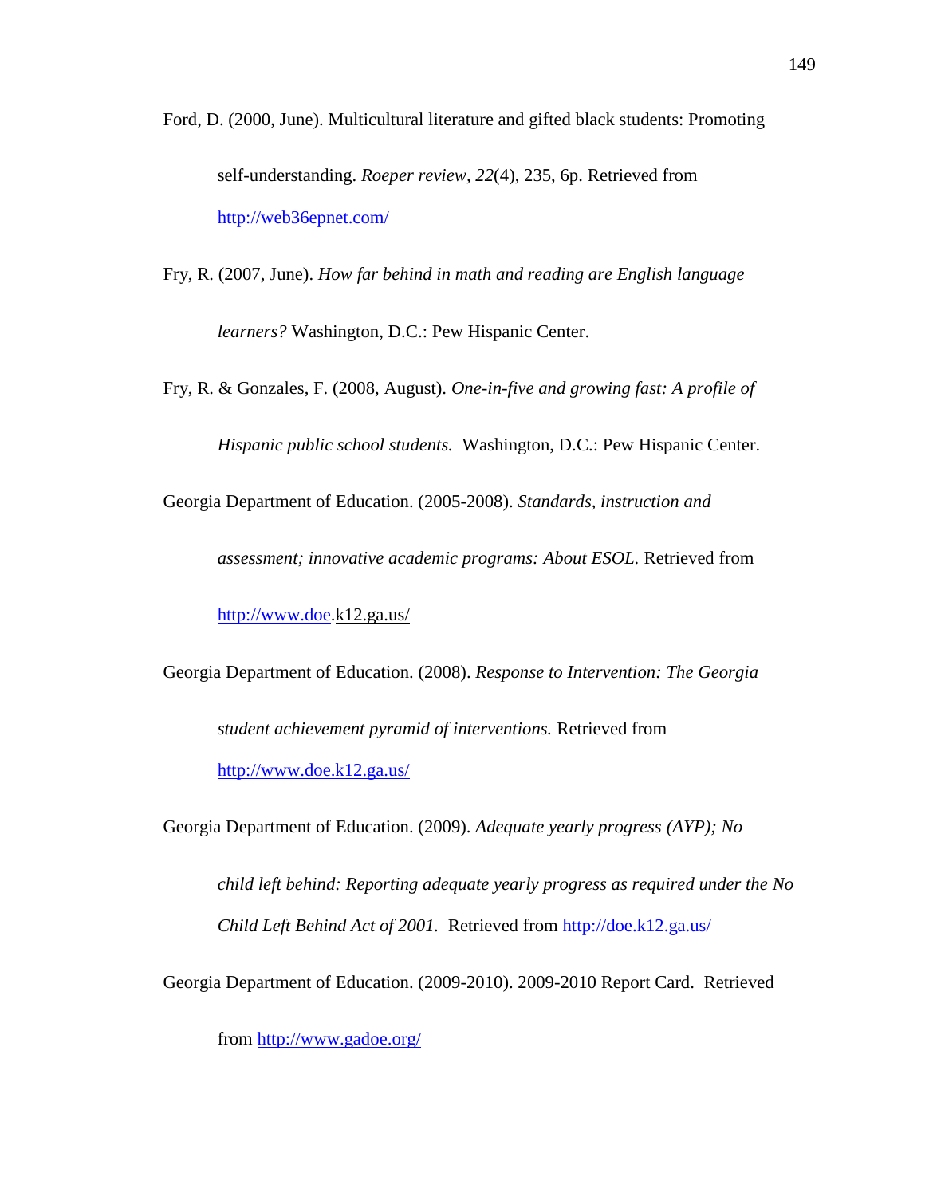Ford, D. (2000, June). Multicultural literature and gifted black students: Promoting self-understanding. *Roeper review, 22*(4), 235, 6p. Retrieved from http://web36epnet.com/

Fry, R. (2007, June). *How far behind in math and reading are English language learners?* Washington, D.C.: Pew Hispanic Center.

Fry, R. & Gonzales, F. (2008, August). *One-in-five and growing fast: A profile of Hispanic public school students.* Washington, D.C.: Pew Hispanic Center.

Georgia Department of Education. (2005-2008). *Standards, instruction and assessment; innovative academic programs: About ESOL.* Retrieved from http://www.doe.k12.ga.us/

Georgia Department of Education. (2008). *Response to Intervention: The Georgia student achievement pyramid of interventions.* Retrieved from http://www.doe.k12.ga.us/

Georgia Department of Education. (2009). *Adequate yearly progress (AYP); No child left behind: Reporting adequate yearly progress as required under the No Child Left Behind Act of 2001.* Retrieved from http://doe.k12.ga.us/

Georgia Department of Education. (2009-2010). 2009-2010 Report Card. Retrieved from http://www.gadoe.org/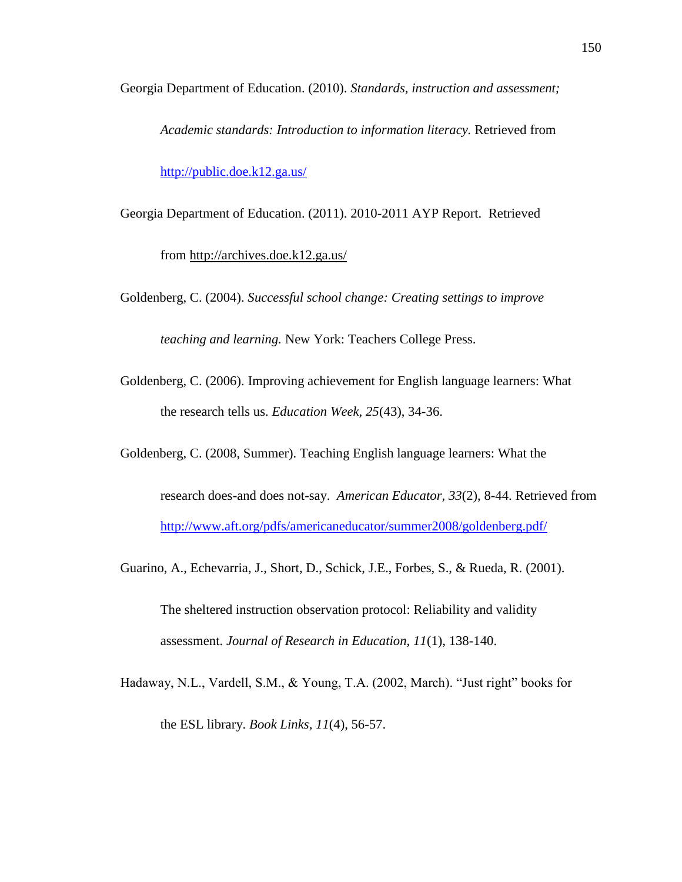Georgia Department of Education. (2010). *Standards, instruction and assessment; Academic standards: Introduction to information literacy.* Retrieved from http://public.doe.k12.ga.us/

Georgia Department of Education. (2011). 2010-2011 AYP Report. Retrieved from http://archives.doe.k12.ga.us/

Goldenberg, C. (2004). *Successful school change: Creating settings to improve teaching and learning.* New York: Teachers College Press.

Goldenberg, C. (2006). Improving achievement for English language learners: What the research tells us. *Education Week, 25*(43), 34-36.

Goldenberg, C. (2008, Summer). Teaching English language learners: What the research does-and does not-say. *American Educator, 33*(2), 8-44. Retrieved from http://www.aft.org/pdfs/americaneducator/summer2008/goldenberg.pdf/

Guarino, A., Echevarria, J., Short, D., Schick, J.E., Forbes, S., & Rueda, R. (2001). The sheltered instruction observation protocol: Reliability and validity assessment. *Journal of Research in Education, 11*(1), 138-140.

Hadaway, N.L., Vardell, S.M., & Young, T.A. (2002, March). "Just right" books for the ESL library. *Book Links, 11*(4), 56-57.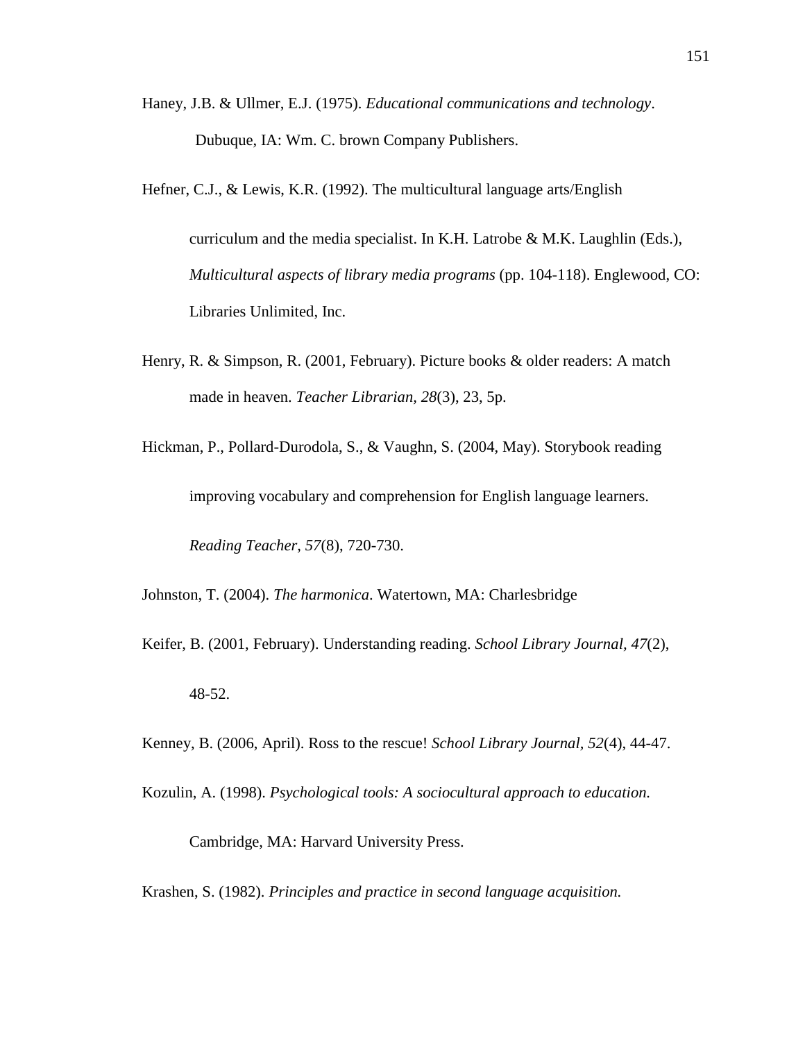Haney, J.B. & Ullmer, E.J. (1975). *Educational communications and technology*. Dubuque, IA: Wm. C. brown Company Publishers.

Hefner, C.J., & Lewis, K.R. (1992). The multicultural language arts/English curriculum and the media specialist. In K.H. Latrobe & M.K. Laughlin (Eds.), *Multicultural aspects of library media programs* (pp. 104-118). Englewood, CO: Libraries Unlimited, Inc.

Henry, R. & Simpson, R. (2001, February). Picture books & older readers: A match made in heaven. *Teacher Librarian, 28*(3), 23, 5p.

Hickman, P., Pollard-Durodola, S., & Vaughn, S. (2004, May). Storybook reading improving vocabulary and comprehension for English language learners. *Reading Teacher, 57*(8), 720-730.

Johnston, T. (2004). *The harmonica*. Watertown, MA: Charlesbridge

Keifer, B. (2001, February). Understanding reading. *School Library Journal, 47*(2), 48-52.

Kenney, B. (2006, April). Ross to the rescue! *School Library Journal, 52*(4), 44-47.

Kozulin, A. (1998). *Psychological tools: A sociocultural approach to education.* Cambridge, MA: Harvard University Press.

Krashen, S. (1982). *Principles and practice in second language acquisition.*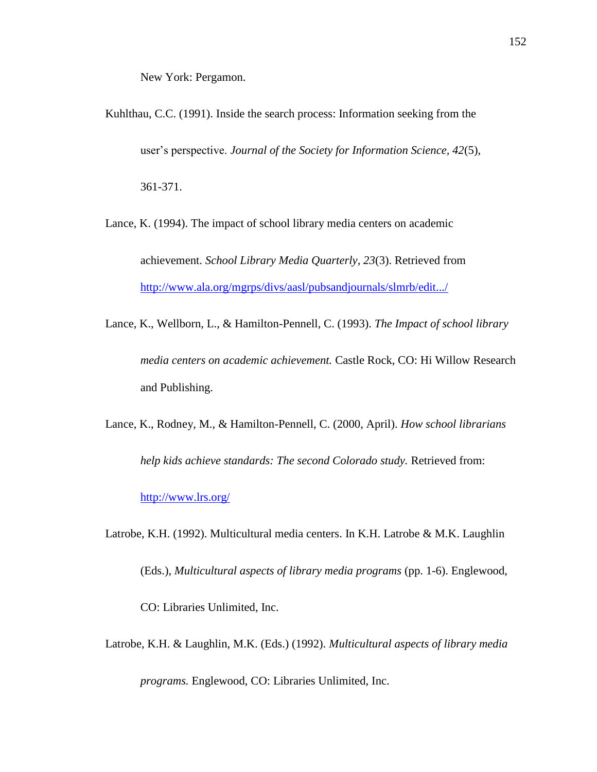New York: Pergamon.

Kuhlthau, C.C. (1991). Inside the search process: Information seeking from the user's perspective. *Journal of the Society for Information Science*, *42*(5), 361-371.

Lance, K. (1994). The impact of school library media centers on academic achievement. *School Library Media Quarterly*, *23*(3). Retrieved from http://www.ala.org/mgrps/divs/aasl/pubsandjournals/slmrb/edit.../

Lance, K., Wellborn, L., & Hamilton-Pennell, C. (1993). *The Impact of school library media centers on academic achievement.* Castle Rock, CO: Hi Willow Research and Publishing.

Lance, K., Rodney, M., & Hamilton-Pennell, C. (2000, April). *How school librarians help kids achieve standards: The second Colorado study.* Retrieved from: http://www.lrs.org/

Latrobe, K.H. (1992). Multicultural media centers. In K.H. Latrobe & M.K. Laughlin (Eds.), *Multicultural aspects of library media programs* (pp. 1-6). Englewood, CO: Libraries Unlimited, Inc.

Latrobe, K.H. & Laughlin, M.K. (Eds.) (1992). *Multicultural aspects of library media programs.* Englewood, CO: Libraries Unlimited, Inc.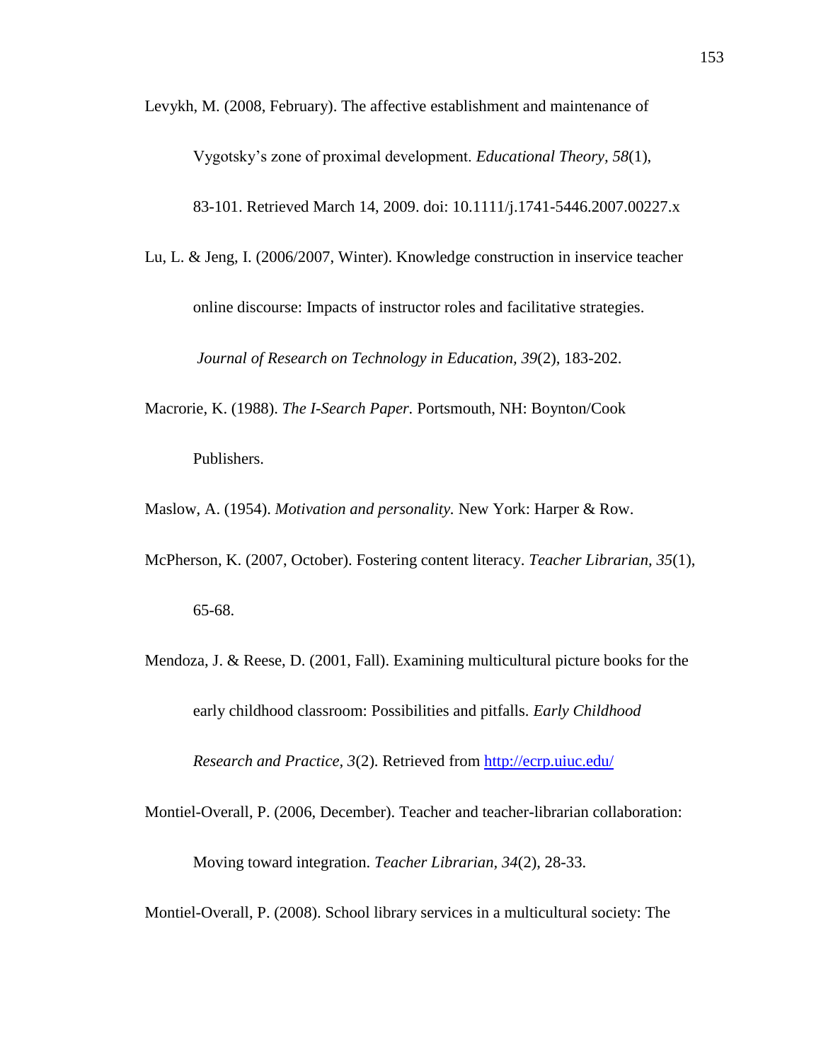Levykh, M. (2008, February). The affective establishment and maintenance of Vygotsky's zone of proximal development. *Educational Theory, 58*(1), 83-101. Retrieved March 14, 2009. doi: 10.1111/j.1741-5446.2007.00227.x

Lu, L. & Jeng, I. (2006/2007, Winter). Knowledge construction in inservice teacher online discourse: Impacts of instructor roles and facilitative strategies. *Journal of Research on Technology in Education, 39*(2), 183-202.

Macrorie, K. (1988). *The I-Search Paper.* Portsmouth, NH: Boynton/Cook Publishers.

Maslow, A. (1954). *Motivation and personality.* New York: Harper & Row.

McPherson, K. (2007, October). Fostering content literacy. *Teacher Librarian, 35*(1), 65-68.

Mendoza, J. & Reese, D. (2001, Fall). Examining multicultural picture books for the early childhood classroom: Possibilities and pitfalls. *Early Childhood Research and Practice, 3*(2). Retrieved from http://ecrp.uiuc.edu/

Montiel-Overall, P. (2006, December). Teacher and teacher-librarian collaboration: Moving toward integration. *Teacher Librarian, 34*(2), 28-33.

Montiel-Overall, P. (2008). School library services in a multicultural society: The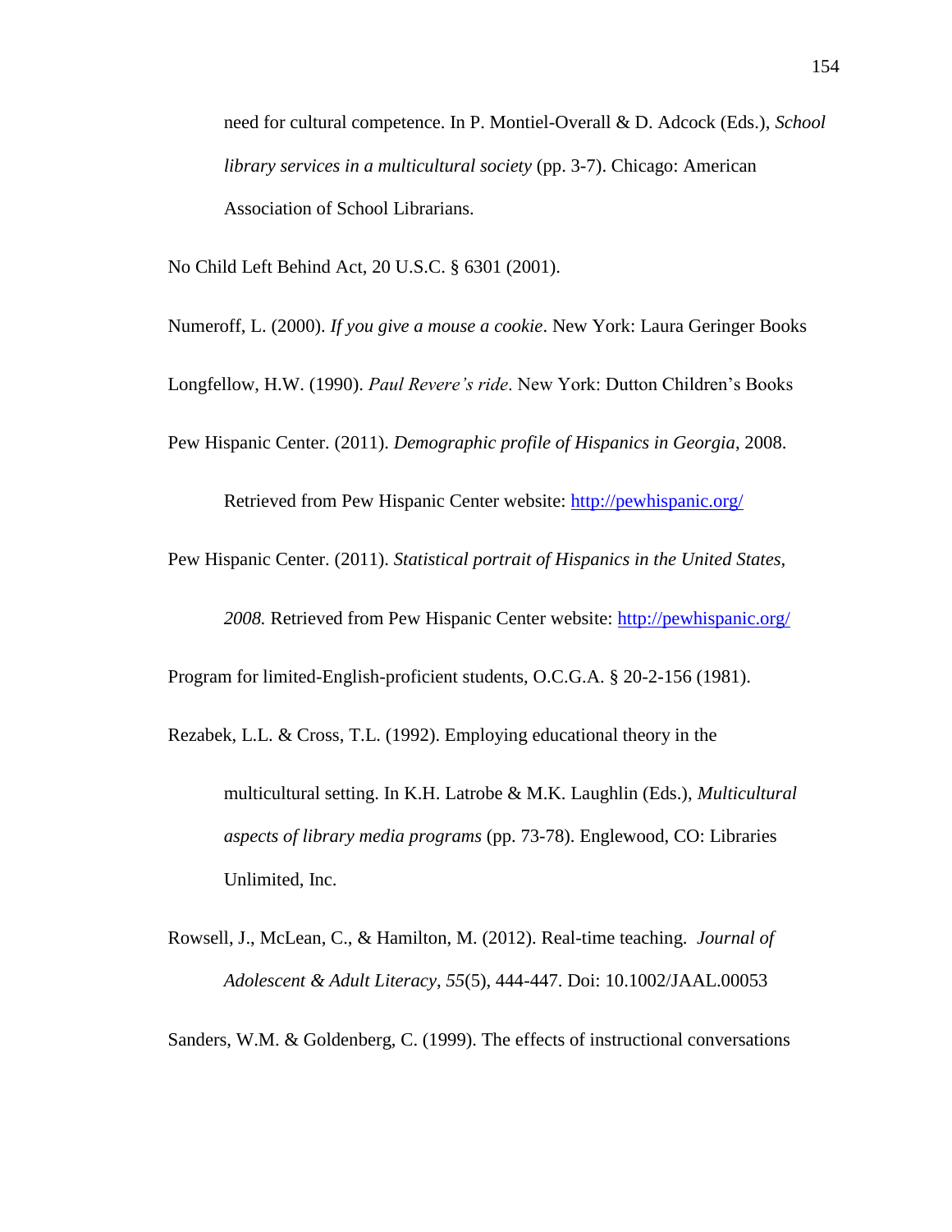need for cultural competence. In P. Montiel-Overall & D. Adcock (Eds.), *School library services in a multicultural society* (pp. 3-7). Chicago: American Association of School Librarians.

No Child Left Behind Act, 20 U.S.C. § 6301 (2001).

Numeroff, L. (2000). *If you give a mouse a cookie*. New York: Laura Geringer Books

Longfellow, H.W. (1990). *Paul Revere's ride*. New York: Dutton Children's Books

Pew Hispanic Center. (2011). *Demographic profile of Hispanics in Georgia*, 2008. Retrieved from Pew Hispanic Center website: http://pewhispanic.org/

Pew Hispanic Center. (2011). *Statistical portrait of Hispanics in the United States, 2008.* Retrieved from Pew Hispanic Center website: http://pewhispanic.org/

Program for limited-English-proficient students, O.C.G.A. § 20-2-156 (1981).

Rezabek, L.L. & Cross, T.L. (1992). Employing educational theory in the multicultural setting. In K.H. Latrobe & M.K. Laughlin (Eds.), *Multicultural aspects of library media programs* (pp. 73-78). Englewood, CO: Libraries Unlimited, Inc.

Rowsell, J., McLean, C., & Hamilton, M. (2012). Real-time teaching. *Journal of Adolescent & Adult Literacy*, *55*(5), 444-447. Doi: 10.1002/JAAL.00053

Sanders, W.M. & Goldenberg, C. (1999). The effects of instructional conversations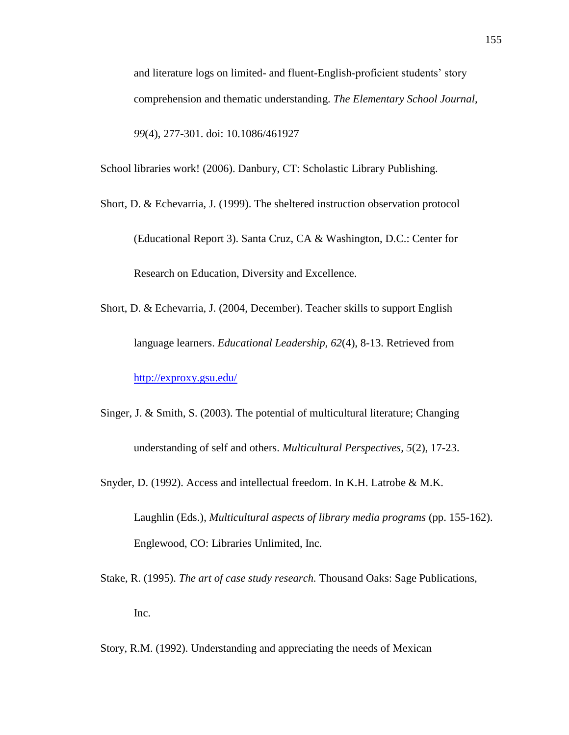and literature logs on limited- and fluent-English-proficient students' story comprehension and thematic understanding. *The Elementary School Journal, 99*(4), 277-301. doi: 10.1086/461927

School libraries work! (2006). Danbury, CT: Scholastic Library Publishing.

Short, D. & Echevarria, J. (1999). The sheltered instruction observation protocol (Educational Report 3). Santa Cruz, CA & Washington, D.C.: Center for Research on Education, Diversity and Excellence.

Short, D. & Echevarria, J. (2004, December). Teacher skills to support English language learners. *Educational Leadership*, *62*(4), 8-13. Retrieved from http://exproxy.gsu.edu/

Singer, J. & Smith, S. (2003). The potential of multicultural literature; Changing understanding of self and others. *Multicultural Perspectives*, *5*(2), 17-23.

Snyder, D. (1992). Access and intellectual freedom. In K.H. Latrobe & M.K. Laughlin (Eds.), *Multicultural aspects of library media programs* (pp. 155-162). Englewood, CO: Libraries Unlimited, Inc.

Stake, R. (1995). *The art of case study research.* Thousand Oaks: Sage Publications, Inc.

Story, R.M. (1992). Understanding and appreciating the needs of Mexican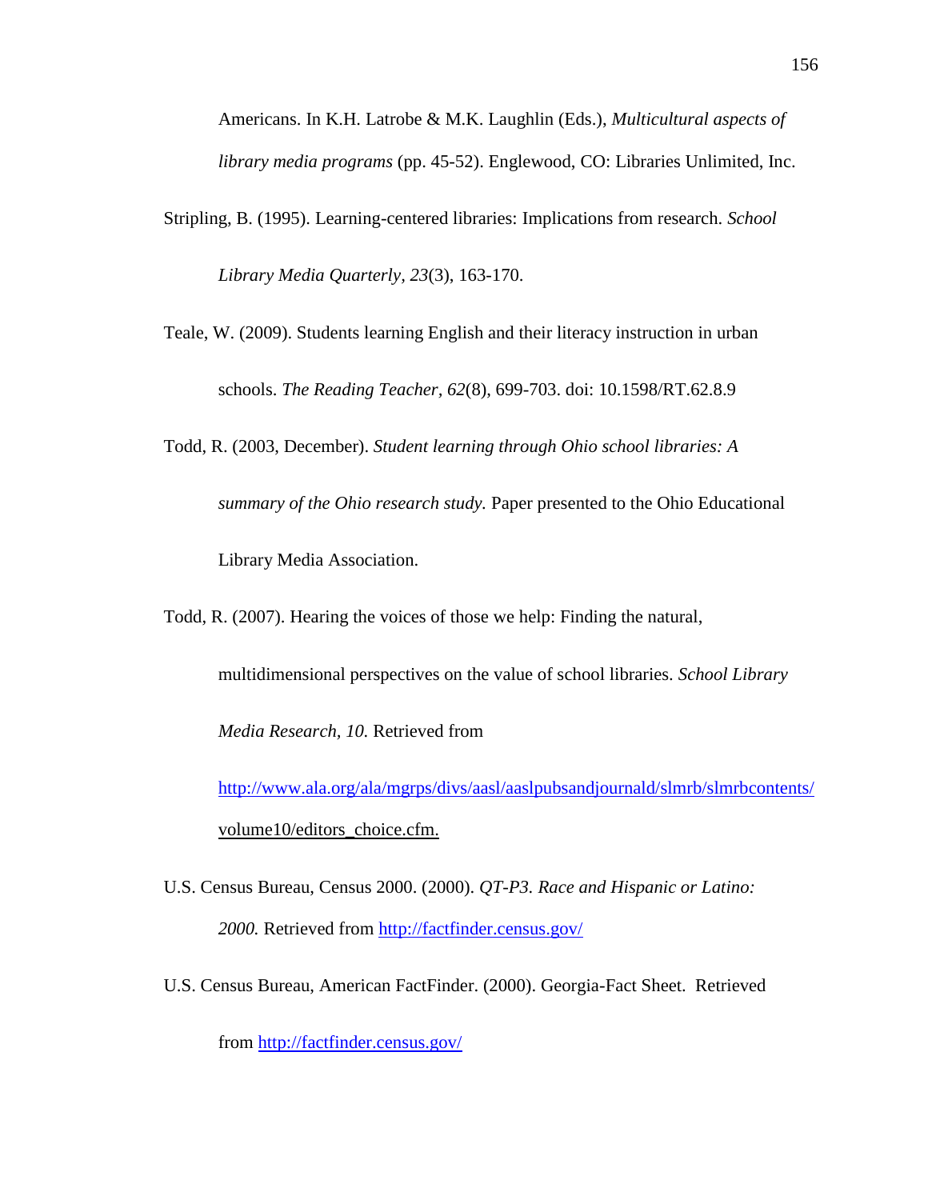Americans. In K.H. Latrobe & M.K. Laughlin (Eds.), *Multicultural aspects of library media programs* (pp. 45-52). Englewood, CO: Libraries Unlimited, Inc.

Stripling, B. (1995). Learning-centered libraries: Implications from research. *School Library Media Quarterly, 23*(3), 163-170.

Teale, W. (2009). Students learning English and their literacy instruction in urban schools. *The Reading Teacher, 62*(8), 699-703. doi: 10.1598/RT.62.8.9

Todd, R. (2003, December). *Student learning through Ohio school libraries: A summary of the Ohio research study.* Paper presented to the Ohio Educational Library Media Association.

Todd, R. (2007). Hearing the voices of those we help: Finding the natural, multidimensional perspectives on the value of school libraries. *School Library Media Research, 10.* Retrieved from http://www.ala.org/ala/mgrps/divs/aasl/aaslpubsandjournald/slmrb/slmrbcontents/volume10/editors_choice.cfm.

U.S. Census Bureau, Census 2000. (2000). *QT-P3. Race and Hispanic or Latino: 2000.* Retrieved from http://factfinder.census.gov/

U.S. Census Bureau, American FactFinder. (2000). Georgia-Fact Sheet. Retrieved from http://factfinder.census.gov/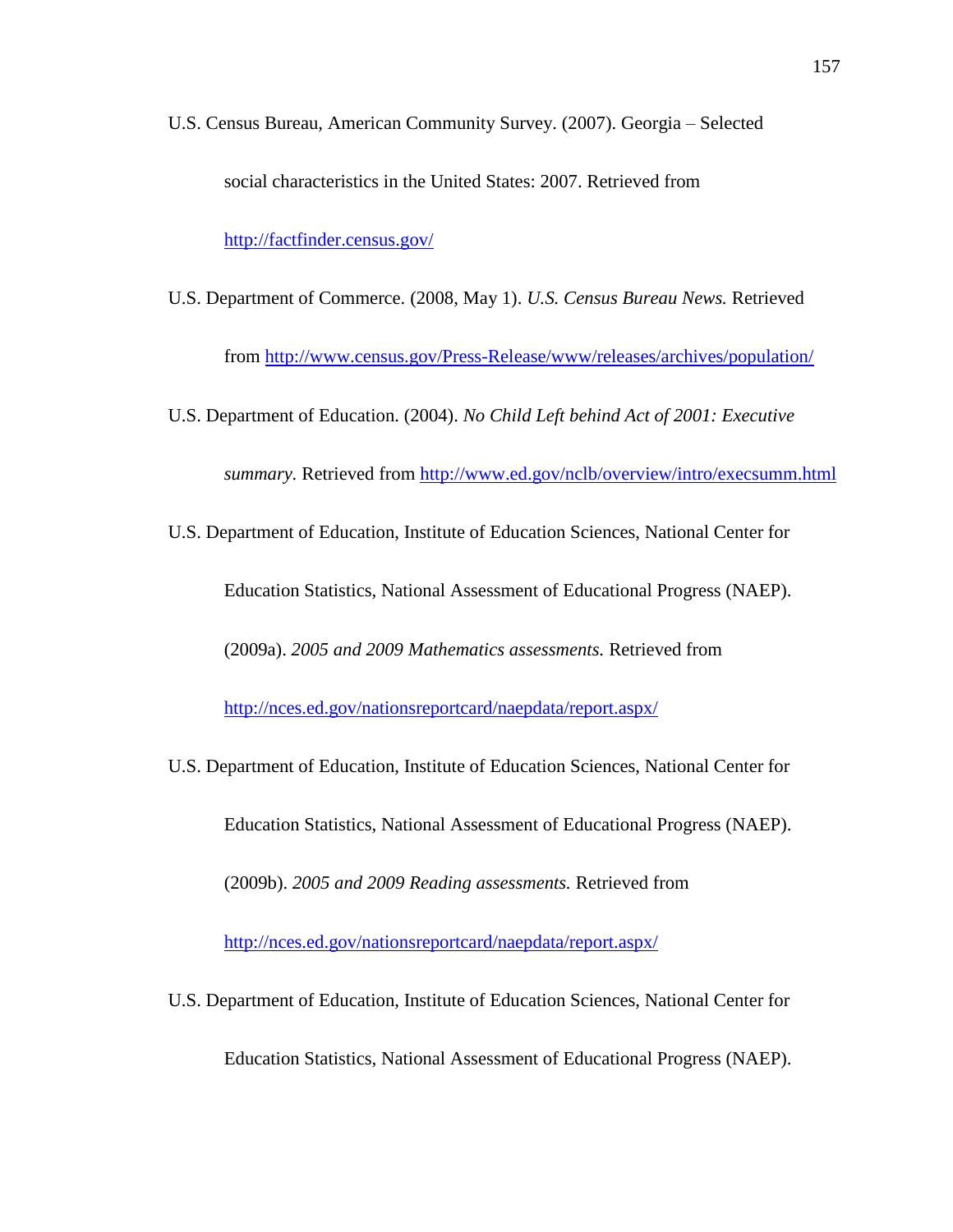U.S. Census Bureau, American Community Survey. (2007). Georgia – Selected social characteristics in the United States: 2007. Retrieved from http://factfinder.census.gov/

U.S. Department of Commerce. (2008, May 1). *U.S. Census Bureau News.* Retrieved from http://www.census.gov/Press-Release/www/releases/archives/population/

U.S. Department of Education. (2004). *No Child Left behind Act of 2001: Executive summary.* Retrieved from http://www.ed.gov/nclb/overview/intro/execsumm.html

U.S. Department of Education, Institute of Education Sciences, National Center for Education Statistics, National Assessment of Educational Progress (NAEP). (2009a). *2005 and 2009 Mathematics assessments.* Retrieved from http://nces.ed.gov/nationsreportcard/naepdata/report.aspx/

U.S. Department of Education, Institute of Education Sciences, National Center for Education Statistics, National Assessment of Educational Progress (NAEP). (2009b). *2005 and 2009 Reading assessments.* Retrieved from http://nces.ed.gov/nationsreportcard/naepdata/report.aspx/

U.S. Department of Education, Institute of Education Sciences, National Center for Education Statistics, National Assessment of Educational Progress (NAEP).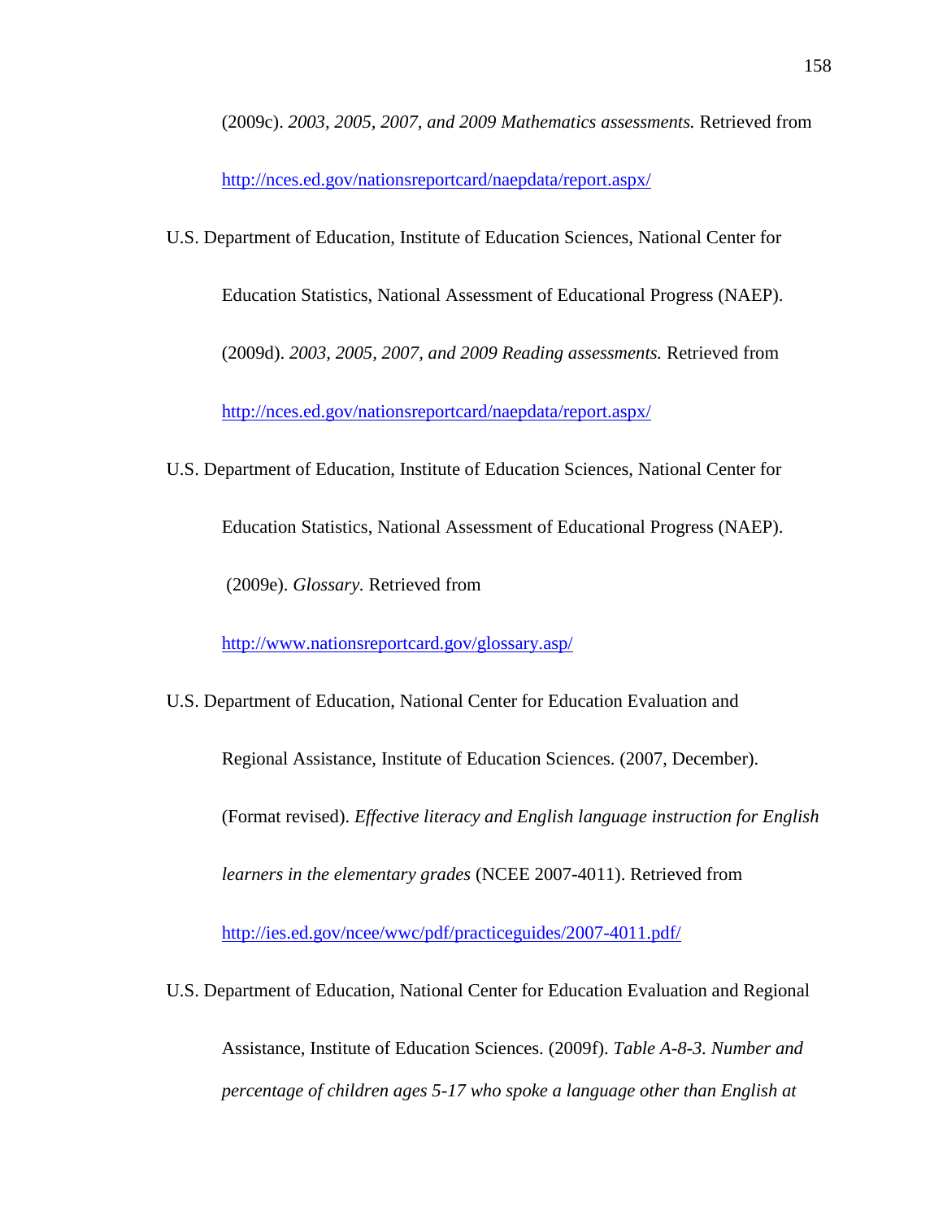(2009c). *2003, 2005, 2007, and 2009 Mathematics assessments.* Retrieved from http://nces.ed.gov/nationsreportcard/naepdata/report.aspx/

U.S. Department of Education, Institute of Education Sciences, National Center for Education Statistics, National Assessment of Educational Progress (NAEP). (2009d). *2003, 2005, 2007, and 2009 Reading assessments.* Retrieved from http://nces.ed.gov/nationsreportcard/naepdata/report.aspx/

U.S. Department of Education, Institute of Education Sciences, National Center for Education Statistics, National Assessment of Educational Progress (NAEP). (2009e). *Glossary*. Retrieved from http://www.nationsreportcard.gov/glossary.asp/

U.S. Department of Education, National Center for Education Evaluation and Regional Assistance, Institute of Education Sciences. (2007, December). (Format revised). *Effective literacy and English language instruction for English learners in the elementary grades* (NCEE 2007-4011). Retrieved from http://ies.ed.gov/ncee/wwc/pdf/practiceguides/2007-4011.pdf/

U.S. Department of Education, National Center for Education Evaluation and Regional Assistance, Institute of Education Sciences. (2009f). *Table A-8-3. Number and percentage of children ages 5-17 who spoke a language other than English at*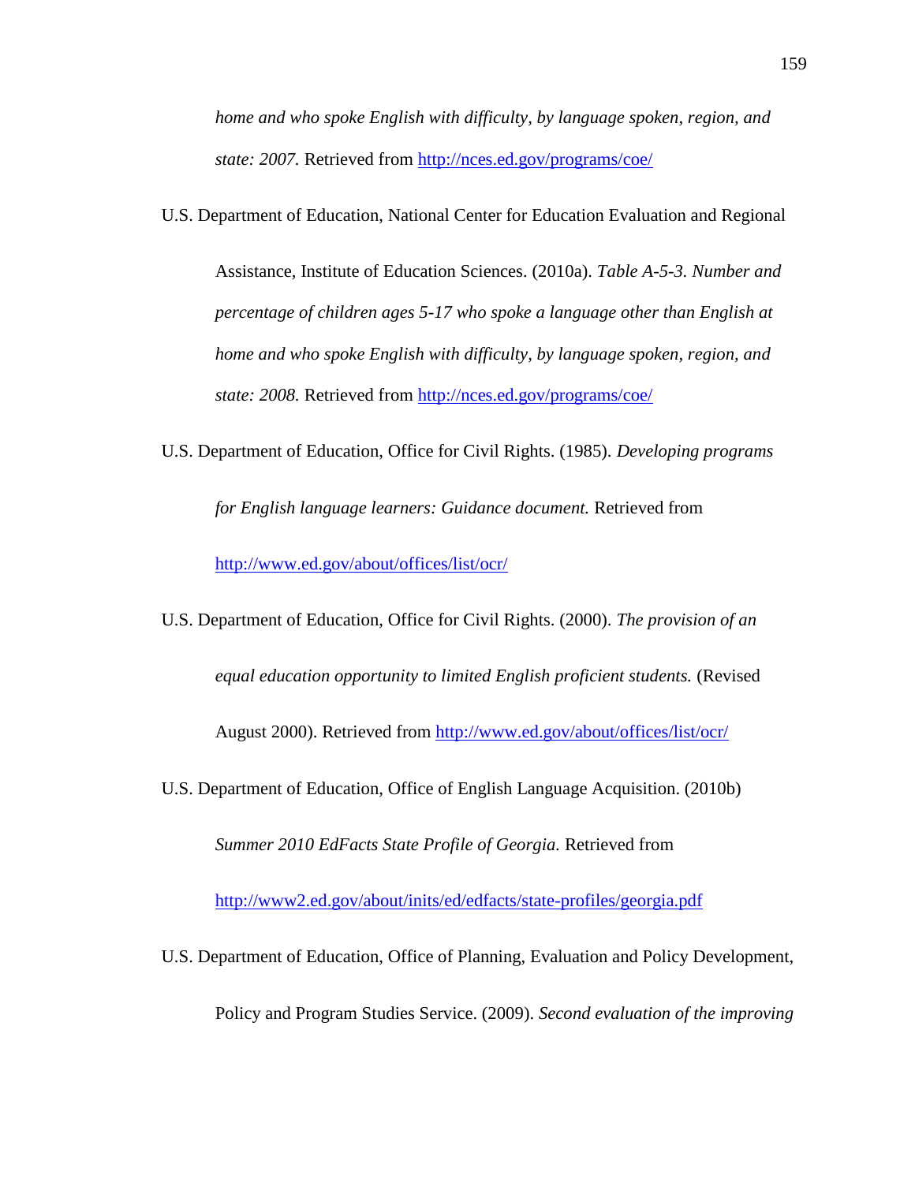*home and who spoke English with difficulty, by language spoken, region, and state: 2007.* Retrieved from http://nces.ed.gov/programs/coe/

U.S. Department of Education, National Center for Education Evaluation and Regional Assistance, Institute of Education Sciences. (2010a). *Table A-5-3. Number and percentage of children ages 5-17 who spoke a language other than English at home and who spoke English with difficulty, by language spoken, region, and state: 2008.* Retrieved from http://nces.ed.gov/programs/coe/

U.S. Department of Education, Office for Civil Rights. (1985). *Developing programs for English language learners: Guidance document.* Retrieved from http://www.ed.gov/about/offices/list/ocr/

U.S. Department of Education, Office for Civil Rights. (2000). *The provision of an equal education opportunity to limited English proficient students.* (Revised August 2000). Retrieved from http://www.ed.gov/about/offices/list/ocr/

U.S. Department of Education, Office of English Language Acquisition. (2010b) *Summer 2010 EdFacts State Profile of Georgia.* Retrieved from http://www2.ed.gov/about/inits/ed/edfacts/state-profiles/georgia.pdf

U.S. Department of Education, Office of Planning, Evaluation and Policy Development, Policy and Program Studies Service. (2009). *Second evaluation of the improving*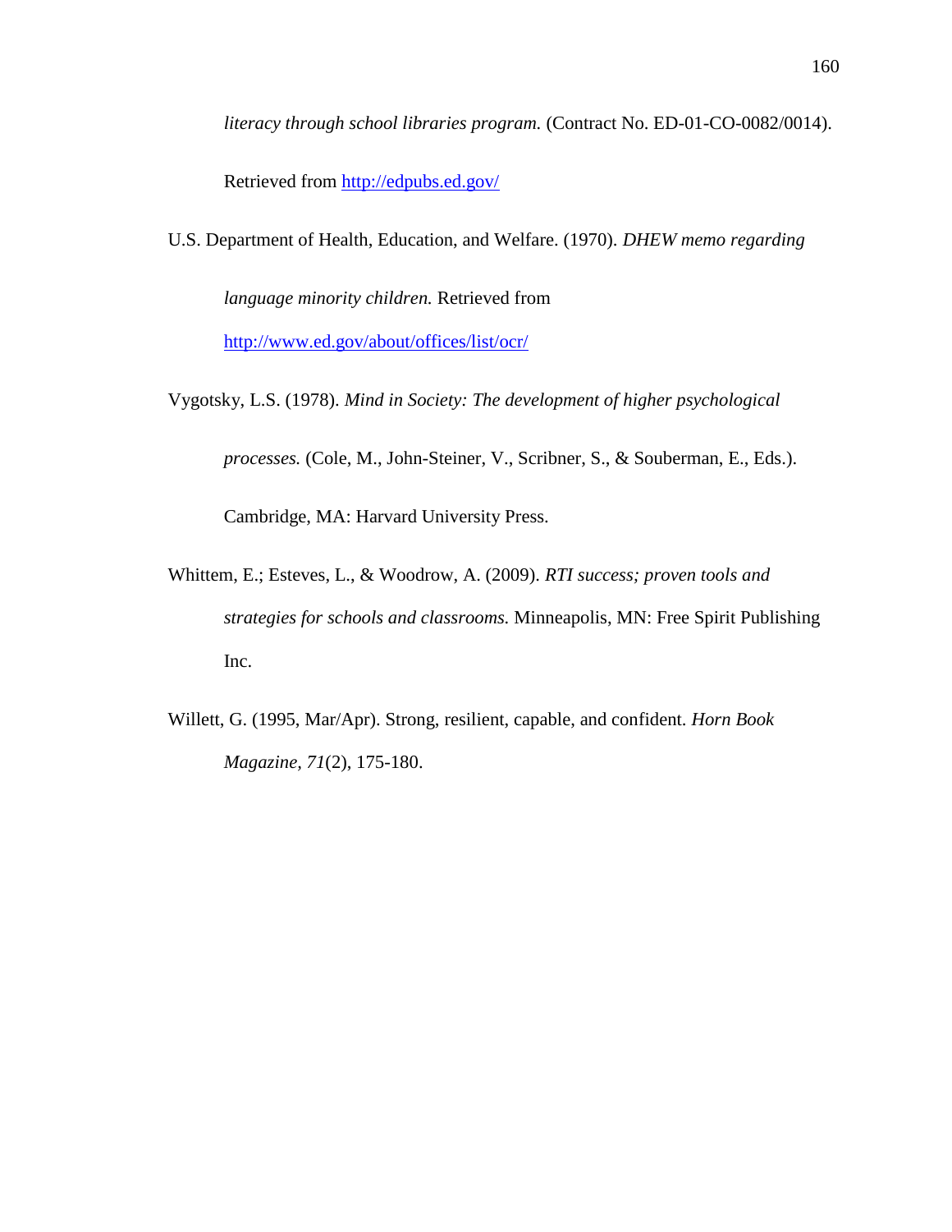*literacy through school libraries program.* (Contract No. ED-01-CO-0082/0014). Retrieved from http://edpubs.ed.gov/

U.S. Department of Health, Education, and Welfare. (1970). *DHEW memo regarding language minority children.* Retrieved from http://www.ed.gov/about/offices/list/ocr/

Vygotsky, L.S. (1978). *Mind in Society: The development of higher psychological processes.* (Cole, M., John-Steiner, V., Scribner, S., & Souberman, E., Eds.). Cambridge, MA: Harvard University Press.

Whittem, E.; Esteves, L., & Woodrow, A. (2009). *RTI success; proven tools and strategies for schools and classrooms.* Minneapolis, MN: Free Spirit Publishing Inc.

Willett, G. (1995, Mar/Apr). Strong, resilient, capable, and confident. *Horn Book Magazine*, *71*(2), 175-180.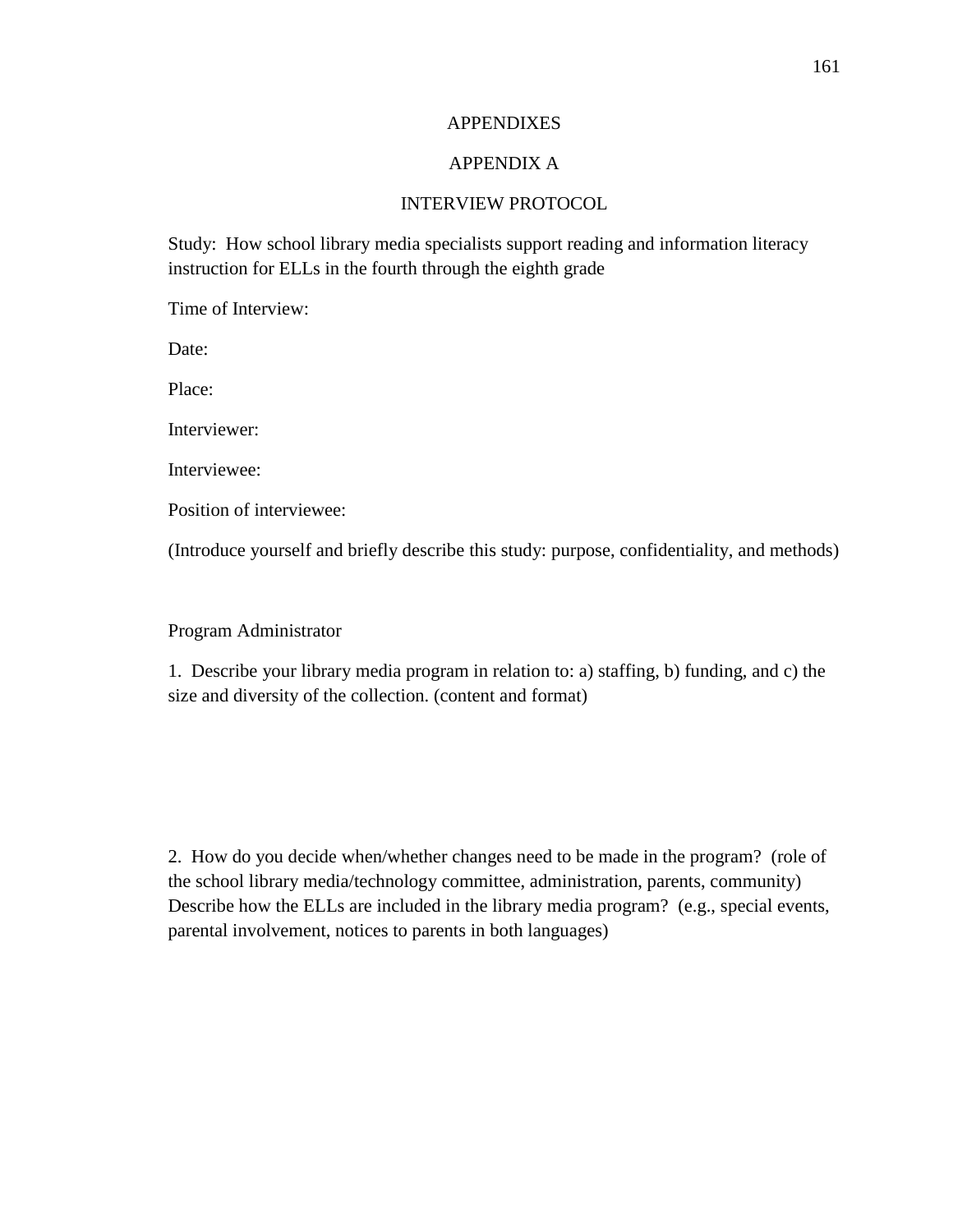# APPENDIXES

## APPENDIX A

### INTERVIEW PROTOCOL

Study: How school library media specialists support reading and information literacy instruction for ELLs in the fourth through the eighth grade

Time of Interview:

Date:

Place:

Interviewer:

Interviewee:

Position of interviewee:

(Introduce yourself and briefly describe this study: purpose, confidentiality, and methods)

Program Administrator

1. Describe your library media program in relation to: a) staffing, b) funding, and c) the size and diversity of the collection. (content and format)

2. How do you decide when/whether changes need to be made in the program? (role of the school library media/technology committee, administration, parents, community) Describe how the ELLs are included in the library media program? (e.g., special events, parental involvement, notices to parents in both languages)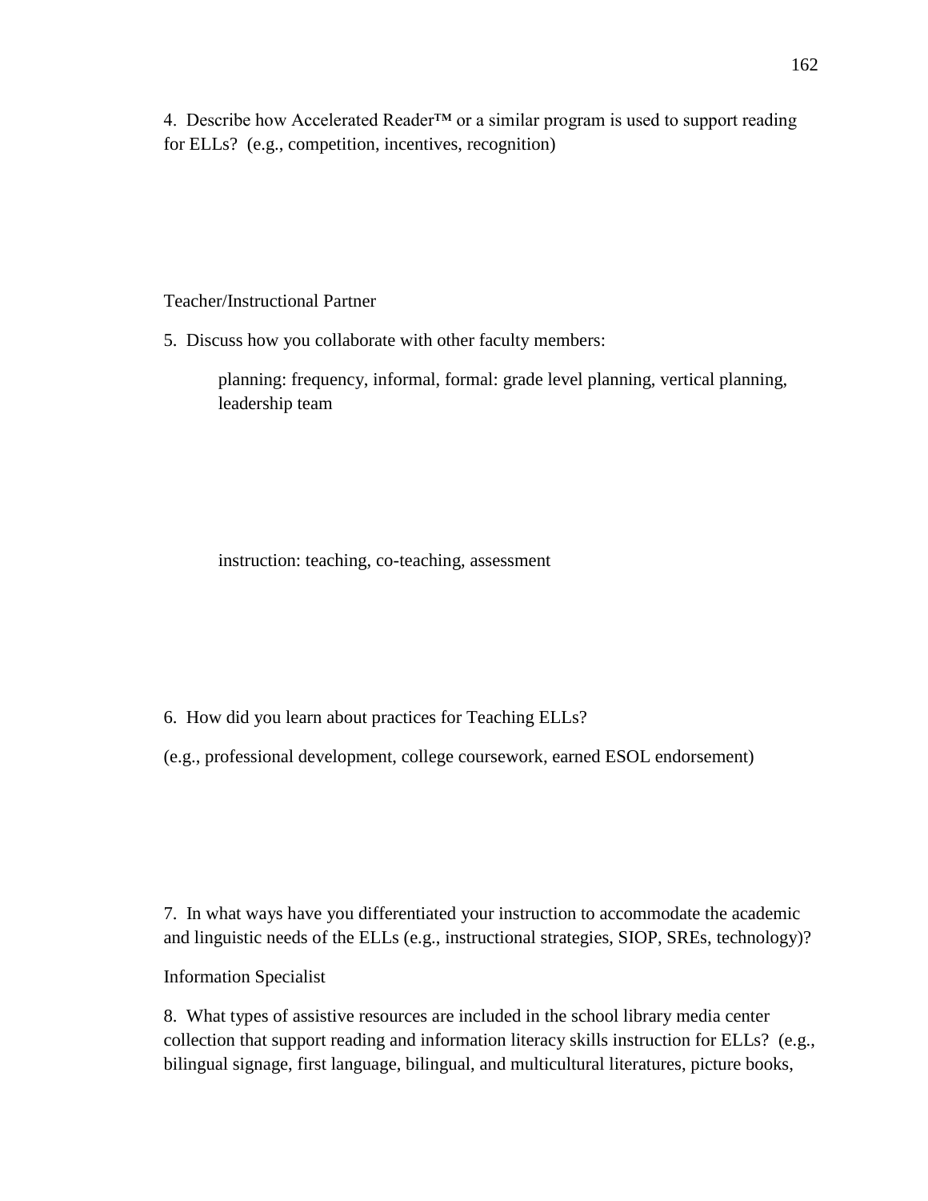4. Describe how Accelerated Reader™ or a similar program is used to support reading for ELLs? (e.g., competition, incentives, recognition)

Teacher/Instructional Partner

5. Discuss how you collaborate with other faculty members:

> planning: frequency, informal, formal: grade level planning, vertical planning, leadership team

> instruction: teaching, co-teaching, assessment

6. How did you learn about practices for Teaching ELLs?

(e.g., professional development, college coursework, earned ESOL endorsement)

7. In what ways have you differentiated your instruction to accommodate the academic and linguistic needs of the ELLs (e.g., instructional strategies, SIOP, SREs, technology)?

Information Specialist

8. What types of assistive resources are included in the school library media center collection that support reading and information literacy skills instruction for ELLs? (e.g., bilingual signage, first language, bilingual, and multicultural literatures, picture books,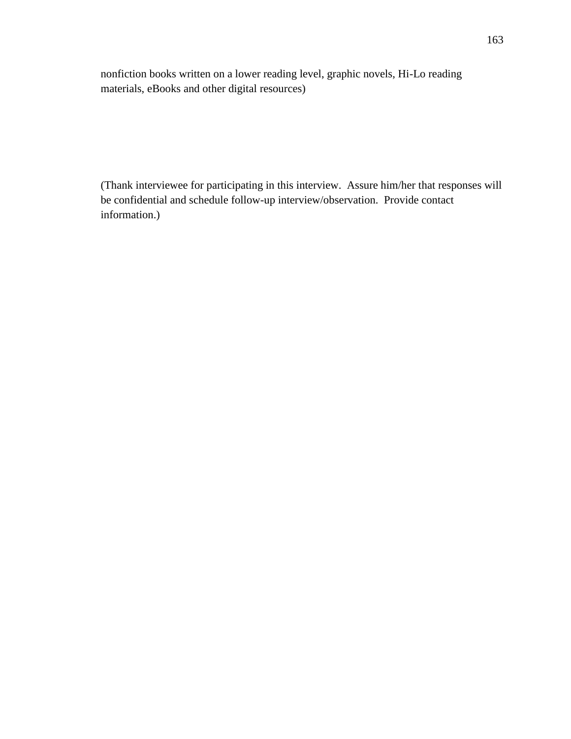nonfiction books written on a lower reading level, graphic novels, Hi-Lo reading materials, eBooks and other digital resources)

(Thank interviewee for participating in this interview. Assure him/her that responses will be confidential and schedule follow-up interview/observation. Provide contact information.)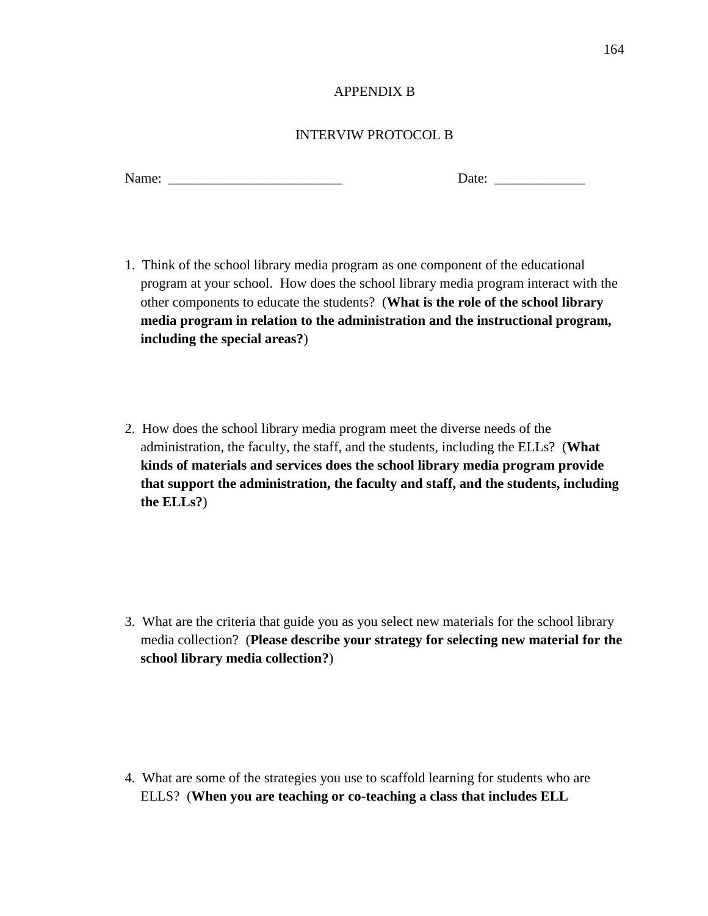# APPENDIX B

## INTERVIW PROTOCOL B

Name: _________________________ Date: _____________

1. Think of the school library media program as one component of the educational program at your school. How does the school library media program interact with the other components to educate the students? (**What is the role of the school library media program in relation to the administration and the instructional program, including the special areas?**)

2. How does the school library media program meet the diverse needs of the administration, the faculty, the staff, and the students, including the ELLs? (**What kinds of materials and services does the school library media program provide that support the administration, the faculty and staff, and the students, including the ELLs?**)

3. What are the criteria that guide you as you select new materials for the school library media collection? (**Please describe your strategy for selecting new material for the school library media collection?**)

4. What are some of the strategies you use to scaffold learning for students who are ELLS? (**When you are teaching or co-teaching a class that includes ELL**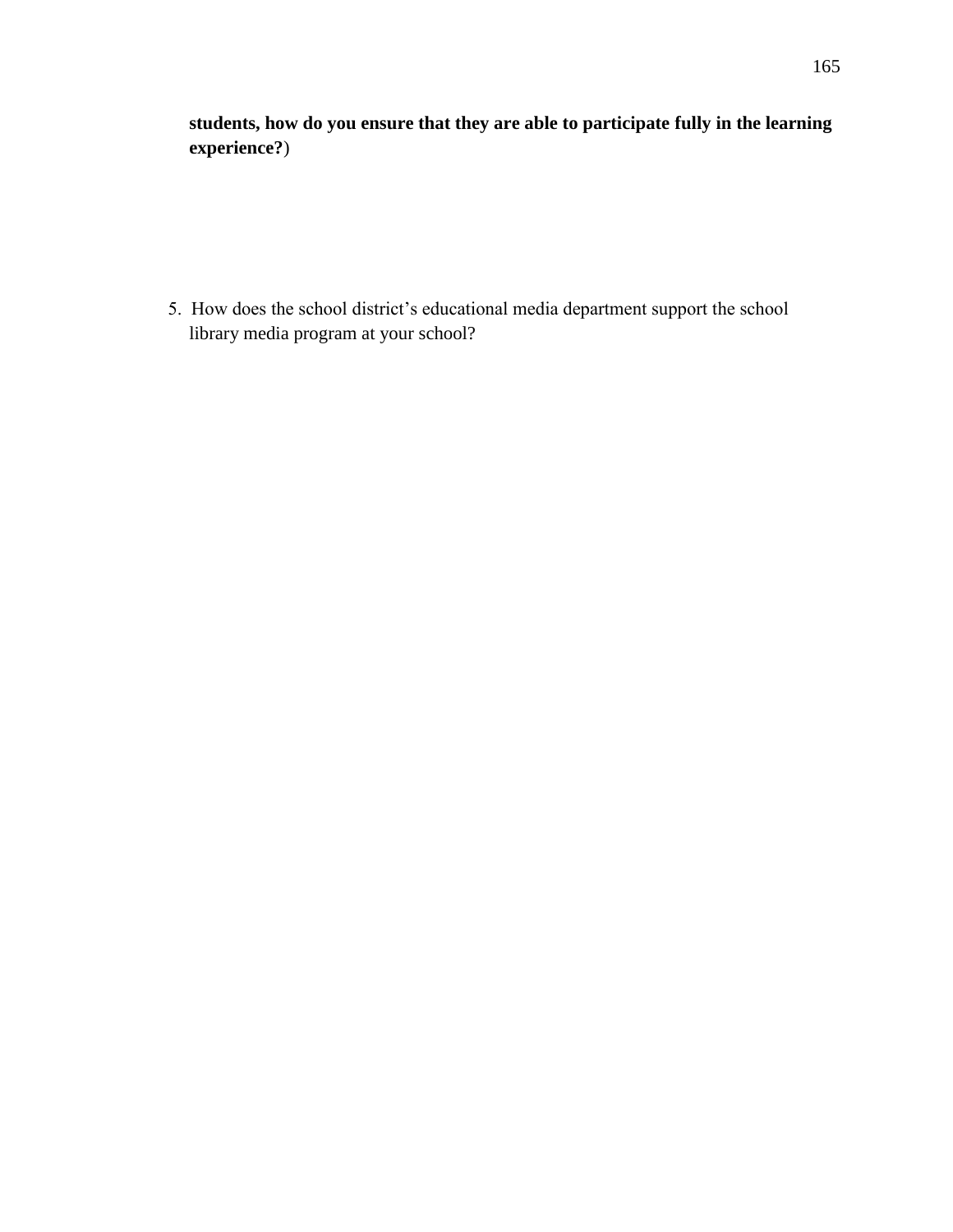**students, how do you ensure that they are able to participate fully in the learning experience?**)

5. How does the school district's educational media department support the school library media program at your school?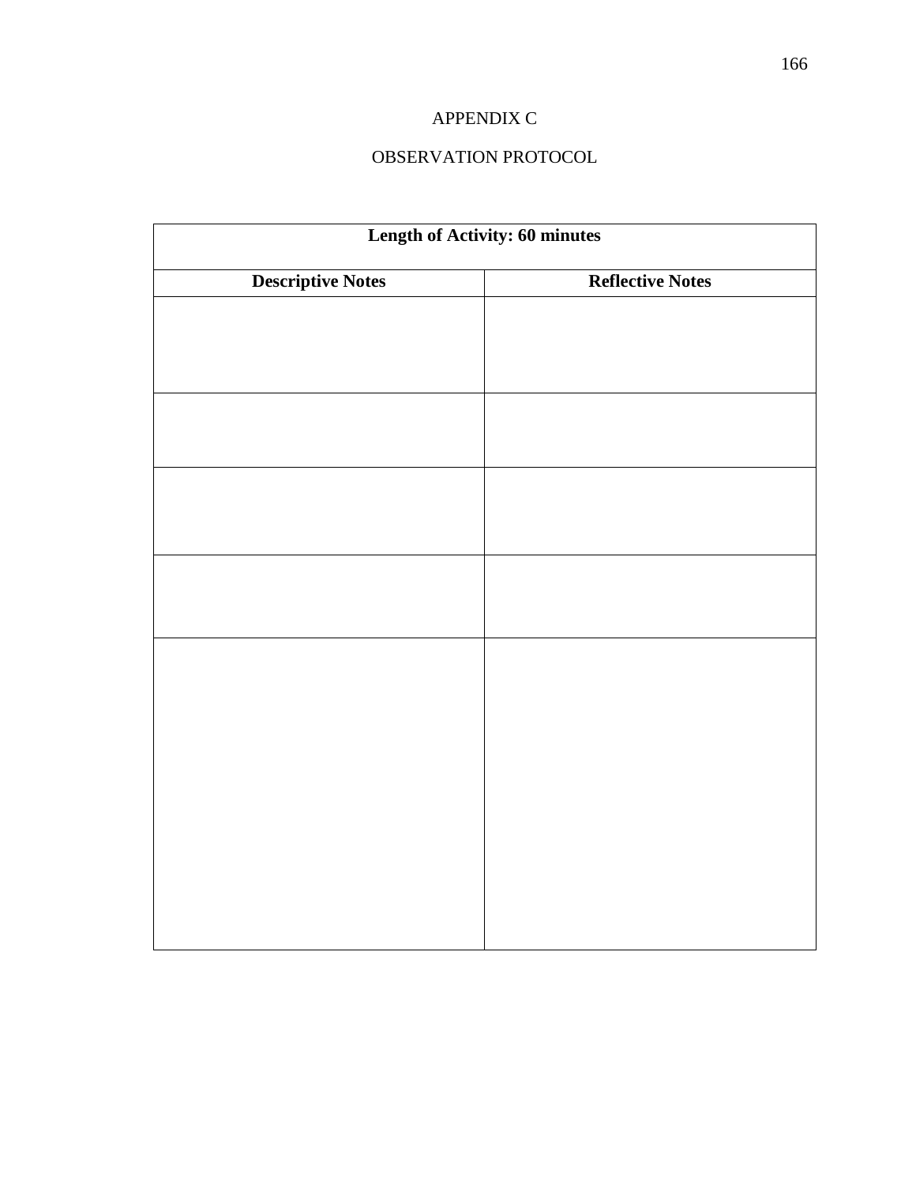# APPENDIX C

## OBSERVATION PROTOCOL

| **Length of Activity: 60 minutes** | |
|---|---|
| **Descriptive Notes** | **Reflective Notes** |
| | |
| | |
| | |
| | |
| | |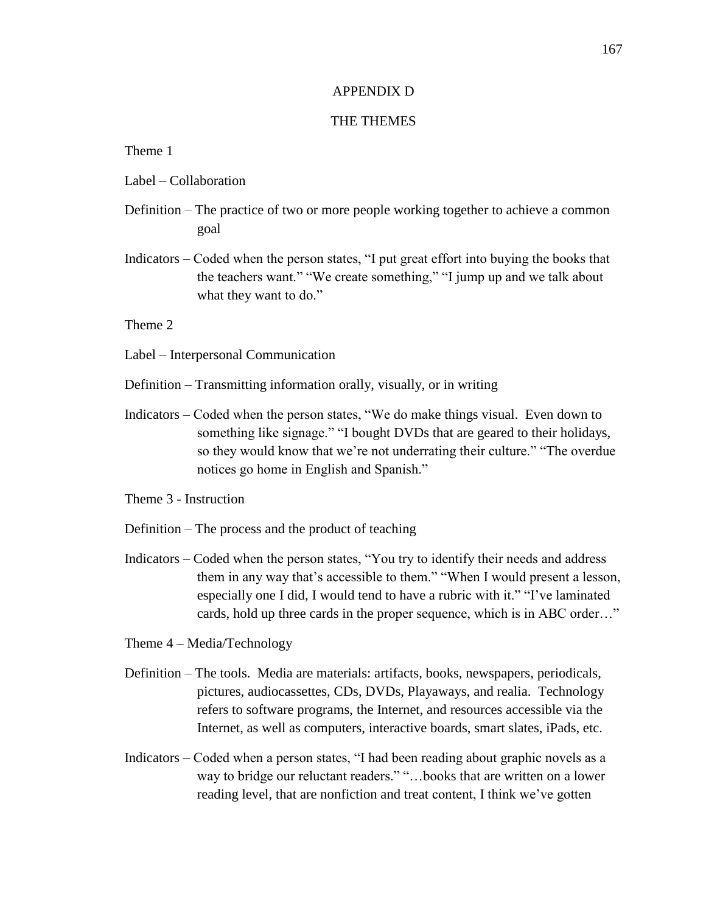# APPENDIX D

## THE THEMES

Theme 1

Label – Collaboration

Definition – The practice of two or more people working together to achieve a common goal

Indicators – Coded when the person states, "I put great effort into buying the books that the teachers want." "We create something," "I jump up and we talk about what they want to do."

Theme 2

Label – Interpersonal Communication

Definition – Transmitting information orally, visually, or in writing

Indicators – Coded when the person states, "We do make things visual. Even down to something like signage." "I bought DVDs that are geared to their holidays, so they would know that we're not underrating their culture." "The overdue notices go home in English and Spanish."

Theme 3 - Instruction

Definition – The process and the product of teaching

Indicators – Coded when the person states, "You try to identify their needs and address them in any way that's accessible to them." "When I would present a lesson, especially one I did, I would tend to have a rubric with it." "I've laminated cards, hold up three cards in the proper sequence, which is in ABC order…"

Theme 4 – Media/Technology

Definition – The tools. Media are materials: artifacts, books, newspapers, periodicals, pictures, audiocassettes, CDs, DVDs, Playaways, and realia. Technology refers to software programs, the Internet, and resources accessible via the Internet, as well as computers, interactive boards, smart slates, iPads, etc.

Indicators – Coded when a person states, "I had been reading about graphic novels as a way to bridge our reluctant readers." "…books that are written on a lower reading level, that are nonfiction and treat content, I think we've gotten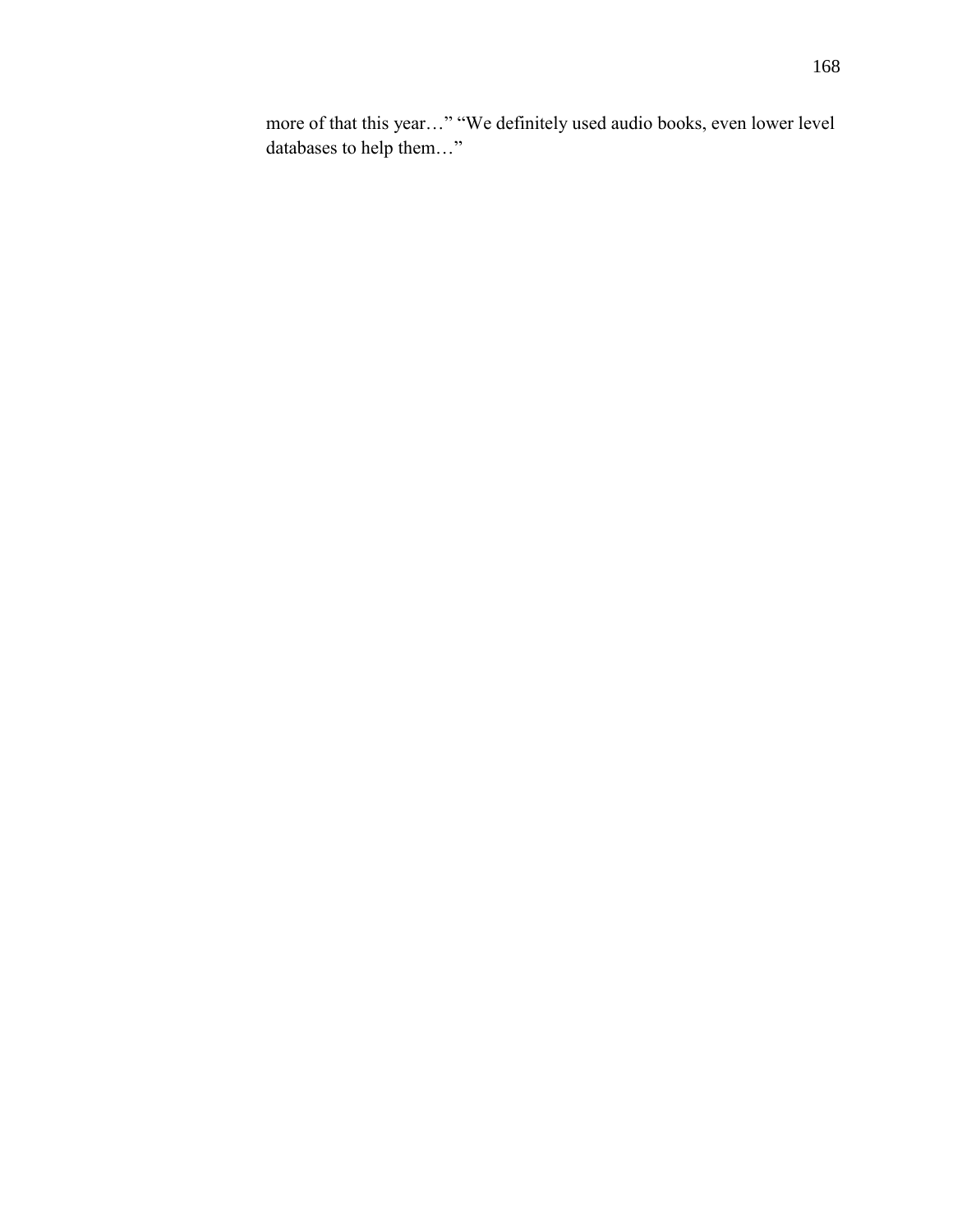more of that this year…" "We definitely used audio books, even lower level databases to help them…"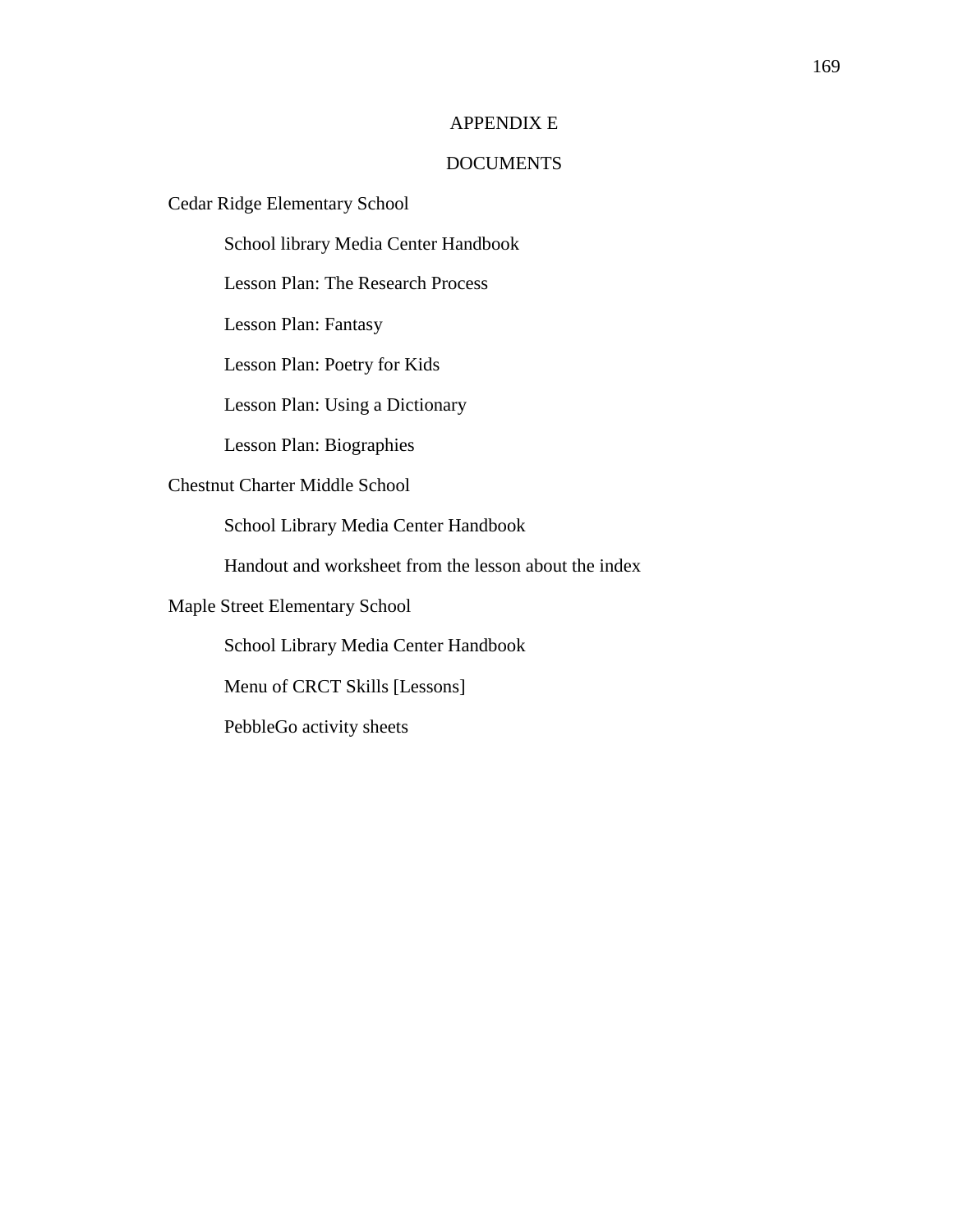# APPENDIX E

## DOCUMENTS

Cedar Ridge Elementary School

- School library Media Center Handbook
- Lesson Plan: The Research Process
- Lesson Plan: Fantasy
- Lesson Plan: Poetry for Kids
- Lesson Plan: Using a Dictionary
- Lesson Plan: Biographies

Chestnut Charter Middle School

- School Library Media Center Handbook
- Handout and worksheet from the lesson about the index

Maple Street Elementary School

- School Library Media Center Handbook
- Menu of CRCT Skills [Lessons]
- PebbleGo activity sheets